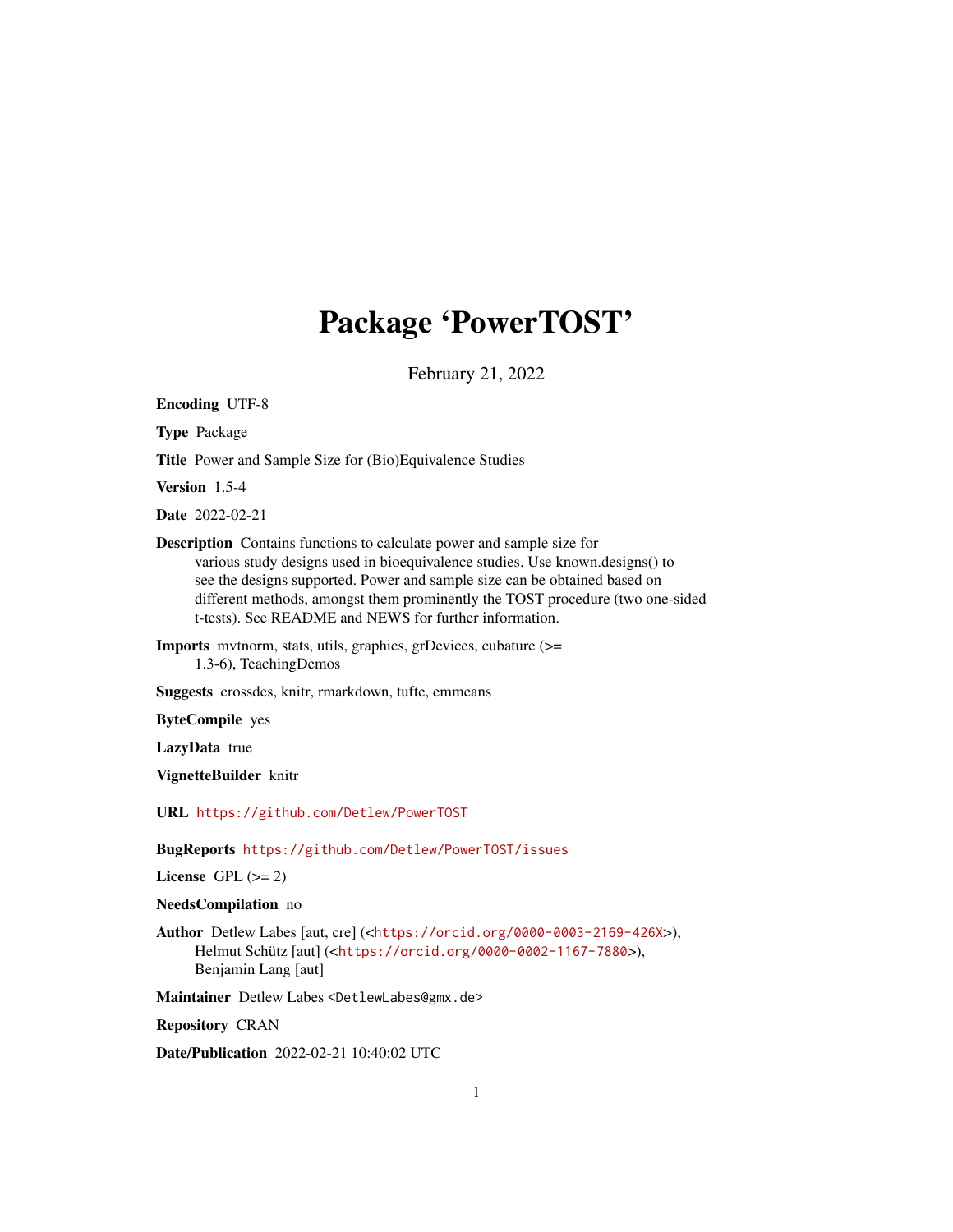# Package 'PowerTOST'

February 21, 2022

**Encoding** UTF-8

**Type** Package

**Title** Power and Sample Size for (Bio)Equivalence Studies

**Version** 1.5-4

**Date** 2022-02-21

**Description** Contains functions to calculate power and sample size for various study designs used in bioequivalence studies. Use known.designs() to see the designs supported. Power and sample size can be obtained based on different methods, amongst them prominently the TOST procedure (two one-sided t-tests). See README and NEWS for further information.

**Imports** mvtnorm, stats, utils, graphics, grDevices, cubature (>= 1.3-6), TeachingDemos

**Suggests** crossdes, knitr, rmarkdown, tufte, emmeans

**ByteCompile** yes

**LazyData** true

**VignetteBuilder** knitr

**URL** https://github.com/Detlew/PowerTOST

**BugReports** https://github.com/Detlew/PowerTOST/issues

**License** GPL (>= 2)

**NeedsCompilation** no

**Author** Detlew Labes [aut, cre] (<https://orcid.org/0000-0003-2169-426X>), Helmut Schütz [aut] (<https://orcid.org/0000-0002-1167-7880>), Benjamin Lang [aut]

**Maintainer** Detlew Labes <DetlewLabes@gmx.de>

**Repository** CRAN

**Date/Publication** 2022-02-21 10:40:02 UTC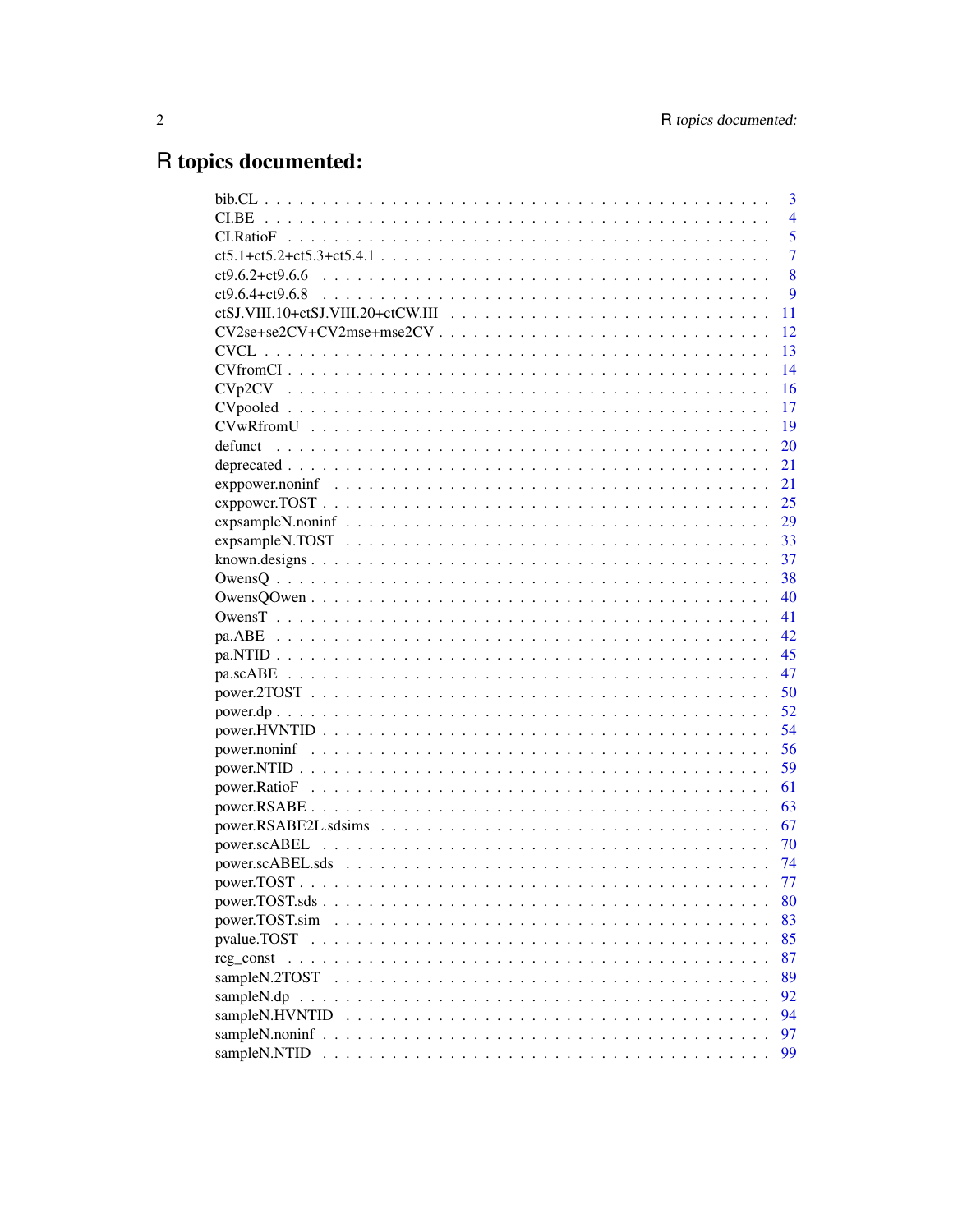# R topics documented:

| | |
|---|---|
| bib.CL | 3 |
| CI.BE | 4 |
| CI.RatioF | 5 |
| ct5.1+ct5.2+ct5.3+ct5.4.1 | 7 |
| ct9.6.2+ct9.6.6 | 8 |
| ct9.6.4+ct9.6.8 | 9 |
| ctSJ.VIII.10+ctSJ.VIII.20+ctCW.III | 11 |
| CV2se+se2CV+CV2mse+mse2CV | 12 |
| CVCL | 13 |
| CVfromCI | 14 |
| CVp2CV | 16 |
| CVpooled | 17 |
| CVwRfromU | 19 |
| defunct | 20 |
| deprecated | 21 |
| exppower.noninf | 21 |
| exppower.TOST | 25 |
| expsampleN.noninf | 29 |
| expsampleN.TOST | 33 |
| known.designs | 37 |
| OwensQ | 38 |
| OwensQOwen | 40 |
| OwensT | 41 |
| pa.ABE | 42 |
| pa.NTID | 45 |
| pa.scABE | 47 |
| power.2TOST | 50 |
| power.dp | 52 |
| power.HVNTID | 54 |
| power.noninf | 56 |
| power.NTID | 59 |
| power.RatioF | 61 |
| power.RSABE | 63 |
| power.RSABE2L.sdsims | 67 |
| power.scABEL | 70 |
| power.scABEL.sds | 74 |
| power.TOST | 77 |
| power.TOST.sds | 80 |
| power.TOST.sim | 83 |
| pvalue.TOST | 85 |
| reg_const | 87 |
| sampleN.2TOST | 89 |
| sampleN.dp | 92 |
| sampleN.HVNTID | 94 |
| sampleN.noninf | 97 |
| sampleN.NTID | 99 |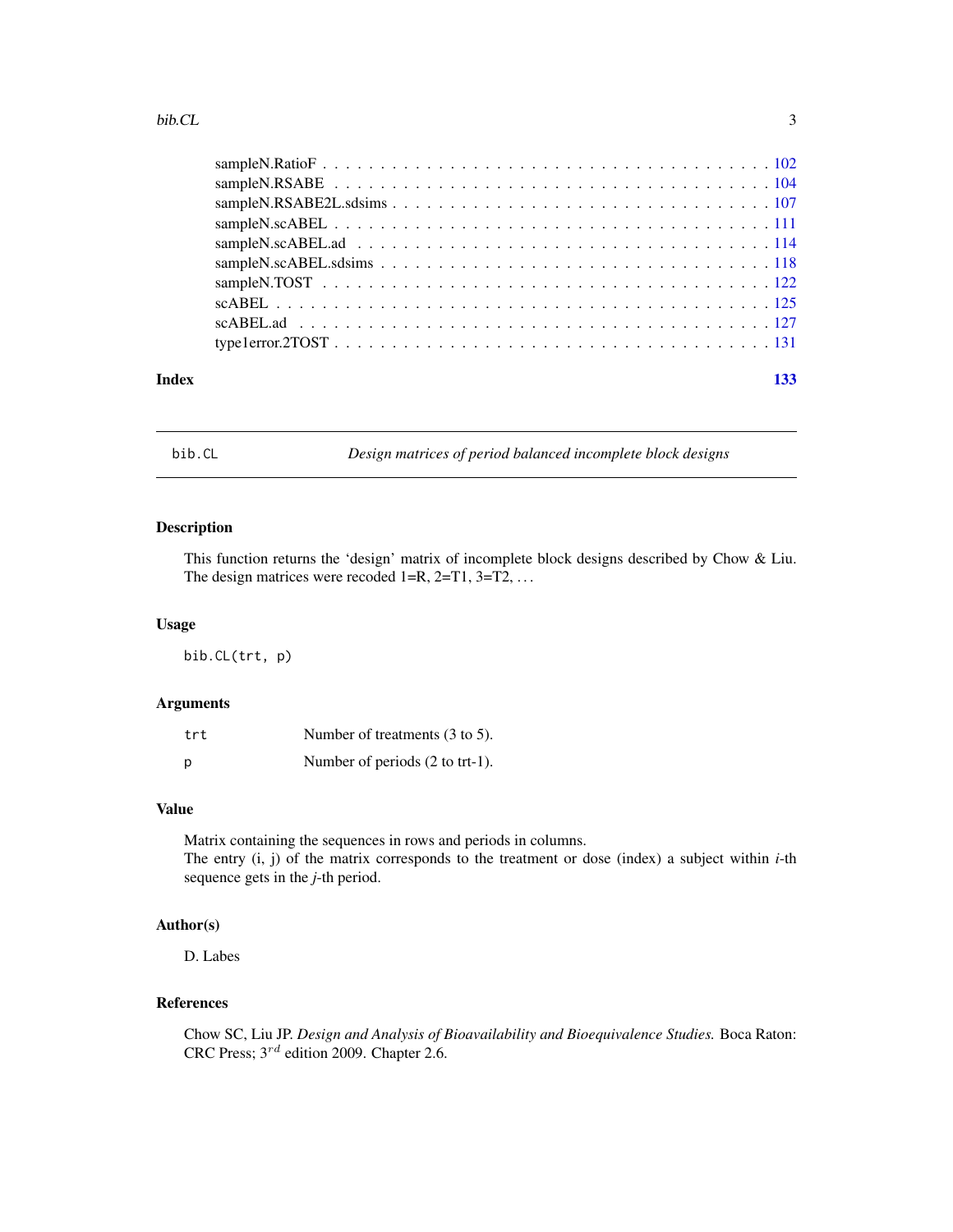sampleN.RatioF . . . . . . . . . . . . . . . . . . . . . . . . . . . . . . . . . . . 102
sampleN.RSABE . . . . . . . . . . . . . . . . . . . . . . . . . . . . . . . . . . . 104
sampleN.RSABE2L.sdsims . . . . . . . . . . . . . . . . . . . . . . . . . . . . . . 107
sampleN.scABEL . . . . . . . . . . . . . . . . . . . . . . . . . . . . . . . . . . . 111
sampleN.scABEL.ad . . . . . . . . . . . . . . . . . . . . . . . . . . . . . . . . . 114
sampleN.scABEL.sdsims . . . . . . . . . . . . . . . . . . . . . . . . . . . . . . . 118
sampleN.TOST . . . . . . . . . . . . . . . . . . . . . . . . . . . . . . . . . . . . 122
scABEL . . . . . . . . . . . . . . . . . . . . . . . . . . . . . . . . . . . . . . . . 125
scABEL.ad . . . . . . . . . . . . . . . . . . . . . . . . . . . . . . . . . . . . . . 127
type1error.2TOST . . . . . . . . . . . . . . . . . . . . . . . . . . . . . . . . . . 131

**Index** **133**

---

## bib.CL — *Design matrices of period balanced incomplete block designs*

### Description

This function returns the 'design' matrix of incomplete block designs described by Chow & Liu. The design matrices were recoded 1=R, 2=T1, 3=T2, ...

### Usage

```
bib.CL(trt, p)
```

### Arguments

| | |
|---|---|
| `trt` | Number of treatments (3 to 5). |
| `p` | Number of periods (2 to trt-1). |

### Value

Matrix containing the sequences in rows and periods in columns.
The entry (i, j) of the matrix corresponds to the treatment or dose (index) a subject within *i*-th sequence gets in the *j*-th period.

### Author(s)

D. Labes

### References

Chow SC, Liu JP. *Design and Analysis of Bioavailability and Bioequivalence Studies.* Boca Raton: CRC Press; $3^{rd}$ edition 2009. Chapter 2.6.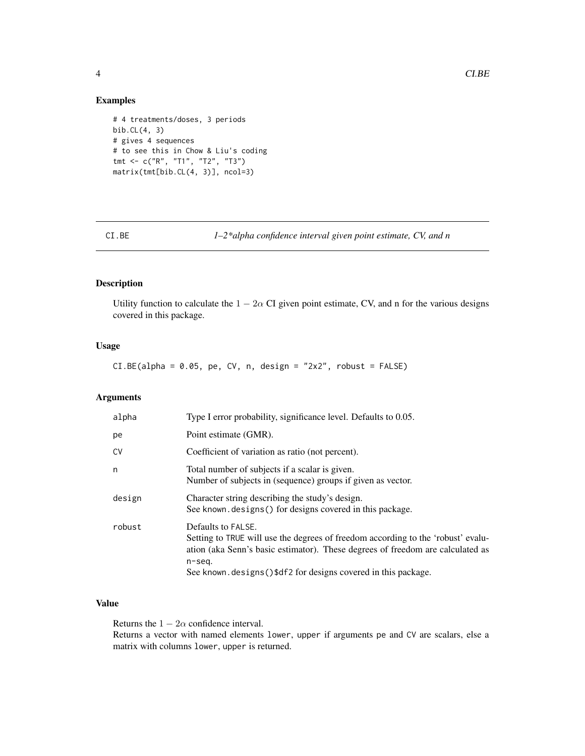## Examples

```
# 4 treatments/doses, 3 periods
bib.CL(4, 3)
# gives 4 sequences
# to see this in Chow & Liu's coding
tmt <- c("R", "T1", "T2", "T3")
matrix(tmt[bib.CL(4, 3)], ncol=3)
```

---

CI.BE &nbsp;&nbsp;&nbsp;&nbsp; *1–2\*alpha confidence interval given point estimate, CV, and n*

---

## Description

Utility function to calculate the $1 - 2\alpha$ CI given point estimate, CV, and n for the various designs covered in this package.

## Usage

```
CI.BE(alpha = 0.05, pe, CV, n, design = "2x2", robust = FALSE)
```

## Arguments

| | |
|---|---|
| alpha | Type I error probability, significance level. Defaults to 0.05. |
| pe | Point estimate (GMR). |
| CV | Coefficient of variation as ratio (not percent). |
| n | Total number of subjects if a scalar is given.<br>Number of subjects in (sequence) groups if given as vector. |
| design | Character string describing the study's design.<br>See `known.designs()` for designs covered in this package. |
| robust | Defaults to `FALSE`.<br>Setting to `TRUE` will use the degrees of freedom according to the 'robust' evaluation (aka Senn's basic estimator). These degrees of freedom are calculated as `n-seq`.<br>See `known.designs()$df2` for designs covered in this package. |

## Value

Returns the $1 - 2\alpha$ confidence interval.
Returns a vector with named elements `lower`, `upper` if arguments `pe` and `CV` are scalars, else a matrix with columns `lower`, `upper` is returned.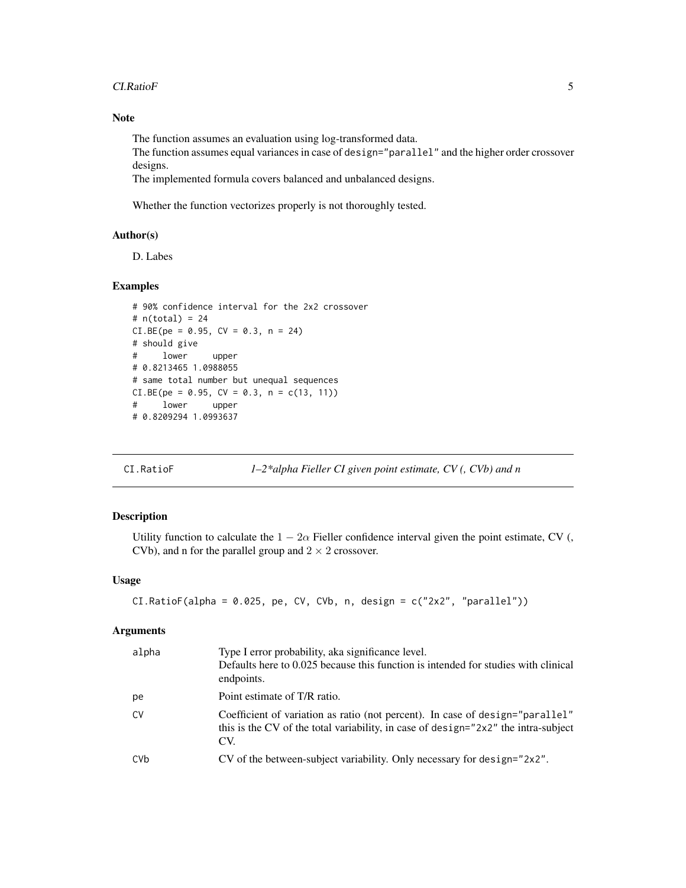## Note

The function assumes an evaluation using log-transformed data.
The function assumes equal variances in case of `design="parallel"` and the higher order crossover designs.
The implemented formula covers balanced and unbalanced designs.

Whether the function vectorizes properly is not thoroughly tested.

## Author(s)

D. Labes

## Examples

```
# 90% confidence interval for the 2x2 crossover
# n(total) = 24
CI.BE(pe = 0.95, CV = 0.3, n = 24)
# should give
#     lower     upper
# 0.8213465 1.0988055
# same total number but unequal sequences
CI.BE(pe = 0.95, CV = 0.3, n = c(13, 11))
#     lower     upper
# 0.8209294 1.0993637
```

---

# CI.RatioF — *1–2*alpha Fieller CI given point estimate, CV (, CVb) and n*

## Description

Utility function to calculate the $1 - 2\alpha$ Fieller confidence interval given the point estimate, CV (, CVb), and n for the parallel group and $2 \times 2$ crossover.

## Usage

```
CI.RatioF(alpha = 0.025, pe, CV, CVb, n, design = c("2x2", "parallel"))
```

## Arguments

| | |
|---|---|
| alpha | Type I error probability, aka significance level. Defaults here to 0.025 because this function is intended for studies with clinical endpoints. |
| pe | Point estimate of T/R ratio. |
| CV | Coefficient of variation as ratio (not percent). In case of `design="parallel"` this is the CV of the total variability, in case of `design="2x2"` the intra-subject CV. |
| CVb | CV of the between-subject variability. Only necessary for `design="2x2"`. |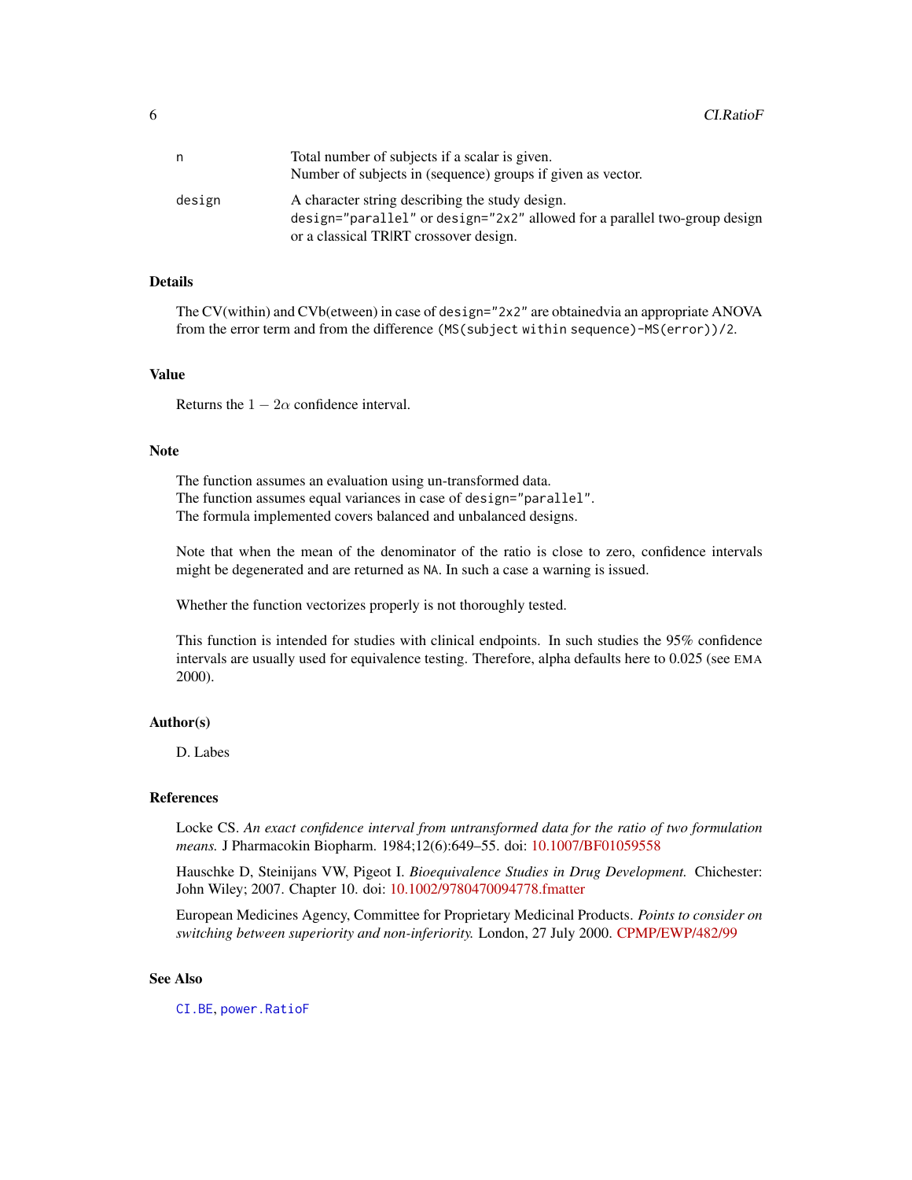| | |
|---|---|
| `n` | Total number of subjects if a scalar is given.<br>Number of subjects in (sequence) groups if given as vector. |
| `design` | A character string describing the study design.<br>`design="parallel"` or `design="2x2"` allowed for a parallel two-group design or a classical TR\|RT crossover design. |

## Details

The CV(within) and CVb(etween) in case of `design="2x2"` are obtainedvia an appropriate ANOVA from the error term and from the difference `(MS(subject within sequence)-MS(error))/2`.

## Value

Returns the $1 - 2\alpha$ confidence interval.

## Note

The function assumes an evaluation using un-transformed data.
The function assumes equal variances in case of `design="parallel"`.
The formula implemented covers balanced and unbalanced designs.

Note that when the mean of the denominator of the ratio is close to zero, confidence intervals might be degenerated and are returned as `NA`. In such a case a warning is issued.

Whether the function vectorizes properly is not thoroughly tested.

This function is intended for studies with clinical endpoints. In such studies the 95% confidence intervals are usually used for equivalence testing. Therefore, alpha defaults here to 0.025 (see EMA 2000).

## Author(s)

D. Labes

## References

Locke CS. *An exact confidence interval from untransformed data for the ratio of two formulation means.* J Pharmacokin Biopharm. 1984;12(6):649–55. doi: 10.1007/BF01059558

Hauschke D, Steinijans VW, Pigeot I. *Bioequivalence Studies in Drug Development.* Chichester: John Wiley; 2007. Chapter 10. doi: 10.1002/9780470094778.fmatter

European Medicines Agency, Committee for Proprietary Medicinal Products. *Points to consider on switching between superiority and non-inferiority.* London, 27 July 2000. CPMP/EWP/482/99

## See Also

`CI.BE`, `power.RatioF`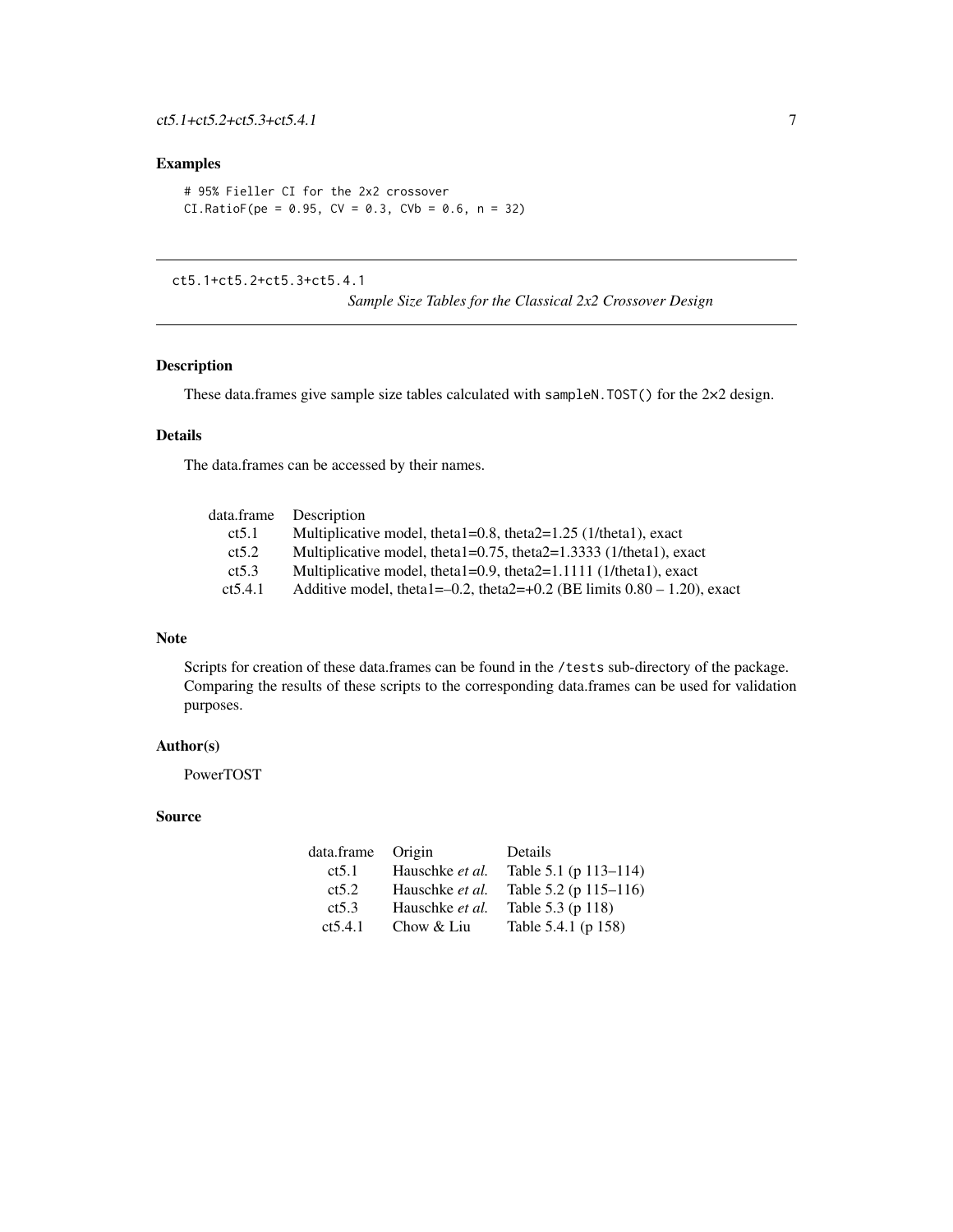## Examples

```
# 95% Fieller CI for the 2x2 crossover
CI.RatioF(pe = 0.95, CV = 0.3, CVb = 0.6, n = 32)
```

---

`ct5.1+ct5.2+ct5.3+ct5.4.1`

*Sample Size Tables for the Classical 2x2 Crossover Design*

---

### Description

These data.frames give sample size tables calculated with `sampleN.TOST()` for the 2×2 design.

### Details

The data.frames can be accessed by their names.

| data.frame | Description |
|---|---|
| ct5.1 | Multiplicative model, theta1=0.8, theta2=1.25 (1/theta1), exact |
| ct5.2 | Multiplicative model, theta1=0.75, theta2=1.3333 (1/theta1), exact |
| ct5.3 | Multiplicative model, theta1=0.9, theta2=1.1111 (1/theta1), exact |
| ct5.4.1 | Additive model, theta1=–0.2, theta2=+0.2 (BE limits 0.80 – 1.20), exact |

### Note

Scripts for creation of these data.frames can be found in the `/tests` sub-directory of the package. Comparing the results of these scripts to the corresponding data.frames can be used for validation purposes.

### Author(s)

PowerTOST

### Source

| data.frame | Origin | Details |
|---|---|---|
| ct5.1 | Hauschke *et al.* | Table 5.1 (p 113–114) |
| ct5.2 | Hauschke *et al.* | Table 5.2 (p 115–116) |
| ct5.3 | Hauschke *et al.* | Table 5.3 (p 118) |
| ct5.4.1 | Chow & Liu | Table 5.4.1 (p 158) |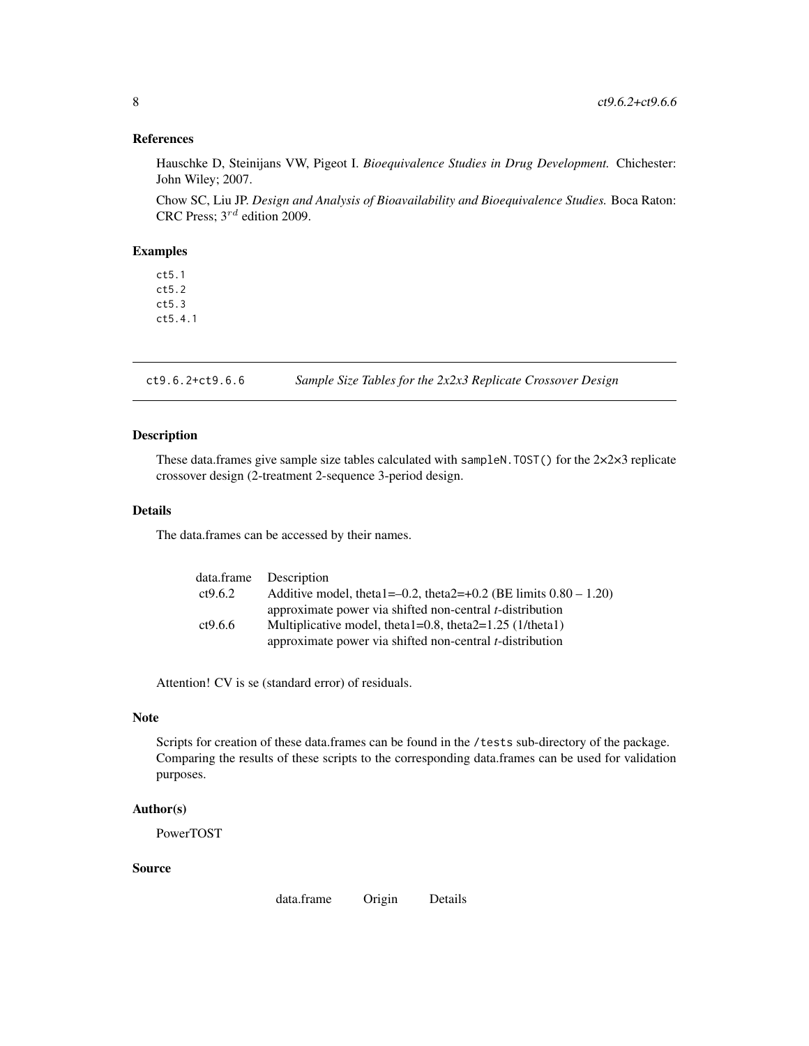### References

Hauschke D, Steinijans VW, Pigeot I. *Bioequivalence Studies in Drug Development.* Chichester: John Wiley; 2007.

Chow SC, Liu JP. *Design and Analysis of Bioavailability and Bioequivalence Studies.* Boca Raton: CRC Press; $3^{rd}$ edition 2009.

### Examples

```
ct5.1
ct5.2
ct5.3
ct5.4.1
```

---

## ct9.6.2+ct9.6.6 *Sample Size Tables for the 2x2x3 Replicate Crossover Design*

### Description

These data.frames give sample size tables calculated with `sampleN.TOST()` for the 2×2×3 replicate crossover design (2-treatment 2-sequence 3-period design.

### Details

The data.frames can be accessed by their names.

| data.frame | Description |
|---|---|
| ct9.6.2 | Additive model, theta1=–0.2, theta2=+0.2 (BE limits 0.80 – 1.20) |
| | approximate power via shifted non-central *t*-distribution |
| ct9.6.6 | Multiplicative model, theta1=0.8, theta2=1.25 (1/theta1) |
| | approximate power via shifted non-central *t*-distribution |

Attention! CV is se (standard error) of residuals.

### Note

Scripts for creation of these data.frames can be found in the `/tests` sub-directory of the package. Comparing the results of these scripts to the corresponding data.frames can be used for validation purposes.

### Author(s)

PowerTOST

### Source

| data.frame | Origin | Details |
|---|---|---|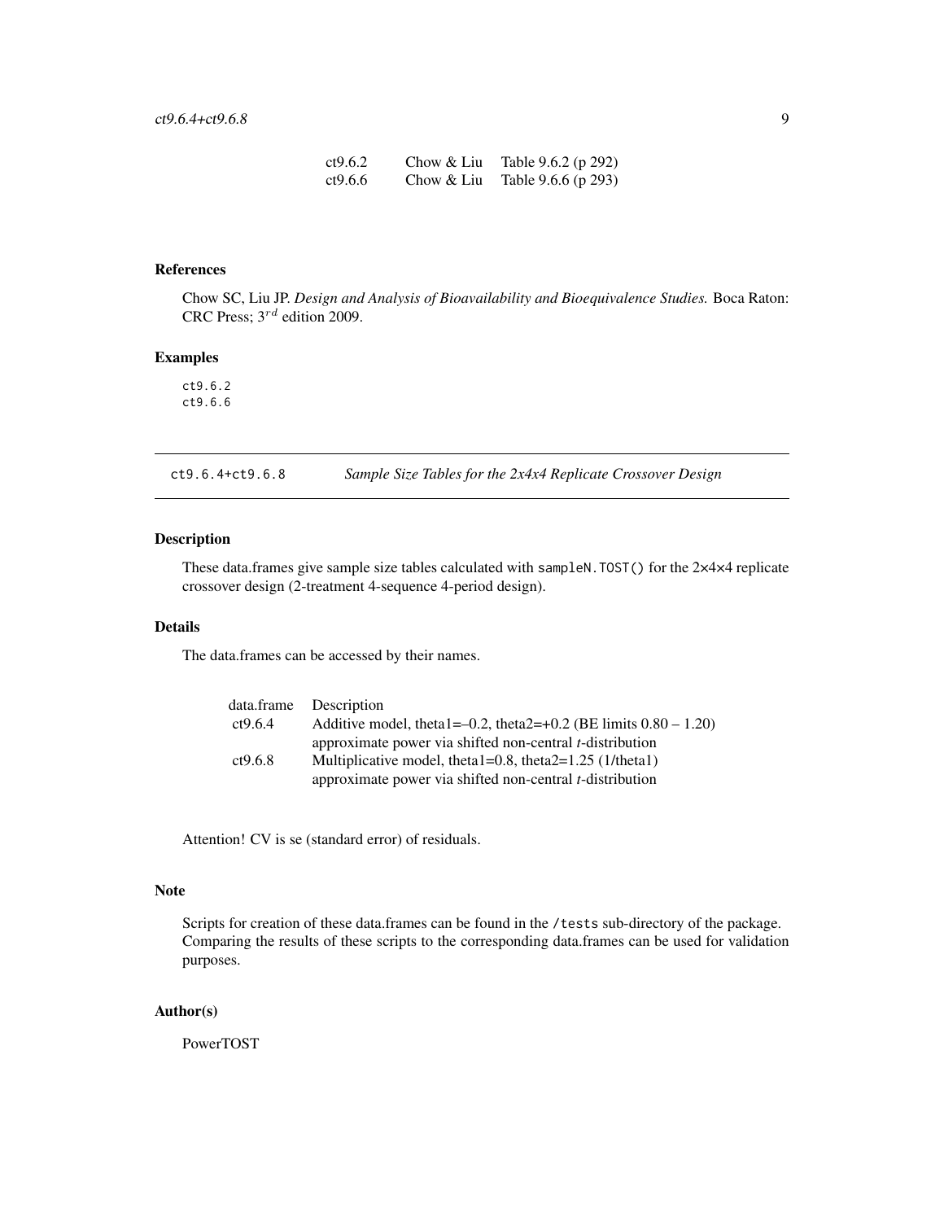| | | |
|---|---|---|
| ct9.6.2 | Chow & Liu | Table 9.6.2 (p 292) |
| ct9.6.6 | Chow & Liu | Table 9.6.6 (p 293) |

### References

Chow SC, Liu JP. *Design and Analysis of Bioavailability and Bioequivalence Studies.* Boca Raton: CRC Press; $3^{rd}$ edition 2009.

### Examples

```
ct9.6.2
ct9.6.6
```

---

## ct9.6.4+ct9.6.8 *Sample Size Tables for the 2x4x4 Replicate Crossover Design*

---

### Description

These data.frames give sample size tables calculated with `sampleN.TOST()` for the 2×4×4 replicate crossover design (2-treatment 4-sequence 4-period design).

### Details

The data.frames can be accessed by their names.

| data.frame | Description |
|---|---|
| ct9.6.4 | Additive model, theta1=–0.2, theta2=+0.2 (BE limits 0.80 – 1.20) approximate power via shifted non-central *t*-distribution |
| ct9.6.8 | Multiplicative model, theta1=0.8, theta2=1.25 (1/theta1) approximate power via shifted non-central *t*-distribution |

Attention! CV is se (standard error) of residuals.

### Note

Scripts for creation of these data.frames can be found in the `/tests` sub-directory of the package. Comparing the results of these scripts to the corresponding data.frames can be used for validation purposes.

### Author(s)

PowerTOST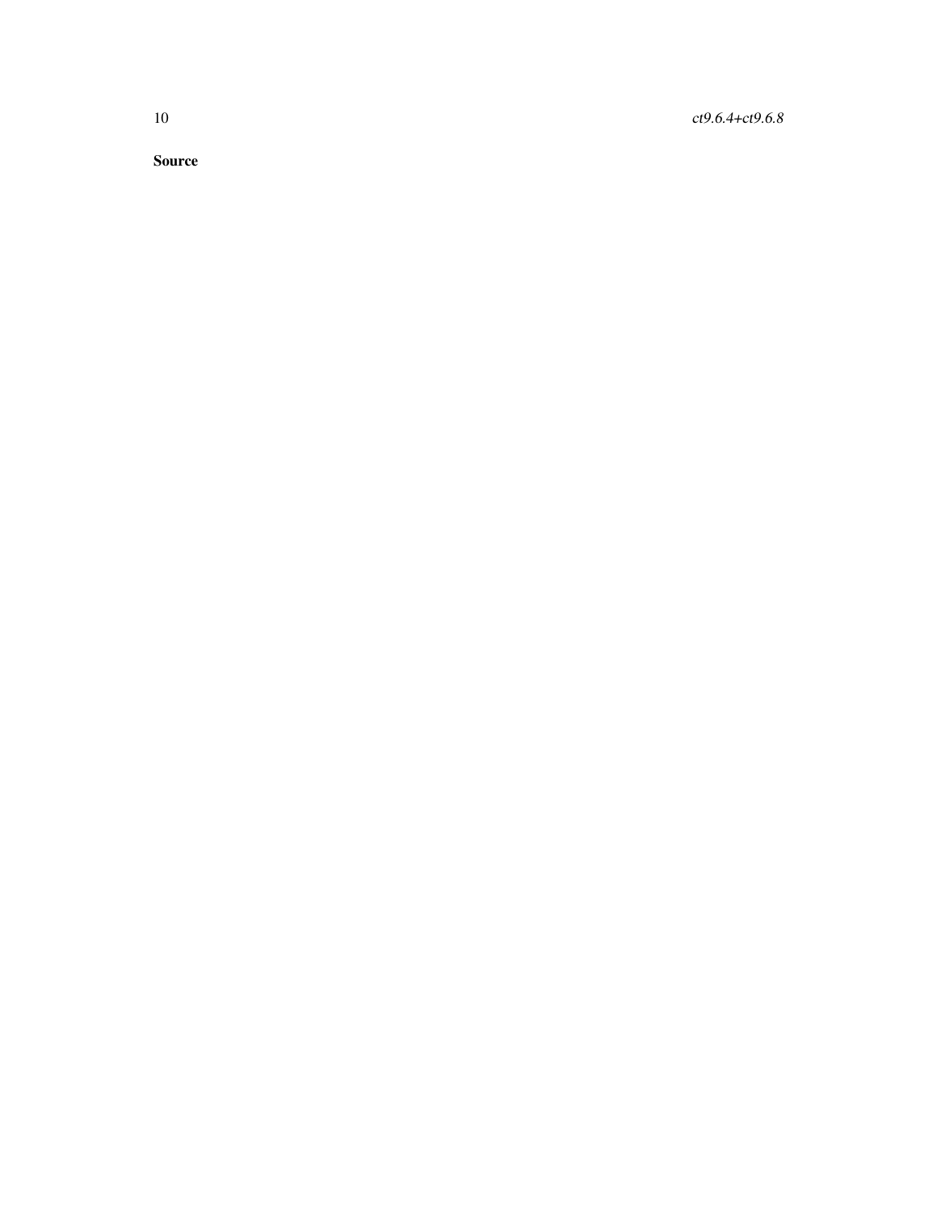**Source**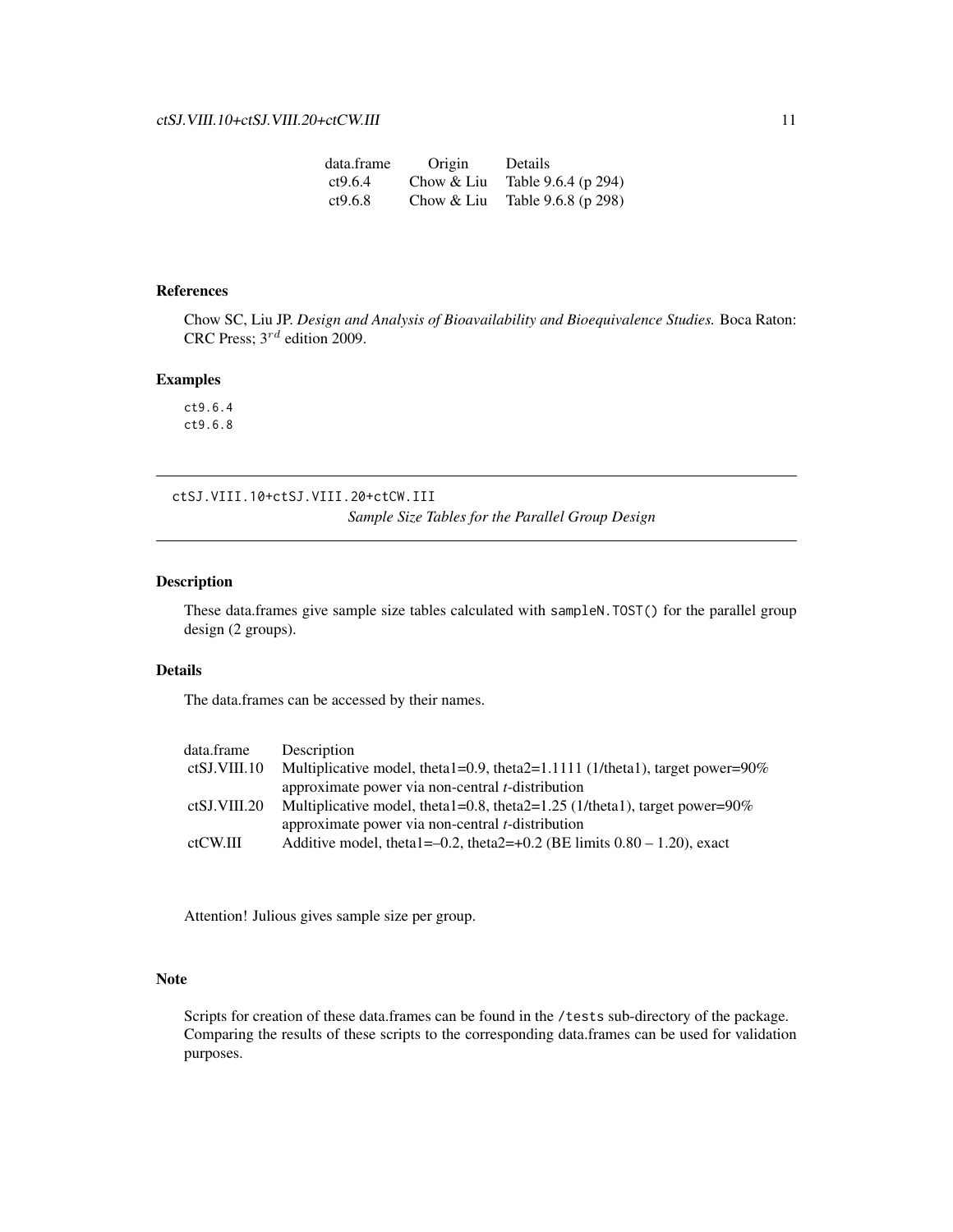| data.frame | Origin | Details |
| --- | --- | --- |
| ct9.6.4 | Chow & Liu | Table 9.6.4 (p 294) |
| ct9.6.8 | Chow & Liu | Table 9.6.8 (p 298) |

### References

Chow SC, Liu JP. *Design and Analysis of Bioavailability and Bioequivalence Studies.* Boca Raton: CRC Press; $3^{rd}$ edition 2009.

### Examples

```
ct9.6.4
ct9.6.8
```

---

## ctSJ.VIII.10+ctSJ.VIII.20+ctCW.III

*Sample Size Tables for the Parallel Group Design*

---

### Description

These data.frames give sample size tables calculated with `sampleN.TOST()` for the parallel group design (2 groups).

### Details

The data.frames can be accessed by their names.

| data.frame | Description |
| --- | --- |
| ctSJ.VIII.10 | Multiplicative model, theta1=0.9, theta2=1.1111 (1/theta1), target power=90% approximate power via non-central *t*-distribution |
| ctSJ.VIII.20 | Multiplicative model, theta1=0.8, theta2=1.25 (1/theta1), target power=90% approximate power via non-central *t*-distribution |
| ctCW.III | Additive model, theta1=–0.2, theta2=+0.2 (BE limits 0.80 – 1.20), exact |

Attention! Julious gives sample size per group.

### Note

Scripts for creation of these data.frames can be found in the `/tests` sub-directory of the package. Comparing the results of these scripts to the corresponding data.frames can be used for validation purposes.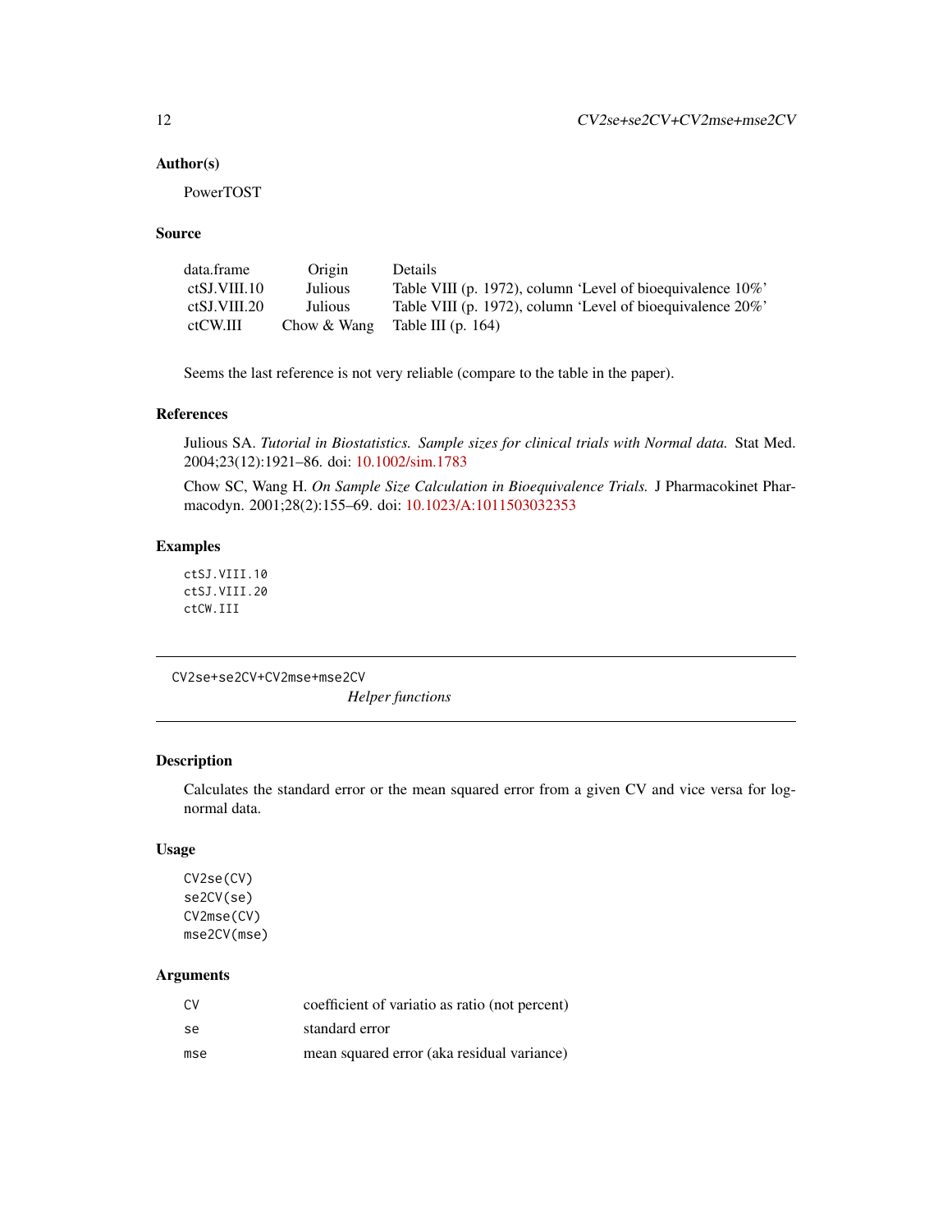### Author(s)

PowerTOST

### Source

| data.frame | Origin | Details |
|---|---|---|
| ctSJ.VIII.10 | Julious | Table VIII (p. 1972), column 'Level of bioequivalence 10%' |
| ctSJ.VIII.20 | Julious | Table VIII (p. 1972), column 'Level of bioequivalence 20%' |
| ctCW.III | Chow & Wang | Table III (p. 164) |

Seems the last reference is not very reliable (compare to the table in the paper).

### References

Julious SA. *Tutorial in Biostatistics. Sample sizes for clinical trials with Normal data.* Stat Med. 2004;23(12):1921–86. doi: 10.1002/sim.1783

Chow SC, Wang H. *On Sample Size Calculation in Bioequivalence Trials.* J Pharmacokinet Pharmacodyn. 2001;28(2):155–69. doi: 10.1023/A:1011503032353

### Examples

```
ctSJ.VIII.10
ctSJ.VIII.20
ctCW.III
```

---

## CV2se+se2CV+CV2mse+mse2CV

*Helper functions*

---

### Description

Calculates the standard error or the mean squared error from a given CV and vice versa for log-normal data.

### Usage

```
CV2se(CV)
se2CV(se)
CV2mse(CV)
mse2CV(mse)
```

### Arguments

| | |
|---|---|
| CV | coefficient of variatio as ratio (not percent) |
| se | standard error |
| mse | mean squared error (aka residual variance) |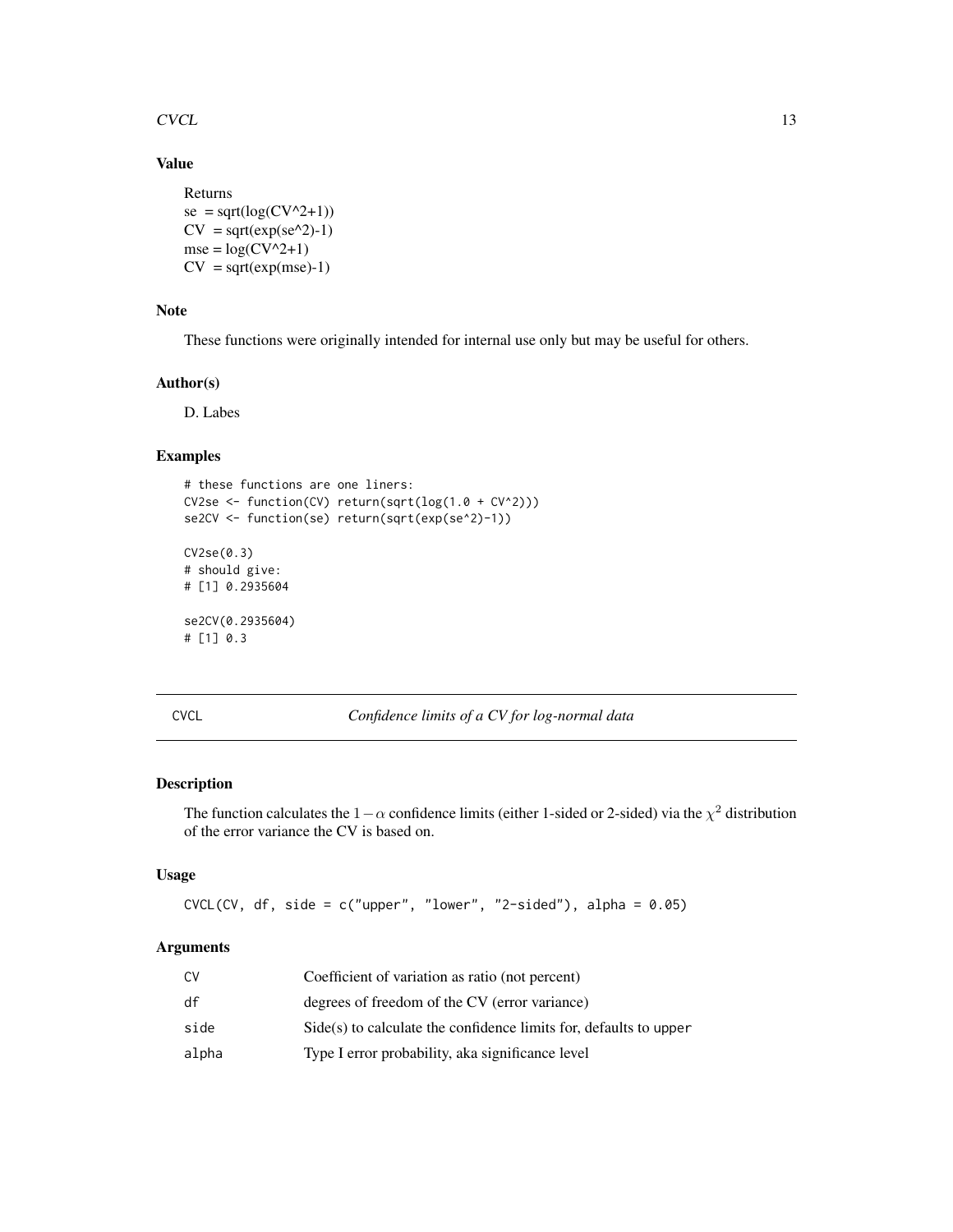## Value

Returns
se = sqrt(log(CV^2+1))
CV = sqrt(exp(se^2)-1)
mse = log(CV^2+1)
CV = sqrt(exp(mse)-1)

## Note

These functions were originally intended for internal use only but may be useful for others.

## Author(s)

D. Labes

## Examples

```
# these functions are one liners:
CV2se <- function(CV) return(sqrt(log(1.0 + CV^2)))
se2CV <- function(se) return(sqrt(exp(se^2)-1))

CV2se(0.3)
# should give:
# [1] 0.2935604

se2CV(0.2935604)
# [1] 0.3
```

---

# CVCL — *Confidence limits of a CV for log-normal data*

---

## Description

The function calculates the $1 - \alpha$ confidence limits (either 1-sided or 2-sided) via the $\chi^2$ distribution of the error variance the CV is based on.

## Usage

```
CVCL(CV, df, side = c("upper", "lower", "2-sided"), alpha = 0.05)
```

## Arguments

| | |
|---|---|
| CV | Coefficient of variation as ratio (not percent) |
| df | degrees of freedom of the CV (error variance) |
| side | Side(s) to calculate the confidence limits for, defaults to `upper` |
| alpha | Type I error probability, aka significance level |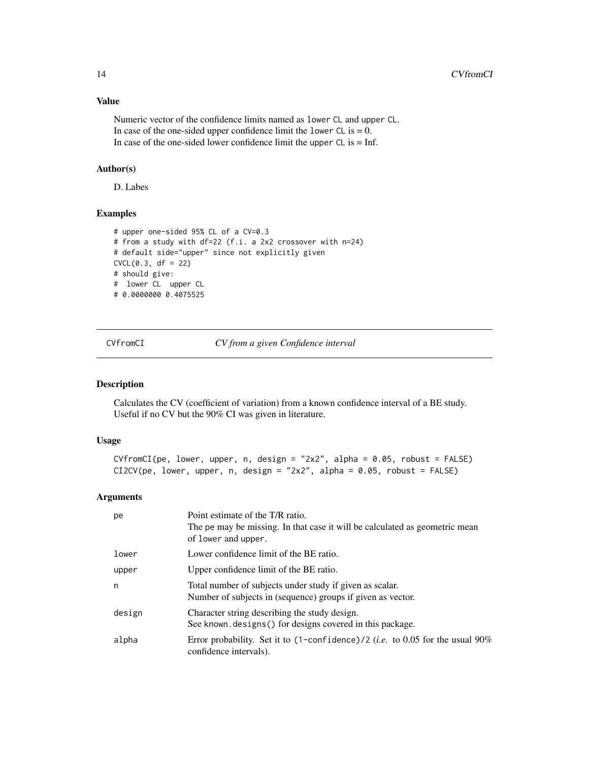### Value

Numeric vector of the confidence limits named as `lower CL` and `upper CL`.
In case of the one-sided upper confidence limit the `lower CL` is = 0.
In case of the one-sided lower confidence limit the `upper CL` is = Inf.

### Author(s)

D. Labes

### Examples

```
# upper one-sided 95% CL of a CV=0.3
# from a study with df=22 (f.i. a 2x2 crossover with n=24)
# default side="upper" since not explicitly given
CVCL(0.3, df = 22)
# should give:
#  lower CL  upper CL
# 0.0000000 0.4075525
```

---

## CVfromCI *CV from a given Confidence interval*

### Description

Calculates the CV (coefficient of variation) from a known confidence interval of a BE study.
Useful if no CV but the 90% CI was given in literature.

### Usage

```
CVfromCI(pe, lower, upper, n, design = "2x2", alpha = 0.05, robust = FALSE)
CI2CV(pe, lower, upper, n, design = "2x2", alpha = 0.05, robust = FALSE)
```

### Arguments

| | |
|---|---|
| pe | Point estimate of the T/R ratio.<br>The pe may be missing. In that case it will be calculated as geometric mean of `lower` and `upper`. |
| lower | Lower confidence limit of the BE ratio. |
| upper | Upper confidence limit of the BE ratio. |
| n | Total number of subjects under study if given as scalar.<br>Number of subjects in (sequence) groups if given as vector. |
| design | Character string describing the study design.<br>See `known.designs()` for designs covered in this package. |
| alpha | Error probability. Set it to `(1-confidence)/2` (*i.e.* to 0.05 for the usual 90% confidence intervals). |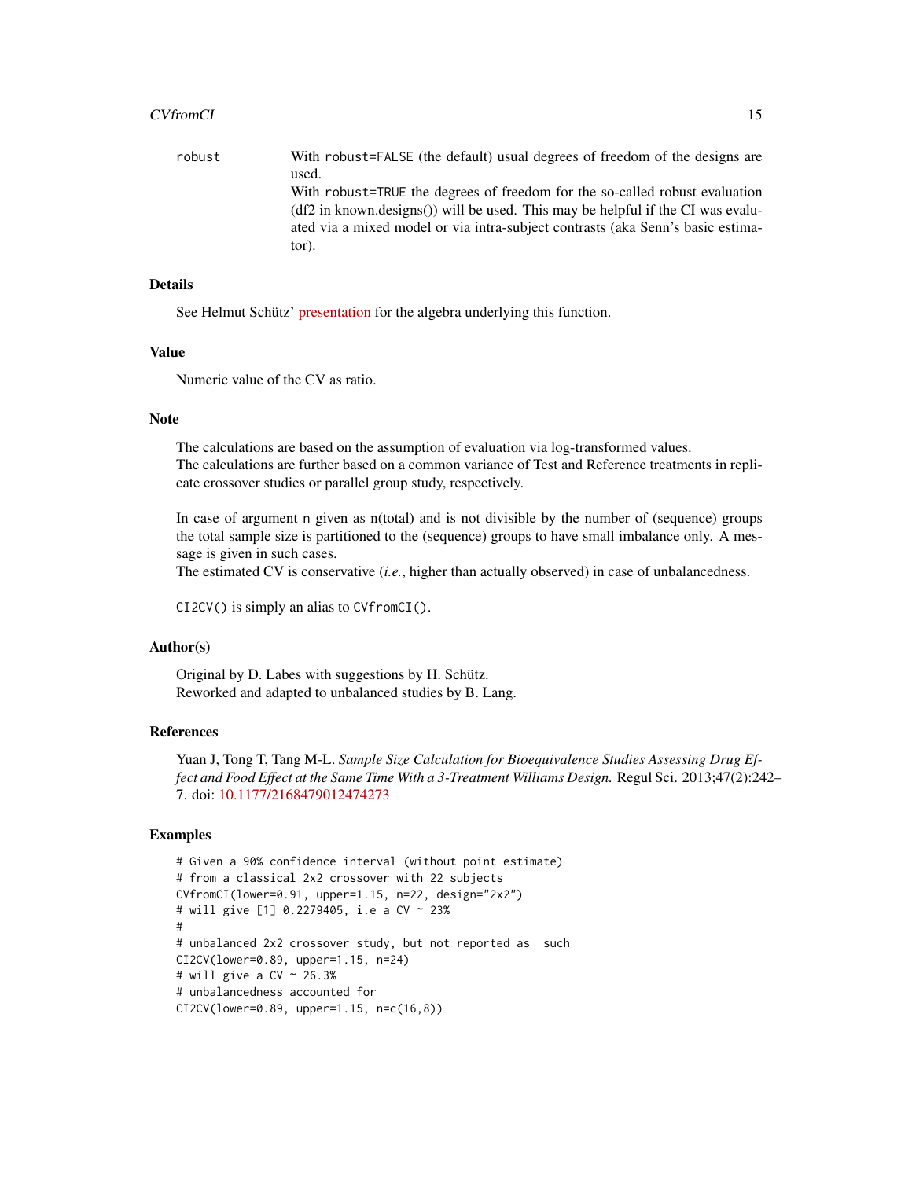robust
: With robust=FALSE (the default) usual degrees of freedom of the designs are used.
With robust=TRUE the degrees of freedom for the so-called robust evaluation (df2 in known.designs()) will be used. This may be helpful if the CI was evaluated via a mixed model or via intra-subject contrasts (aka Senn's basic estimator).

## Details

See Helmut Schütz' presentation for the algebra underlying this function.

## Value

Numeric value of the CV as ratio.

## Note

The calculations are based on the assumption of evaluation via log-transformed values.
The calculations are further based on a common variance of Test and Reference treatments in replicate crossover studies or parallel group study, respectively.

In case of argument n given as n(total) and is not divisible by the number of (sequence) groups the total sample size is partitioned to the (sequence) groups to have small imbalance only. A message is given in such cases.
The estimated CV is conservative (*i.e.*, higher than actually observed) in case of unbalancedness.

CI2CV() is simply an alias to CVfromCI().

## Author(s)

Original by D. Labes with suggestions by H. Schütz.
Reworked and adapted to unbalanced studies by B. Lang.

## References

Yuan J, Tong T, Tang M-L. *Sample Size Calculation for Bioequivalence Studies Assessing Drug Effect and Food Effect at the Same Time With a 3-Treatment Williams Design.* Regul Sci. 2013;47(2):242–7. doi: 10.1177/2168479012474273

## Examples

```
# Given a 90% confidence interval (without point estimate)
# from a classical 2x2 crossover with 22 subjects
CVfromCI(lower=0.91, upper=1.15, n=22, design="2x2")
# will give [1] 0.2279405, i.e a CV ~ 23%
#
# unbalanced 2x2 crossover study, but not reported as  such
CI2CV(lower=0.89, upper=1.15, n=24)
# will give a CV ~ 26.3%
# unbalancedness accounted for
CI2CV(lower=0.89, upper=1.15, n=c(16,8))
```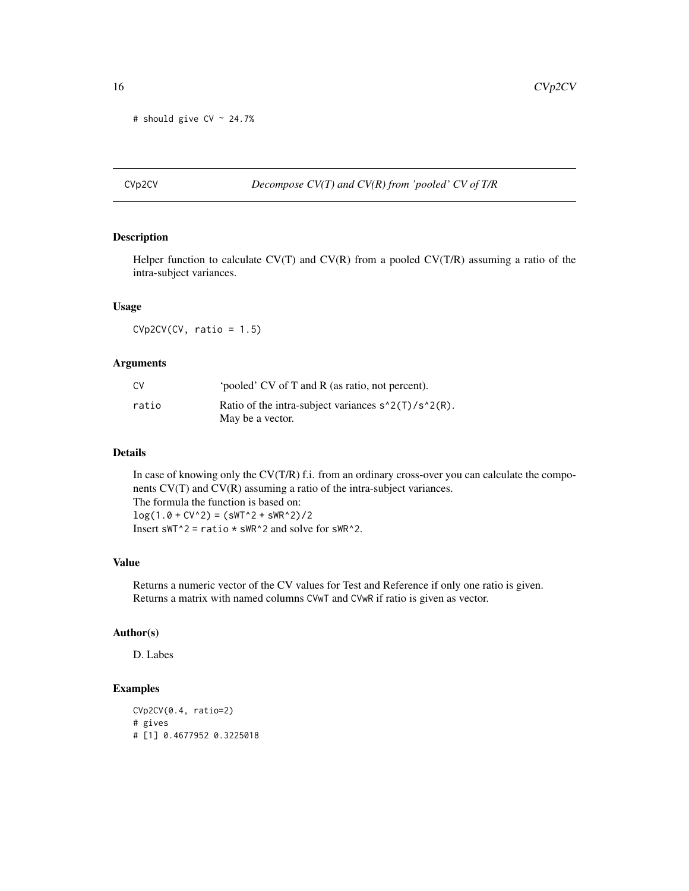```
# should give CV ~ 24.7%
```

---

## CVp2CV — *Decompose CV(T) and CV(R) from 'pooled' CV of T/R*

### Description

Helper function to calculate CV(T) and CV(R) from a pooled CV(T/R) assuming a ratio of the intra-subject variances.

### Usage

```
CVp2CV(CV, ratio = 1.5)
```

### Arguments

| | |
|---|---|
| CV | 'pooled' CV of T and R (as ratio, not percent). |
| ratio | Ratio of the intra-subject variances `s^2(T)/s^2(R)`. May be a vector. |

### Details

In case of knowing only the CV(T/R) f.i. from an ordinary cross-over you can calculate the components CV(T) and CV(R) assuming a ratio of the intra-subject variances.
The formula the function is based on:
`log(1.0 + CV^2) = (sWT^2 + sWR^2)/2`
Insert `sWT^2 = ratio * sWR^2` and solve for `sWR^2`.

### Value

Returns a numeric vector of the CV values for Test and Reference if only one ratio is given.
Returns a matrix with named columns `CVwT` and `CVwR` if ratio is given as vector.

### Author(s)

D. Labes

### Examples

```
CVp2CV(0.4, ratio=2)
# gives
# [1] 0.4677952 0.3225018
```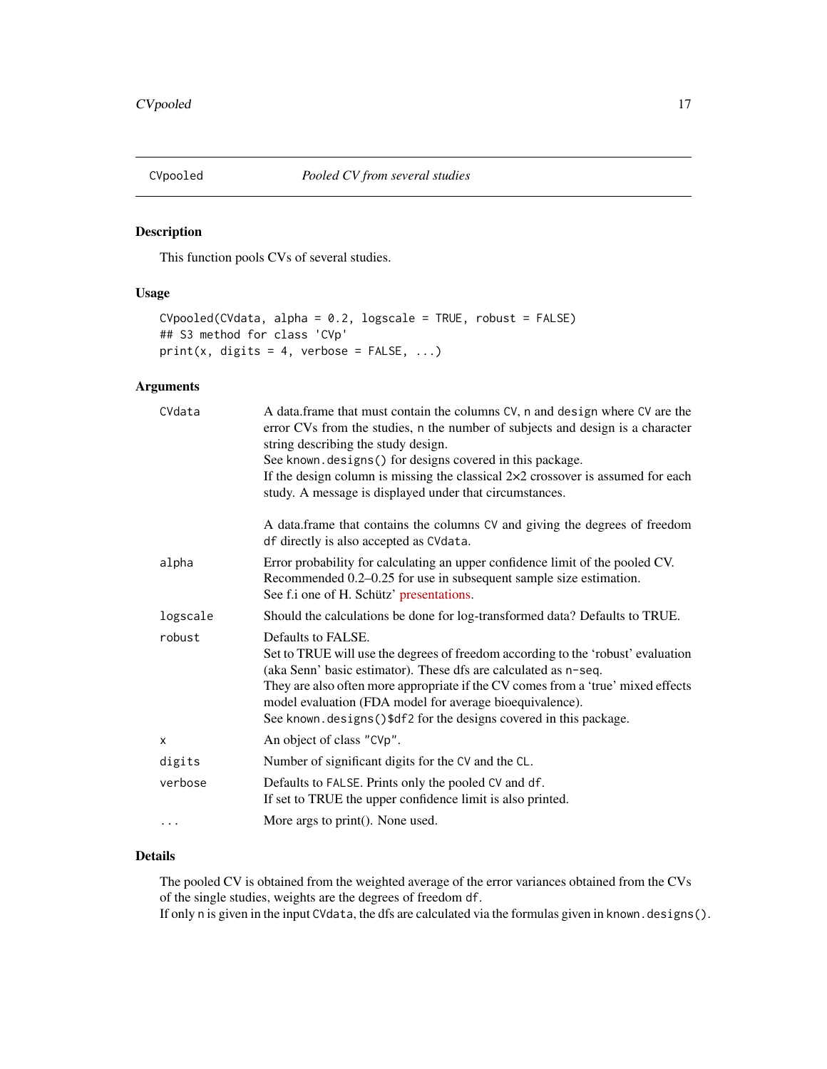## CVpooled — *Pooled CV from several studies*

### Description

This function pools CVs of several studies.

### Usage

```
CVpooled(CVdata, alpha = 0.2, logscale = TRUE, robust = FALSE)
## S3 method for class 'CVp'
print(x, digits = 4, verbose = FALSE, ...)
```

### Arguments

| | |
|---|---|
| CVdata | A data.frame that must contain the columns `CV`, `n` and `design` where `CV` are the error CVs from the studies, `n` the number of subjects and design is a character string describing the study design.<br>See `known.designs()` for designs covered in this package.<br>If the design column is missing the classical 2×2 crossover is assumed for each study. A message is displayed under that circumstances.<br><br>A data.frame that contains the columns `CV` and giving the degrees of freedom `df` directly is also accepted as `CVdata`. |
| alpha | Error probability for calculating an upper confidence limit of the pooled CV.<br>Recommended 0.2–0.25 for use in subsequent sample size estimation.<br>See f.i one of H. Schütz' presentations. |
| logscale | Should the calculations be done for log-transformed data? Defaults to TRUE. |
| robust | Defaults to FALSE.<br>Set to TRUE will use the degrees of freedom according to the 'robust' evaluation (aka Senn' basic estimator). These dfs are calculated as `n-seq`.<br>They are also often more appropriate if the CV comes from a 'true' mixed effects model evaluation (FDA model for average bioequivalence).<br>See `known.designs()$df2` for the designs covered in this package. |
| x | An object of class `"CVp"`. |
| digits | Number of significant digits for the `CV` and the `CL`. |
| verbose | Defaults to `FALSE`. Prints only the pooled `CV` and `df`.<br>If set to TRUE the upper confidence limit is also printed. |
| ... | More args to print(). None used. |

### Details

The pooled CV is obtained from the weighted average of the error variances obtained from the CVs of the single studies, weights are the degrees of freedom `df`.
If only `n` is given in the input `CVdata`, the dfs are calculated via the formulas given in `known.designs()`.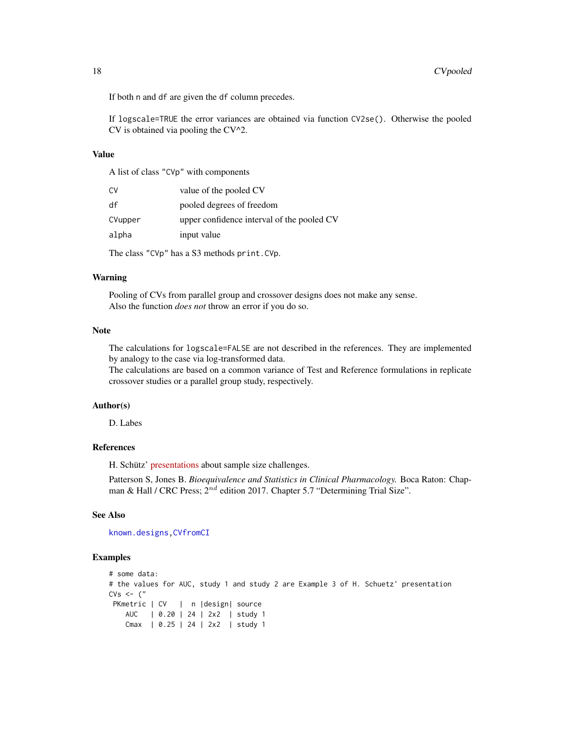If both n and df are given the df column precedes.

If logscale=TRUE the error variances are obtained via function CV2se(). Otherwise the pooled CV is obtained via pooling the CV^2.

### Value

A list of class "CVp" with components

| | |
|---|---|
| CV | value of the pooled CV |
| df | pooled degrees of freedom |
| CVupper | upper confidence interval of the pooled CV |
| alpha | input value |

The class "CVp" has a S3 methods print.CVp.

### Warning

Pooling of CVs from parallel group and crossover designs does not make any sense.
Also the function *does not* throw an error if you do so.

### Note

The calculations for logscale=FALSE are not described in the references. They are implemented by analogy to the case via log-transformed data.
The calculations are based on a common variance of Test and Reference formulations in replicate crossover studies or a parallel group study, respectively.

### Author(s)

D. Labes

### References

H. Schütz' presentations about sample size challenges.

Patterson S, Jones B. *Bioequivalence and Statistics in Clinical Pharmacology.* Boca Raton: Chapman & Hall / CRC Press; $2^{nd}$ edition 2017. Chapter 5.7 "Determining Trial Size".

### See Also

known.designs, CVfromCI

### Examples

```
# some data:
# the values for AUC, study 1 and study 2 are Example 3 of H. Schuetz' presentation
CVs <- ("
 PKmetric | CV   |  n |design| source
    AUC   | 0.20 | 24 | 2x2  | study 1
    Cmax  | 0.25 | 24 | 2x2  | study 1
```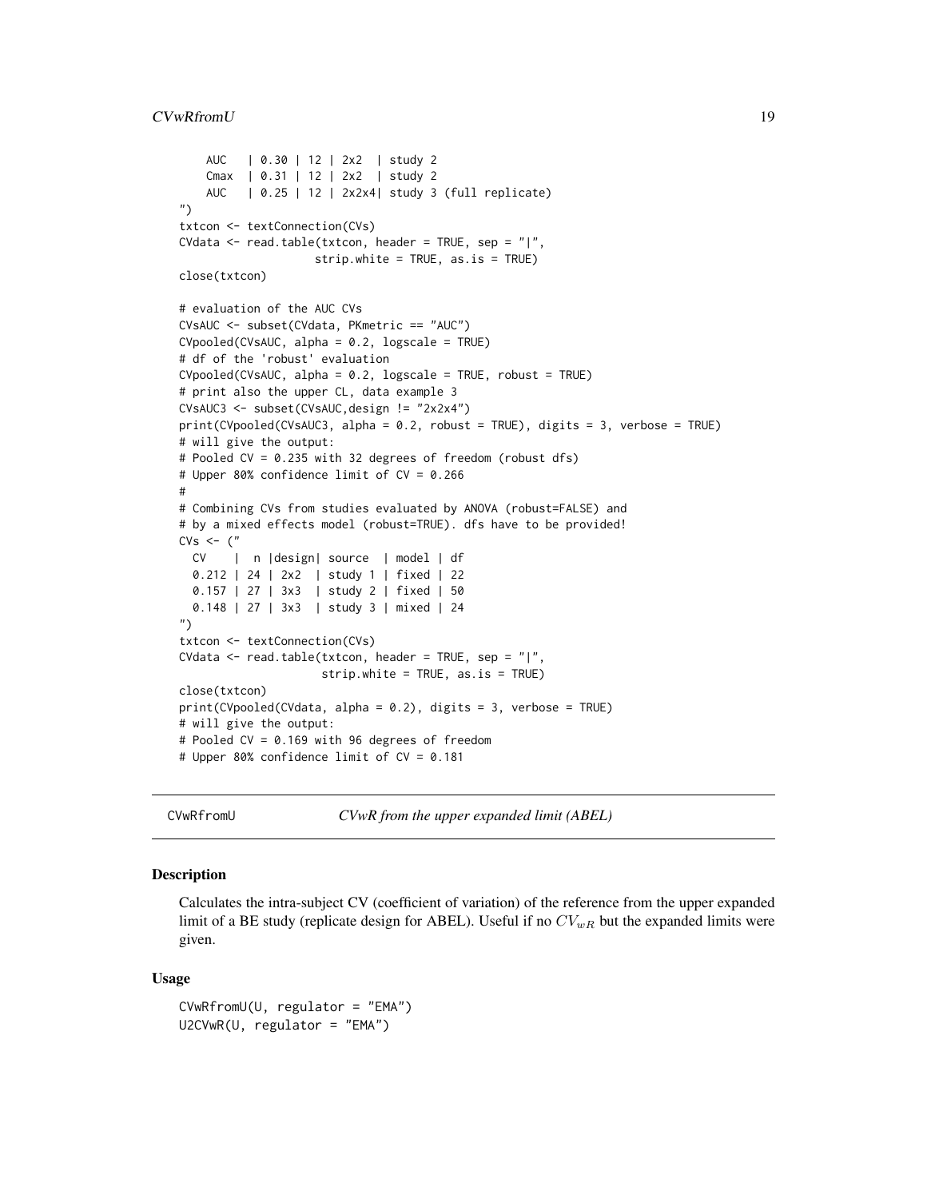```
    AUC   | 0.30 | 12 | 2x2  | study 2
    Cmax  | 0.31 | 12 | 2x2  | study 2
    AUC   | 0.25 | 12 | 2x2x4| study 3 (full replicate)
")
txtcon <- textConnection(CVs)
CVdata <- read.table(txtcon, header = TRUE, sep = "|",
                     strip.white = TRUE, as.is = TRUE)
close(txtcon)

# evaluation of the AUC CVs
CVsAUC <- subset(CVdata, PKmetric == "AUC")
CVpooled(CVsAUC, alpha = 0.2, logscale = TRUE)
# df of the 'robust' evaluation
CVpooled(CVsAUC, alpha = 0.2, logscale = TRUE, robust = TRUE)
# print also the upper CL, data example 3
CVsAUC3 <- subset(CVsAUC,design != "2x2x4")
print(CVpooled(CVsAUC3, alpha = 0.2, robust = TRUE), digits = 3, verbose = TRUE)
# will give the output:
# Pooled CV = 0.235 with 32 degrees of freedom (robust dfs)
# Upper 80% confidence limit of CV = 0.266
#
# Combining CVs from studies evaluated by ANOVA (robust=FALSE) and
# by a mixed effects model (robust=TRUE). dfs have to be provided!
CVs <- ("
  CV    |  n |design| source  | model | df
  0.212 | 24 | 2x2  | study 1 | fixed | 22
  0.157 | 27 | 3x3  | study 2 | fixed | 50
  0.148 | 27 | 3x3  | study 3 | mixed | 24
")
txtcon <- textConnection(CVs)
CVdata <- read.table(txtcon, header = TRUE, sep = "|",
                      strip.white = TRUE, as.is = TRUE)
close(txtcon)
print(CVpooled(CVdata, alpha = 0.2), digits = 3, verbose = TRUE)
# will give the output:
# Pooled CV = 0.169 with 96 degrees of freedom
# Upper 80% confidence limit of CV = 0.181
```

---

CVwRfromU *CVwR from the upper expanded limit (ABEL)*

---

## Description

Calculates the intra-subject CV (coefficient of variation) of the reference from the upper expanded limit of a BE study (replicate design for ABEL). Useful if no $CV_{wR}$ but the expanded limits were given.

## Usage

```
CVwRfromU(U, regulator = "EMA")
U2CVwR(U, regulator = "EMA")
```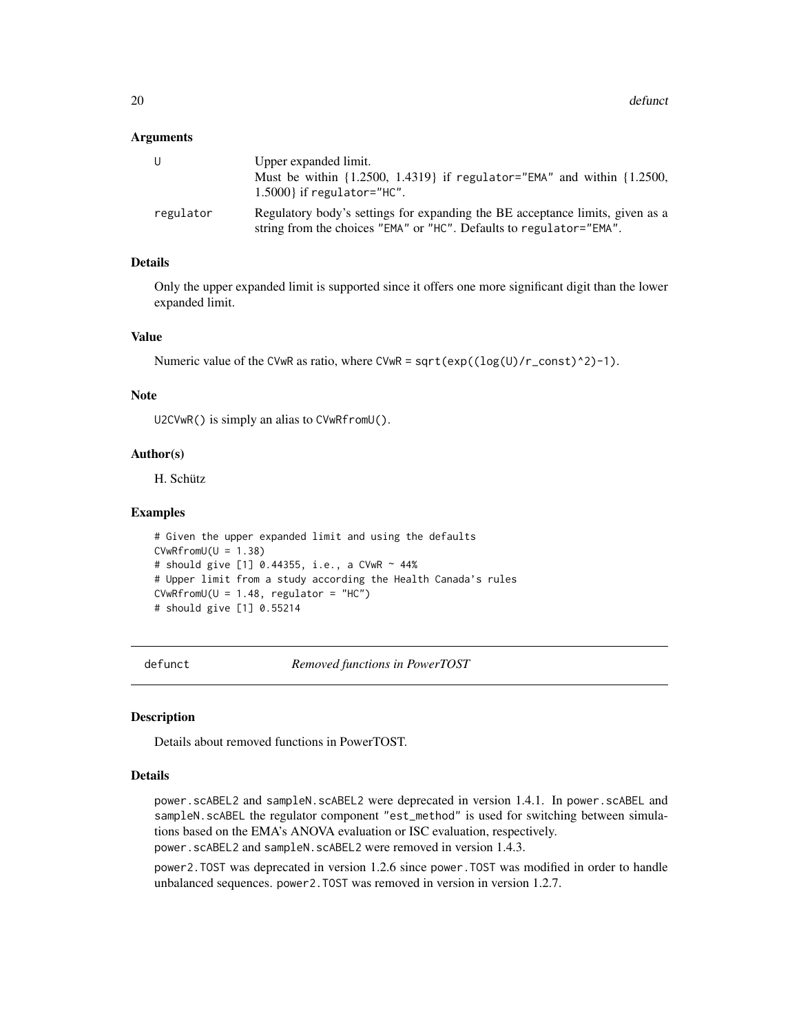### Arguments

| | |
|---|---|
| U | Upper expanded limit. Must be within {1.2500, 1.4319} if regulator="EMA" and within {1.2500, 1.5000} if regulator="HC". |
| regulator | Regulatory body's settings for expanding the BE acceptance limits, given as a string from the choices "EMA" or "HC". Defaults to regulator="EMA". |

### Details

Only the upper expanded limit is supported since it offers one more significant digit than the lower expanded limit.

### Value

Numeric value of the CVwR as ratio, where CVwR = sqrt(exp((log(U)/r_const)^2)-1).

### Note

U2CVwR() is simply an alias to CVwRfromU().

### Author(s)

H. Schütz

### Examples

```
# Given the upper expanded limit and using the defaults
CVwRfromU(U = 1.38)
# should give [1] 0.44355, i.e., a CVwR ~ 44%
# Upper limit from a study according the Health Canada's rules
CVwRfromU(U = 1.48, regulator = "HC")
# should give [1] 0.55214
```

## defunct — *Removed functions in PowerTOST*

### Description

Details about removed functions in PowerTOST.

### Details

power.scABEL2 and sampleN.scABEL2 were deprecated in version 1.4.1. In power.scABEL and sampleN.scABEL the regulator component "est_method" is used for switching between simulations based on the EMA's ANOVA evaluation or ISC evaluation, respectively.
power.scABEL2 and sampleN.scABEL2 were removed in version 1.4.3.

power2.TOST was deprecated in version 1.2.6 since power.TOST was modified in order to handle unbalanced sequences. power2.TOST was removed in version in version 1.2.7.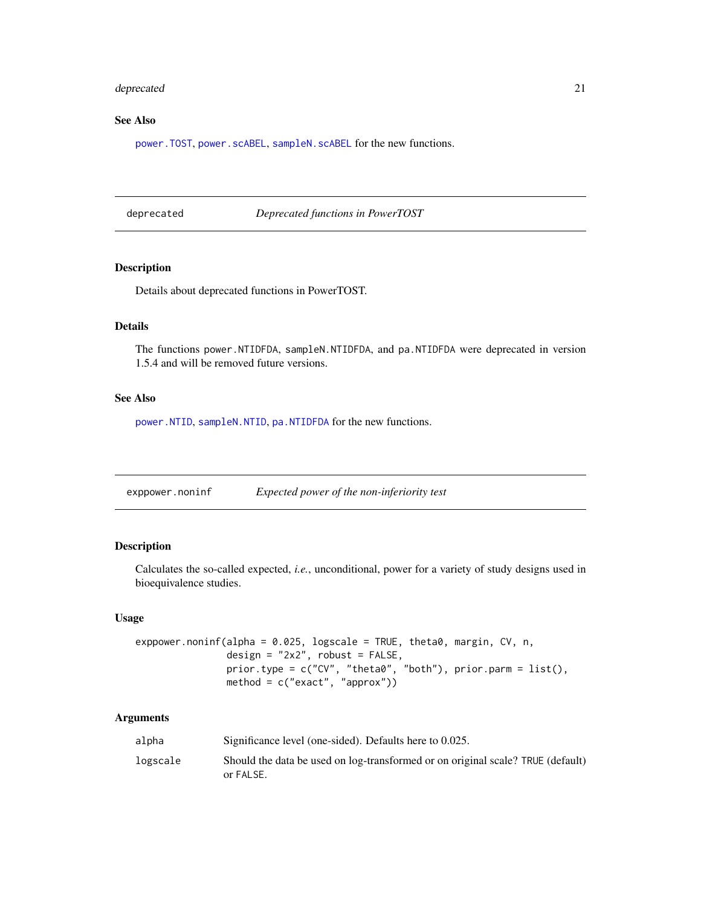### See Also

power.TOST, power.scABEL, sampleN.scABEL for the new functions.

---

## deprecated — *Deprecated functions in PowerTOST*

### Description

Details about deprecated functions in PowerTOST.

### Details

The functions power.NTIDFDA, sampleN.NTIDFDA, and pa.NTIDFDA were deprecated in version 1.5.4 and will be removed future versions.

### See Also

power.NTID, sampleN.NTID, pa.NTIDFDA for the new functions.

---

## exppower.noninf — *Expected power of the non-inferiority test*

### Description

Calculates the so-called expected, *i.e.*, unconditional, power for a variety of study designs used in bioequivalence studies.

### Usage

```
exppower.noninf(alpha = 0.025, logscale = TRUE, theta0, margin, CV, n,
                design = "2x2", robust = FALSE,
                prior.type = c("CV", "theta0", "both"), prior.parm = list(),
                method = c("exact", "approx"))
```

### Arguments

| | |
|---|---|
| alpha | Significance level (one-sided). Defaults here to 0.025. |
| logscale | Should the data be used on log-transformed or on original scale? TRUE (default) or FALSE. |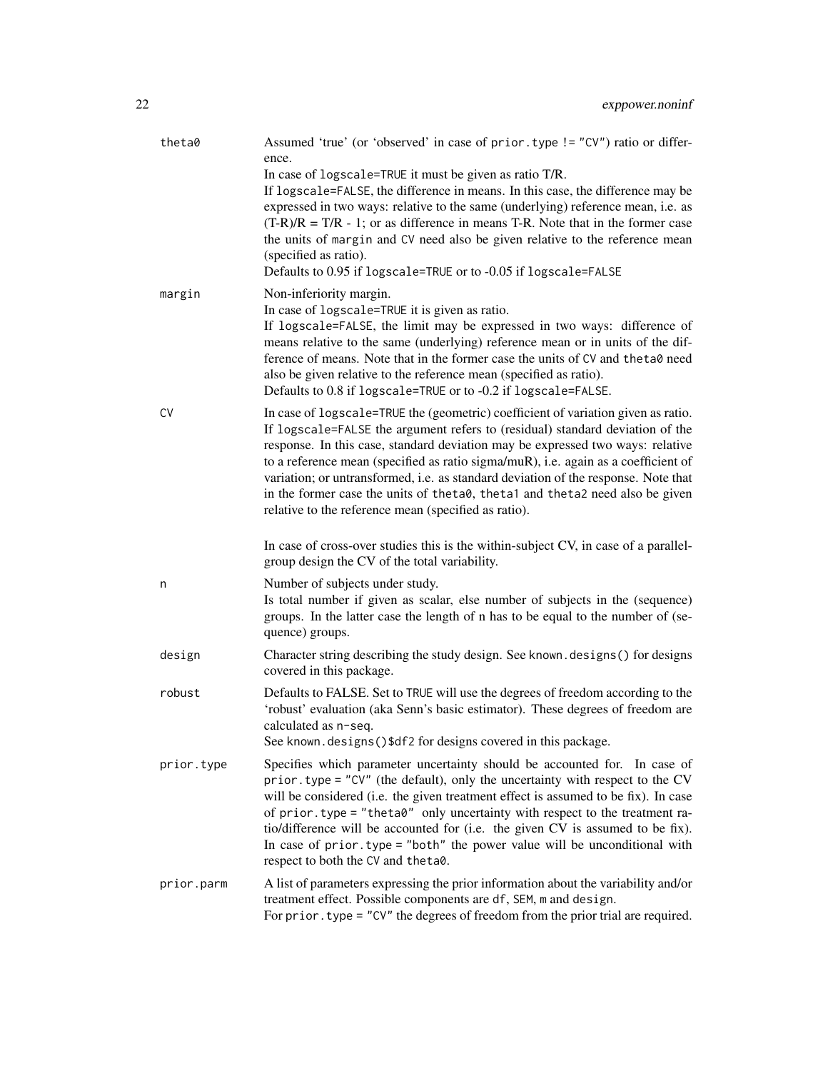theta0
: Assumed 'true' (or 'observed' in case of `prior.type != "CV"`) ratio or difference.
In case of `logscale=TRUE` it must be given as ratio T/R.
If `logscale=FALSE`, the difference in means. In this case, the difference may be expressed in two ways: relative to the same (underlying) reference mean, i.e. as (T-R)/R = T/R - 1; or as difference in means T-R. Note that in the former case the units of `margin` and `CV` need also be given relative to the reference mean (specified as ratio).
Defaults to 0.95 if `logscale=TRUE` or to -0.05 if `logscale=FALSE`

margin
: Non-inferiority margin.
In case of `logscale=TRUE` it is given as ratio.
If `logscale=FALSE`, the limit may be expressed in two ways: difference of means relative to the same (underlying) reference mean or in units of the difference of means. Note that in the former case the units of `CV` and `theta0` need also be given relative to the reference mean (specified as ratio).
Defaults to 0.8 if `logscale=TRUE` or to -0.2 if `logscale=FALSE`.

CV
: In case of `logscale=TRUE` the (geometric) coefficient of variation given as ratio.
If `logscale=FALSE` the argument refers to (residual) standard deviation of the response. In this case, standard deviation may be expressed two ways: relative to a reference mean (specified as ratio sigma/muR), i.e. again as a coefficient of variation; or untransformed, i.e. as standard deviation of the response. Note that in the former case the units of `theta0`, `theta1` and `theta2` need also be given relative to the reference mean (specified as ratio).

In case of cross-over studies this is the within-subject CV, in case of a parallel-group design the CV of the total variability.

n
: Number of subjects under study.
Is total number if given as scalar, else number of subjects in the (sequence) groups. In the latter case the length of n has to be equal to the number of (sequence) groups.

design
: Character string describing the study design. See `known.designs()` for designs covered in this package.

robust
: Defaults to FALSE. Set to `TRUE` will use the degrees of freedom according to the 'robust' evaluation (aka Senn's basic estimator). These degrees of freedom are calculated as `n-seq`.
See `known.designs()$df2` for designs covered in this package.

prior.type
: Specifies which parameter uncertainty should be accounted for. In case of `prior.type = "CV"` (the default), only the uncertainty with respect to the CV will be considered (i.e. the given treatment effect is assumed to be fix). In case of `prior.type = "theta0"` only uncertainty with respect to the treatment ratio/difference will be accounted for (i.e. the given CV is assumed to be fix). In case of `prior.type = "both"` the power value will be unconditional with respect to both the `CV` and `theta0`.

prior.parm
: A list of parameters expressing the prior information about the variability and/or treatment effect. Possible components are `df`, `SEM`, `m` and `design`.
For `prior.type = "CV"` the degrees of freedom from the prior trial are required.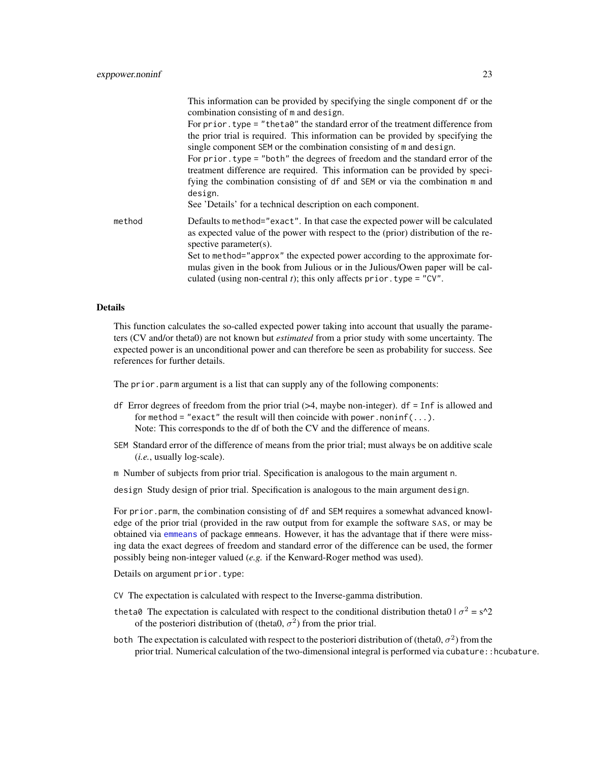This information can be provided by specifying the single component `df` or the combination consisting of `m` and `design`.
For `prior.type = "theta0"` the standard error of the treatment difference from the prior trial is required. This information can be provided by specifying the single component `SEM` or the combination consisting of `m` and `design`.
For `prior.type = "both"` the degrees of freedom and the standard error of the treatment difference are required. This information can be provided by specifying the combination consisting of `df` and `SEM` or via the combination `m` and `design`.
See 'Details' for a technical description on each component.

`method` Defaults to `method="exact"`. In that case the expected power will be calculated as expected value of the power with respect to the (prior) distribution of the respective parameter(s).
Set to `method="approx"` the expected power according to the approximate formulas given in the book from Julious or in the Julious/Owen paper will be calculated (using non-central *t*); this only affects `prior.type = "CV"`.

## Details

This function calculates the so-called expected power taking into account that usually the parameters (CV and/or theta0) are not known but *estimated* from a prior study with some uncertainty. The expected power is an unconditional power and can therefore be seen as probability for success. See references for further details.

The `prior.parm` argument is a list that can supply any of the following components:

`df` Error degrees of freedom from the prior trial (>4, maybe non-integer). `df = Inf` is allowed and for `method = "exact"` the result will then coincide with `power.noninf(...)`.
Note: This corresponds to the df of both the CV and the difference of means.

`SEM` Standard error of the difference of means from the prior trial; must always be on additive scale (*i.e.*, usually log-scale).

`m` Number of subjects from prior trial. Specification is analogous to the main argument `n`.

`design` Study design of prior trial. Specification is analogous to the main argument `design`.

For `prior.parm`, the combination consisting of `df` and `SEM` requires a somewhat advanced knowledge of the prior trial (provided in the raw output from for example the software SAS, or may be obtained via `emmeans` of package emmeans. However, it has the advantage that if there were missing data the exact degrees of freedom and standard error of the difference can be used, the former possibly being non-integer valued (*e.g.* if the Kenward-Roger method was used).

Details on argument `prior.type`:

`CV` The expectation is calculated with respect to the Inverse-gamma distribution.

`theta0` The expectation is calculated with respect to the conditional distribution theta0 | $\sigma^2$ = s^2 of the posteriori distribution of (theta0, $\sigma^2$) from the prior trial.

`both` The expectation is calculated with respect to the posteriori distribution of (theta0, $\sigma^2$) from the prior trial. Numerical calculation of the two-dimensional integral is performed via `cubature::hcubature`.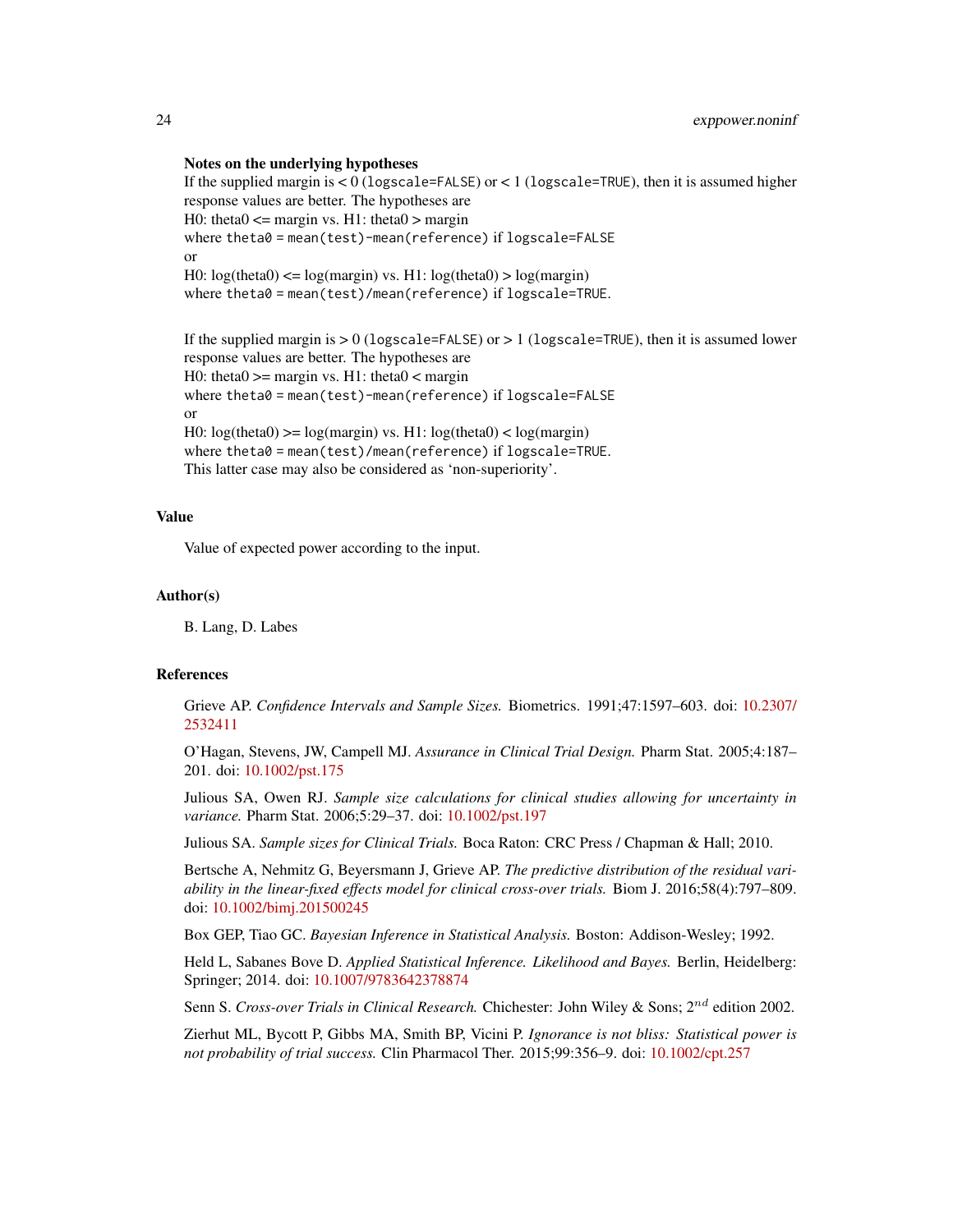**Notes on the underlying hypotheses**

If the supplied margin is < 0 (`logscale=FALSE`) or < 1 (`logscale=TRUE`), then it is assumed higher response values are better. The hypotheses are
H0: theta0 <= margin vs. H1: theta0 > margin
where `theta0 = mean(test)-mean(reference)` if `logscale=FALSE`
or
H0: log(theta0) <= log(margin) vs. H1: log(theta0) > log(margin)
where `theta0 = mean(test)/mean(reference)` if `logscale=TRUE`.

If the supplied margin is > 0 (`logscale=FALSE`) or > 1 (`logscale=TRUE`), then it is assumed lower response values are better. The hypotheses are
H0: theta0 >= margin vs. H1: theta0 < margin
where `theta0 = mean(test)-mean(reference)` if `logscale=FALSE`
or
H0: log(theta0) >= log(margin) vs. H1: log(theta0) < log(margin)
where `theta0 = mean(test)/mean(reference)` if `logscale=TRUE`.
This latter case may also be considered as 'non-superiority'.

## Value

Value of expected power according to the input.

## Author(s)

B. Lang, D. Labes

## References

Grieve AP. *Confidence Intervals and Sample Sizes.* Biometrics. 1991;47:1597–603. doi: 10.2307/2532411

O'Hagan, Stevens, JW, Campell MJ. *Assurance in Clinical Trial Design.* Pharm Stat. 2005;4:187–201. doi: 10.1002/pst.175

Julious SA, Owen RJ. *Sample size calculations for clinical studies allowing for uncertainty in variance.* Pharm Stat. 2006;5:29–37. doi: 10.1002/pst.197

Julious SA. *Sample sizes for Clinical Trials.* Boca Raton: CRC Press / Chapman & Hall; 2010.

Bertsche A, Nehmitz G, Beyersmann J, Grieve AP. *The predictive distribution of the residual variability in the linear-fixed effects model for clinical cross-over trials.* Biom J. 2016;58(4):797–809. doi: 10.1002/bimj.201500245

Box GEP, Tiao GC. *Bayesian Inference in Statistical Analysis.* Boston: Addison-Wesley; 1992.

Held L, Sabanes Bove D. *Applied Statistical Inference. Likelihood and Bayes.* Berlin, Heidelberg: Springer; 2014. doi: 10.1007/9783642378874

Senn S. *Cross-over Trials in Clinical Research.* Chichester: John Wiley & Sons; $2^{nd}$ edition 2002.

Zierhut ML, Bycott P, Gibbs MA, Smith BP, Vicini P. *Ignorance is not bliss: Statistical power is not probability of trial success.* Clin Pharmacol Ther. 2015;99:356–9. doi: 10.1002/cpt.257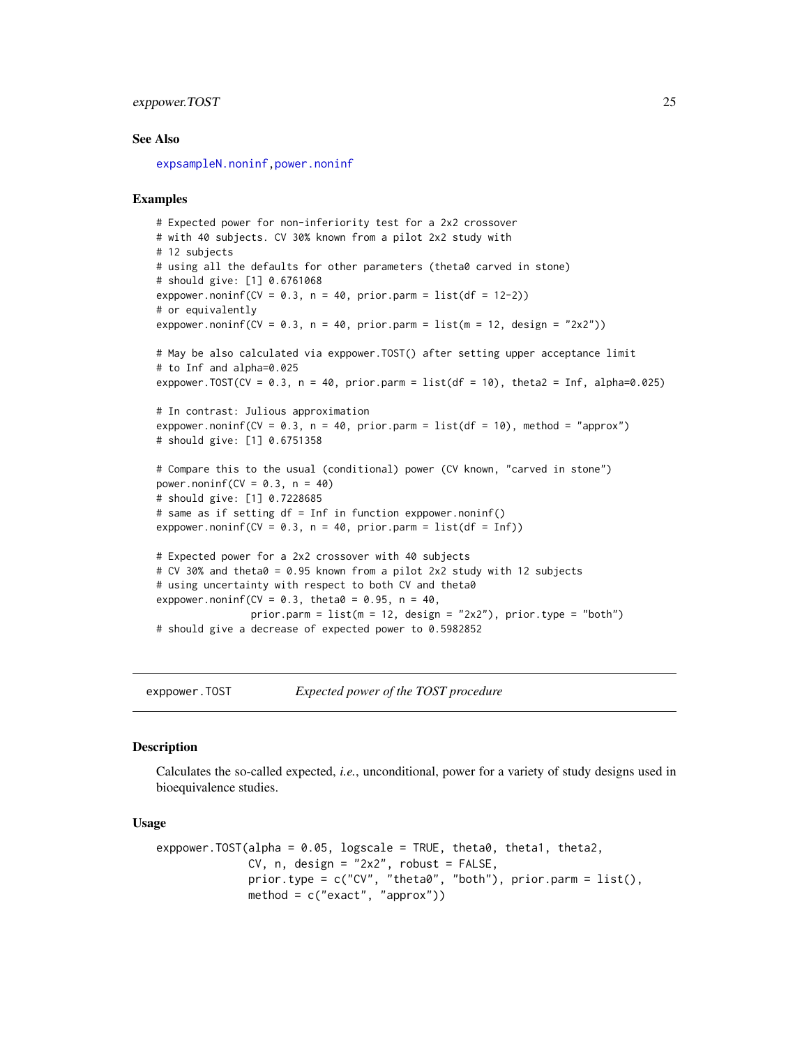### See Also

expsampleN.noninf, power.noninf

### Examples

```
# Expected power for non-inferiority test for a 2x2 crossover
# with 40 subjects. CV 30% known from a pilot 2x2 study with
# 12 subjects
# using all the defaults for other parameters (theta0 carved in stone)
# should give: [1] 0.6761068
exppower.noninf(CV = 0.3, n = 40, prior.parm = list(df = 12-2))
# or equivalently
exppower.noninf(CV = 0.3, n = 40, prior.parm = list(m = 12, design = "2x2"))

# May be also calculated via exppower.TOST() after setting upper acceptance limit
# to Inf and alpha=0.025
exppower.TOST(CV = 0.3, n = 40, prior.parm = list(df = 10), theta2 = Inf, alpha=0.025)

# In contrast: Julious approximation
exppower.noninf(CV = 0.3, n = 40, prior.parm = list(df = 10), method = "approx")
# should give: [1] 0.6751358

# Compare this to the usual (conditional) power (CV known, "carved in stone")
power.noninf(CV = 0.3, n = 40)
# should give: [1] 0.7228685
# same as if setting df = Inf in function exppower.noninf()
exppower.noninf(CV = 0.3, n = 40, prior.parm = list(df = Inf))

# Expected power for a 2x2 crossover with 40 subjects
# CV 30% and theta0 = 0.95 known from a pilot 2x2 study with 12 subjects
# using uncertainty with respect to both CV and theta0
exppower.noninf(CV = 0.3, theta0 = 0.95, n = 40,
                prior.parm = list(m = 12, design = "2x2"), prior.type = "both")
# should give a decrease of expected power to 0.5982852
```

---

## exppower.TOST    *Expected power of the TOST procedure*

### Description

Calculates the so-called expected, *i.e.*, unconditional, power for a variety of study designs used in bioequivalence studies.

### Usage

```
exppower.TOST(alpha = 0.05, logscale = TRUE, theta0, theta1, theta2,
              CV, n, design = "2x2", robust = FALSE,
              prior.type = c("CV", "theta0", "both"), prior.parm = list(),
              method = c("exact", "approx"))
```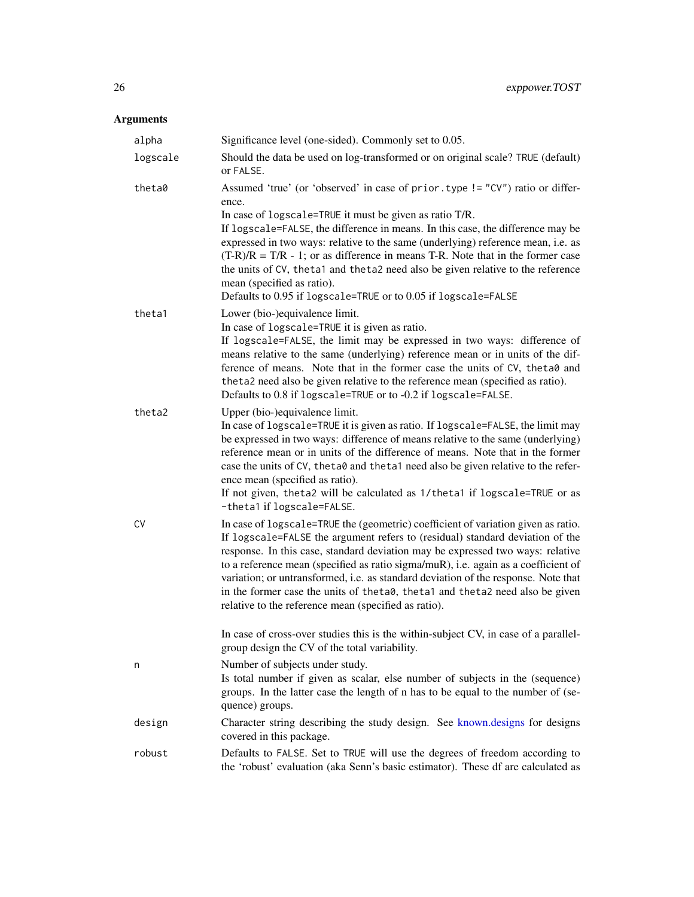## Arguments

**alpha**
Significance level (one-sided). Commonly set to 0.05.

**logscale**
Should the data be used on log-transformed or on original scale? `TRUE` (default) or `FALSE`.

**theta0**
Assumed 'true' (or 'observed' in case of `prior.type != "CV"`) ratio or difference.
In case of `logscale=TRUE` it must be given as ratio T/R.
If `logscale=FALSE`, the difference in means. In this case, the difference may be expressed in two ways: relative to the same (underlying) reference mean, i.e. as (T-R)/R = T/R - 1; or as difference in means T-R. Note that in the former case the units of `CV`, `theta1` and `theta2` need also be given relative to the reference mean (specified as ratio).
Defaults to 0.95 if `logscale=TRUE` or to 0.05 if `logscale=FALSE`

**theta1**
Lower (bio-)equivalence limit.
In case of `logscale=TRUE` it is given as ratio.
If `logscale=FALSE`, the limit may be expressed in two ways: difference of means relative to the same (underlying) reference mean or in units of the difference of means. Note that in the former case the units of `CV`, `theta0` and `theta2` need also be given relative to the reference mean (specified as ratio).
Defaults to 0.8 if `logscale=TRUE` or to -0.2 if `logscale=FALSE`.

**theta2**
Upper (bio-)equivalence limit.
In case of `logscale=TRUE` it is given as ratio. If `logscale=FALSE`, the limit may be expressed in two ways: difference of means relative to the same (underlying) reference mean or in units of the difference of means. Note that in the former case the units of `CV`, `theta0` and `theta1` need also be given relative to the reference mean (specified as ratio).
If not given, `theta2` will be calculated as `1/theta1` if `logscale=TRUE` or as `-theta1` if `logscale=FALSE`.

**CV**
In case of `logscale=TRUE` the (geometric) coefficient of variation given as ratio.
If `logscale=FALSE` the argument refers to (residual) standard deviation of the response. In this case, standard deviation may be expressed two ways: relative to a reference mean (specified as ratio sigma/muR), i.e. again as a coefficient of variation; or untransformed, i.e. as standard deviation of the response. Note that in the former case the units of `theta0`, `theta1` and `theta2` need also be given relative to the reference mean (specified as ratio).

In case of cross-over studies this is the within-subject CV, in case of a parallel-group design the CV of the total variability.

**n**
Number of subjects under study.
Is total number if given as scalar, else number of subjects in the (sequence) groups. In the latter case the length of n has to be equal to the number of (sequence) groups.

**design**
Character string describing the study design. See known.designs for designs covered in this package.

**robust**
Defaults to `FALSE`. Set to `TRUE` will use the degrees of freedom according to the 'robust' evaluation (aka Senn's basic estimator). These df are calculated as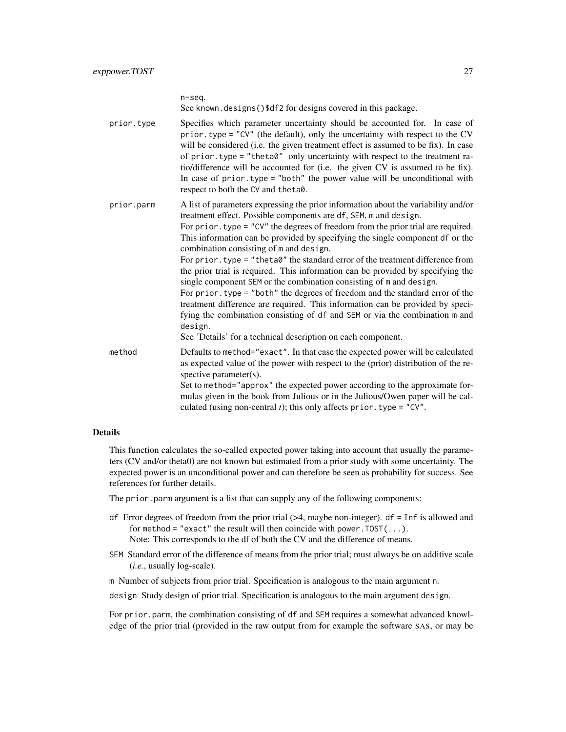n-seq.
See `known.designs()$df2` for designs covered in this package.

`prior.type` Specifies which parameter uncertainty should be accounted for. In case of `prior.type = "CV"` (the default), only the uncertainty with respect to the CV will be considered (i.e. the given treatment effect is assumed to be fix). In case of `prior.type = "theta0"` only uncertainty with respect to the treatment ratio/difference will be accounted for (i.e. the given CV is assumed to be fix). In case of `prior.type = "both"` the power value will be unconditional with respect to both the CV and theta0.

`prior.parm` A list of parameters expressing the prior information about the variability and/or treatment effect. Possible components are `df`, `SEM`, `m` and `design`.
For `prior.type = "CV"` the degrees of freedom from the prior trial are required. This information can be provided by specifying the single component `df` or the combination consisting of `m` and `design`.
For `prior.type = "theta0"` the standard error of the treatment difference from the prior trial is required. This information can be provided by specifying the single component `SEM` or the combination consisting of `m` and `design`.
For `prior.type = "both"` the degrees of freedom and the standard error of the treatment difference are required. This information can be provided by specifying the combination consisting of `df` and `SEM` or via the combination `m` and `design`.
See 'Details' for a technical description on each component.

`method` Defaults to `method="exact"`. In that case the expected power will be calculated as expected value of the power with respect to the (prior) distribution of the respective parameter(s).
Set to `method="approx"` the expected power according to the approximate formulas given in the book from Julious or in the Julious/Owen paper will be calculated (using non-central *t*); this only affects `prior.type = "CV"`.

## Details

This function calculates the so-called expected power taking into account that usually the parameters (CV and/or theta0) are not known but estimated from a prior study with some uncertainty. The expected power is an unconditional power and can therefore be seen as probability for success. See references for further details.

The `prior.parm` argument is a list that can supply any of the following components:

- `df` Error degrees of freedom from the prior trial (>4, maybe non-integer). `df = Inf` is allowed and for `method = "exact"` the result will then coincide with `power.TOST(...)`.
  Note: This corresponds to the df of both the CV and the difference of means.
- `SEM` Standard error of the difference of means from the prior trial; must always be on additive scale (*i.e.*, usually log-scale).
- `m` Number of subjects from prior trial. Specification is analogous to the main argument `n`.
- `design` Study design of prior trial. Specification is analogous to the main argument `design`.

For `prior.parm`, the combination consisting of `df` and `SEM` requires a somewhat advanced knowledge of the prior trial (provided in the raw output from for example the software SAS, or may be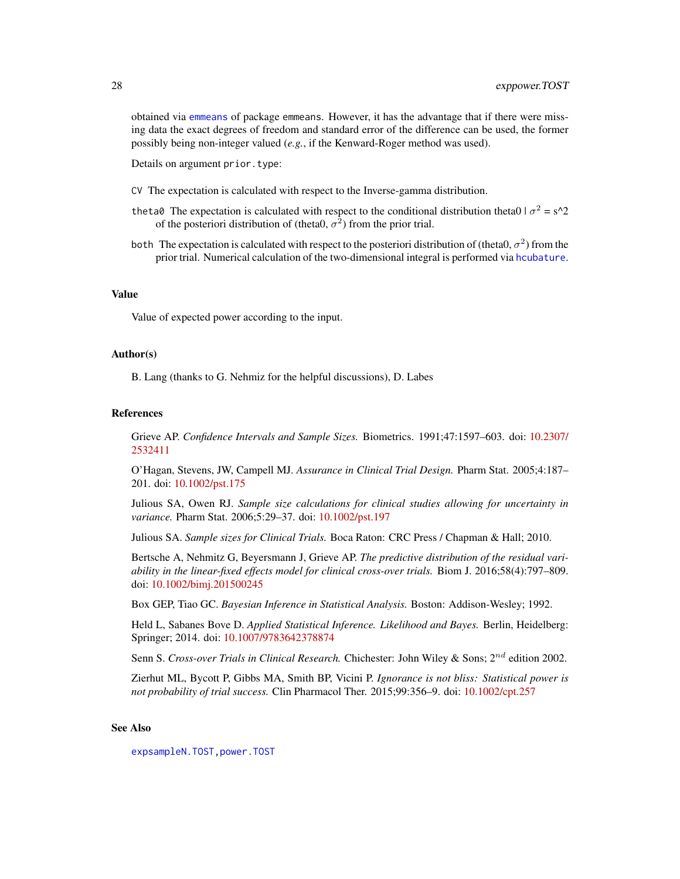obtained via emmeans of package emmeans. However, it has the advantage that if there were missing data the exact degrees of freedom and standard error of the difference can be used, the former possibly being non-integer valued (*e.g.*, if the Kenward-Roger method was used).

Details on argument `prior.type`:

`CV` The expectation is calculated with respect to the Inverse-gamma distribution.

`theta0` The expectation is calculated with respect to the conditional distribution theta0 | $\sigma^2$ = s^2 of the posteriori distribution of (theta0, $\sigma^2$) from the prior trial.

`both` The expectation is calculated with respect to the posteriori distribution of (theta0, $\sigma^2$) from the prior trial. Numerical calculation of the two-dimensional integral is performed via `hcubature`.

## Value

Value of expected power according to the input.

## Author(s)

B. Lang (thanks to G. Nehmiz for the helpful discussions), D. Labes

## References

Grieve AP. *Confidence Intervals and Sample Sizes.* Biometrics. 1991;47:1597–603. doi: 10.2307/2532411

O'Hagan, Stevens, JW, Campell MJ. *Assurance in Clinical Trial Design.* Pharm Stat. 2005;4:187–201. doi: 10.1002/pst.175

Julious SA, Owen RJ. *Sample size calculations for clinical studies allowing for uncertainty in variance.* Pharm Stat. 2006;5:29–37. doi: 10.1002/pst.197

Julious SA. *Sample sizes for Clinical Trials.* Boca Raton: CRC Press / Chapman & Hall; 2010.

Bertsche A, Nehmitz G, Beyersmann J, Grieve AP. *The predictive distribution of the residual variability in the linear-fixed effects model for clinical cross-over trials.* Biom J. 2016;58(4):797–809. doi: 10.1002/bimj.201500245

Box GEP, Tiao GC. *Bayesian Inference in Statistical Analysis.* Boston: Addison-Wesley; 1992.

Held L, Sabanes Bove D. *Applied Statistical Inference. Likelihood and Bayes.* Berlin, Heidelberg: Springer; 2014. doi: 10.1007/9783642378874

Senn S. *Cross-over Trials in Clinical Research.* Chichester: John Wiley & Sons; $2^{nd}$ edition 2002.

Zierhut ML, Bycott P, Gibbs MA, Smith BP, Vicini P. *Ignorance is not bliss: Statistical power is not probability of trial success.* Clin Pharmacol Ther. 2015;99:356–9. doi: 10.1002/cpt.257

## See Also

`expsampleN.TOST`, `power.TOST`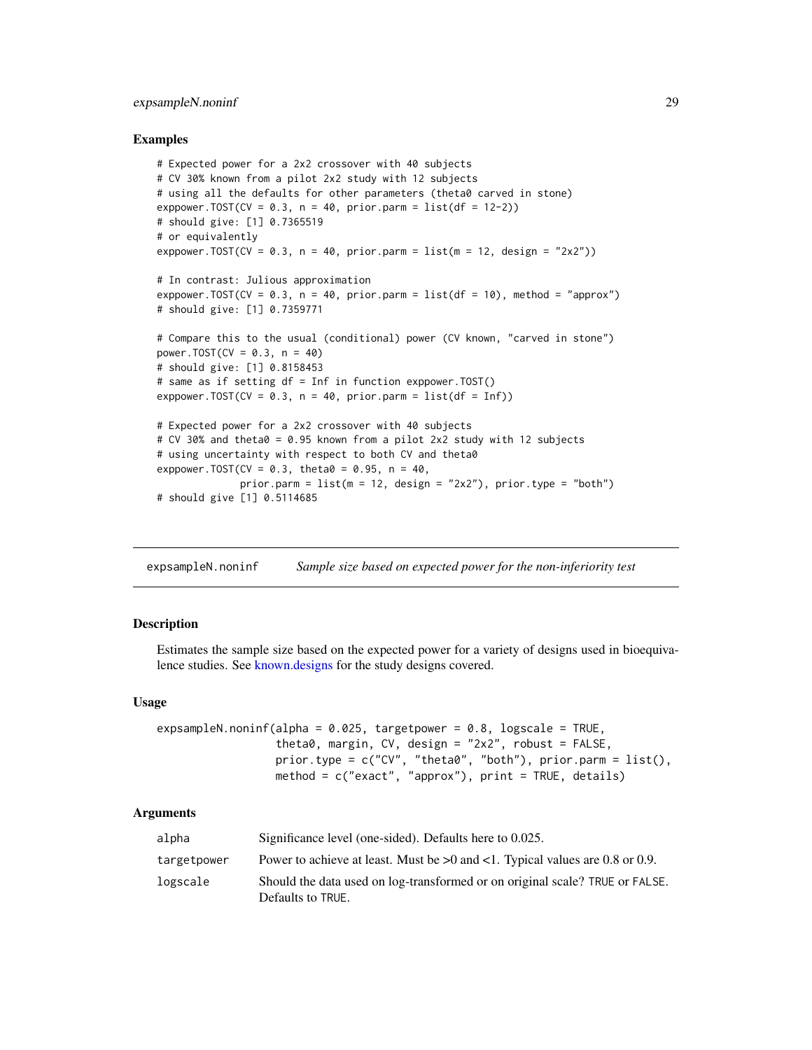## Examples

```
# Expected power for a 2x2 crossover with 40 subjects
# CV 30% known from a pilot 2x2 study with 12 subjects
# using all the defaults for other parameters (theta0 carved in stone)
exppower.TOST(CV = 0.3, n = 40, prior.parm = list(df = 12-2))
# should give: [1] 0.7365519
# or equivalently
exppower.TOST(CV = 0.3, n = 40, prior.parm = list(m = 12, design = "2x2"))

# In contrast: Julious approximation
exppower.TOST(CV = 0.3, n = 40, prior.parm = list(df = 10), method = "approx")
# should give: [1] 0.7359771

# Compare this to the usual (conditional) power (CV known, "carved in stone")
power.TOST(CV = 0.3, n = 40)
# should give: [1] 0.8158453
# same as if setting df = Inf in function exppower.TOST()
exppower.TOST(CV = 0.3, n = 40, prior.parm = list(df = Inf))

# Expected power for a 2x2 crossover with 40 subjects
# CV 30% and theta0 = 0.95 known from a pilot 2x2 study with 12 subjects
# using uncertainty with respect to both CV and theta0
exppower.TOST(CV = 0.3, theta0 = 0.95, n = 40,
              prior.parm = list(m = 12, design = "2x2"), prior.type = "both")
# should give [1] 0.5114685
```

---

`expsampleN.noninf` *Sample size based on expected power for the non-inferiority test*

---

## Description

Estimates the sample size based on the expected power for a variety of designs used in bioequivalence studies. See known.designs for the study designs covered.

## Usage

```
expsampleN.noninf(alpha = 0.025, targetpower = 0.8, logscale = TRUE,
                  theta0, margin, CV, design = "2x2", robust = FALSE,
                  prior.type = c("CV", "theta0", "both"), prior.parm = list(),
                  method = c("exact", "approx"), print = TRUE, details)
```

## Arguments

| | |
|---|---|
| `alpha` | Significance level (one-sided). Defaults here to 0.025. |
| `targetpower` | Power to achieve at least. Must be >0 and <1. Typical values are 0.8 or 0.9. |
| `logscale` | Should the data used on log-transformed or on original scale? `TRUE` or `FALSE`. Defaults to `TRUE`. |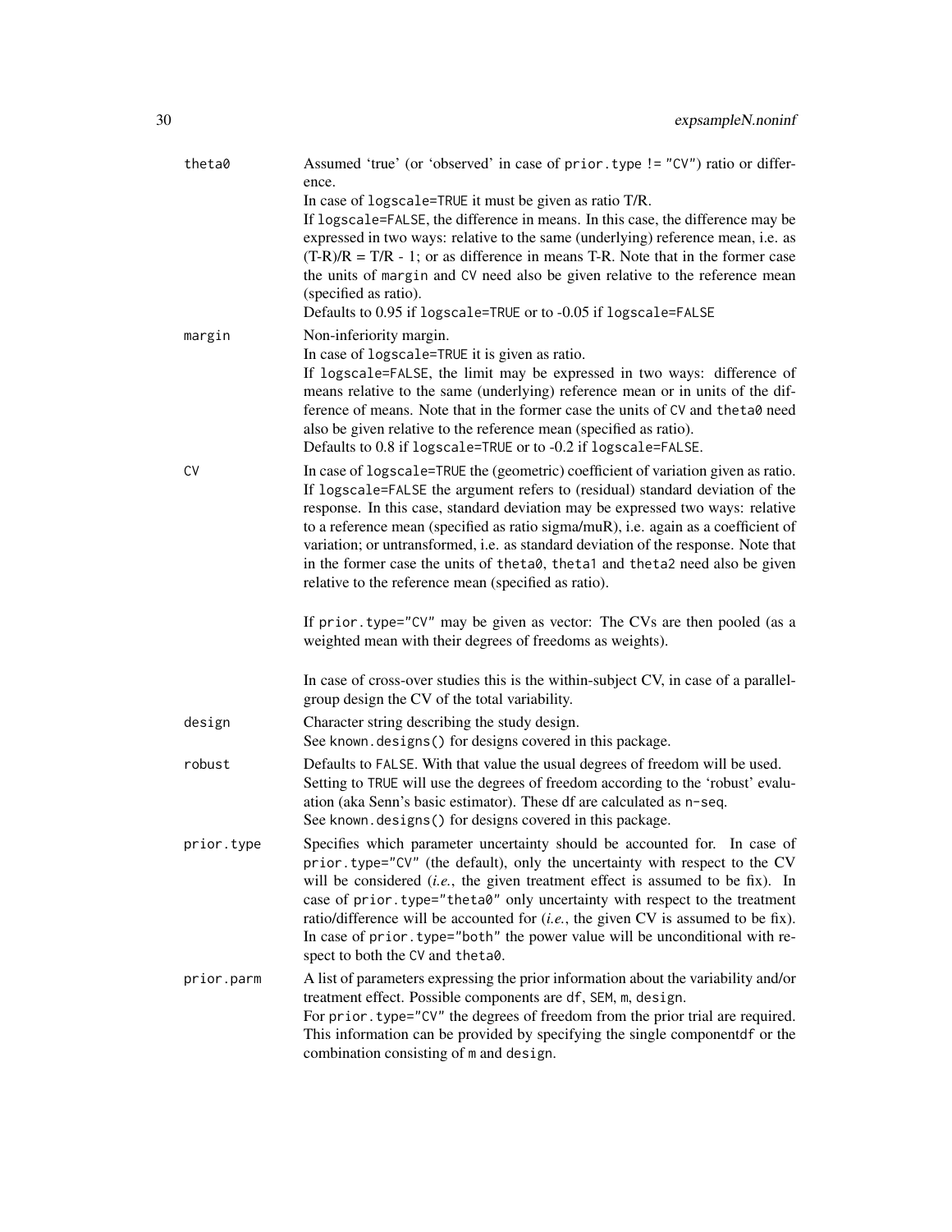| | |
|---|---|
| theta0 | Assumed 'true' (or 'observed' in case of prior.type != "CV") ratio or difference.<br>In case of logscale=TRUE it must be given as ratio T/R.<br>If logscale=FALSE, the difference in means. In this case, the difference may be expressed in two ways: relative to the same (underlying) reference mean, i.e. as (T-R)/R = T/R - 1; or as difference in means T-R. Note that in the former case the units of margin and CV need also be given relative to the reference mean (specified as ratio).<br>Defaults to 0.95 if logscale=TRUE or to -0.05 if logscale=FALSE |
| margin | Non-inferiority margin.<br>In case of logscale=TRUE it is given as ratio.<br>If logscale=FALSE, the limit may be expressed in two ways: difference of means relative to the same (underlying) reference mean or in units of the difference of means. Note that in the former case the units of CV and theta0 need also be given relative to the reference mean (specified as ratio).<br>Defaults to 0.8 if logscale=TRUE or to -0.2 if logscale=FALSE. |
| CV | In case of logscale=TRUE the (geometric) coefficient of variation given as ratio.<br>If logscale=FALSE the argument refers to (residual) standard deviation of the response. In this case, standard deviation may be expressed two ways: relative to a reference mean (specified as ratio sigma/muR), i.e. again as a coefficient of variation; or untransformed, i.e. as standard deviation of the response. Note that in the former case the units of theta0, theta1 and theta2 need also be given relative to the reference mean (specified as ratio).<br><br>If prior.type="CV" may be given as vector: The CVs are then pooled (as a weighted mean with their degrees of freedoms as weights).<br><br>In case of cross-over studies this is the within-subject CV, in case of a parallel-group design the CV of the total variability. |
| design | Character string describing the study design.<br>See known.designs() for designs covered in this package. |
| robust | Defaults to FALSE. With that value the usual degrees of freedom will be used. Setting to TRUE will use the degrees of freedom according to the 'robust' evaluation (aka Senn's basic estimator). These df are calculated as n-seq.<br>See known.designs() for designs covered in this package. |
| prior.type | Specifies which parameter uncertainty should be accounted for. In case of prior.type="CV" (the default), only the uncertainty with respect to the CV will be considered (*i.e.*, the given treatment effect is assumed to be fix). In case of prior.type="theta0" only uncertainty with respect to the treatment ratio/difference will be accounted for (*i.e.*, the given CV is assumed to be fix). In case of prior.type="both" the power value will be unconditional with respect to both the CV and theta0. |
| prior.parm | A list of parameters expressing the prior information about the variability and/or treatment effect. Possible components are df, SEM, m, design.<br>For prior.type="CV" the degrees of freedom from the prior trial are required. This information can be provided by specifying the single componentdf or the combination consisting of m and design. |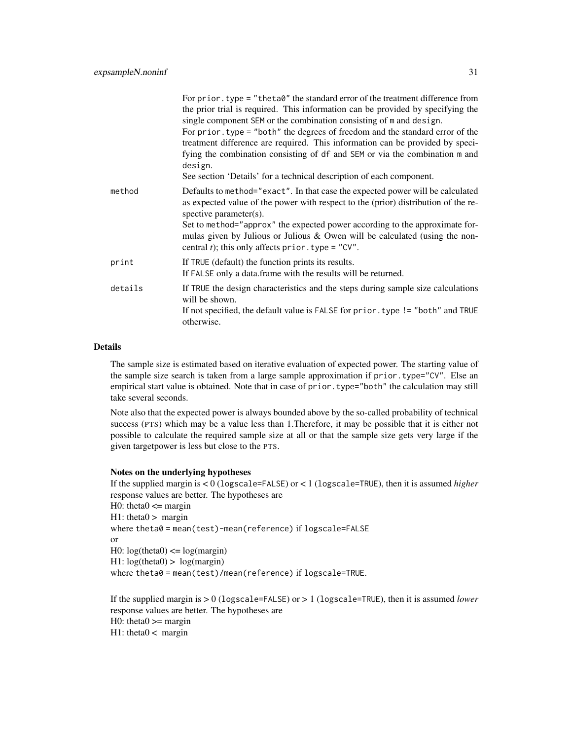For `prior.type = "theta0"` the standard error of the treatment difference from the prior trial is required. This information can be provided by specifying the single component `SEM` or the combination consisting of `m` and `design`.
For `prior.type = "both"` the degrees of freedom and the standard error of the treatment difference are required. This information can be provided by specifying the combination consisting of `df` and `SEM` or via the combination `m` and `design`.
See section 'Details' for a technical description of each component.

`method` Defaults to `method="exact"`. In that case the expected power will be calculated as expected value of the power with respect to the (prior) distribution of the respective parameter(s).
Set to `method="approx"` the expected power according to the approximate formulas given by Julious or Julious & Owen will be calculated (using the non-central *t*); this only affects `prior.type = "CV"`.

`print` If `TRUE` (default) the function prints its results.
If `FALSE` only a data.frame with the results will be returned.

`details` If `TRUE` the design characteristics and the steps during sample size calculations will be shown.
If not specified, the default value is `FALSE` for `prior.type != "both"` and `TRUE` otherwise.

## Details

The sample size is estimated based on iterative evaluation of expected power. The starting value of the sample size search is taken from a large sample approximation if `prior.type="CV"`. Else an empirical start value is obtained. Note that in case of `prior.type="both"` the calculation may still take several seconds.

Note also that the expected power is always bounded above by the so-called probability of technical success (PTS) which may be a value less than 1.Therefore, it may be possible that it is either not possible to calculate the required sample size at all or that the sample size gets very large if the given targetpower is less but close to the PTS.

### Notes on the underlying hypotheses

If the supplied margin is < 0 (`logscale=FALSE`) or < 1 (`logscale=TRUE`), then it is assumed *higher* response values are better. The hypotheses are
H0: theta0 <= margin
H1: theta0 > margin
where `theta0 = mean(test)-mean(reference)` if `logscale=FALSE`
or
H0: log(theta0) <= log(margin)
H1: log(theta0) > log(margin)
where `theta0 = mean(test)/mean(reference)` if `logscale=TRUE`.

If the supplied margin is > 0 (`logscale=FALSE`) or > 1 (`logscale=TRUE`), then it is assumed *lower* response values are better. The hypotheses are
H0: theta0 >= margin
H1: theta0 < margin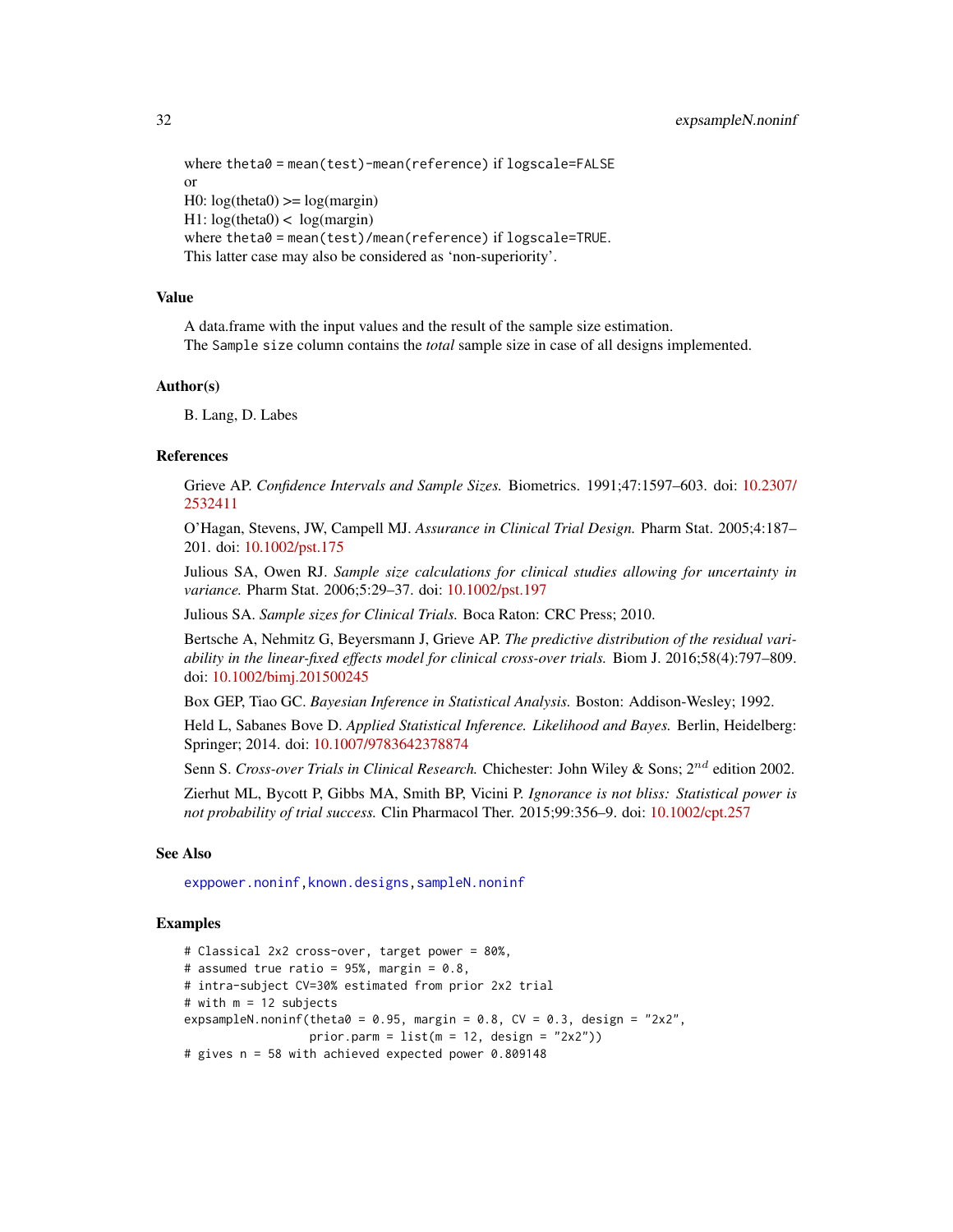where `theta0` = `mean(test)-mean(reference)` if `logscale=FALSE`
or
H0: log(theta0) >= log(margin)
H1: log(theta0) < log(margin)
where `theta0` = `mean(test)/mean(reference)` if `logscale=TRUE`.
This latter case may also be considered as 'non-superiority'.

### Value

A data.frame with the input values and the result of the sample size estimation.
The `Sample size` column contains the *total* sample size in case of all designs implemented.

### Author(s)

B. Lang, D. Labes

### References

Grieve AP. *Confidence Intervals and Sample Sizes.* Biometrics. 1991;47:1597–603. doi: 10.2307/2532411

O'Hagan, Stevens, JW, Campell MJ. *Assurance in Clinical Trial Design.* Pharm Stat. 2005;4:187–201. doi: 10.1002/pst.175

Julious SA, Owen RJ. *Sample size calculations for clinical studies allowing for uncertainty in variance.* Pharm Stat. 2006;5:29–37. doi: 10.1002/pst.197

Julious SA. *Sample sizes for Clinical Trials.* Boca Raton: CRC Press; 2010.

Bertsche A, Nehmitz G, Beyersmann J, Grieve AP. *The predictive distribution of the residual variability in the linear-fixed effects model for clinical cross-over trials.* Biom J. 2016;58(4):797–809. doi: 10.1002/bimj.201500245

Box GEP, Tiao GC. *Bayesian Inference in Statistical Analysis.* Boston: Addison-Wesley; 1992.

Held L, Sabanes Bove D. *Applied Statistical Inference. Likelihood and Bayes.* Berlin, Heidelberg: Springer; 2014. doi: 10.1007/9783642378874

Senn S. *Cross-over Trials in Clinical Research.* Chichester: John Wiley & Sons; $2^{nd}$ edition 2002.

Zierhut ML, Bycott P, Gibbs MA, Smith BP, Vicini P. *Ignorance is not bliss: Statistical power is not probability of trial success.* Clin Pharmacol Ther. 2015;99:356–9. doi: 10.1002/cpt.257

### See Also

`exppower.noninf`, `known.designs`, `sampleN.noninf`

### Examples

```
# Classical 2x2 cross-over, target power = 80%,
# assumed true ratio = 95%, margin = 0.8,
# intra-subject CV=30% estimated from prior 2x2 trial
# with m = 12 subjects
expsampleN.noninf(theta0 = 0.95, margin = 0.8, CV = 0.3, design = "2x2",
                  prior.parm = list(m = 12, design = "2x2"))
# gives n = 58 with achieved expected power 0.809148
```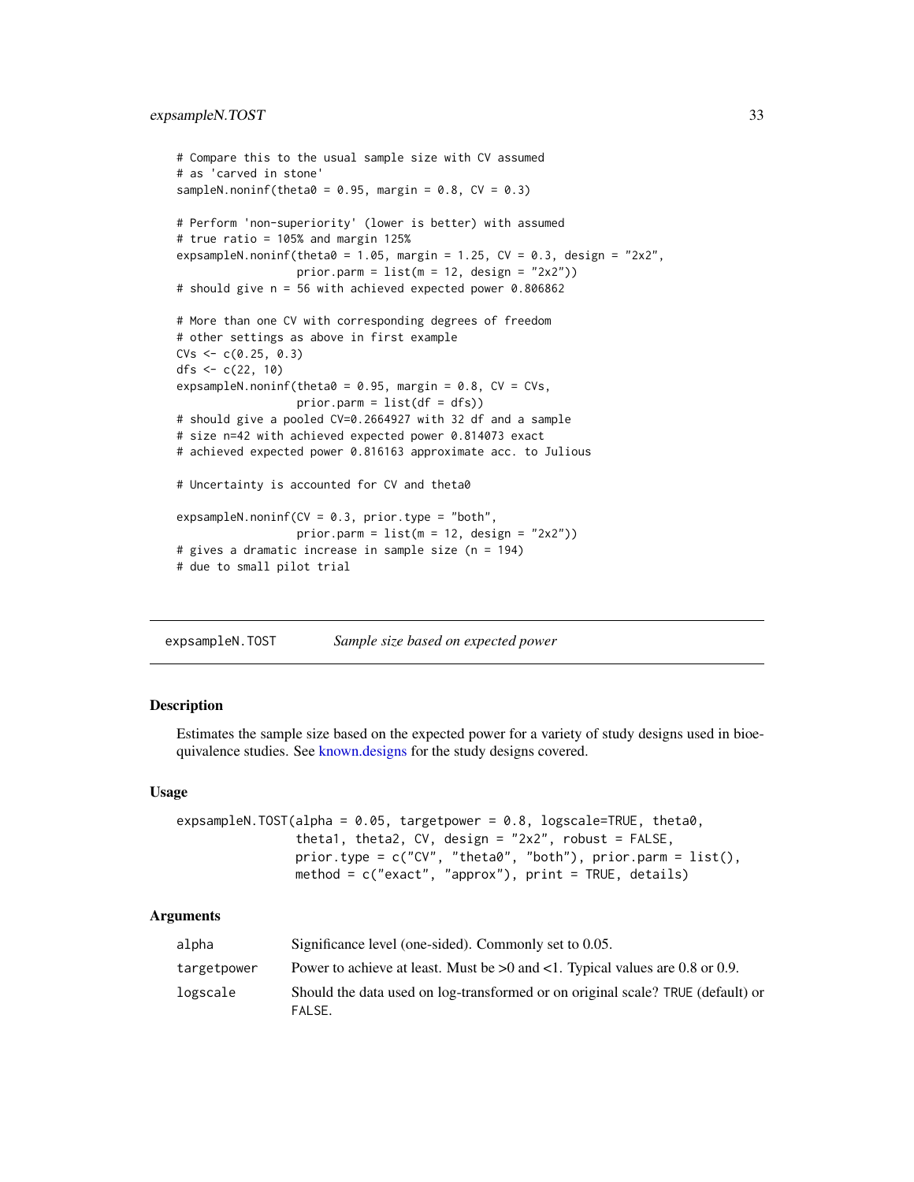```
# Compare this to the usual sample size with CV assumed
# as 'carved in stone'
sampleN.noninf(theta0 = 0.95, margin = 0.8, CV = 0.3)

# Perform 'non-superiority' (lower is better) with assumed
# true ratio = 105% and margin 125%
expsampleN.noninf(theta0 = 1.05, margin = 1.25, CV = 0.3, design = "2x2",
                  prior.parm = list(m = 12, design = "2x2"))
# should give n = 56 with achieved expected power 0.806862

# More than one CV with corresponding degrees of freedom
# other settings as above in first example
CVs <- c(0.25, 0.3)
dfs <- c(22, 10)
expsampleN.noninf(theta0 = 0.95, margin = 0.8, CV = CVs,
                  prior.parm = list(df = dfs))
# should give a pooled CV=0.2664927 with 32 df and a sample
# size n=42 with achieved expected power 0.814073 exact
# achieved expected power 0.816163 approximate acc. to Julious

# Uncertainty is accounted for CV and theta0

expsampleN.noninf(CV = 0.3, prior.type = "both",
                  prior.parm = list(m = 12, design = "2x2"))
# gives a dramatic increase in sample size (n = 194)
# due to small pilot trial
```

---

## expsampleN.TOST    *Sample size based on expected power*

### Description

Estimates the sample size based on the expected power for a variety of study designs used in bioequivalence studies. See known.designs for the study designs covered.

### Usage

```
expsampleN.TOST(alpha = 0.05, targetpower = 0.8, logscale=TRUE, theta0,
                theta1, theta2, CV, design = "2x2", robust = FALSE,
                prior.type = c("CV", "theta0", "both"), prior.parm = list(),
                method = c("exact", "approx"), print = TRUE, details)
```

### Arguments

| | |
|---|---|
| `alpha` | Significance level (one-sided). Commonly set to 0.05. |
| `targetpower` | Power to achieve at least. Must be >0 and <1. Typical values are 0.8 or 0.9. |
| `logscale` | Should the data used on log-transformed or on original scale? `TRUE` (default) or `FALSE`. |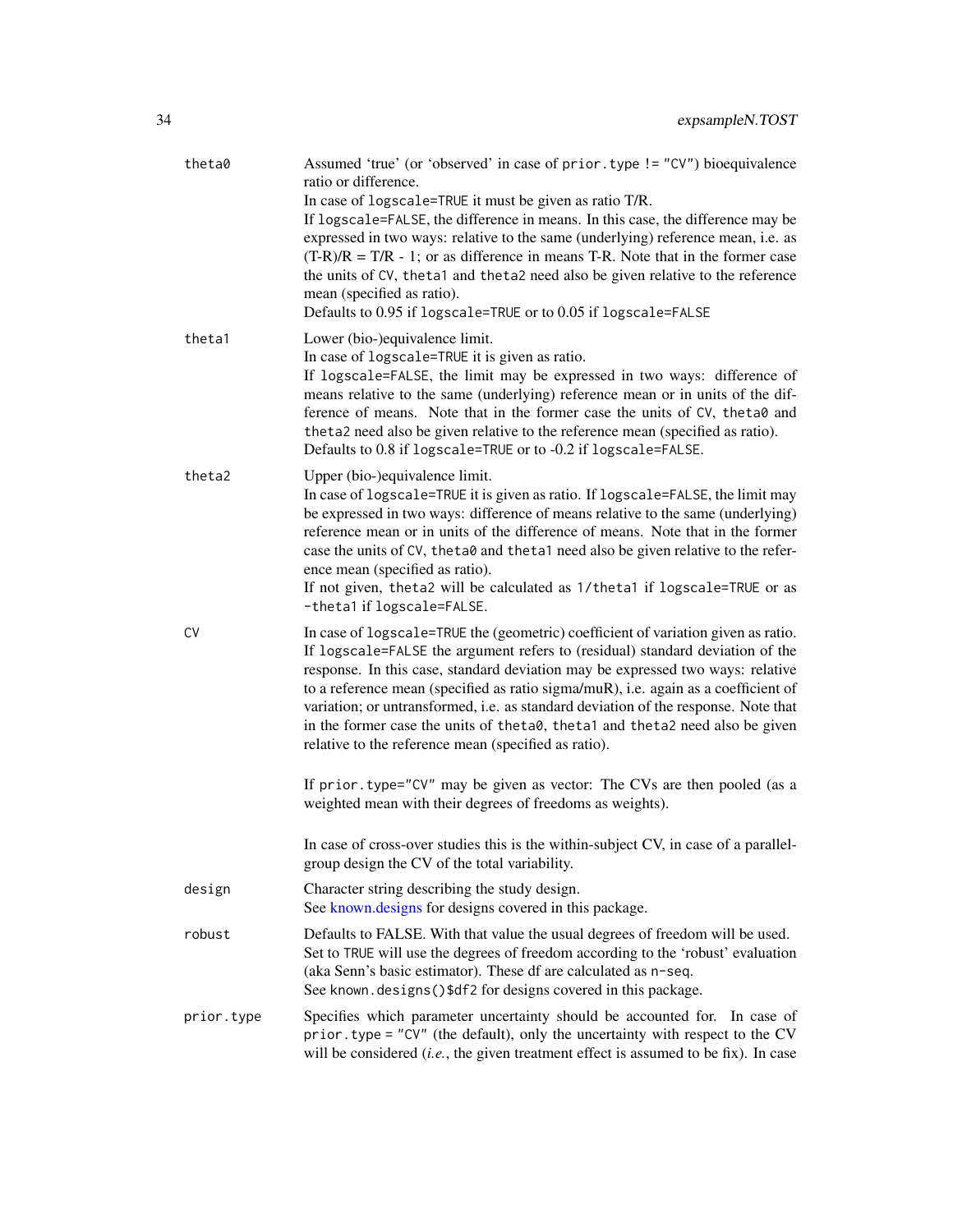| | |
|---|---|
| `theta0` | Assumed 'true' (or 'observed' in case of `prior.type != "CV"`) bioequivalence ratio or difference.<br>In case of `logscale=TRUE` it must be given as ratio T/R.<br>If `logscale=FALSE`, the difference in means. In this case, the difference may be expressed in two ways: relative to the same (underlying) reference mean, i.e. as (T-R)/R = T/R - 1; or as difference in means T-R. Note that in the former case the units of `CV`, `theta1` and `theta2` need also be given relative to the reference mean (specified as ratio).<br>Defaults to 0.95 if `logscale=TRUE` or to 0.05 if `logscale=FALSE` |
| `theta1` | Lower (bio-)equivalence limit.<br>In case of `logscale=TRUE` it is given as ratio.<br>If `logscale=FALSE`, the limit may be expressed in two ways: difference of means relative to the same (underlying) reference mean or in units of the difference of means. Note that in the former case the units of `CV`, `theta0` and `theta2` need also be given relative to the reference mean (specified as ratio).<br>Defaults to 0.8 if `logscale=TRUE` or to -0.2 if `logscale=FALSE`. |
| `theta2` | Upper (bio-)equivalence limit.<br>In case of `logscale=TRUE` it is given as ratio. If `logscale=FALSE`, the limit may be expressed in two ways: difference of means relative to the same (underlying) reference mean or in units of the difference of means. Note that in the former case the units of `CV`, `theta0` and `theta1` need also be given relative to the reference mean (specified as ratio).<br>If not given, `theta2` will be calculated as `1/theta1` if `logscale=TRUE` or as `-theta1` if `logscale=FALSE`. |
| `CV` | In case of `logscale=TRUE` the (geometric) coefficient of variation given as ratio. If `logscale=FALSE` the argument refers to (residual) standard deviation of the response. In this case, standard deviation may be expressed two ways: relative to a reference mean (specified as ratio sigma/muR), i.e. again as a coefficient of variation; or untransformed, i.e. as standard deviation of the response. Note that in the former case the units of `theta0`, `theta1` and `theta2` need also be given relative to the reference mean (specified as ratio).<br><br>If `prior.type="CV"` may be given as vector: The CVs are then pooled (as a weighted mean with their degrees of freedoms as weights).<br><br>In case of cross-over studies this is the within-subject CV, in case of a parallel-group design the CV of the total variability. |
| `design` | Character string describing the study design.<br>See known.designs for designs covered in this package. |
| `robust` | Defaults to FALSE. With that value the usual degrees of freedom will be used. Set to `TRUE` will use the degrees of freedom according to the 'robust' evaluation (aka Senn's basic estimator). These df are calculated as `n-seq`.<br>See `known.designs()$df2` for designs covered in this package. |
| `prior.type` | Specifies which parameter uncertainty should be accounted for. In case of `prior.type = "CV"` (the default), only the uncertainty with respect to the CV will be considered (*i.e.*, the given treatment effect is assumed to be fix). In case |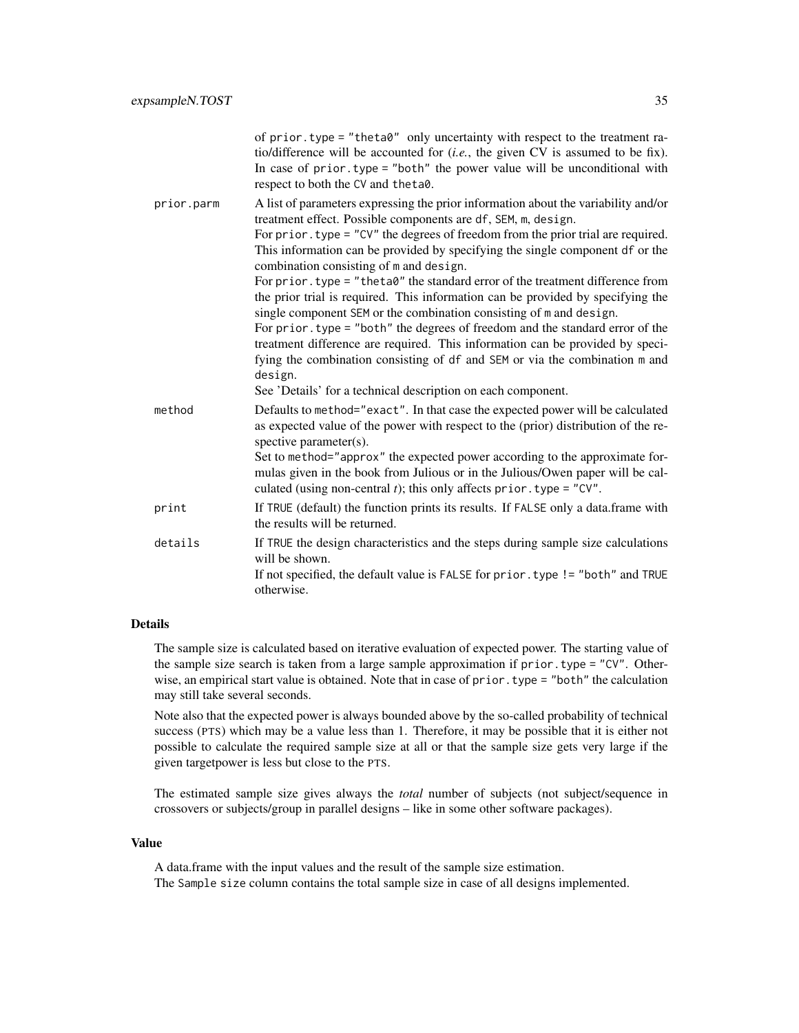of `prior.type = "theta0"` only uncertainty with respect to the treatment ratio/difference will be accounted for (*i.e.*, the given CV is assumed to be fix). In case of `prior.type = "both"` the power value will be unconditional with respect to both the `CV` and `theta0`.

**prior.parm**
: A list of parameters expressing the prior information about the variability and/or treatment effect. Possible components are `df`, `SEM`, `m`, `design`.
For `prior.type = "CV"` the degrees of freedom from the prior trial are required. This information can be provided by specifying the single component `df` or the combination consisting of `m` and `design`.
For `prior.type = "theta0"` the standard error of the treatment difference from the prior trial is required. This information can be provided by specifying the single component `SEM` or the combination consisting of `m` and `design`.
For `prior.type = "both"` the degrees of freedom and the standard error of the treatment difference are required. This information can be provided by specifying the combination consisting of `df` and `SEM` or via the combination `m` and `design`.
See 'Details' for a technical description on each component.

**method**
: Defaults to `method="exact"`. In that case the expected power will be calculated as expected value of the power with respect to the (prior) distribution of the respective parameter(s).
Set to `method="approx"` the expected power according to the approximate formulas given in the book from Julious or in the Julious/Owen paper will be calculated (using non-central *t*); this only affects `prior.type = "CV"`.

**print**
: If `TRUE` (default) the function prints its results. If `FALSE` only a data.frame with the results will be returned.

**details**
: If `TRUE` the design characteristics and the steps during sample size calculations will be shown.
If not specified, the default value is `FALSE` for `prior.type != "both"` and `TRUE` otherwise.

## Details

The sample size is calculated based on iterative evaluation of expected power. The starting value of the sample size search is taken from a large sample approximation if `prior.type = "CV"`. Otherwise, an empirical start value is obtained. Note that in case of `prior.type = "both"` the calculation may still take several seconds.

Note also that the expected power is always bounded above by the so-called probability of technical success (PTS) which may be a value less than 1. Therefore, it may be possible that it is either not possible to calculate the required sample size at all or that the sample size gets very large if the given targetpower is less but close to the PTS.

The estimated sample size gives always the *total* number of subjects (not subject/sequence in crossovers or subjects/group in parallel designs – like in some other software packages).

## Value

A data.frame with the input values and the result of the sample size estimation.
The `Sample size` column contains the total sample size in case of all designs implemented.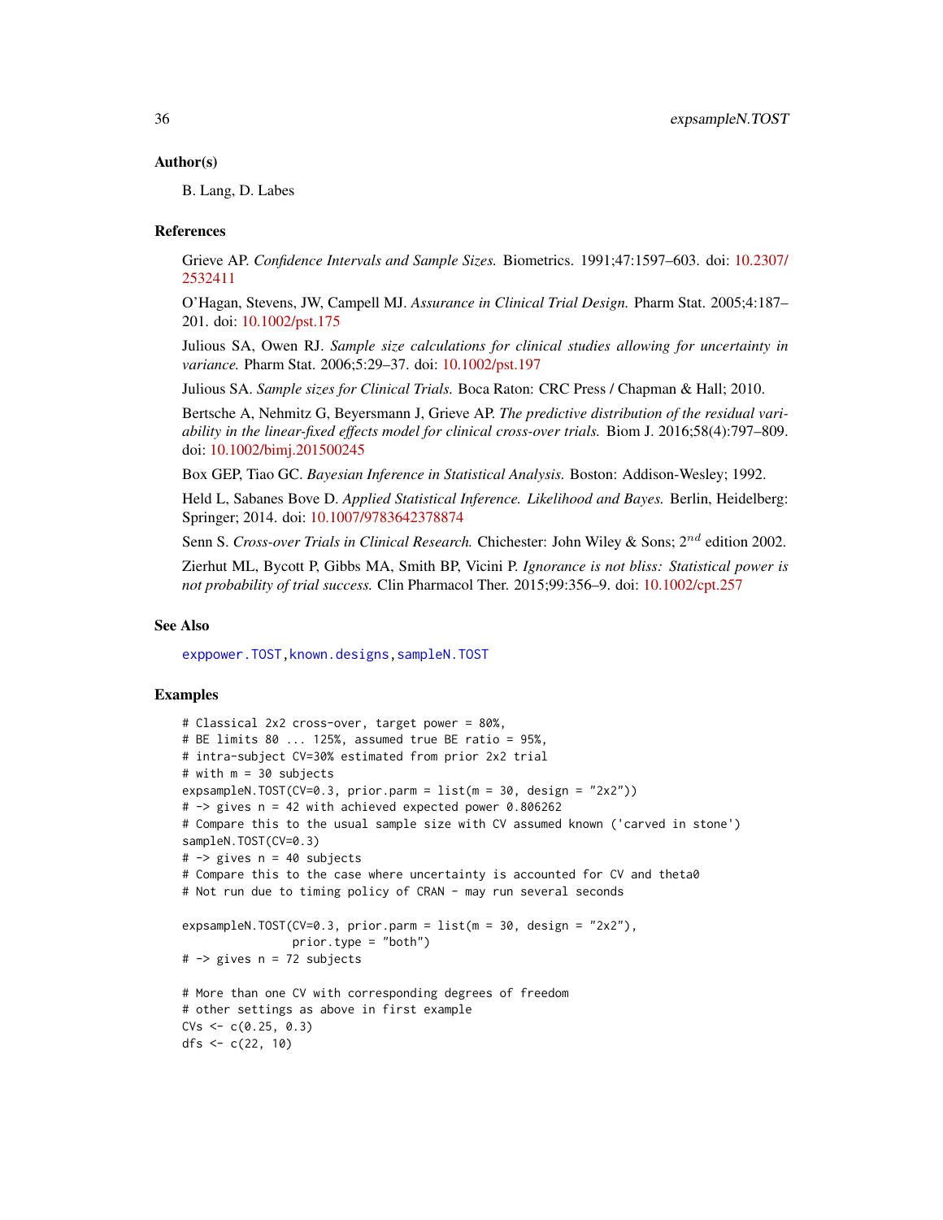## Author(s)

B. Lang, D. Labes

## References

Grieve AP. *Confidence Intervals and Sample Sizes.* Biometrics. 1991;47:1597–603. doi: 10.2307/2532411

O'Hagan, Stevens, JW, Campell MJ. *Assurance in Clinical Trial Design.* Pharm Stat. 2005;4:187–201. doi: 10.1002/pst.175

Julious SA, Owen RJ. *Sample size calculations for clinical studies allowing for uncertainty in variance.* Pharm Stat. 2006;5:29–37. doi: 10.1002/pst.197

Julious SA. *Sample sizes for Clinical Trials.* Boca Raton: CRC Press / Chapman & Hall; 2010.

Bertsche A, Nehmitz G, Beyersmann J, Grieve AP. *The predictive distribution of the residual variability in the linear-fixed effects model for clinical cross-over trials.* Biom J. 2016;58(4):797–809. doi: 10.1002/bimj.201500245

Box GEP, Tiao GC. *Bayesian Inference in Statistical Analysis.* Boston: Addison-Wesley; 1992.

Held L, Sabanes Bove D. *Applied Statistical Inference. Likelihood and Bayes.* Berlin, Heidelberg: Springer; 2014. doi: 10.1007/9783642378874

Senn S. *Cross-over Trials in Clinical Research.* Chichester: John Wiley & Sons; $2^{nd}$ edition 2002.

Zierhut ML, Bycott P, Gibbs MA, Smith BP, Vicini P. *Ignorance is not bliss: Statistical power is not probability of trial success.* Clin Pharmacol Ther. 2015;99:356–9. doi: 10.1002/cpt.257

## See Also

exppower.TOST, known.designs, sampleN.TOST

## Examples

```
# Classical 2x2 cross-over, target power = 80%,
# BE limits 80 ... 125%, assumed true BE ratio = 95%,
# intra-subject CV=30% estimated from prior 2x2 trial
# with m = 30 subjects
expsampleN.TOST(CV=0.3, prior.parm = list(m = 30, design = "2x2"))
# -> gives n = 42 with achieved expected power 0.806262
# Compare this to the usual sample size with CV assumed known ('carved in stone')
sampleN.TOST(CV=0.3)
# -> gives n = 40 subjects
# Compare this to the case where uncertainty is accounted for CV and theta0
# Not run due to timing policy of CRAN - may run several seconds

expsampleN.TOST(CV=0.3, prior.parm = list(m = 30, design = "2x2"),
                prior.type = "both")
# -> gives n = 72 subjects

# More than one CV with corresponding degrees of freedom
# other settings as above in first example
CVs <- c(0.25, 0.3)
dfs <- c(22, 10)
```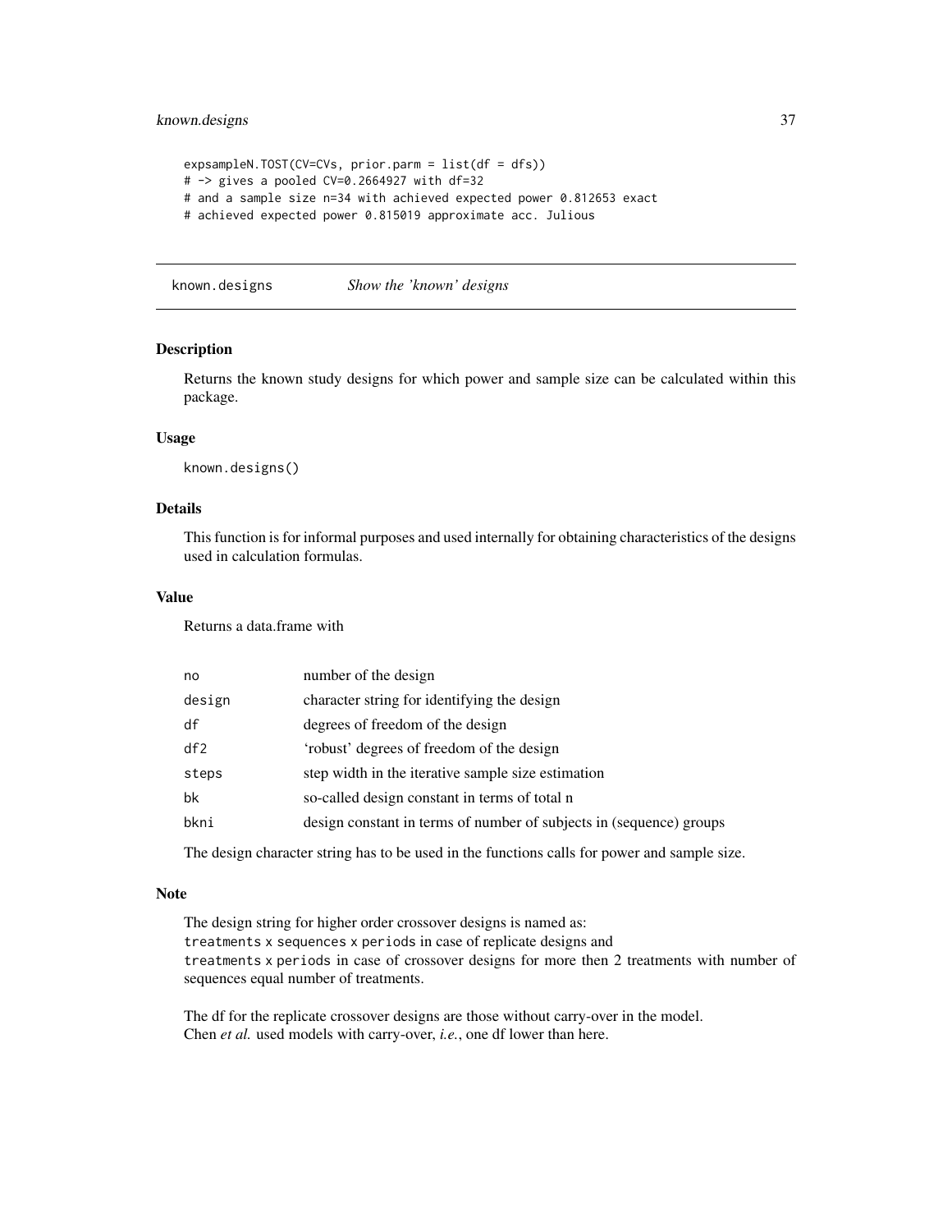```
expsampleN.TOST(CV=CVs, prior.parm = list(df = dfs))
# -> gives a pooled CV=0.2664927 with df=32
# and a sample size n=34 with achieved expected power 0.812653 exact
# achieved expected power 0.815019 approximate acc. Julious
```

## known.designs    *Show the 'known' designs*

### Description

Returns the known study designs for which power and sample size can be calculated within this package.

### Usage

```
known.designs()
```

### Details

This function is for informal purposes and used internally for obtaining characteristics of the designs used in calculation formulas.

### Value

Returns a data.frame with

| | |
|---|---|
| `no` | number of the design |
| `design` | character string for identifying the design |
| `df` | degrees of freedom of the design |
| `df2` | 'robust' degrees of freedom of the design |
| `steps` | step width in the iterative sample size estimation |
| `bk` | so-called design constant in terms of total n |
| `bkni` | design constant in terms of number of subjects in (sequence) groups |

The design character string has to be used in the functions calls for power and sample size.

### Note

The design string for higher order crossover designs is named as:
`treatments` x `sequences` x `periods` in case of replicate designs and
`treatments` x `periods` in case of crossover designs for more then 2 treatments with number of sequences equal number of treatments.

The df for the replicate crossover designs are those without carry-over in the model.
Chen *et al.* used models with carry-over, *i.e.*, one df lower than here.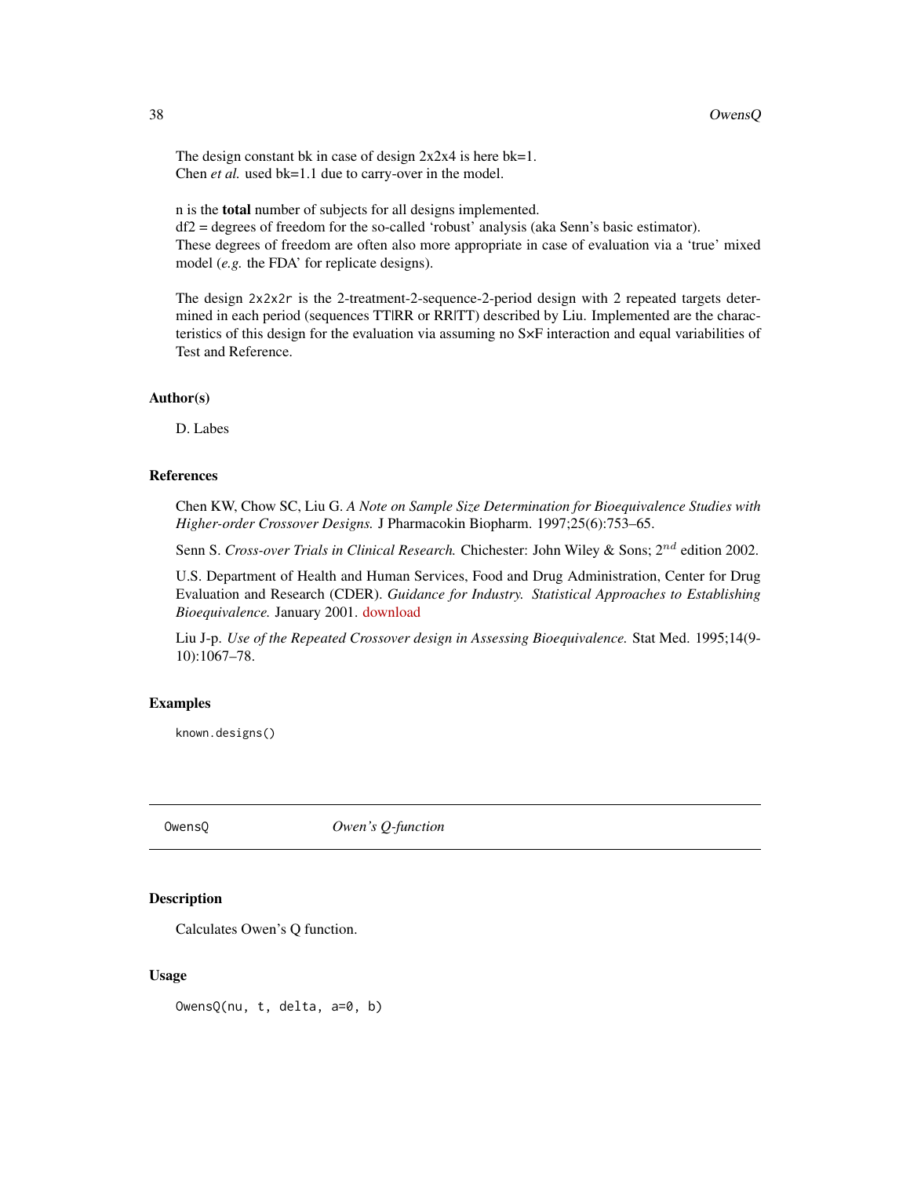The design constant bk in case of design 2x2x4 is here bk=1.
Chen *et al.* used bk=1.1 due to carry-over in the model.

n is the **total** number of subjects for all designs implemented.
df2 = degrees of freedom for the so-called 'robust' analysis (aka Senn's basic estimator).
These degrees of freedom are often also more appropriate in case of evaluation via a 'true' mixed model (*e.g.* the FDA' for replicate designs).

The design `2x2x2r` is the 2-treatment-2-sequence-2-period design with 2 repeated targets determined in each period (sequences TT|RR or RR|TT) described by Liu. Implemented are the characteristics of this design for the evaluation via assuming no S×F interaction and equal variabilities of Test and Reference.

### Author(s)

D. Labes

### References

Chen KW, Chow SC, Liu G. *A Note on Sample Size Determination for Bioequivalence Studies with Higher-order Crossover Designs.* J Pharmacokin Biopharm. 1997;25(6):753–65.

Senn S. *Cross-over Trials in Clinical Research.* Chichester: John Wiley & Sons; $2^{nd}$ edition 2002.

U.S. Department of Health and Human Services, Food and Drug Administration, Center for Drug Evaluation and Research (CDER). *Guidance for Industry. Statistical Approaches to Establishing Bioequivalence.* January 2001. download

Liu J-p. *Use of the Repeated Crossover design in Assessing Bioequivalence.* Stat Med. 1995;14(9-10):1067–78.

### Examples

```
known.designs()
```

## OwensQ — *Owen's Q-function*

### Description

Calculates Owen's Q function.

### Usage

```
OwensQ(nu, t, delta, a=0, b)
```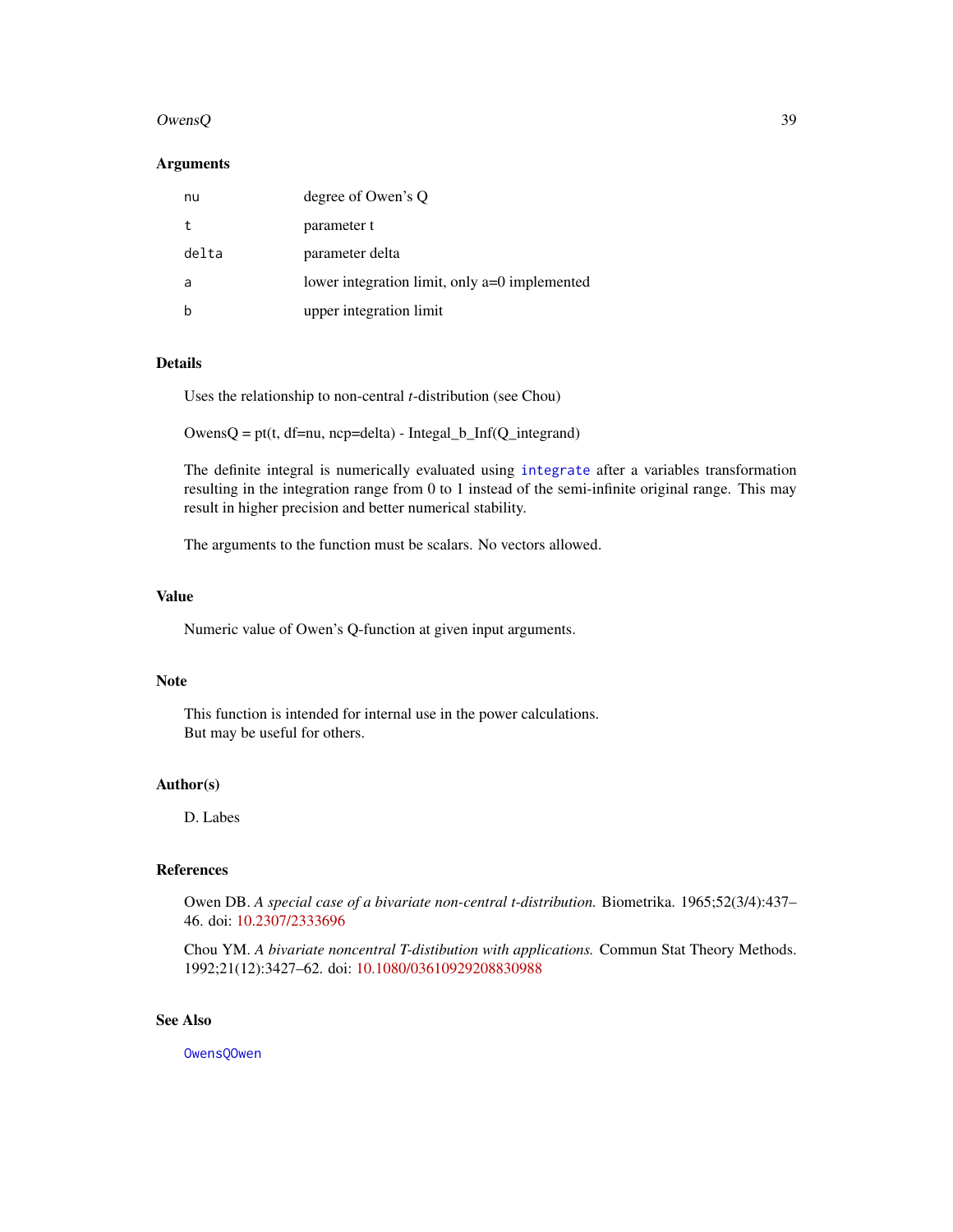### Arguments

| | |
|---|---|
| `nu` | degree of Owen's Q |
| `t` | parameter t |
| `delta` | parameter delta |
| `a` | lower integration limit, only a=0 implemented |
| `b` | upper integration limit |

### Details

Uses the relationship to non-central *t*-distribution (see Chou)

OwensQ = pt(t, df=nu, ncp=delta) - Integal_b_Inf(Q_integrand)

The definite integral is numerically evaluated using `integrate` after a variables transformation resulting in the integration range from 0 to 1 instead of the semi-infinite original range. This may result in higher precision and better numerical stability.

The arguments to the function must be scalars. No vectors allowed.

### Value

Numeric value of Owen's Q-function at given input arguments.

### Note

This function is intended for internal use in the power calculations.
But may be useful for others.

### Author(s)

D. Labes

### References

Owen DB. *A special case of a bivariate non-central t-distribution.* Biometrika. 1965;52(3/4):437–46. doi: 10.2307/2333696

Chou YM. *A bivariate noncentral T-distibution with applications.* Commun Stat Theory Methods. 1992;21(12):3427–62. doi: 10.1080/03610929208830988

### See Also

`OwensQOwen`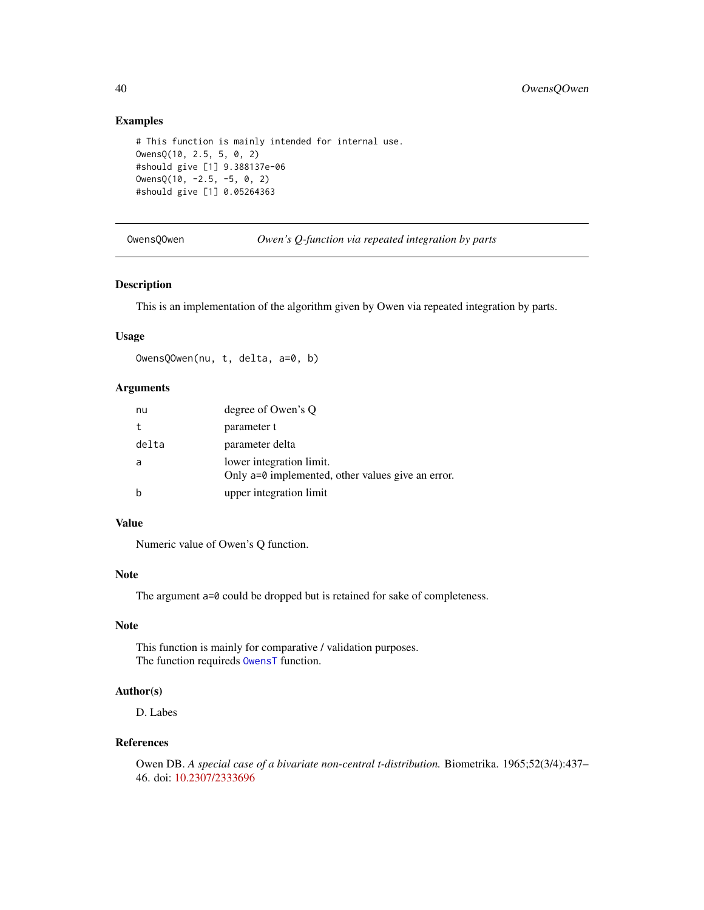## Examples

```
# This function is mainly intended for internal use.
OwensQ(10, 2.5, 5, 0, 2)
#should give [1] 9.388137e-06
OwensQ(10, -2.5, -5, 0, 2)
#should give [1] 0.05264363
```

---

# OwensQOwen    *Owen's Q-function via repeated integration by parts*

---

## Description

This is an implementation of the algorithm given by Owen via repeated integration by parts.

## Usage

```
OwensQOwen(nu, t, delta, a=0, b)
```

## Arguments

| | |
|---|---|
| nu | degree of Owen's Q |
| t | parameter t |
| delta | parameter delta |
| a | lower integration limit.<br>Only `a=0` implemented, other values give an error. |
| b | upper integration limit |

## Value

Numeric value of Owen's Q function.

## Note

The argument `a=0` could be dropped but is retained for sake of completeness.

## Note

This function is mainly for comparative / validation purposes.
The function requireds `OwensT` function.

## Author(s)

D. Labes

## References

Owen DB. *A special case of a bivariate non-central t-distribution.* Biometrika. 1965;52(3/4):437–46. doi: 10.2307/2333696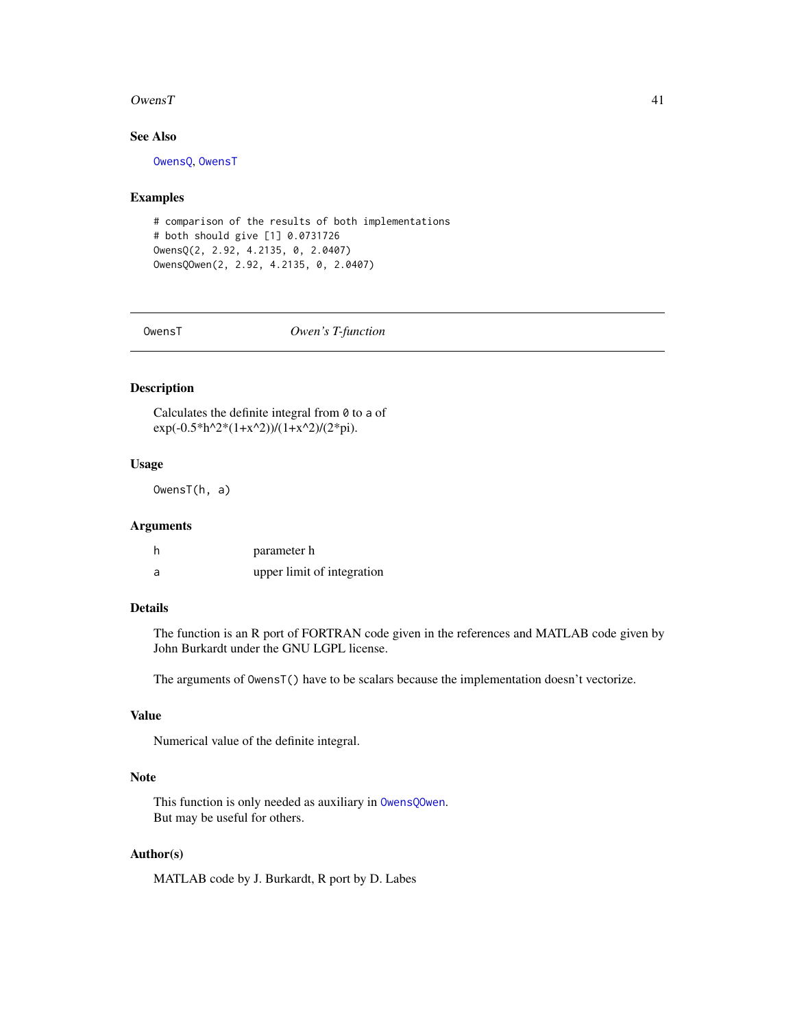### See Also

OwensQ, OwensT

### Examples

```
# comparison of the results of both implementations
# both should give [1] 0.0731726
OwensQ(2, 2.92, 4.2135, 0, 2.0407)
OwensQOwen(2, 2.92, 4.2135, 0, 2.0407)
```

---

## OwensT *Owen's T-function*

---

### Description

Calculates the definite integral from 0 to a of
exp(-0.5*h^2*(1+x^2))/(1+x^2)/(2*pi).

### Usage

```
OwensT(h, a)
```

### Arguments

| | |
|---|---|
| h | parameter h |
| a | upper limit of integration |

### Details

The function is an R port of FORTRAN code given in the references and MATLAB code given by John Burkardt under the GNU LGPL license.

The arguments of `OwensT()` have to be scalars because the implementation doesn't vectorize.

### Value

Numerical value of the definite integral.

### Note

This function is only needed as auxiliary in OwensQOwen.
But may be useful for others.

### Author(s)

MATLAB code by J. Burkardt, R port by D. Labes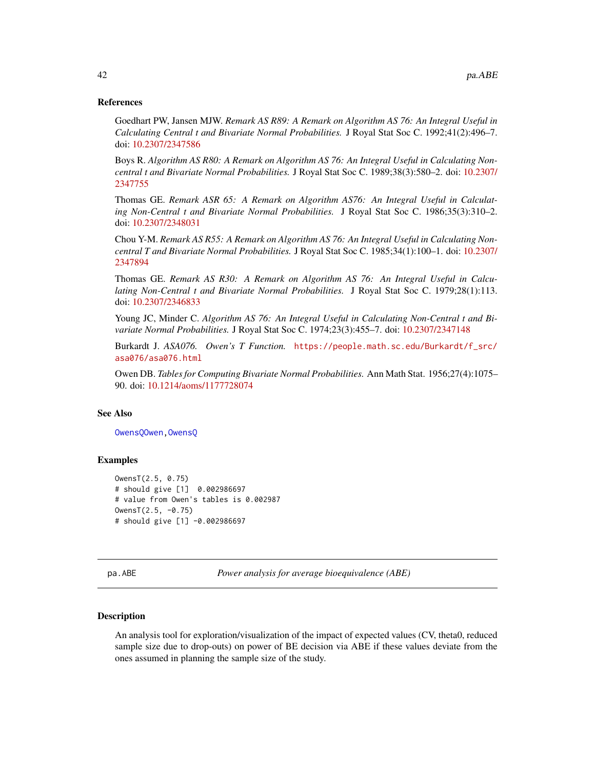### References

Goedhart PW, Jansen MJW. *Remark AS R89: A Remark on Algorithm AS 76: An Integral Useful in Calculating Central t and Bivariate Normal Probabilities.* J Royal Stat Soc C. 1992;41(2):496–7. doi: 10.2307/2347586

Boys R. *Algorithm AS R80: A Remark on Algorithm AS 76: An Integral Useful in Calculating Noncentral t and Bivariate Normal Probabilities.* J Royal Stat Soc C. 1989;38(3):580–2. doi: 10.2307/2347755

Thomas GE. *Remark ASR 65: A Remark on Algorithm AS76: An Integral Useful in Calculating Non-Central t and Bivariate Normal Probabilities.* J Royal Stat Soc C. 1986;35(3):310–2. doi: 10.2307/2348031

Chou Y-M. *Remark AS R55: A Remark on Algorithm AS 76: An Integral Useful in Calculating Noncentral T and Bivariate Normal Probabilities.* J Royal Stat Soc C. 1985;34(1):100–1. doi: 10.2307/2347894

Thomas GE. *Remark AS R30: A Remark on Algorithm AS 76: An Integral Useful in Calculating Non-Central t and Bivariate Normal Probabilities.* J Royal Stat Soc C. 1979;28(1):113. doi: 10.2307/2346833

Young JC, Minder C. *Algorithm AS 76: An Integral Useful in Calculating Non-Central t and Bivariate Normal Probabilities.* J Royal Stat Soc C. 1974;23(3):455–7. doi: 10.2307/2347148

Burkardt J. *ASA076. Owen's T Function.* https://people.math.sc.edu/Burkardt/f_src/asa076/asa076.html

Owen DB. *Tables for Computing Bivariate Normal Probabilities.* Ann Math Stat. 1956;27(4):1075–90. doi: 10.1214/aoms/1177728074

### See Also

OwensQOwen, OwensQ

### Examples

```
OwensT(2.5, 0.75)
# should give [1]  0.002986697
# value from Owen's tables is 0.002987
OwensT(2.5, -0.75)
# should give [1] -0.002986697
```

---

## pa.ABE — *Power analysis for average bioequivalence (ABE)*

### Description

An analysis tool for exploration/visualization of the impact of expected values (CV, theta0, reduced sample size due to drop-outs) on power of BE decision via ABE if these values deviate from the ones assumed in planning the sample size of the study.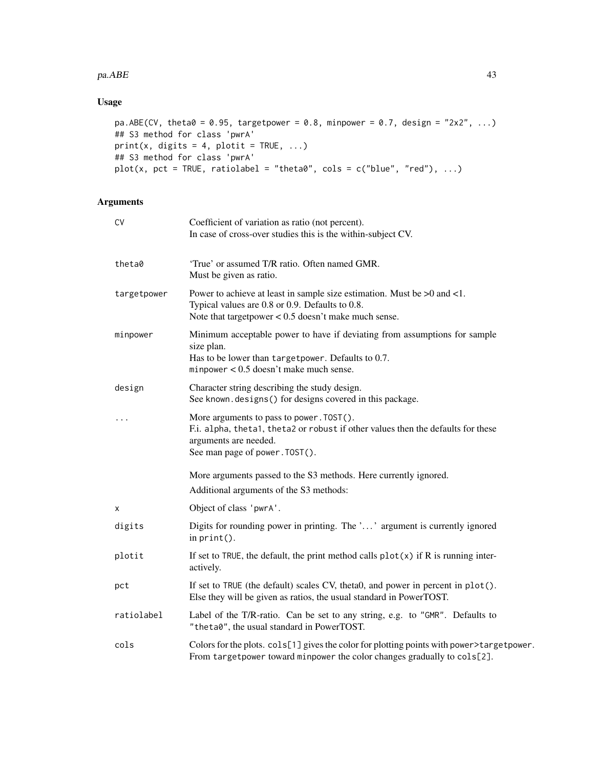## Usage

```
pa.ABE(CV, theta0 = 0.95, targetpower = 0.8, minpower = 0.7, design = "2x2", ...)
## S3 method for class 'pwrA'
print(x, digits = 4, plotit = TRUE, ...)
## S3 method for class 'pwrA'
plot(x, pct = TRUE, ratiolabel = "theta0", cols = c("blue", "red"), ...)
```

## Arguments

| | |
|---|---|
| `CV` | Coefficient of variation as ratio (not percent).<br>In case of cross-over studies this is the within-subject CV. |
| `theta0` | 'True' or assumed T/R ratio. Often named GMR.<br>Must be given as ratio. |
| `targetpower` | Power to achieve at least in sample size estimation. Must be >0 and <1.<br>Typical values are 0.8 or 0.9. Defaults to 0.8.<br>Note that targetpower < 0.5 doesn't make much sense. |
| `minpower` | Minimum acceptable power to have if deviating from assumptions for sample size plan.<br>Has to be lower than `targetpower`. Defaults to 0.7.<br>`minpower` < 0.5 doesn't make much sense. |
| `design` | Character string describing the study design.<br>See `known.designs()` for designs covered in this package. |
| `...` | More arguments to pass to `power.TOST()`.<br>F.i. `alpha`, `theta1`, `theta2` or `robust` if other values then the defaults for these arguments are needed.<br>See man page of `power.TOST()`.<br><br>More arguments passed to the S3 methods. Here currently ignored.<br>Additional arguments of the S3 methods: |
| `x` | Object of class `'pwrA'`. |
| `digits` | Digits for rounding power in printing. The '...' argument is currently ignored in `print()`. |
| `plotit` | If set to `TRUE`, the default, the print method calls `plot(x)` if R is running interactively. |
| `pct` | If set to `TRUE` (the default) scales CV, theta0, and power in percent in `plot()`.<br>Else they will be given as ratios, the usual standard in PowerTOST. |
| `ratiolabel` | Label of the T/R-ratio. Can be set to any string, e.g. to `"GMR"`. Defaults to `"theta0"`, the usual standard in PowerTOST. |
| `cols` | Colors for the plots. `cols[1]` gives the color for plotting points with `power>targetpower`.<br>From `targetpower` toward `minpower` the color changes gradually to `cols[2]`. |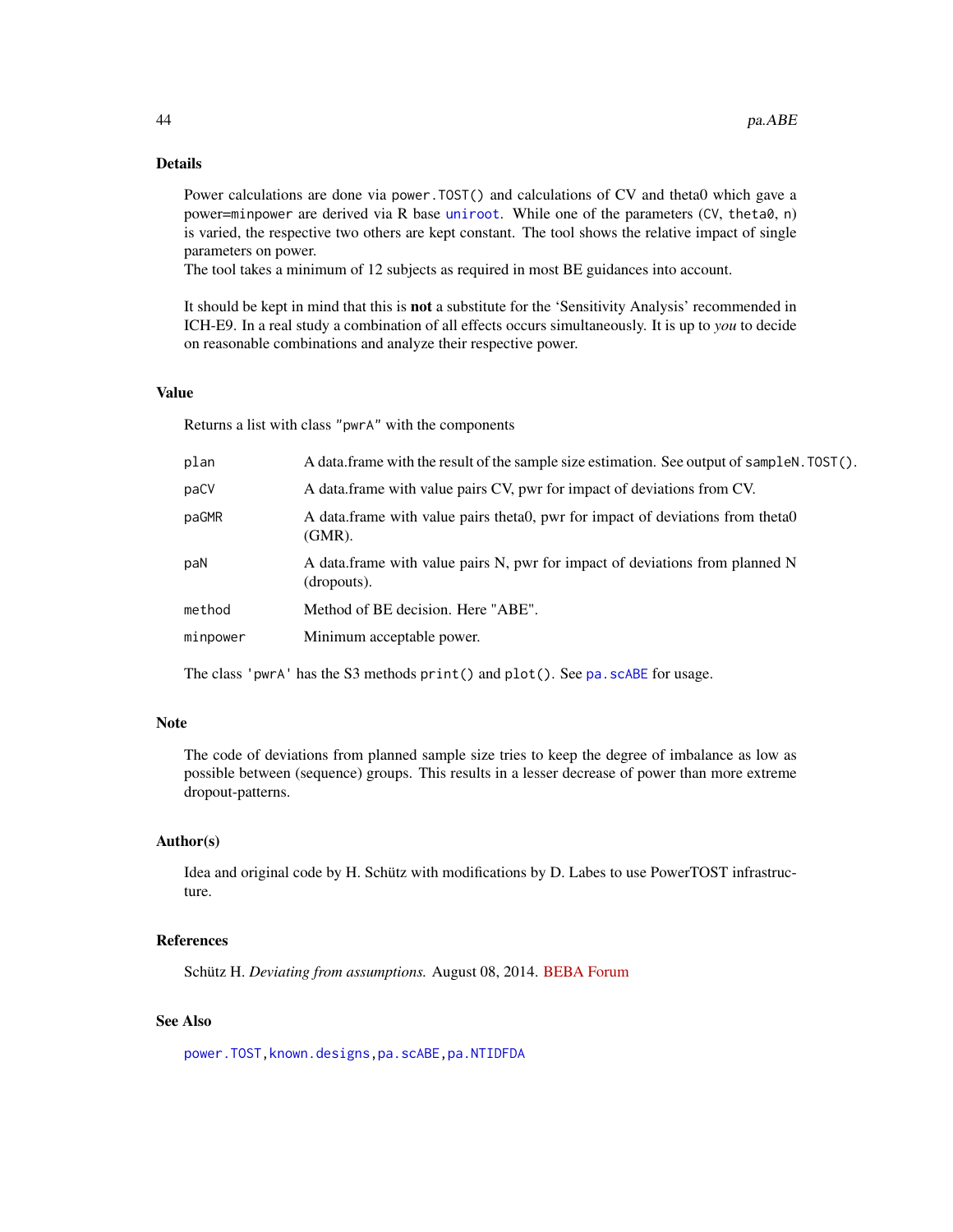## Details

Power calculations are done via `power.TOST()` and calculations of CV and theta0 which gave a power=`minpower` are derived via R base `uniroot`. While one of the parameters (`CV`, `theta0`, `n`) is varied, the respective two others are kept constant. The tool shows the relative impact of single parameters on power.
The tool takes a minimum of 12 subjects as required in most BE guidances into account.

It should be kept in mind that this is **not** a substitute for the 'Sensitivity Analysis' recommended in ICH-E9. In a real study a combination of all effects occurs simultaneously. It is up to *you* to decide on reasonable combinations and analyze their respective power.

## Value

Returns a list with class `"pwrA"` with the components

| | |
|---|---|
| `plan` | A data.frame with the result of the sample size estimation. See output of `sampleN.TOST()`. |
| `paCV` | A data.frame with value pairs CV, pwr for impact of deviations from CV. |
| `paGMR` | A data.frame with value pairs theta0, pwr for impact of deviations from theta0 (GMR). |
| `paN` | A data.frame with value pairs N, pwr for impact of deviations from planned N (dropouts). |
| `method` | Method of BE decision. Here "ABE". |
| `minpower` | Minimum acceptable power. |

The class `'pwrA'` has the S3 methods `print()` and `plot()`. See `pa.scABE` for usage.

## Note

The code of deviations from planned sample size tries to keep the degree of imbalance as low as possible between (sequence) groups. This results in a lesser decrease of power than more extreme dropout-patterns.

## Author(s)

Idea and original code by H. Schütz with modifications by D. Labes to use PowerTOST infrastructure.

## References

Schütz H. *Deviating from assumptions.* August 08, 2014. BEBA Forum

## See Also

`power.TOST`, `known.designs`, `pa.scABE`, `pa.NTIDFDA`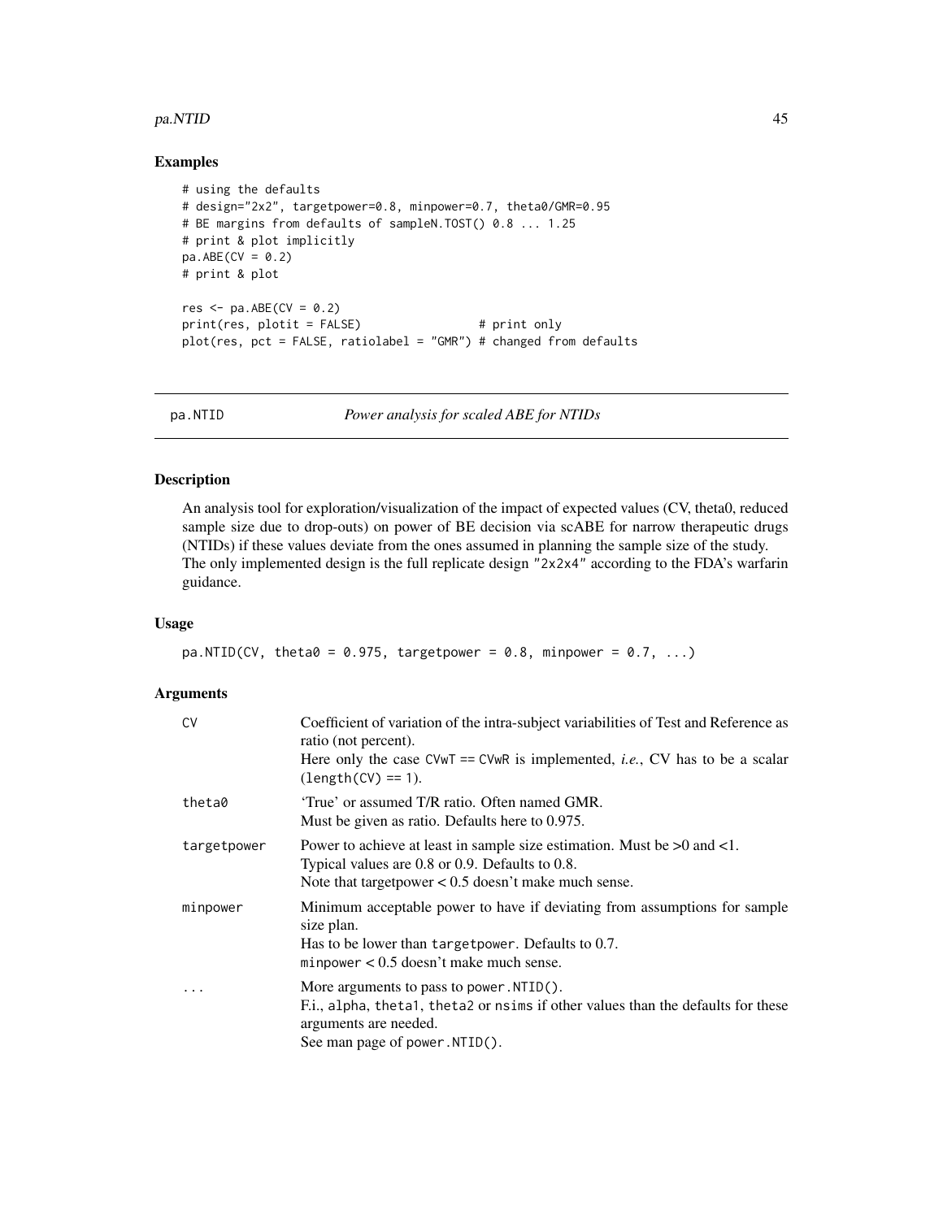## Examples

```
# using the defaults
# design="2x2", targetpower=0.8, minpower=0.7, theta0/GMR=0.95
# BE margins from defaults of sampleN.TOST() 0.8 ... 1.25
# print & plot implicitly
pa.ABE(CV = 0.2)
# print & plot

res <- pa.ABE(CV = 0.2)
print(res, plotit = FALSE)                # print only
plot(res, pct = FALSE, ratiolabel = "GMR") # changed from defaults
```

---

# pa.NTID — *Power analysis for scaled ABE for NTIDs*

---

## Description

An analysis tool for exploration/visualization of the impact of expected values (CV, theta0, reduced sample size due to drop-outs) on power of BE decision via scABE for narrow therapeutic drugs (NTIDs) if these values deviate from the ones assumed in planning the sample size of the study.
The only implemented design is the full replicate design `"2x2x4"` according to the FDA's warfarin guidance.

## Usage

```
pa.NTID(CV, theta0 = 0.975, targetpower = 0.8, minpower = 0.7, ...)
```

## Arguments

| | |
|---|---|
| `CV` | Coefficient of variation of the intra-subject variabilities of Test and Reference as ratio (not percent).<br>Here only the case `CVwT == CVwR` is implemented, *i.e.*, CV has to be a scalar (`length(CV) == 1`). |
| `theta0` | 'True' or assumed T/R ratio. Often named GMR.<br>Must be given as ratio. Defaults here to 0.975. |
| `targetpower` | Power to achieve at least in sample size estimation. Must be >0 and <1.<br>Typical values are 0.8 or 0.9. Defaults to 0.8.<br>Note that targetpower < 0.5 doesn't make much sense. |
| `minpower` | Minimum acceptable power to have if deviating from assumptions for sample size plan.<br>Has to be lower than `targetpower`. Defaults to 0.7.<br>`minpower` < 0.5 doesn't make much sense. |
| `...` | More arguments to pass to `power.NTID()`.<br>F.i., `alpha`, `theta1`, `theta2` or `nsims` if other values than the defaults for these arguments are needed.<br>See man page of `power.NTID()`. |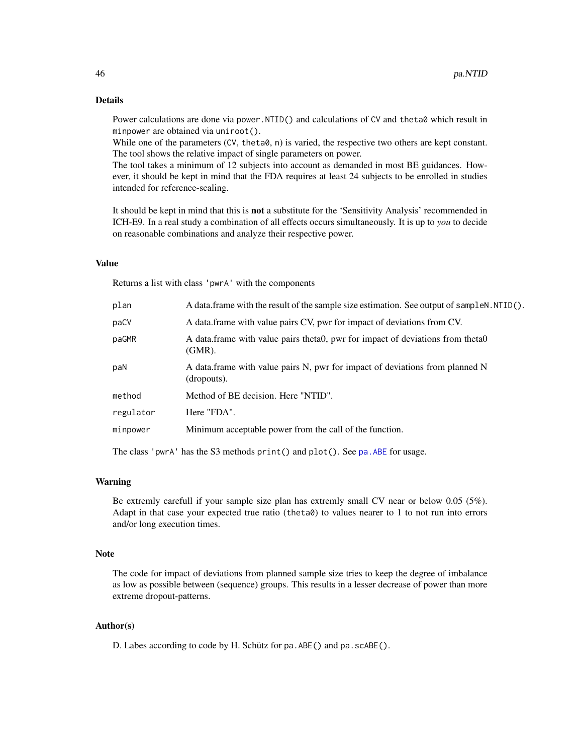## Details

Power calculations are done via `power.NTID()` and calculations of `CV` and `theta0` which result in `minpower` are obtained via `uniroot()`.
While one of the parameters (`CV`, `theta0`, `n`) is varied, the respective two others are kept constant. The tool shows the relative impact of single parameters on power.
The tool takes a minimum of 12 subjects into account as demanded in most BE guidances. However, it should be kept in mind that the FDA requires at least 24 subjects to be enrolled in studies intended for reference-scaling.

It should be kept in mind that this is **not** a substitute for the 'Sensitivity Analysis' recommended in ICH-E9. In a real study a combination of all effects occurs simultaneously. It is up to *you* to decide on reasonable combinations and analyze their respective power.

## Value

Returns a list with class `'pwrA'` with the components

| | |
|---|---|
| `plan` | A data.frame with the result of the sample size estimation. See output of `sampleN.NTID()`. |
| `paCV` | A data.frame with value pairs CV, pwr for impact of deviations from CV. |
| `paGMR` | A data.frame with value pairs theta0, pwr for impact of deviations from theta0 (GMR). |
| `paN` | A data.frame with value pairs N, pwr for impact of deviations from planned N (dropouts). |
| `method` | Method of BE decision. Here "NTID". |
| `regulator` | Here "FDA". |
| `minpower` | Minimum acceptable power from the call of the function. |

The class `'pwrA'` has the S3 methods `print()` and `plot()`. See `pa.ABE` for usage.

## Warning

Be extremly carefull if your sample size plan has extremly small CV near or below 0.05 (5%). Adapt in that case your expected true ratio (`theta0`) to values nearer to 1 to not run into errors and/or long execution times.

## Note

The code for impact of deviations from planned sample size tries to keep the degree of imbalance as low as possible between (sequence) groups. This results in a lesser decrease of power than more extreme dropout-patterns.

## Author(s)

D. Labes according to code by H. Schütz for `pa.ABE()` and `pa.scABE()`.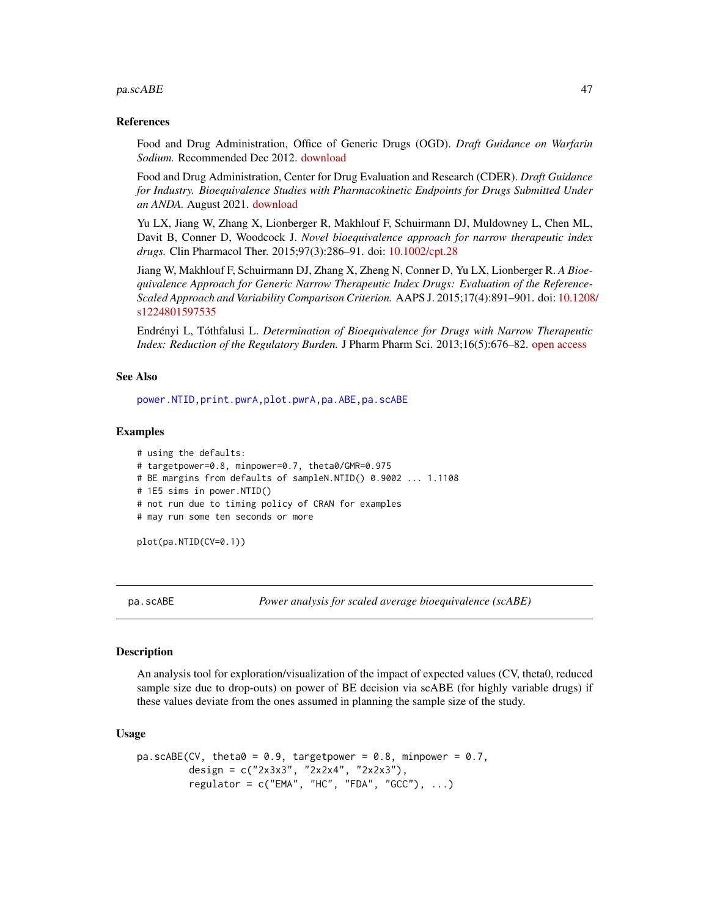### References

Food and Drug Administration, Office of Generic Drugs (OGD). *Draft Guidance on Warfarin Sodium.* Recommended Dec 2012. download

Food and Drug Administration, Center for Drug Evaluation and Research (CDER). *Draft Guidance for Industry. Bioequivalence Studies with Pharmacokinetic Endpoints for Drugs Submitted Under an ANDA.* August 2021. download

Yu LX, Jiang W, Zhang X, Lionberger R, Makhlouf F, Schuirmann DJ, Muldowney L, Chen ML, Davit B, Conner D, Woodcock J. *Novel bioequivalence approach for narrow therapeutic index drugs.* Clin Pharmacol Ther. 2015;97(3):286–91. doi: 10.1002/cpt.28

Jiang W, Makhlouf F, Schuirmann DJ, Zhang X, Zheng N, Conner D, Yu LX, Lionberger R. *A Bioequivalence Approach for Generic Narrow Therapeutic Index Drugs: Evaluation of the Reference-Scaled Approach and Variability Comparison Criterion.* AAPS J. 2015;17(4):891–901. doi: 10.1208/s1224801597535

Endrényi L, Tóthfalusi L. *Determination of Bioequivalence for Drugs with Narrow Therapeutic Index: Reduction of the Regulatory Burden.* J Pharm Pharm Sci. 2013;16(5):676–82. open access

### See Also

`power.NTID`, `print.pwrA`, `plot.pwrA`, `pa.ABE`, `pa.scABE`

### Examples

```
# using the defaults:
# targetpower=0.8, minpower=0.7, theta0/GMR=0.975
# BE margins from defaults of sampleN.NTID() 0.9002 ... 1.1108
# 1E5 sims in power.NTID()
# not run due to timing policy of CRAN for examples
# may run some ten seconds or more

plot(pa.NTID(CV=0.1))
```

---

## pa.scABE — *Power analysis for scaled average bioequivalence (scABE)*

### Description

An analysis tool for exploration/visualization of the impact of expected values (CV, theta0, reduced sample size due to drop-outs) on power of BE decision via scABE (for highly variable drugs) if these values deviate from the ones assumed in planning the sample size of the study.

### Usage

```
pa.scABE(CV, theta0 = 0.9, targetpower = 0.8, minpower = 0.7,
         design = c("2x3x3", "2x2x4", "2x2x3"),
         regulator = c("EMA", "HC", "FDA", "GCC"), ...)
```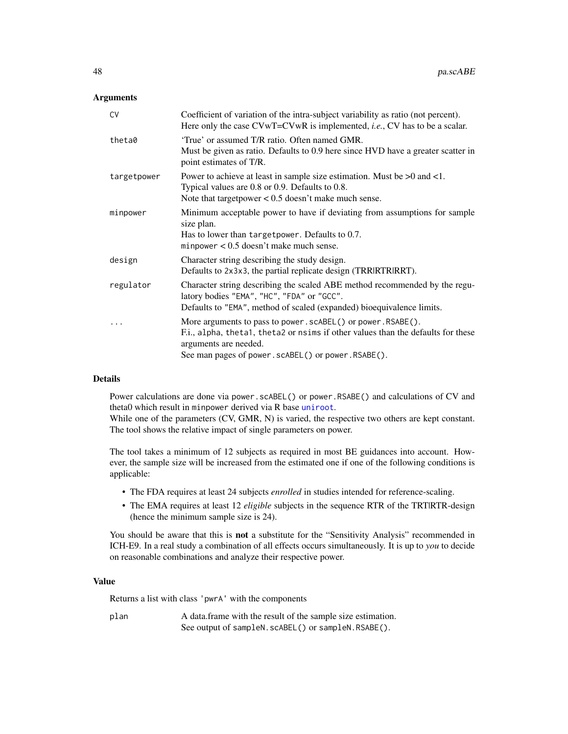## Arguments

| | |
|---|---|
| `CV` | Coefficient of variation of the intra-subject variability as ratio (not percent).<br>Here only the case CVwT=CVwR is implemented, *i.e.*, CV has to be a scalar. |
| `theta0` | 'True' or assumed T/R ratio. Often named GMR.<br>Must be given as ratio. Defaults to 0.9 here since HVD have a greater scatter in point estimates of T/R. |
| `targetpower` | Power to achieve at least in sample size estimation. Must be >0 and <1.<br>Typical values are 0.8 or 0.9. Defaults to 0.8.<br>Note that targetpower < 0.5 doesn't make much sense. |
| `minpower` | Minimum acceptable power to have if deviating from assumptions for sample size plan.<br>Has to lower than `targetpower`. Defaults to 0.7.<br>`minpower` < 0.5 doesn't make much sense. |
| `design` | Character string describing the study design.<br>Defaults to `2x3x3`, the partial replicate design (TRR\|RTR\|RRT). |
| `regulator` | Character string describing the scaled ABE method recommended by the regulatory bodies `"EMA"`, `"HC"`, `"FDA"` or `"GCC"`.<br>Defaults to `"EMA"`, method of scaled (expanded) bioequivalence limits. |
| `...` | More arguments to pass to `power.scABEL()` or `power.RSABE()`.<br>F.i., `alpha`, `theta1`, `theta2` or `nsims` if other values than the defaults for these arguments are needed.<br>See man pages of `power.scABEL()` or `power.RSABE()`. |

## Details

Power calculations are done via `power.scABEL()` or `power.RSABE()` and calculations of CV and theta0 which result in `minpower` derived via R base `uniroot`.
While one of the parameters (CV, GMR, N) is varied, the respective two others are kept constant. The tool shows the relative impact of single parameters on power.

The tool takes a minimum of 12 subjects as required in most BE guidances into account. However, the sample size will be increased from the estimated one if one of the following conditions is applicable:

- The FDA requires at least 24 subjects *enrolled* in studies intended for reference-scaling.
- The EMA requires at least 12 *eligible* subjects in the sequence RTR of the TRT|RTR-design (hence the minimum sample size is 24).

You should be aware that this is **not** a substitute for the "Sensitivity Analysis" recommended in ICH-E9. In a real study a combination of all effects occurs simultaneously. It is up to *you* to decide on reasonable combinations and analyze their respective power.

## Value

Returns a list with class `'pwrA'` with the components

| | |
|---|---|
| `plan` | A data.frame with the result of the sample size estimation.<br>See output of `sampleN.scABEL()` or `sampleN.RSABE()`. |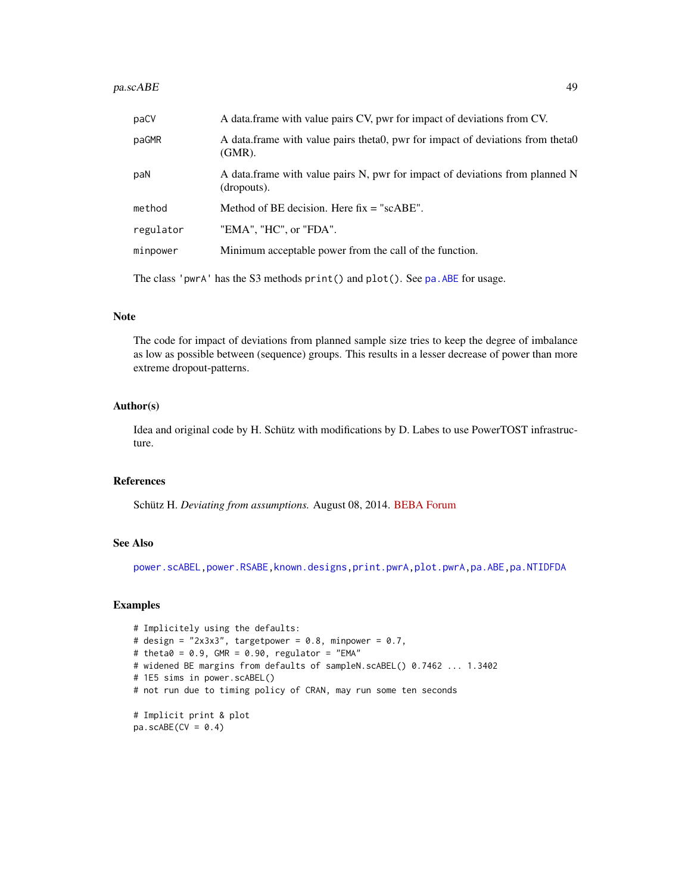| | |
|---|---|
| paCV | A data.frame with value pairs CV, pwr for impact of deviations from CV. |
| paGMR | A data.frame with value pairs theta0, pwr for impact of deviations from theta0 (GMR). |
| paN | A data.frame with value pairs N, pwr for impact of deviations from planned N (dropouts). |
| method | Method of BE decision. Here fix = "scABE". |
| regulator | "EMA", "HC", or "FDA". |
| minpower | Minimum acceptable power from the call of the function. |

The class 'pwrA' has the S3 methods print() and plot(). See pa.ABE for usage.

## Note

The code for impact of deviations from planned sample size tries to keep the degree of imbalance as low as possible between (sequence) groups. This results in a lesser decrease of power than more extreme dropout-patterns.

## Author(s)

Idea and original code by H. Schütz with modifications by D. Labes to use PowerTOST infrastructure.

## References

Schütz H. *Deviating from assumptions.* August 08, 2014. BEBA Forum

## See Also

power.scABEL, power.RSABE, known.designs, print.pwrA, plot.pwrA, pa.ABE, pa.NTIDFDA

## Examples

```
# Implicitely using the defaults:
# design = "2x3x3", targetpower = 0.8, minpower = 0.7,
# theta0 = 0.9, GMR = 0.90, regulator = "EMA"
# widened BE margins from defaults of sampleN.scABEL() 0.7462 ... 1.3402
# 1E5 sims in power.scABEL()
# not run due to timing policy of CRAN, may run some ten seconds

# Implicit print & plot
pa.scABE(CV = 0.4)
```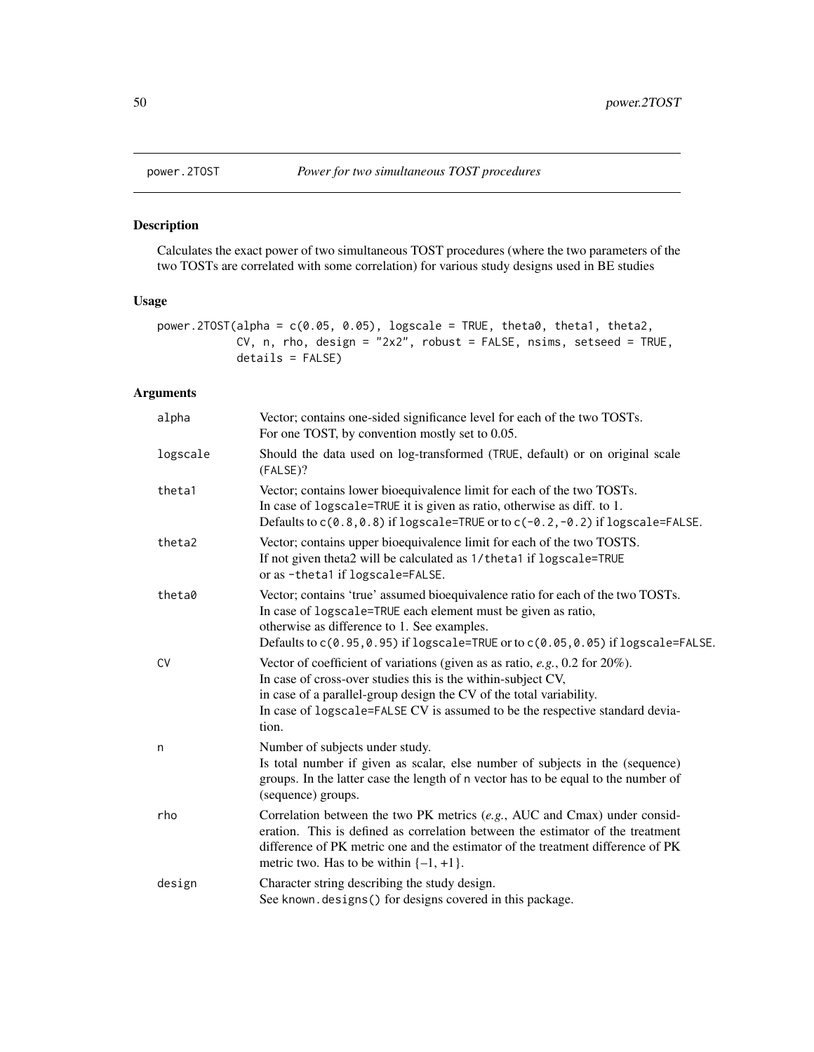power.2TOST *Power for two simultaneous TOST procedures*

## Description

Calculates the exact power of two simultaneous TOST procedures (where the two parameters of the two TOSTs are correlated with some correlation) for various study designs used in BE studies

## Usage

```
power.2TOST(alpha = c(0.05, 0.05), logscale = TRUE, theta0, theta1, theta2,
            CV, n, rho, design = "2x2", robust = FALSE, nsims, setseed = TRUE,
            details = FALSE)
```

## Arguments

| | |
|---|---|
| alpha | Vector; contains one-sided significance level for each of the two TOSTs. For one TOST, by convention mostly set to 0.05. |
| logscale | Should the data used on log-transformed (TRUE, default) or on original scale (FALSE)? |
| theta1 | Vector; contains lower bioequivalence limit for each of the two TOSTs. In case of logscale=TRUE it is given as ratio, otherwise as diff. to 1. Defaults to c(0.8,0.8) if logscale=TRUE or to c(-0.2,-0.2) if logscale=FALSE. |
| theta2 | Vector; contains upper bioequivalence limit for each of the two TOSTS. If not given theta2 will be calculated as 1/theta1 if logscale=TRUE or as -theta1 if logscale=FALSE. |
| theta0 | Vector; contains 'true' assumed bioequivalence ratio for each of the two TOSTs. In case of logscale=TRUE each element must be given as ratio, otherwise as difference to 1. See examples. Defaults to c(0.95,0.95) if logscale=TRUE or to c(0.05,0.05) if logscale=FALSE. |
| CV | Vector of coefficient of variations (given as as ratio, *e.g.*, 0.2 for 20%). In case of cross-over studies this is the within-subject CV, in case of a parallel-group design the CV of the total variability. In case of logscale=FALSE CV is assumed to be the respective standard deviation. |
| n | Number of subjects under study. Is total number if given as scalar, else number of subjects in the (sequence) groups. In the latter case the length of n vector has to be equal to the number of (sequence) groups. |
| rho | Correlation between the two PK metrics (*e.g.*, AUC and Cmax) under consideration. This is defined as correlation between the estimator of the treatment difference of PK metric one and the estimator of the treatment difference of PK metric two. Has to be within $\{-1, +1\}$. |
| design | Character string describing the study design. See known.designs() for designs covered in this package. |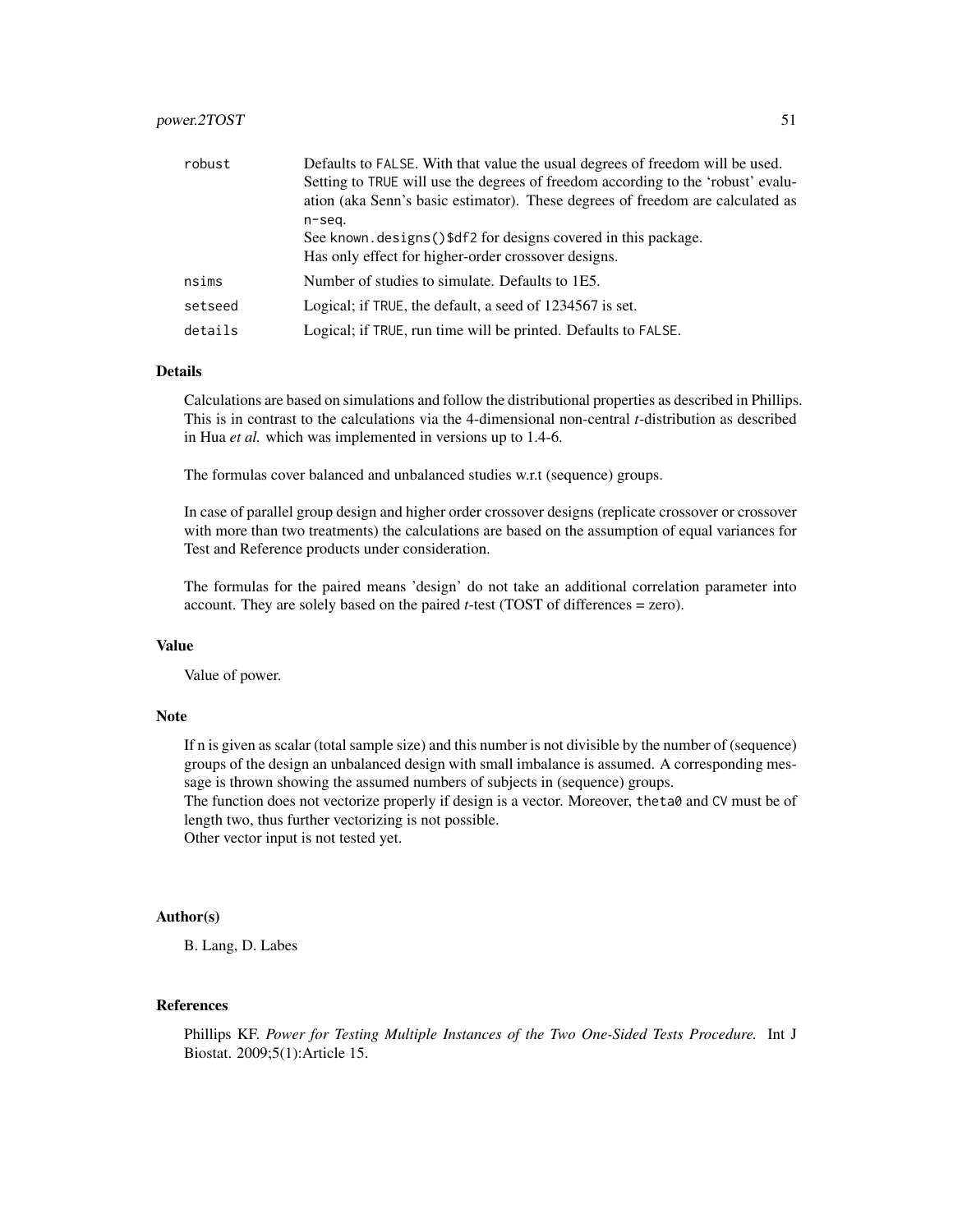| | |
|---|---|
| `robust` | Defaults to `FALSE`. With that value the usual degrees of freedom will be used. Setting to `TRUE` will use the degrees of freedom according to the 'robust' evaluation (aka Senn's basic estimator). These degrees of freedom are calculated as `n-seq`. See `known.designs()$df2` for designs covered in this package. Has only effect for higher-order crossover designs. |
| `nsims` | Number of studies to simulate. Defaults to 1E5. |
| `setseed` | Logical; if `TRUE`, the default, a seed of 1234567 is set. |
| `details` | Logical; if `TRUE`, run time will be printed. Defaults to `FALSE`. |

### Details

Calculations are based on simulations and follow the distributional properties as described in Phillips. This is in contrast to the calculations via the 4-dimensional non-central *t*-distribution as described in Hua *et al.* which was implemented in versions up to 1.4-6.

The formulas cover balanced and unbalanced studies w.r.t (sequence) groups.

In case of parallel group design and higher order crossover designs (replicate crossover or crossover with more than two treatments) the calculations are based on the assumption of equal variances for Test and Reference products under consideration.

The formulas for the paired means 'design' do not take an additional correlation parameter into account. They are solely based on the paired *t*-test (TOST of differences = zero).

### Value

Value of power.

### Note

If n is given as scalar (total sample size) and this number is not divisible by the number of (sequence) groups of the design an unbalanced design with small imbalance is assumed. A corresponding message is thrown showing the assumed numbers of subjects in (sequence) groups.
The function does not vectorize properly if design is a vector. Moreover, `theta0` and `CV` must be of length two, thus further vectorizing is not possible.
Other vector input is not tested yet.

### Author(s)

B. Lang, D. Labes

### References

Phillips KF. *Power for Testing Multiple Instances of the Two One-Sided Tests Procedure.* Int J Biostat. 2009;5(1):Article 15.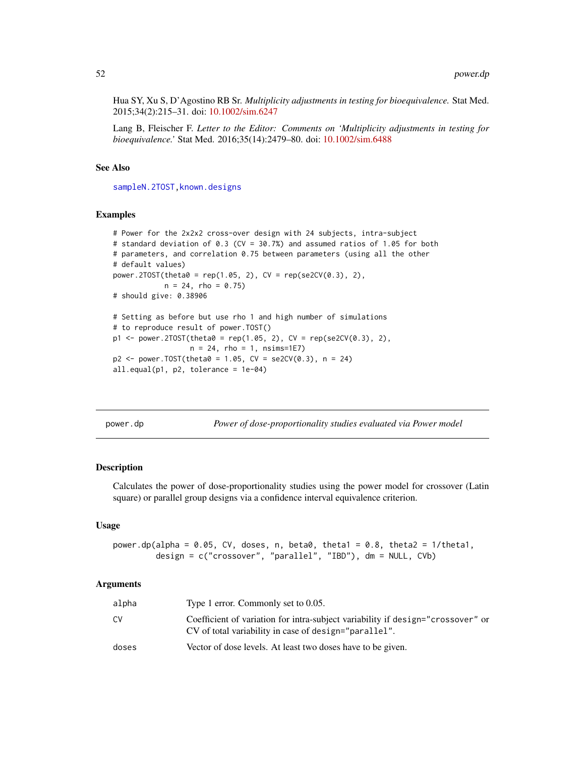Hua SY, Xu S, D'Agostino RB Sr. *Multiplicity adjustments in testing for bioequivalence.* Stat Med. 2015;34(2):215–31. doi: 10.1002/sim.6247

Lang B, Fleischer F. *Letter to the Editor: Comments on 'Multiplicity adjustments in testing for bioequivalence.'* Stat Med. 2016;35(14):2479–80. doi: 10.1002/sim.6488

### See Also

sampleN.2TOST, known.designs

### Examples

```
# Power for the 2x2x2 cross-over design with 24 subjects, intra-subject
# standard deviation of 0.3 (CV = 30.7%) and assumed ratios of 1.05 for both
# parameters, and correlation 0.75 between parameters (using all the other
# default values)
power.2TOST(theta0 = rep(1.05, 2), CV = rep(se2CV(0.3), 2),
            n = 24, rho = 0.75)
# should give: 0.38906

# Setting as before but use rho 1 and high number of simulations
# to reproduce result of power.TOST()
p1 <- power.2TOST(theta0 = rep(1.05, 2), CV = rep(se2CV(0.3), 2),
                  n = 24, rho = 1, nsims=1E7)
p2 <- power.TOST(theta0 = 1.05, CV = se2CV(0.3), n = 24)
all.equal(p1, p2, tolerance = 1e-04)
```

---

## power.dp — *Power of dose-proportionality studies evaluated via Power model*

### Description

Calculates the power of dose-proportionality studies using the power model for crossover (Latin square) or parallel group designs via a confidence interval equivalence criterion.

### Usage

```
power.dp(alpha = 0.05, CV, doses, n, beta0, theta1 = 0.8, theta2 = 1/theta1,
         design = c("crossover", "parallel", "IBD"), dm = NULL, CVb)
```

### Arguments

| | |
|---|---|
| alpha | Type 1 error. Commonly set to 0.05. |
| CV | Coefficient of variation for intra-subject variability if `design="crossover"` or CV of total variability in case of `design="parallel"`. |
| doses | Vector of dose levels. At least two doses have to be given. |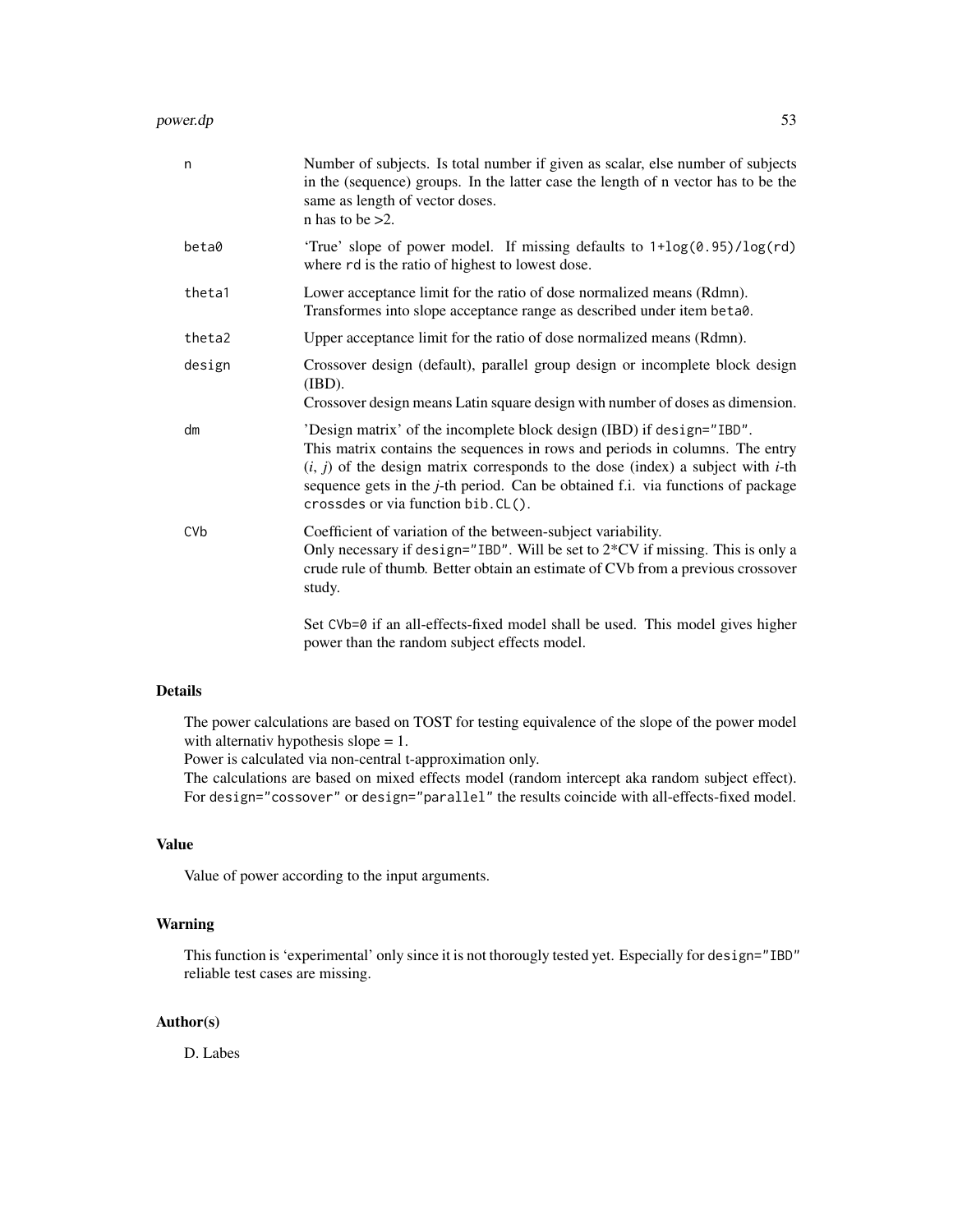| | |
|---|---|
| n | Number of subjects. Is total number if given as scalar, else number of subjects in the (sequence) groups. In the latter case the length of n vector has to be the same as length of vector doses.<br>n has to be >2. |
| beta0 | 'True' slope of power model. If missing defaults to `1+log(0.95)/log(rd)` where `rd` is the ratio of highest to lowest dose. |
| theta1 | Lower acceptance limit for the ratio of dose normalized means (Rdmn). Transformes into slope acceptance range as described under item `beta0`. |
| theta2 | Upper acceptance limit for the ratio of dose normalized means (Rdmn). |
| design | Crossover design (default), parallel group design or incomplete block design (IBD).<br>Crossover design means Latin square design with number of doses as dimension. |
| dm | 'Design matrix' of the incomplete block design (IBD) if `design="IBD"`.<br>This matrix contains the sequences in rows and periods in columns. The entry $(i, j)$ of the design matrix corresponds to the dose (index) a subject with $i$-th sequence gets in the $j$-th period. Can be obtained f.i. via functions of package crossdes or via function `bib.CL()`. |
| CVb | Coefficient of variation of the between-subject variability.<br>Only necessary if `design="IBD"`. Will be set to 2*CV if missing. This is only a crude rule of thumb. Better obtain an estimate of CVb from a previous crossover study.<br><br>Set `CVb=0` if an all-effects-fixed model shall be used. This model gives higher power than the random subject effects model. |

## Details

The power calculations are based on TOST for testing equivalence of the slope of the power model with alternativ hypothesis slope = 1.
Power is calculated via non-central t-approximation only.
The calculations are based on mixed effects model (random intercept aka random subject effect). For `design="cossover"` or `design="parallel"` the results coincide with all-effects-fixed model.

## Value

Value of power according to the input arguments.

## Warning

This function is 'experimental' only since it is not thorougly tested yet. Especially for `design="IBD"` reliable test cases are missing.

## Author(s)

D. Labes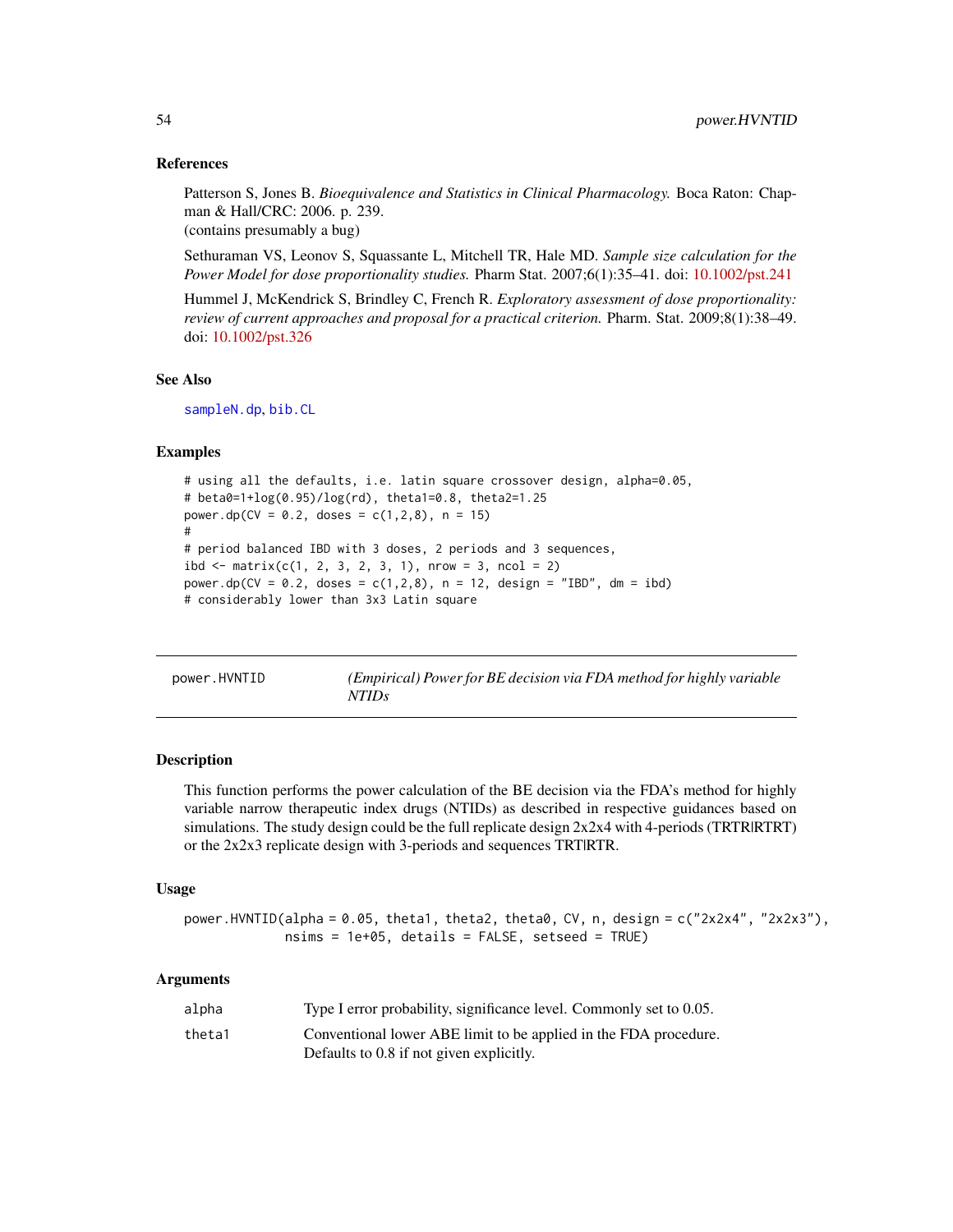### References

Patterson S, Jones B. *Bioequivalence and Statistics in Clinical Pharmacology.* Boca Raton: Chapman & Hall/CRC: 2006. p. 239.
(contains presumably a bug)

Sethuraman VS, Leonov S, Squassante L, Mitchell TR, Hale MD. *Sample size calculation for the Power Model for dose proportionality studies.* Pharm Stat. 2007;6(1):35–41. doi: 10.1002/pst.241

Hummel J, McKendrick S, Brindley C, French R. *Exploratory assessment of dose proportionality: review of current approaches and proposal for a practical criterion.* Pharm. Stat. 2009;8(1):38–49. doi: 10.1002/pst.326

### See Also

sampleN.dp, bib.CL

### Examples

```
# using all the defaults, i.e. latin square crossover design, alpha=0.05,
# beta0=1+log(0.95)/log(rd), theta1=0.8, theta2=1.25
power.dp(CV = 0.2, doses = c(1,2,8), n = 15)
#
# period balanced IBD with 3 doses, 2 periods and 3 sequences,
ibd <- matrix(c(1, 2, 3, 2, 3, 1), nrow = 3, ncol = 2)
power.dp(CV = 0.2, doses = c(1,2,8), n = 12, design = "IBD", dm = ibd)
# considerably lower than 3x3 Latin square
```

---

## power.HVNTID — *(Empirical) Power for BE decision via FDA method for highly variable NTIDs*

### Description

This function performs the power calculation of the BE decision via the FDA's method for highly variable narrow therapeutic index drugs (NTIDs) as described in respective guidances based on simulations. The study design could be the full replicate design 2x2x4 with 4-periods (TRTR|RTRT) or the 2x2x3 replicate design with 3-periods and sequences TRT|RTR.

### Usage

```
power.HVNTID(alpha = 0.05, theta1, theta2, theta0, CV, n, design = c("2x2x4", "2x2x3"),
             nsims = 1e+05, details = FALSE, setseed = TRUE)
```

### Arguments

| | |
|---|---|
| alpha | Type I error probability, significance level. Commonly set to 0.05. |
| theta1 | Conventional lower ABE limit to be applied in the FDA procedure.<br>Defaults to 0.8 if not given explicitly. |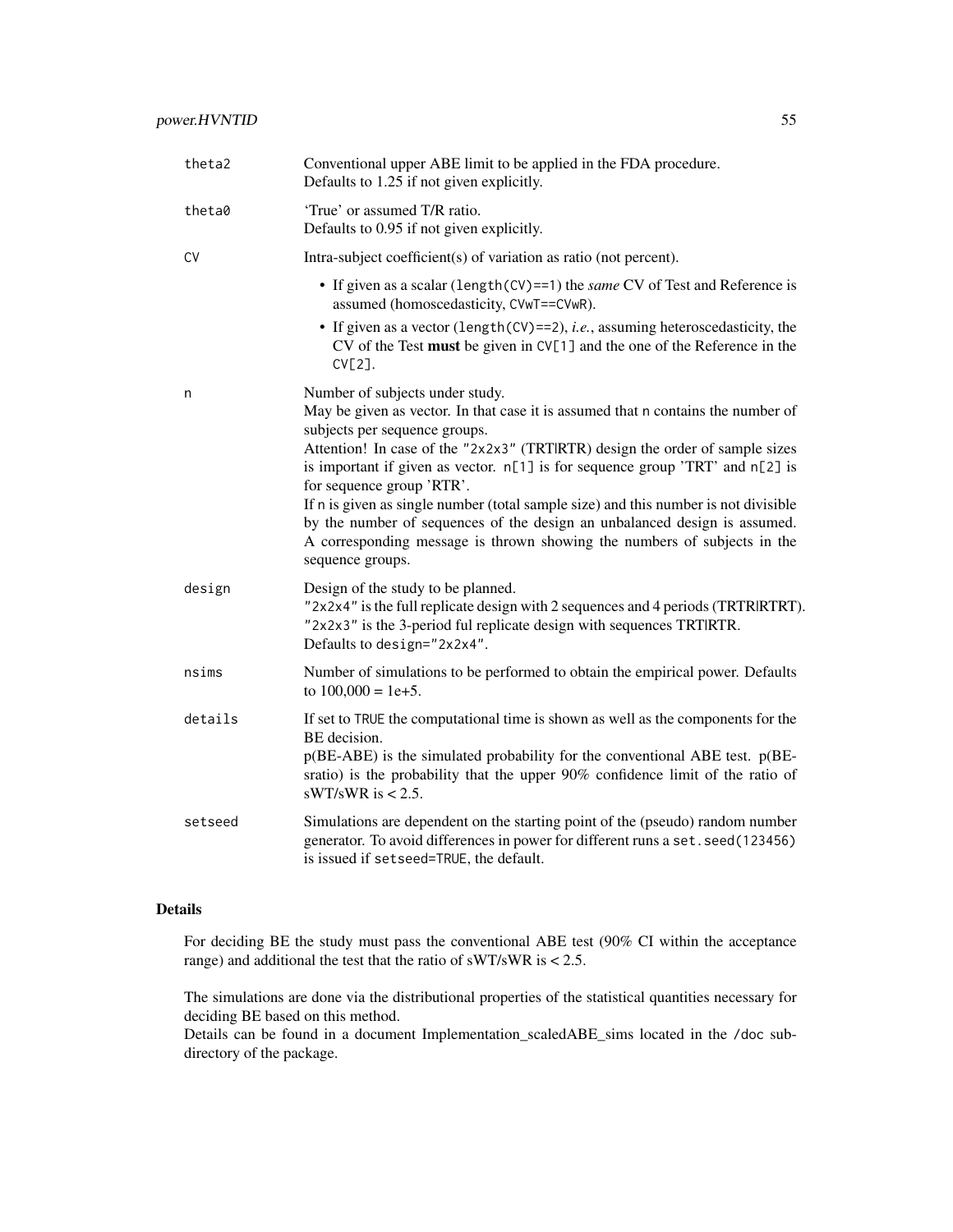| | |
|---|---|
| `theta2` | Conventional upper ABE limit to be applied in the FDA procedure.<br>Defaults to 1.25 if not given explicitly. |
| `theta0` | 'True' or assumed T/R ratio.<br>Defaults to 0.95 if not given explicitly. |
| `CV` | Intra-subject coefficient(s) of variation as ratio (not percent).<br>• If given as a scalar (`length(CV)==1`) the *same* CV of Test and Reference is assumed (homoscedasticity, `CVwT==CVwR`).<br>• If given as a vector (`length(CV)==2`), *i.e.*, assuming heteroscedasticity, the CV of the Test **must** be given in `CV[1]` and the one of the Reference in the `CV[2]`. |
| `n` | Number of subjects under study.<br>May be given as vector. In that case it is assumed that `n` contains the number of subjects per sequence groups.<br>Attention! In case of the `"2x2x3"` (TRT\|RTR) design the order of sample sizes is important if given as vector. `n[1]` is for sequence group 'TRT' and `n[2]` is for sequence group 'RTR'.<br>If `n` is given as single number (total sample size) and this number is not divisible by the number of sequences of the design an unbalanced design is assumed. A corresponding message is thrown showing the numbers of subjects in the sequence groups. |
| `design` | Design of the study to be planned.<br>`"2x2x4"` is the full replicate design with 2 sequences and 4 periods (TRTR\|RTRT).<br>`"2x2x3"` is the 3-period ful replicate design with sequences TRT\|RTR.<br>Defaults to `design="2x2x4"`. |
| `nsims` | Number of simulations to be performed to obtain the empirical power. Defaults to 100,000 = 1e+5. |
| `details` | If set to `TRUE` the computational time is shown as well as the components for the BE decision.<br>p(BE-ABE) is the simulated probability for the conventional ABE test. p(BE-sratio) is the probability that the upper 90% confidence limit of the ratio of sWT/sWR is < 2.5. |
| `setseed` | Simulations are dependent on the starting point of the (pseudo) random number generator. To avoid differences in power for different runs a `set.seed(123456)` is issued if `setseed=TRUE`, the default. |

## Details

For deciding BE the study must pass the conventional ABE test (90% CI within the acceptance range) and additional the test that the ratio of sWT/sWR is < 2.5.

The simulations are done via the distributional properties of the statistical quantities necessary for deciding BE based on this method.
Details can be found in a document Implementation_scaledABE_sims located in the `/doc` sub-directory of the package.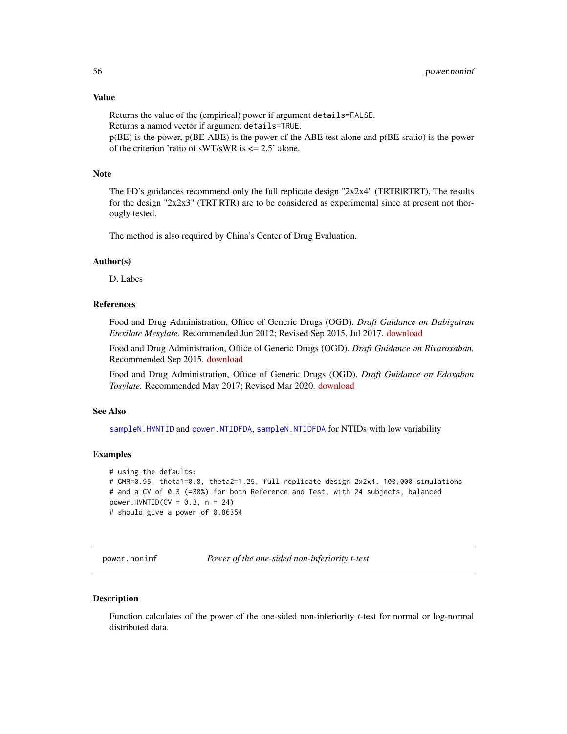### Value

Returns the value of the (empirical) power if argument `details=FALSE`.
Returns a named vector if argument `details=TRUE`.
p(BE) is the power, p(BE-ABE) is the power of the ABE test alone and p(BE-sratio) is the power of the criterion 'ratio of sWT/sWR is <= 2.5' alone.

### Note

The FD's guidances recommend only the full replicate design "2x2x4" (TRTR|RTRT). The results for the design "2x2x3" (TRT|RTR) are to be considered as experimental since at present not thorougly tested.

The method is also required by China's Center of Drug Evaluation.

### Author(s)

D. Labes

### References

Food and Drug Administration, Office of Generic Drugs (OGD). *Draft Guidance on Dabigatran Etexilate Mesylate.* Recommended Jun 2012; Revised Sep 2015, Jul 2017. download

Food and Drug Administration, Office of Generic Drugs (OGD). *Draft Guidance on Rivaroxaban.* Recommended Sep 2015. download

Food and Drug Administration, Office of Generic Drugs (OGD). *Draft Guidance on Edoxaban Tosylate.* Recommended May 2017; Revised Mar 2020. download

### See Also

`sampleN.HVNTID` and `power.NTIDFDA`, `sampleN.NTIDFDA` for NTIDs with low variability

### Examples

```
# using the defaults:
# GMR=0.95, theta1=0.8, theta2=1.25, full replicate design 2x2x4, 100,000 simulations
# and a CV of 0.3 (=30%) for both Reference and Test, with 24 subjects, balanced
power.HVNTID(CV = 0.3, n = 24)
# should give a power of 0.86354
```

---

## power.noninf — *Power of the one-sided non-inferiority t-test*

### Description

Function calculates of the power of the one-sided non-inferiority *t*-test for normal or log-normal distributed data.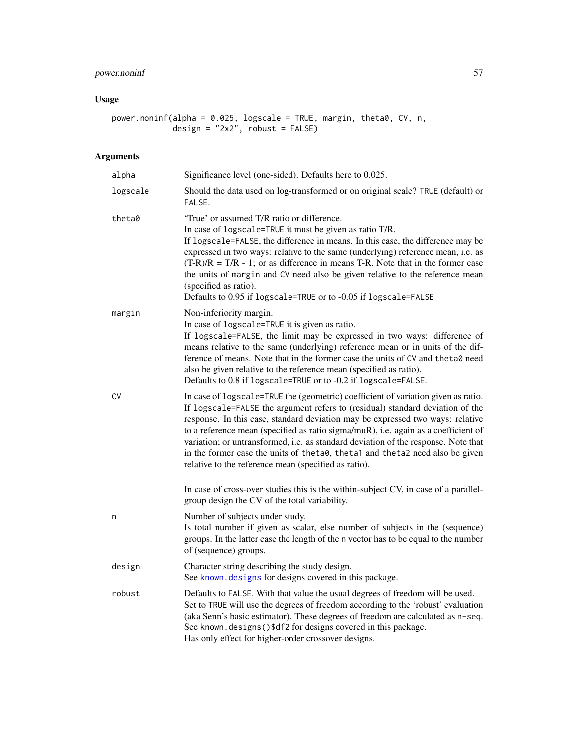## Usage

```
power.noninf(alpha = 0.025, logscale = TRUE, margin, theta0, CV, n,
             design = "2x2", robust = FALSE)
```

## Arguments

| | |
|---|---|
| alpha | Significance level (one-sided). Defaults here to 0.025. |
| logscale | Should the data used on log-transformed or on original scale? TRUE (default) or FALSE. |
| theta0 | 'True' or assumed T/R ratio or difference.<br>In case of logscale=TRUE it must be given as ratio T/R.<br>If logscale=FALSE, the difference in means. In this case, the difference may be expressed in two ways: relative to the same (underlying) reference mean, i.e. as (T-R)/R = T/R - 1; or as difference in means T-R. Note that in the former case the units of margin and CV need also be given relative to the reference mean (specified as ratio).<br>Defaults to 0.95 if logscale=TRUE or to -0.05 if logscale=FALSE |
| margin | Non-inferiority margin.<br>In case of logscale=TRUE it is given as ratio.<br>If logscale=FALSE, the limit may be expressed in two ways: difference of means relative to the same (underlying) reference mean or in units of the difference of means. Note that in the former case the units of CV and theta0 need also be given relative to the reference mean (specified as ratio).<br>Defaults to 0.8 if logscale=TRUE or to -0.2 if logscale=FALSE. |
| CV | In case of logscale=TRUE the (geometric) coefficient of variation given as ratio.<br>If logscale=FALSE the argument refers to (residual) standard deviation of the response. In this case, standard deviation may be expressed two ways: relative to a reference mean (specified as ratio sigma/muR), i.e. again as a coefficient of variation; or untransformed, i.e. as standard deviation of the response. Note that in the former case the units of theta0, theta1 and theta2 need also be given relative to the reference mean (specified as ratio).<br><br>In case of cross-over studies this is the within-subject CV, in case of a parallel-group design the CV of the total variability. |
| n | Number of subjects under study.<br>Is total number if given as scalar, else number of subjects in the (sequence) groups. In the latter case the length of the n vector has to be equal to the number of (sequence) groups. |
| design | Character string describing the study design.<br>See known.designs for designs covered in this package. |
| robust | Defaults to FALSE. With that value the usual degrees of freedom will be used.<br>Set to TRUE will use the degrees of freedom according to the 'robust' evaluation (aka Senn's basic estimator). These degrees of freedom are calculated as n-seq.<br>See known.designs()$df2 for designs covered in this package.<br>Has only effect for higher-order crossover designs. |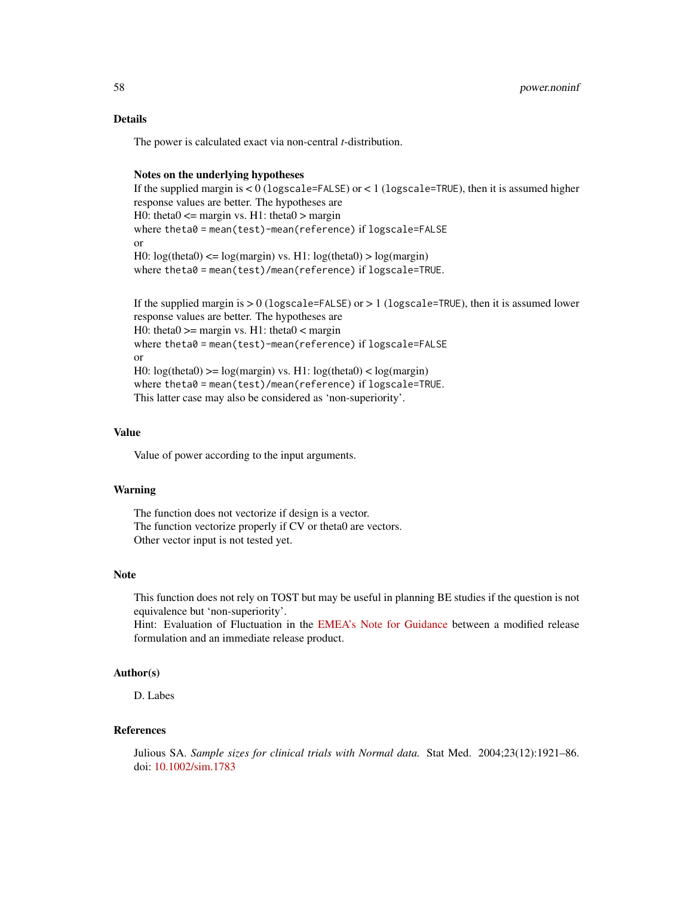## Details

The power is calculated exact via non-central *t*-distribution.

### Notes on the underlying hypotheses

If the supplied margin is < 0 (`logscale=FALSE`) or < 1 (`logscale=TRUE`), then it is assumed higher response values are better. The hypotheses are
H0: theta0 <= margin vs. H1: theta0 > margin
where `theta0 = mean(test)-mean(reference)` if `logscale=FALSE`
or
H0: log(theta0) <= log(margin) vs. H1: log(theta0) > log(margin)
where `theta0 = mean(test)/mean(reference)` if `logscale=TRUE`.

If the supplied margin is > 0 (`logscale=FALSE`) or > 1 (`logscale=TRUE`), then it is assumed lower response values are better. The hypotheses are
H0: theta0 >= margin vs. H1: theta0 < margin
where `theta0 = mean(test)-mean(reference)` if `logscale=FALSE`
or
H0: log(theta0) >= log(margin) vs. H1: log(theta0) < log(margin)
where `theta0 = mean(test)/mean(reference)` if `logscale=TRUE`.
This latter case may also be considered as 'non-superiority'.

## Value

Value of power according to the input arguments.

## Warning

The function does not vectorize if design is a vector.
The function vectorize properly if CV or theta0 are vectors.
Other vector input is not tested yet.

## Note

This function does not rely on TOST but may be useful in planning BE studies if the question is not equivalence but 'non-superiority'.
Hint: Evaluation of Fluctuation in the EMEA's Note for Guidance between a modified release formulation and an immediate release product.

## Author(s)

D. Labes

## References

Julious SA. *Sample sizes for clinical trials with Normal data.* Stat Med. 2004;23(12):1921–86. doi: 10.1002/sim.1783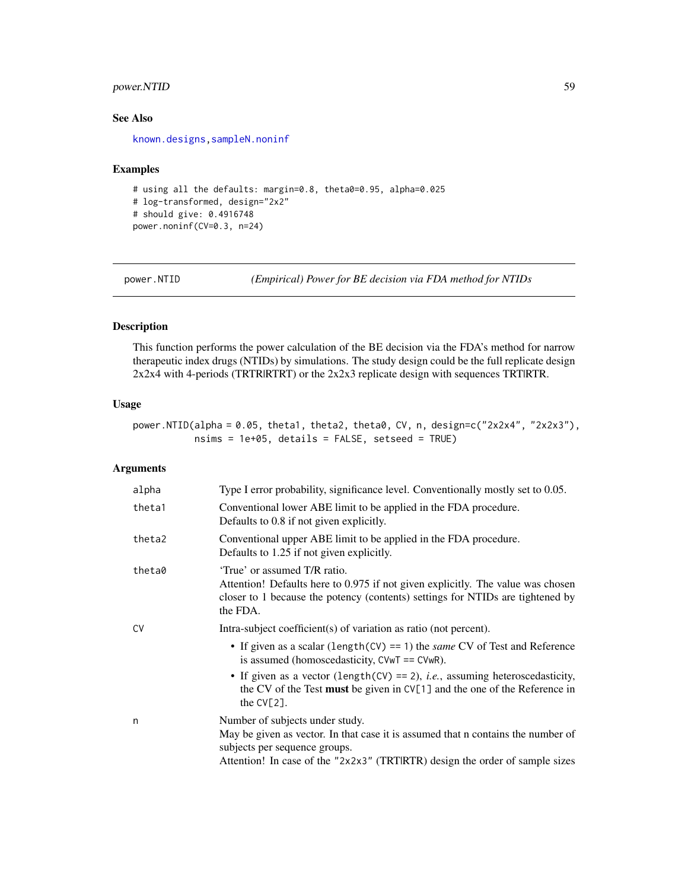### See Also

known.designs, sampleN.noninf

### Examples

```
# using all the defaults: margin=0.8, theta0=0.95, alpha=0.025
# log-transformed, design="2x2"
# should give: 0.4916748
power.noninf(CV=0.3, n=24)
```

---

## power.NTID — *(Empirical) Power for BE decision via FDA method for NTIDs*

---

### Description

This function performs the power calculation of the BE decision via the FDA's method for narrow therapeutic index drugs (NTIDs) by simulations. The study design could be the full replicate design 2x2x4 with 4-periods (TRTR|RTRT) or the 2x2x3 replicate design with sequences TRT|RTR.

### Usage

```
power.NTID(alpha = 0.05, theta1, theta2, theta0, CV, n, design=c("2x2x4", "2x2x3"),
           nsims = 1e+05, details = FALSE, setseed = TRUE)
```

### Arguments

| | |
|---|---|
| alpha | Type I error probability, significance level. Conventionally mostly set to 0.05. |
| theta1 | Conventional lower ABE limit to be applied in the FDA procedure. Defaults to 0.8 if not given explicitly. |
| theta2 | Conventional upper ABE limit to be applied in the FDA procedure. Defaults to 1.25 if not given explicitly. |
| theta0 | 'True' or assumed T/R ratio. Attention! Defaults here to 0.975 if not given explicitly. The value was chosen closer to 1 because the potency (contents) settings for NTIDs are tightened by the FDA. |
| CV | Intra-subject coefficient(s) of variation as ratio (not percent). <br>• If given as a scalar (`length(CV) == 1`) the *same* CV of Test and Reference is assumed (homoscedasticity, `CVwT == CVwR`). <br>• If given as a vector (`length(CV) == 2`), *i.e.*, assuming heteroscedasticity, the CV of the Test **must** be given in `CV[1]` and the one of the Reference in the `CV[2]`. |
| n | Number of subjects under study. May be given as vector. In that case it is assumed that n contains the number of subjects per sequence groups. Attention! In case of the "2x2x3" (TRT\|RTR) design the order of sample sizes |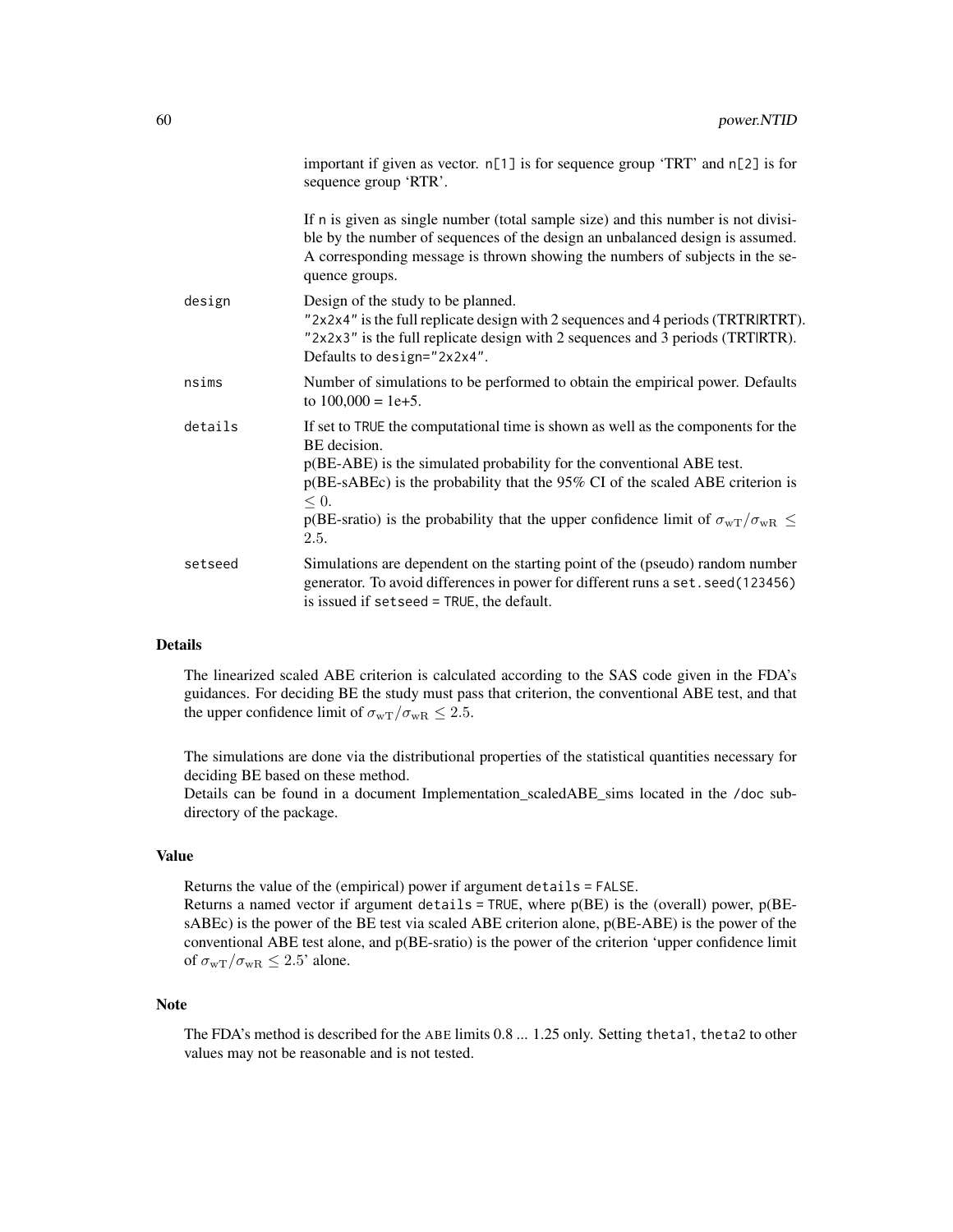important if given as vector. `n[1]` is for sequence group 'TRT' and `n[2]` is for sequence group 'RTR'.

If `n` is given as single number (total sample size) and this number is not divisible by the number of sequences of the design an unbalanced design is assumed. A corresponding message is thrown showing the numbers of subjects in the sequence groups.

`design`
: Design of the study to be planned.
`"2x2x4"` is the full replicate design with 2 sequences and 4 periods (TRTR|RTRT).
`"2x2x3"` is the full replicate design with 2 sequences and 3 periods (TRT|RTR).
Defaults to `design="2x2x4"`.

`nsims`
: Number of simulations to be performed to obtain the empirical power. Defaults to 100,000 = 1e+5.

`details`
: If set to `TRUE` the computational time is shown as well as the components for the BE decision.
p(BE-ABE) is the simulated probability for the conventional ABE test.
p(BE-sABEc) is the probability that the 95% CI of the scaled ABE criterion is $\leq 0$.
p(BE-sratio) is the probability that the upper confidence limit of $\sigma_{\mathrm{wT}}/\sigma_{\mathrm{wR}} \leq 2.5$.

`setseed`
: Simulations are dependent on the starting point of the (pseudo) random number generator. To avoid differences in power for different runs a `set.seed(123456)` is issued if `setseed = TRUE`, the default.

### Details

The linearized scaled ABE criterion is calculated according to the SAS code given in the FDA's guidances. For deciding BE the study must pass that criterion, the conventional ABE test, and that the upper confidence limit of $\sigma_{\mathrm{wT}}/\sigma_{\mathrm{wR}} \leq 2.5$.

The simulations are done via the distributional properties of the statistical quantities necessary for deciding BE based on these method.
Details can be found in a document Implementation_scaledABE_sims located in the `/doc` sub-directory of the package.

### Value

Returns the value of the (empirical) power if argument `details = FALSE`.
Returns a named vector if argument `details = TRUE`, where p(BE) is the (overall) power, p(BE-sABEc) is the power of the BE test via scaled ABE criterion alone, p(BE-ABE) is the power of the conventional ABE test alone, and p(BE-sratio) is the power of the criterion 'upper confidence limit of $\sigma_{\mathrm{wT}}/\sigma_{\mathrm{wR}} \leq 2.5$' alone.

### Note

The FDA's method is described for the ABE limits 0.8 ... 1.25 only. Setting `theta1`, `theta2` to other values may not be reasonable and is not tested.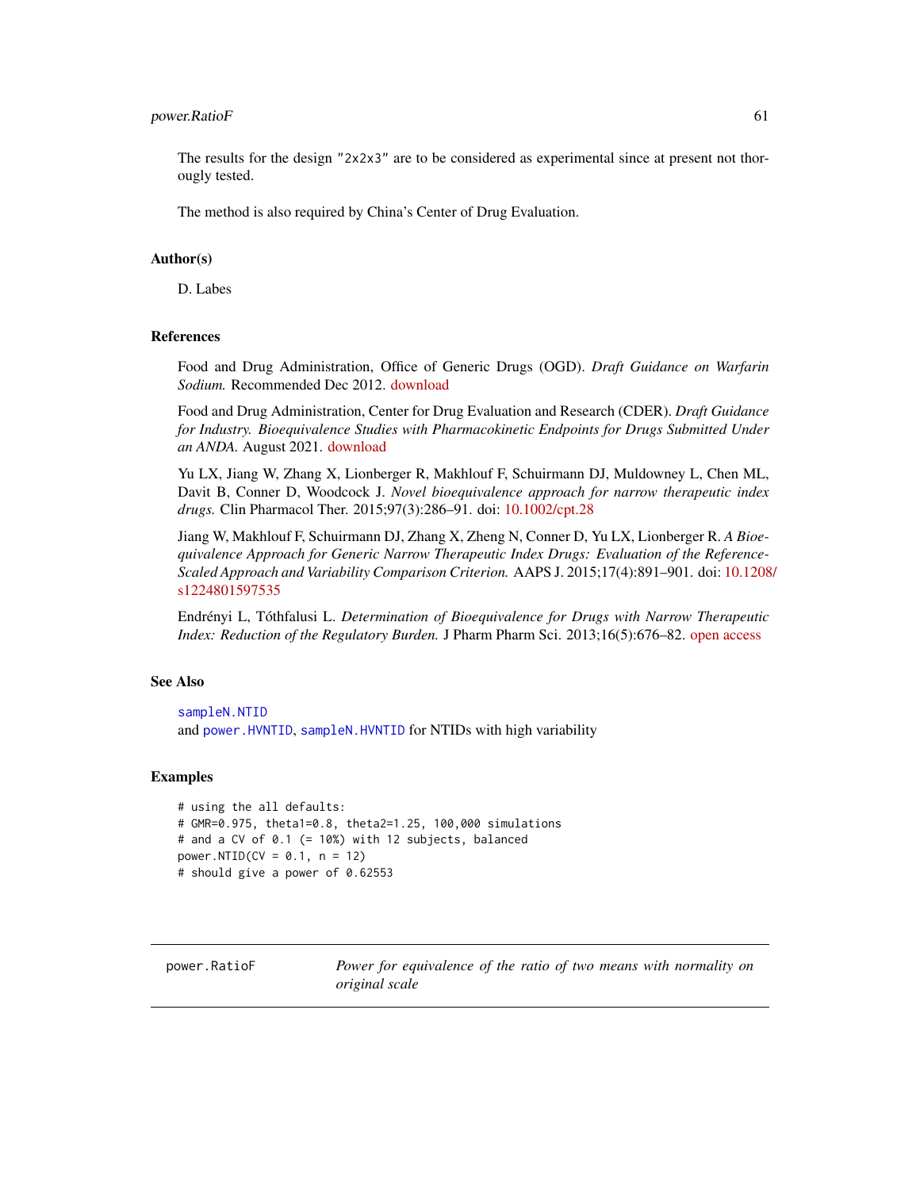The results for the design "2x2x3" are to be considered as experimental since at present not thorougly tested.

The method is also required by China's Center of Drug Evaluation.

## Author(s)

D. Labes

## References

Food and Drug Administration, Office of Generic Drugs (OGD). *Draft Guidance on Warfarin Sodium.* Recommended Dec 2012. download

Food and Drug Administration, Center for Drug Evaluation and Research (CDER). *Draft Guidance for Industry. Bioequivalence Studies with Pharmacokinetic Endpoints for Drugs Submitted Under an ANDA.* August 2021. download

Yu LX, Jiang W, Zhang X, Lionberger R, Makhlouf F, Schuirmann DJ, Muldowney L, Chen ML, Davit B, Conner D, Woodcock J. *Novel bioequivalence approach for narrow therapeutic index drugs.* Clin Pharmacol Ther. 2015;97(3):286–91. doi: 10.1002/cpt.28

Jiang W, Makhlouf F, Schuirmann DJ, Zhang X, Zheng N, Conner D, Yu LX, Lionberger R. *A Bioequivalence Approach for Generic Narrow Therapeutic Index Drugs: Evaluation of the Reference-Scaled Approach and Variability Comparison Criterion.* AAPS J. 2015;17(4):891–901. doi: 10.1208/s1224801597535

Endrényi L, Tóthfalusi L. *Determination of Bioequivalence for Drugs with Narrow Therapeutic Index: Reduction of the Regulatory Burden.* J Pharm Pharm Sci. 2013;16(5):676–82. open access

## See Also

`sampleN.NTID`
and `power.HVNTID`, `sampleN.HVNTID` for NTIDs with high variability

## Examples

```
# using the all defaults:
# GMR=0.975, theta1=0.8, theta2=1.25, 100,000 simulations
# and a CV of 0.1 (= 10%) with 12 subjects, balanced
power.NTID(CV = 0.1, n = 12)
# should give a power of 0.62553
```

---

power.RatioF — *Power for equivalence of the ratio of two means with normality on original scale*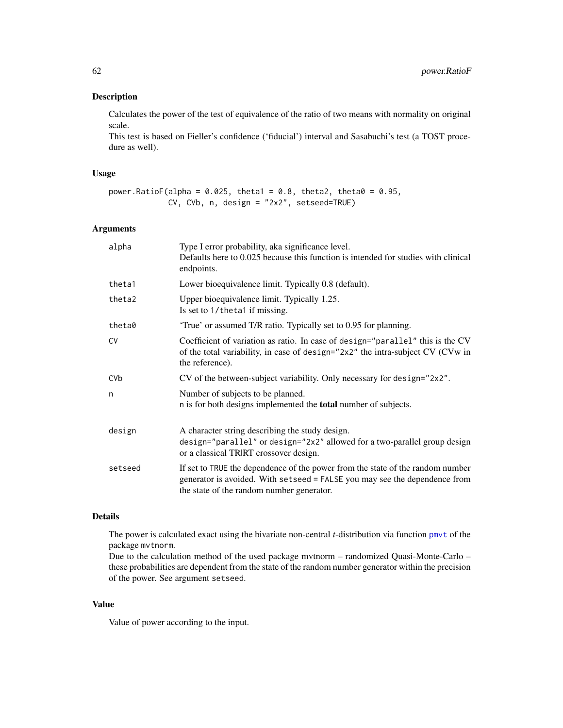## Description

Calculates the power of the test of equivalence of the ratio of two means with normality on original scale.
This test is based on Fieller's confidence ('fiducial') interval and Sasabuchi's test (a TOST procedure as well).

## Usage

```
power.RatioF(alpha = 0.025, theta1 = 0.8, theta2, theta0 = 0.95,
             CV, CVb, n, design = "2x2", setseed=TRUE)
```

## Arguments

| | |
|---|---|
| `alpha` | Type I error probability, aka significance level.<br>Defaults here to 0.025 because this function is intended for studies with clinical endpoints. |
| `theta1` | Lower bioequivalence limit. Typically 0.8 (default). |
| `theta2` | Upper bioequivalence limit. Typically 1.25.<br>Is set to `1/theta1` if missing. |
| `theta0` | 'True' or assumed T/R ratio. Typically set to 0.95 for planning. |
| `CV` | Coefficient of variation as ratio. In case of `design="parallel"` this is the CV of the total variability, in case of `design="2x2"` the intra-subject CV (CVw in the reference). |
| `CVb` | CV of the between-subject variability. Only necessary for `design="2x2"`. |
| `n` | Number of subjects to be planned.<br>`n` is for both designs implemented the **total** number of subjects. |
| `design` | A character string describing the study design.<br>`design="parallel"` or `design="2x2"` allowed for a two-parallel group design or a classical TR\|RT crossover design. |
| `setseed` | If set to `TRUE` the dependence of the power from the state of the random number generator is avoided. With `setseed = FALSE` you may see the dependence from the state of the random number generator. |

## Details

The power is calculated exact using the bivariate non-central *t*-distribution via function `pmvt` of the package `mvtnorm`.
Due to the calculation method of the used package mvtnorm – randomized Quasi-Monte-Carlo – these probabilities are dependent from the state of the random number generator within the precision of the power. See argument `setseed`.

## Value

Value of power according to the input.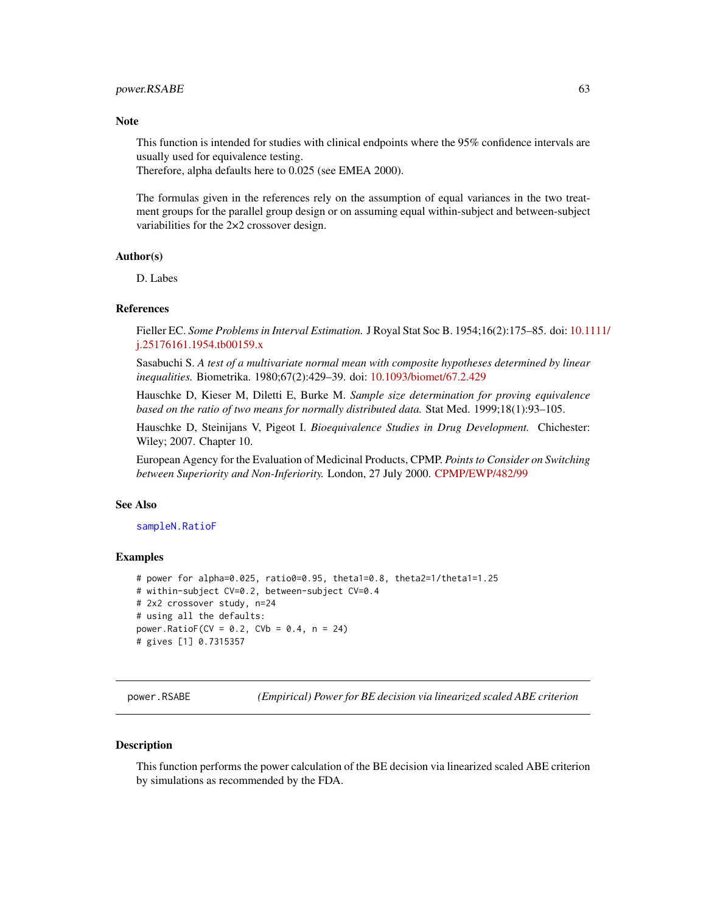## Note

This function is intended for studies with clinical endpoints where the 95% confidence intervals are usually used for equivalence testing.
Therefore, alpha defaults here to 0.025 (see EMEA 2000).

The formulas given in the references rely on the assumption of equal variances in the two treatment groups for the parallel group design or on assuming equal within-subject and between-subject variabilities for the 2×2 crossover design.

## Author(s)

D. Labes

## References

Fieller EC. *Some Problems in Interval Estimation.* J Royal Stat Soc B. 1954;16(2):175–85. doi: 10.1111/j.25176161.1954.tb00159.x

Sasabuchi S. *A test of a multivariate normal mean with composite hypotheses determined by linear inequalities.* Biometrika. 1980;67(2):429–39. doi: 10.1093/biomet/67.2.429

Hauschke D, Kieser M, Diletti E, Burke M. *Sample size determination for proving equivalence based on the ratio of two means for normally distributed data.* Stat Med. 1999;18(1):93–105.

Hauschke D, Steinijans V, Pigeot I. *Bioequivalence Studies in Drug Development.* Chichester: Wiley; 2007. Chapter 10.

European Agency for the Evaluation of Medicinal Products, CPMP. *Points to Consider on Switching between Superiority and Non-Inferiority.* London, 27 July 2000. CPMP/EWP/482/99

## See Also

`sampleN.RatioF`

## Examples

```
# power for alpha=0.025, ratio0=0.95, theta1=0.8, theta2=1/theta1=1.25
# within-subject CV=0.2, between-subject CV=0.4
# 2x2 crossover study, n=24
# using all the defaults:
power.RatioF(CV = 0.2, CVb = 0.4, n = 24)
# gives [1] 0.7315357
```

---

# power.RSABE — *(Empirical) Power for BE decision via linearized scaled ABE criterion*

---

## Description

This function performs the power calculation of the BE decision via linearized scaled ABE criterion by simulations as recommended by the FDA.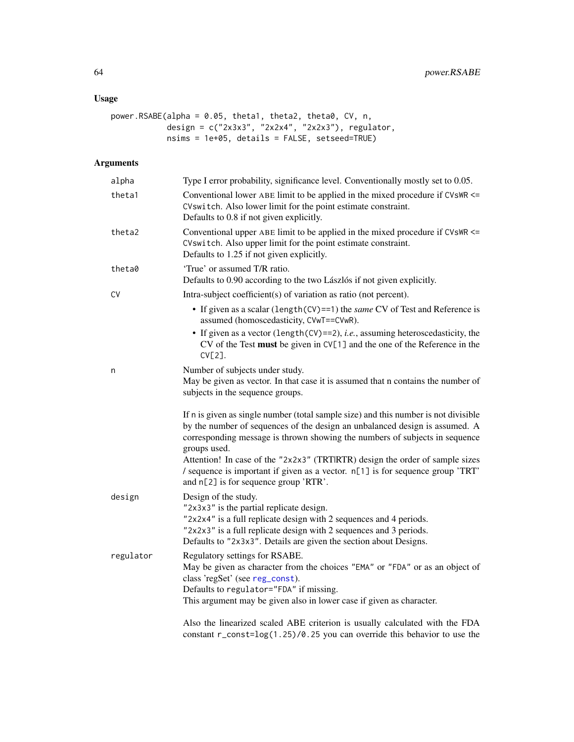## Usage

```
power.RSABE(alpha = 0.05, theta1, theta2, theta0, CV, n,
            design = c("2x3x3", "2x2x4", "2x2x3"), regulator,
            nsims = 1e+05, details = FALSE, setseed=TRUE)
```

## Arguments

| | |
|---|---|
| alpha | Type I error probability, significance level. Conventionally mostly set to 0.05. |
| theta1 | Conventional lower ABE limit to be applied in the mixed procedure if CVsWR <= CVswitch. Also lower limit for the point estimate constraint.<br>Defaults to 0.8 if not given explicitly. |
| theta2 | Conventional upper ABE limit to be applied in the mixed procedure if CVsWR <= CVswitch. Also upper limit for the point estimate constraint.<br>Defaults to 1.25 if not given explicitly. |
| theta0 | 'True' or assumed T/R ratio.<br>Defaults to 0.90 according to the two Lászlós if not given explicitly. |
| CV | Intra-subject coefficient(s) of variation as ratio (not percent).<br>• If given as a scalar (length(CV)==1) the *same* CV of Test and Reference is assumed (homoscedasticity, CVwT==CVwR).<br>• If given as a vector (length(CV)==2), *i.e.*, assuming heteroscedasticity, the CV of the Test **must** be given in CV[1] and the one of the Reference in the CV[2]. |
| n | Number of subjects under study.<br>May be given as vector. In that case it is assumed that n contains the number of subjects in the sequence groups.<br><br>If n is given as single number (total sample size) and this number is not divisible by the number of sequences of the design an unbalanced design is assumed. A corresponding message is thrown showing the numbers of subjects in sequence groups used.<br>Attention! In case of the "2x2x3" (TRT\|RTR) design the order of sample sizes / sequence is important if given as a vector. n[1] is for sequence group 'TRT' and n[2] is for sequence group 'RTR'. |
| design | Design of the study.<br>"2x3x3" is the partial replicate design.<br>"2x2x4" is a full replicate design with 2 sequences and 4 periods.<br>"2x2x3" is a full replicate design with 2 sequences and 3 periods.<br>Defaults to "2x3x3". Details are given the section about Designs. |
| regulator | Regulatory settings for RSABE.<br>May be given as character from the choices "EMA" or "FDA" or as an object of class 'regSet' (see reg_const).<br>Defaults to regulator="FDA" if missing.<br>This argument may be given also in lower case if given as character.<br><br>Also the linearized scaled ABE criterion is usually calculated with the FDA constant r_const=log(1.25)/0.25 you can override this behavior to use the |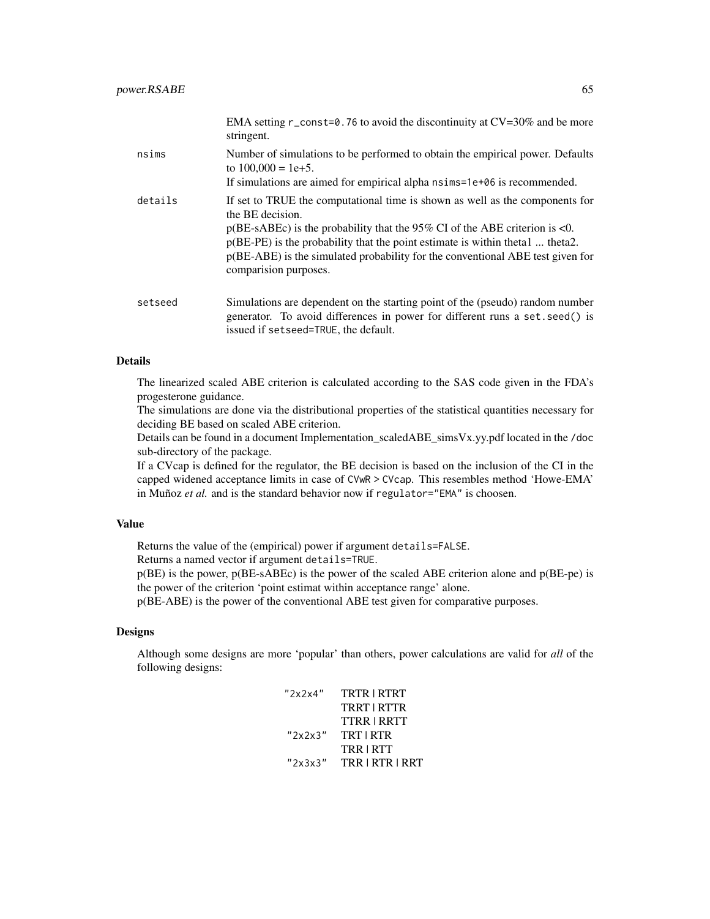EMA setting `r_const=0.76` to avoid the discontinuity at CV=30% and be more stringent.

`nsims`
: Number of simulations to be performed to obtain the empirical power. Defaults to 100,000 = 1e+5.
If simulations are aimed for empirical alpha `nsims=1e+06` is recommended.

`details`
: If set to TRUE the computational time is shown as well as the components for the BE decision.
p(BE-sABEc) is the probability that the 95% CI of the ABE criterion is <0.
p(BE-PE) is the probability that the point estimate is within theta1 ... theta2.
p(BE-ABE) is the simulated probability for the conventional ABE test given for comparision purposes.

`setseed`
: Simulations are dependent on the starting point of the (pseudo) random number generator. To avoid differences in power for different runs a `set.seed()` is issued if `setseed=TRUE`, the default.

## Details

The linearized scaled ABE criterion is calculated according to the SAS code given in the FDA's progesterone guidance.
The simulations are done via the distributional properties of the statistical quantities necessary for deciding BE based on scaled ABE criterion.
Details can be found in a document Implementation_scaledABE_simsVx.yy.pdf located in the `/doc` sub-directory of the package.
If a CVcap is defined for the regulator, the BE decision is based on the inclusion of the CI in the capped widened acceptance limits in case of `CVwR > CVcap`. This resembles method 'Howe-EMA' in Muñoz *et al.* and is the standard behavior now if `regulator="EMA"` is choosen.

## Value

Returns the value of the (empirical) power if argument `details=FALSE`.
Returns a named vector if argument `details=TRUE`.
p(BE) is the power, p(BE-sABEc) is the power of the scaled ABE criterion alone and p(BE-pe) is the power of the criterion 'point estimat within acceptance range' alone.
p(BE-ABE) is the power of the conventional ABE test given for comparative purposes.

## Designs

Although some designs are more 'popular' than others, power calculations are valid for *all* of the following designs:

| | |
|---|---|
| "2x2x4" | TRTR \| RTRT |
| | TRRT \| RTTR |
| | TTRR \| RRTT |
| "2x2x3" | TRT \| RTR |
| | TRR \| RTT |
| "2x3x3" | TRR \| RTR \| RRT |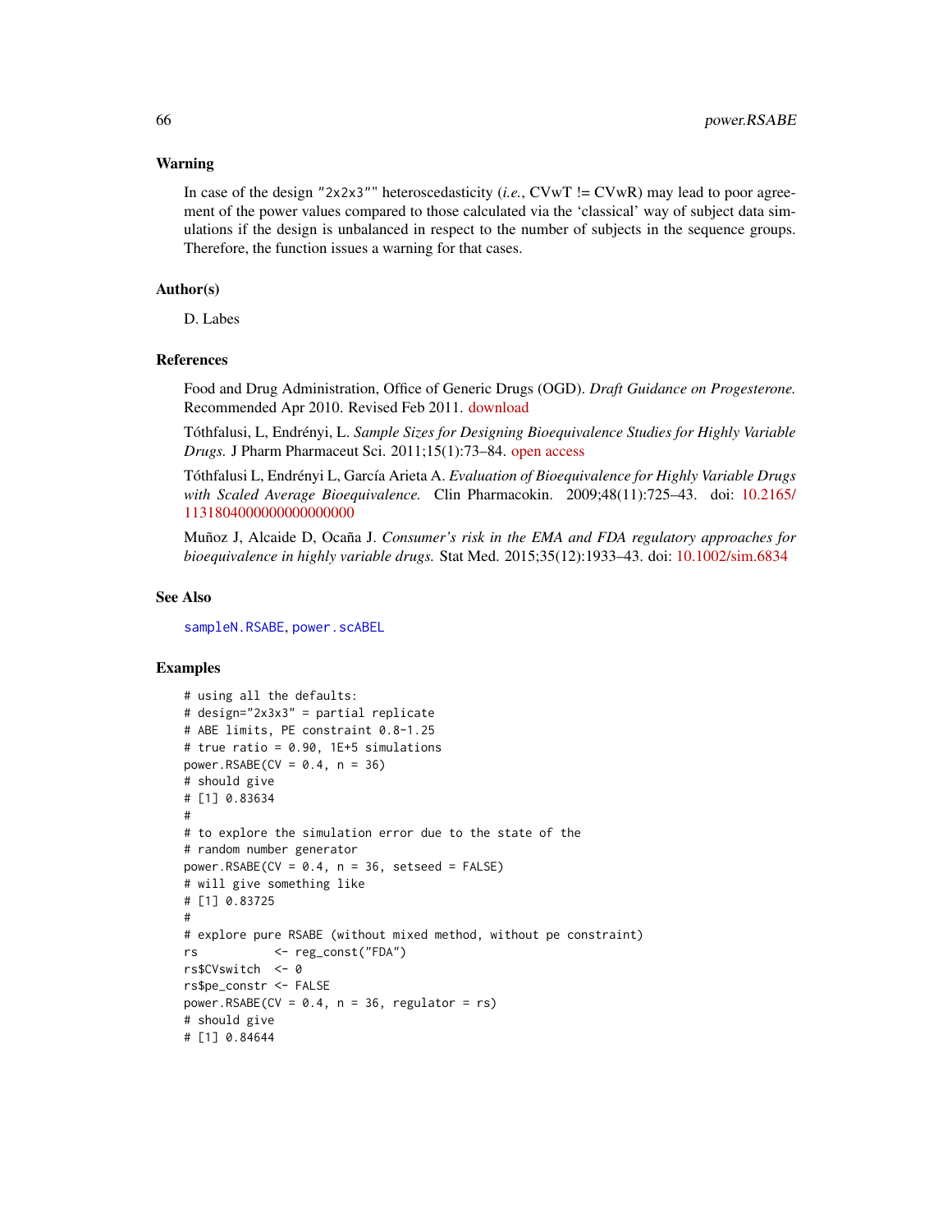### Warning

In case of the design "2x2x3"" heteroscedasticity (*i.e.*, CVwT != CVwR) may lead to poor agreement of the power values compared to those calculated via the 'classical' way of subject data simulations if the design is unbalanced in respect to the number of subjects in the sequence groups. Therefore, the function issues a warning for that cases.

### Author(s)

D. Labes

### References

Food and Drug Administration, Office of Generic Drugs (OGD). *Draft Guidance on Progesterone.* Recommended Apr 2010. Revised Feb 2011. download

Tóthfalusi, L, Endrényi, L. *Sample Sizes for Designing Bioequivalence Studies for Highly Variable Drugs.* J Pharm Pharmaceut Sci. 2011;15(1):73–84. open access

Tóthfalusi L, Endrényi L, García Arieta A. *Evaluation of Bioequivalence for Highly Variable Drugs with Scaled Average Bioequivalence.* Clin Pharmacokin. 2009;48(11):725–43. doi: 10.2165/11318040000000000-00000

Muñoz J, Alcaide D, Ocaña J. *Consumer's risk in the EMA and FDA regulatory approaches for bioequivalence in highly variable drugs.* Stat Med. 2015;35(12):1933–43. doi: 10.1002/sim.6834

### See Also

sampleN.RSABE, power.scABEL

### Examples

```
# using all the defaults:
# design="2x3x3" = partial replicate
# ABE limits, PE constraint 0.8-1.25
# true ratio = 0.90, 1E+5 simulations
power.RSABE(CV = 0.4, n = 36)
# should give
# [1] 0.83634
#
# to explore the simulation error due to the state of the
# random number generator
power.RSABE(CV = 0.4, n = 36, setseed = FALSE)
# will give something like
# [1] 0.83725
#
# explore pure RSABE (without mixed method, without pe constraint)
rs           <- reg_const("FDA")
rs$CVswitch  <- 0
rs$pe_constr <- FALSE
power.RSABE(CV = 0.4, n = 36, regulator = rs)
# should give
# [1] 0.84644
```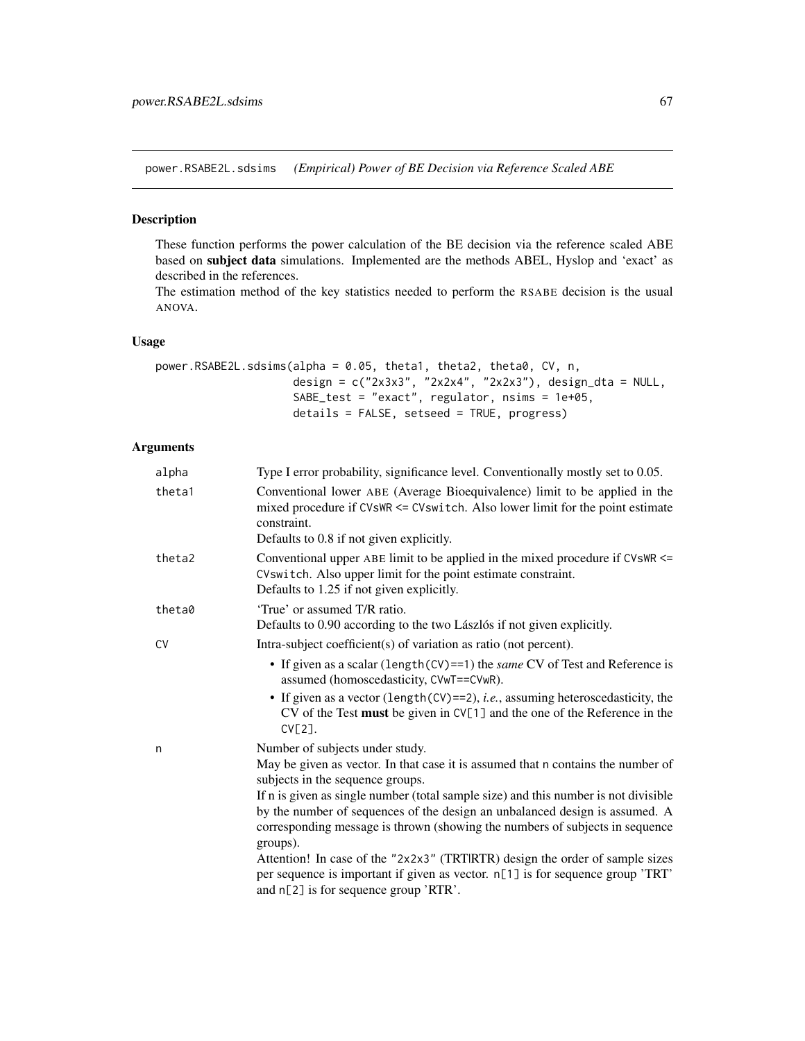power.RSABE2L.sdsims *(Empirical) Power of BE Decision via Reference Scaled ABE*

## Description

These function performs the power calculation of the BE decision via the reference scaled ABE based on **subject data** simulations. Implemented are the methods ABEL, Hyslop and 'exact' as described in the references.
The estimation method of the key statistics needed to perform the RSABE decision is the usual ANOVA.

## Usage

```
power.RSABE2L.sdsims(alpha = 0.05, theta1, theta2, theta0, CV, n,
                     design = c("2x3x3", "2x2x4", "2x2x3"), design_dta = NULL,
                     SABE_test = "exact", regulator, nsims = 1e+05,
                     details = FALSE, setseed = TRUE, progress)
```

## Arguments

| | |
|---|---|
| alpha | Type I error probability, significance level. Conventionally mostly set to 0.05. |
| theta1 | Conventional lower ABE (Average Bioequivalence) limit to be applied in the mixed procedure if CVsWR <= CVswitch. Also lower limit for the point estimate constraint.<br>Defaults to 0.8 if not given explicitly. |
| theta2 | Conventional upper ABE limit to be applied in the mixed procedure if CVsWR <= CVswitch. Also upper limit for the point estimate constraint.<br>Defaults to 1.25 if not given explicitly. |
| theta0 | 'True' or assumed T/R ratio.<br>Defaults to 0.90 according to the two Lászlós if not given explicitly. |
| CV | Intra-subject coefficient(s) of variation as ratio (not percent).<br>• If given as a scalar (length(CV)==1) the *same* CV of Test and Reference is assumed (homoscedasticity, CVwT==CVwR).<br>• If given as a vector (length(CV)==2), *i.e.*, assuming heteroscedasticity, the CV of the Test **must** be given in CV[1] and the one of the Reference in the CV[2]. |
| n | Number of subjects under study.<br>May be given as vector. In that case it is assumed that n contains the number of subjects in the sequence groups.<br>If n is given as single number (total sample size) and this number is not divisible by the number of sequences of the design an unbalanced design is assumed. A corresponding message is thrown (showing the numbers of subjects in sequence groups).<br>Attention! In case of the "2x2x3" (TRT\|RTR) design the order of sample sizes per sequence is important if given as vector. n[1] is for sequence group 'TRT' and n[2] is for sequence group 'RTR'. |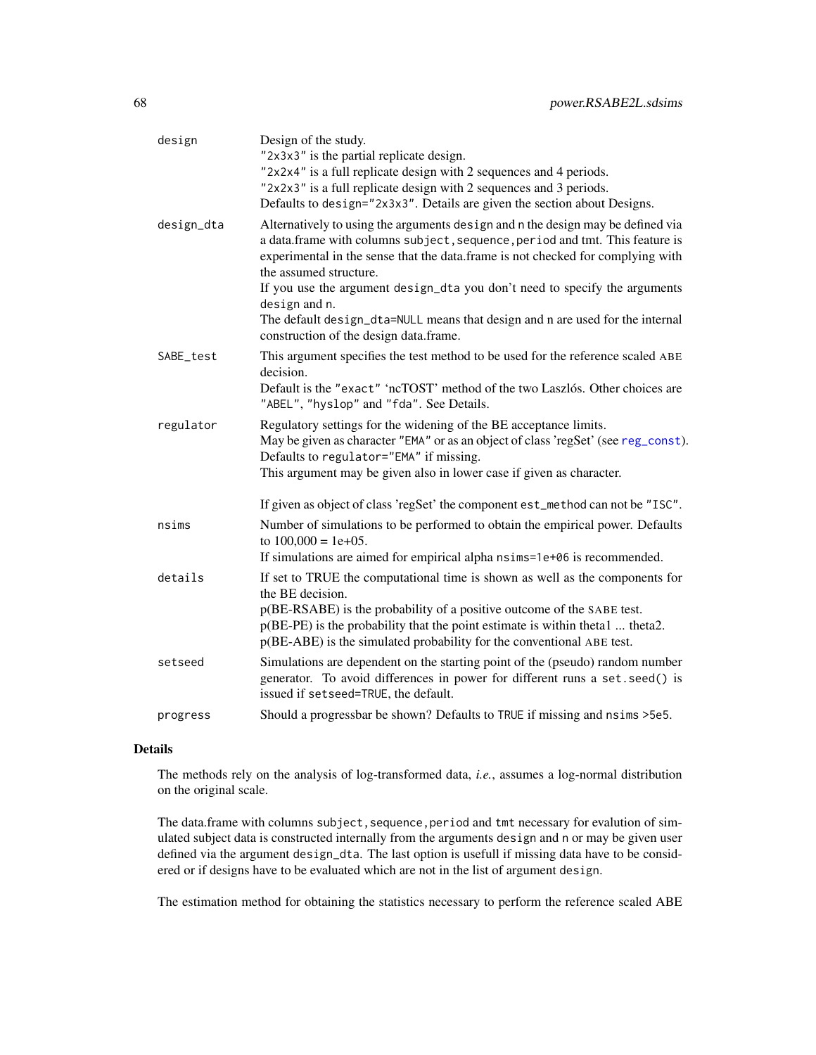| | |
|---|---|
| `design` | Design of the study.<br>`"2x3x3"` is the partial replicate design.<br>`"2x2x4"` is a full replicate design with 2 sequences and 4 periods.<br>`"2x2x3"` is a full replicate design with 2 sequences and 3 periods.<br>Defaults to `design="2x3x3"`. Details are given the section about Designs. |
| `design_dta` | Alternatively to using the arguments `design` and `n` the design may be defined via a data.frame with columns `subject`, `sequence`, `period` and `tmt`. This feature is experimental in the sense that the data.frame is not checked for complying with the assumed structure.<br>If you use the argument `design_dta` you don't need to specify the arguments `design` and `n`.<br>The default `design_dta=NULL` means that design and n are used for the internal construction of the design data.frame. |
| `SABE_test` | This argument specifies the test method to be used for the reference scaled ABE decision.<br>Default is the `"exact"` 'ncTOST' method of the two Laszlós. Other choices are `"ABEL"`, `"hyslop"` and `"fda"`. See Details. |
| `regulator` | Regulatory settings for the widening of the BE acceptance limits.<br>May be given as character `"EMA"` or as an object of class 'regSet' (see `reg_const`). Defaults to `regulator="EMA"` if missing.<br>This argument may be given also in lower case if given as character.<br><br>If given as object of class 'regSet' the component `est_method` can not be `"ISC"`. |
| `nsims` | Number of simulations to be performed to obtain the empirical power. Defaults to 100,000 = 1e+05.<br>If simulations are aimed for empirical alpha `nsims=1e+06` is recommended. |
| `details` | If set to TRUE the computational time is shown as well as the components for the BE decision.<br>p(BE-RSABE) is the probability of a positive outcome of the SABE test.<br>p(BE-PE) is the probability that the point estimate is within theta1 ... theta2.<br>p(BE-ABE) is the simulated probability for the conventional ABE test. |
| `setseed` | Simulations are dependent on the starting point of the (pseudo) random number generator. To avoid differences in power for different runs a `set.seed()` is issued if `setseed=TRUE`, the default. |
| `progress` | Should a progressbar be shown? Defaults to `TRUE` if missing and `nsims >5e5`. |

## Details

The methods rely on the analysis of log-transformed data, *i.e.*, assumes a log-normal distribution on the original scale.

The data.frame with columns `subject`, `sequence`, `period` and `tmt` necessary for evalution of simulated subject data is constructed internally from the arguments `design` and `n` or may be given user defined via the argument `design_dta`. The last option is usefull if missing data have to be considered or if designs have to be evaluated which are not in the list of argument `design`.

The estimation method for obtaining the statistics necessary to perform the reference scaled ABE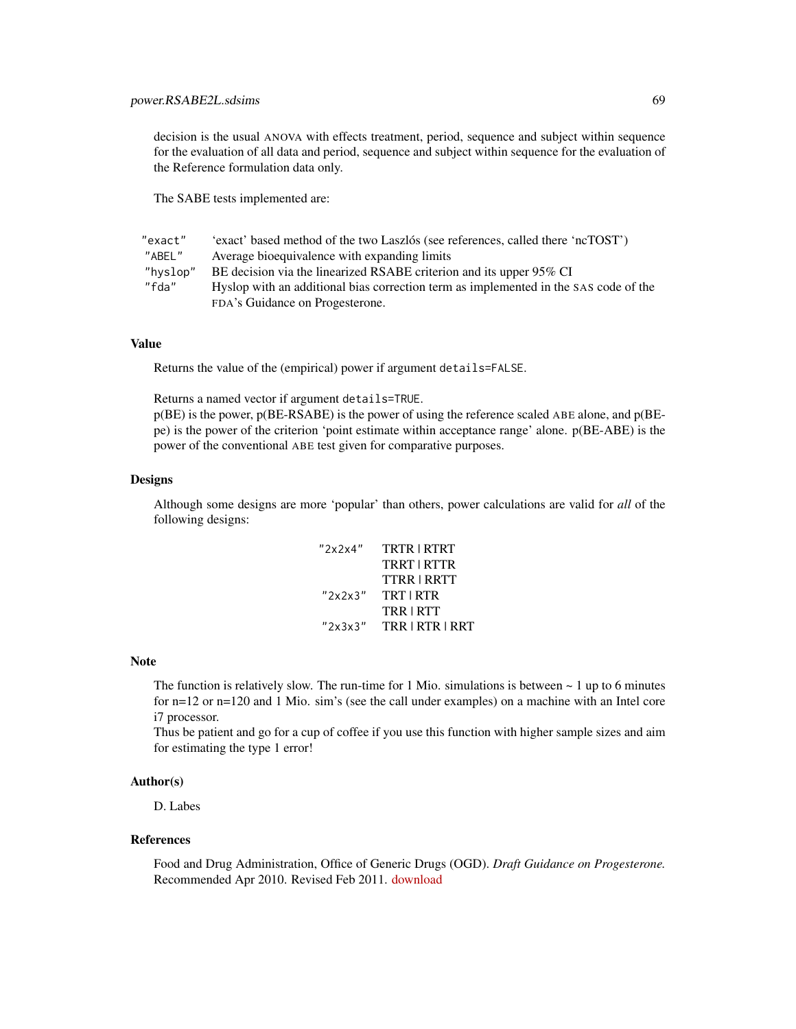decision is the usual ANOVA with effects treatment, period, sequence and subject within sequence for the evaluation of all data and period, sequence and subject within sequence for the evaluation of the Reference formulation data only.

The SABE tests implemented are:

| | |
|---|---|
| `"exact"` | 'exact' based method of the two Laszlós (see references, called there 'ncTOST') |
| `"ABEL"` | Average bioequivalence with expanding limits |
| `"hyslop"` | BE decision via the linearized RSABE criterion and its upper 95% CI |
| `"fda"` | Hyslop with an additional bias correction term as implemented in the SAS code of the FDA's Guidance on Progesterone. |

### Value

Returns the value of the (empirical) power if argument `details=FALSE`.

Returns a named vector if argument `details=TRUE`.
p(BE) is the power, p(BE-RSABE) is the power of using the reference scaled ABE alone, and p(BE-pe) is the power of the criterion 'point estimate within acceptance range' alone. p(BE-ABE) is the power of the conventional ABE test given for comparative purposes.

### Designs

Although some designs are more 'popular' than others, power calculations are valid for *all* of the following designs:

| | |
|---|---|
| `"2x2x4"` | TRTR \| RTRT |
| | TRRT \| RTTR |
| | TTRR \| RRTT |
| `"2x2x3"` | TRT \| RTR |
| | TRR \| RTT |
| `"2x3x3"` | TRR \| RTR \| RRT |

### Note

The function is relatively slow. The run-time for 1 Mio. simulations is between ~ 1 up to 6 minutes for n=12 or n=120 and 1 Mio. sim's (see the call under examples) on a machine with an Intel core i7 processor.
Thus be patient and go for a cup of coffee if you use this function with higher sample sizes and aim for estimating the type 1 error!

### Author(s)

D. Labes

### References

Food and Drug Administration, Office of Generic Drugs (OGD). *Draft Guidance on Progesterone.* Recommended Apr 2010. Revised Feb 2011. download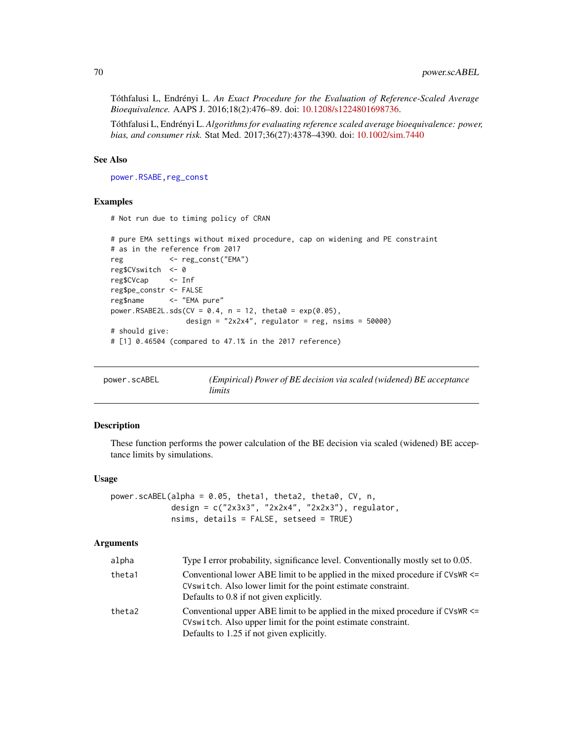Tóthfalusi L, Endrényi L. *An Exact Procedure for the Evaluation of Reference-Scaled Average Bioequivalence.* AAPS J. 2016;18(2):476–89. doi: 10.1208/s1224801698736.

Tóthfalusi L, Endrényi L. *Algorithms for evaluating reference scaled average bioequivalence: power, bias, and consumer risk.* Stat Med. 2017;36(27):4378–4390. doi: 10.1002/sim.7440

### See Also

power.RSABE, reg_const

### Examples

```
# Not run due to timing policy of CRAN

# pure EMA settings without mixed procedure, cap on widening and PE constraint
# as in the reference from 2017
reg           <- reg_const("EMA")
reg$CVswitch  <- 0
reg$CVcap     <- Inf
reg$pe_constr <- FALSE
reg$name      <- "EMA pure"
power.RSABE2L.sds(CV = 0.4, n = 12, theta0 = exp(0.05),
                  design = "2x2x4", regulator = reg, nsims = 50000)
# should give:
# [1] 0.46504 (compared to 47.1% in the 2017 reference)
```

---

## power.scABEL — *(Empirical) Power of BE decision via scaled (widened) BE acceptance limits*

### Description

These function performs the power calculation of the BE decision via scaled (widened) BE acceptance limits by simulations.

### Usage

```
power.scABEL(alpha = 0.05, theta1, theta2, theta0, CV, n,
             design = c("2x3x3", "2x2x4", "2x2x3"), regulator,
             nsims, details = FALSE, setseed = TRUE)
```

### Arguments

| | |
|---|---|
| alpha | Type I error probability, significance level. Conventionally mostly set to 0.05. |
| theta1 | Conventional lower ABE limit to be applied in the mixed procedure if CVsWR <= CVswitch. Also lower limit for the point estimate constraint.<br>Defaults to 0.8 if not given explicitly. |
| theta2 | Conventional upper ABE limit to be applied in the mixed procedure if CVsWR <= CVswitch. Also upper limit for the point estimate constraint.<br>Defaults to 1.25 if not given explicitly. |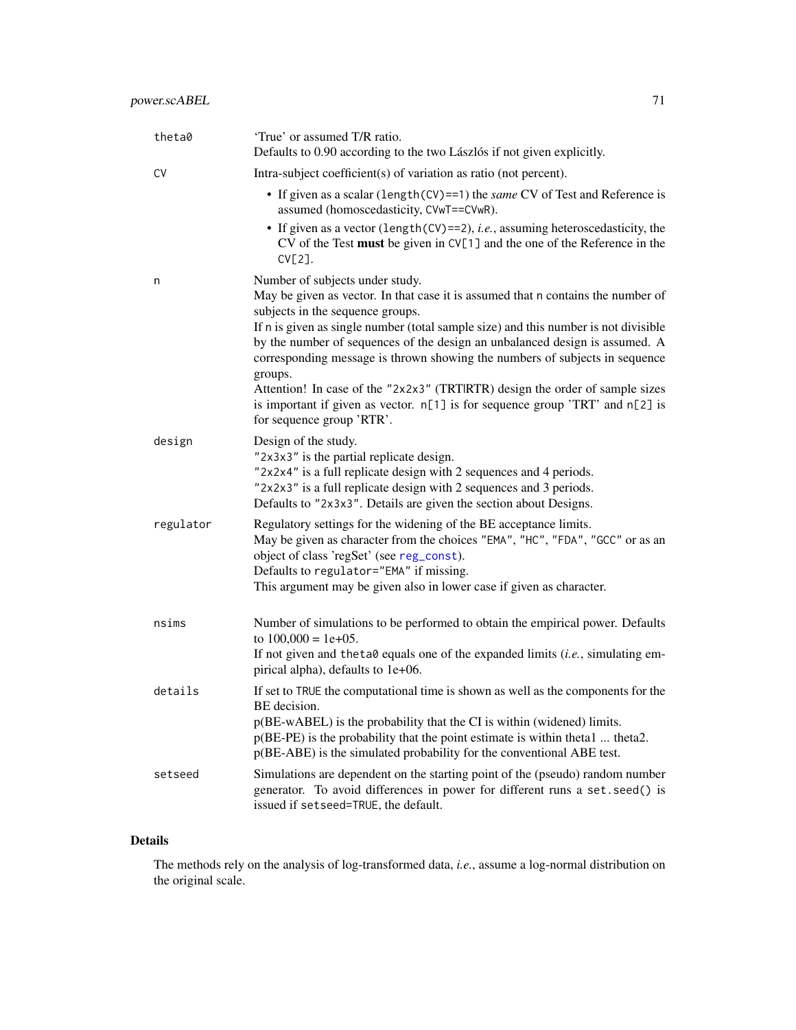| | |
|---|---|
| `theta0` | 'True' or assumed T/R ratio.<br>Defaults to 0.90 according to the two Lászlós if not given explicitly. |
| `CV` | Intra-subject coefficient(s) of variation as ratio (not percent).<br>• If given as a scalar (`length(CV)==1`) the *same* CV of Test and Reference is assumed (homoscedasticity, `CVwT==CVwR`).<br>• If given as a vector (`length(CV)==2`), *i.e.*, assuming heteroscedasticity, the CV of the Test **must** be given in `CV[1]` and the one of the Reference in the `CV[2]`. |
| `n` | Number of subjects under study.<br>May be given as vector. In that case it is assumed that `n` contains the number of subjects in the sequence groups.<br>If `n` is given as single number (total sample size) and this number is not divisible by the number of sequences of the design an unbalanced design is assumed. A corresponding message is thrown showing the numbers of subjects in sequence groups.<br>Attention! In case of the `"2x2x3"` (TRT\|RTR) design the order of sample sizes is important if given as vector. `n[1]` is for sequence group 'TRT' and `n[2]` is for sequence group 'RTR'. |
| `design` | Design of the study.<br>`"2x3x3"` is the partial replicate design.<br>`"2x2x4"` is a full replicate design with 2 sequences and 4 periods.<br>`"2x2x3"` is a full replicate design with 2 sequences and 3 periods.<br>Defaults to `"2x3x3"`. Details are given the section about Designs. |
| `regulator` | Regulatory settings for the widening of the BE acceptance limits.<br>May be given as character from the choices `"EMA"`, `"HC"`, `"FDA"`, `"GCC"` or as an object of class 'regSet' (see `reg_const`).<br>Defaults to `regulator="EMA"` if missing.<br>This argument may be given also in lower case if given as character. |
| `nsims` | Number of simulations to be performed to obtain the empirical power. Defaults to 100,000 = 1e+05.<br>If not given and `theta0` equals one of the expanded limits (*i.e.*, simulating empirical alpha), defaults to 1e+06. |
| `details` | If set to `TRUE` the computational time is shown as well as the components for the BE decision.<br>p(BE-wABEL) is the probability that the CI is within (widened) limits.<br>p(BE-PE) is the probability that the point estimate is within theta1 ... theta2.<br>p(BE-ABE) is the simulated probability for the conventional ABE test. |
| `setseed` | Simulations are dependent on the starting point of the (pseudo) random number generator. To avoid differences in power for different runs a `set.seed()` is issued if `setseed=TRUE`, the default. |

## Details

The methods rely on the analysis of log-transformed data, *i.e.*, assume a log-normal distribution on the original scale.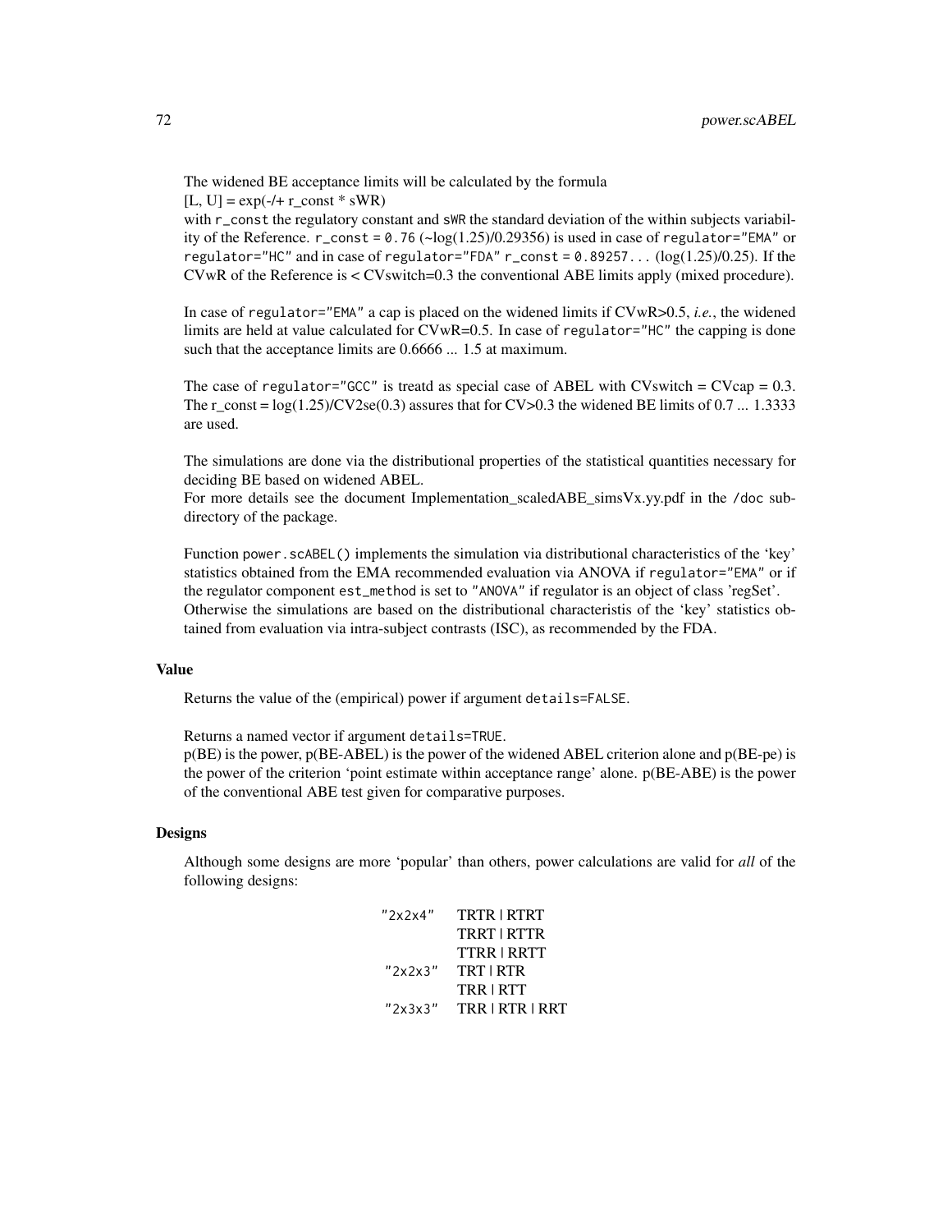The widened BE acceptance limits will be calculated by the formula

[L, U] = exp(-/+ r_const * sWR)

with `r_const` the regulatory constant and `sWR` the standard deviation of the within subjects variability of the Reference. `r_const = 0.76` (~log(1.25)/0.29356) is used in case of `regulator="EMA"` or `regulator="HC"` and in case of `regulator="FDA"` `r_const = 0.89257...` (log(1.25)/0.25). If the CVwR of the Reference is < CVswitch=0.3 the conventional ABE limits apply (mixed procedure).

In case of `regulator="EMA"` a cap is placed on the widened limits if CVwR>0.5, *i.e.*, the widened limits are held at value calculated for CVwR=0.5. In case of `regulator="HC"` the capping is done such that the acceptance limits are 0.6666 ... 1.5 at maximum.

The case of `regulator="GCC"` is treatd as special case of ABEL with CVswitch = CVcap = 0.3. The r_const = log(1.25)/CV2se(0.3) assures that for CV>0.3 the widened BE limits of 0.7 ... 1.3333 are used.

The simulations are done via the distributional properties of the statistical quantities necessary for deciding BE based on widened ABEL.

For more details see the document Implementation_scaledABE_simsVx.yy.pdf in the `/doc` subdirectory of the package.

Function `power.scABEL()` implements the simulation via distributional characteristics of the 'key' statistics obtained from the EMA recommended evaluation via ANOVA if `regulator="EMA"` or if the regulator component `est_method` is set to `"ANOVA"` if regulator is an object of class 'regSet'. Otherwise the simulations are based on the distributional characteristis of the 'key' statistics obtained from evaluation via intra-subject contrasts (ISC), as recommended by the FDA.

### Value

Returns the value of the (empirical) power if argument `details=FALSE`.

Returns a named vector if argument `details=TRUE`.

p(BE) is the power, p(BE-ABEL) is the power of the widened ABEL criterion alone and p(BE-pe) is the power of the criterion 'point estimate within acceptance range' alone. p(BE-ABE) is the power of the conventional ABE test given for comparative purposes.

### Designs

Although some designs are more 'popular' than others, power calculations are valid for *all* of the following designs:

| | |
|---|---|
| `"2x2x4"` | TRTR \| RTRT |
| | TRRT \| RTTR |
| | TTRR \| RRTT |
| `"2x2x3"` | TRT \| RTR |
| | TRR \| RTT |
| `"2x3x3"` | TRR \| RTR \| RRT |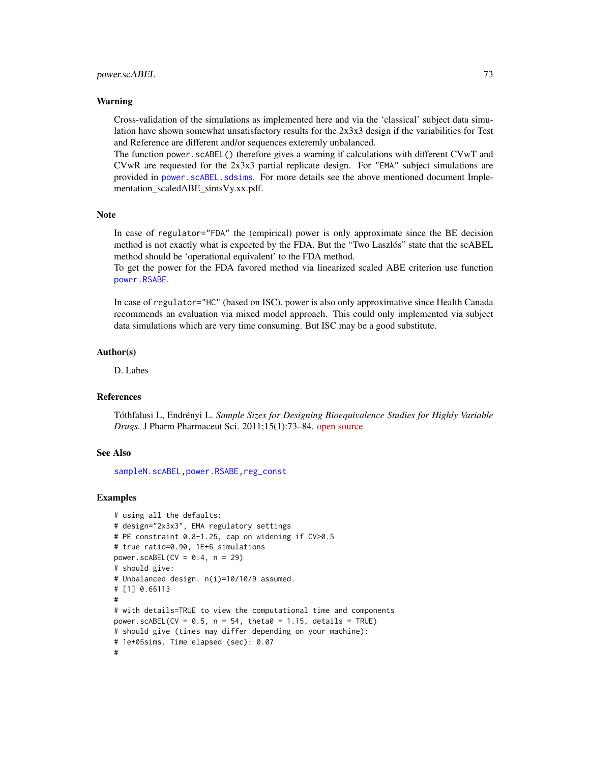## Warning

Cross-validation of the simulations as implemented here and via the 'classical' subject data simulation have shown somewhat unsatisfactory results for the 2x3x3 design if the variabilities for Test and Reference are different and/or sequences exteremly unbalanced.
The function `power.scABEL()` therefore gives a warning if calculations with different CVwT and CVwR are requested for the 2x3x3 partial replicate design. For `"EMA"` subject simulations are provided in `power.scABEL.sdsims`. For more details see the above mentioned document Implementation_scaledABE_simsVy.xx.pdf.

## Note

In case of `regulator="FDA"` the (empirical) power is only approximate since the BE decision method is not exactly what is expected by the FDA. But the "Two Laszlós" state that the scABEL method should be 'operational equivalent' to the FDA method.
To get the power for the FDA favored method via linearized scaled ABE criterion use function `power.RSABE`.

In case of `regulator="HC"` (based on ISC), power is also only approximative since Health Canada recommends an evaluation via mixed model approach. This could only implemented via subject data simulations which are very time consuming. But ISC may be a good substitute.

## Author(s)

D. Labes

## References

Tóthfalusi L, Endrényi L. *Sample Sizes for Designing Bioequivalence Studies for Highly Variable Drugs.* J Pharm Pharmaceut Sci. 2011;15(1):73–84. open source

## See Also

`sampleN.scABEL`, `power.RSABE`, `reg_const`

## Examples

```
# using all the defaults:
# design="2x3x3", EMA regulatory settings
# PE constraint 0.8-1.25, cap on widening if CV>0.5
# true ratio=0.90, 1E+6 simulations
power.scABEL(CV = 0.4, n = 29)
# should give:
# Unbalanced design. n(i)=10/10/9 assumed.
# [1] 0.66113
#
# with details=TRUE to view the computational time and components
power.scABEL(CV = 0.5, n = 54, theta0 = 1.15, details = TRUE)
# should give (times may differ depending on your machine):
# 1e+05sims. Time elapsed (sec): 0.07
#
```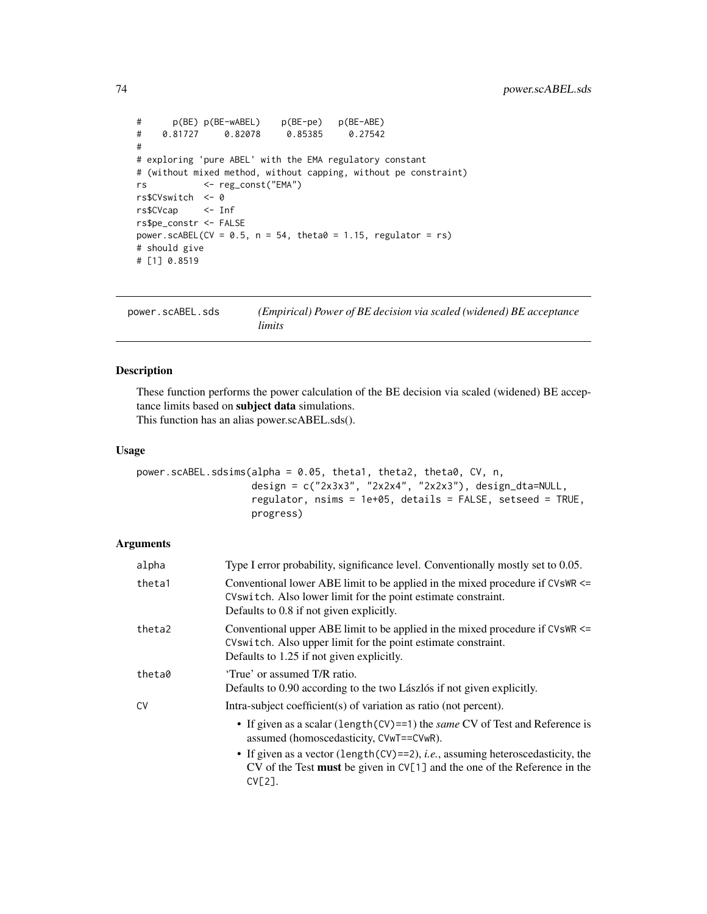```
#      p(BE) p(BE-wABEL)    p(BE-pe)   p(BE-ABE)
#    0.81727     0.82078     0.85385     0.27542
#
# exploring 'pure ABEL' with the EMA regulatory constant
# (without mixed method, without capping, without pe constraint)
rs           <- reg_const("EMA")
rs$CVswitch  <- 0
rs$CVcap     <- Inf
rs$pe_constr <- FALSE
power.scABEL(CV = 0.5, n = 54, theta0 = 1.15, regulator = rs)
# should give
# [1] 0.8519
```

## power.scABEL.sds — *(Empirical) Power of BE decision via scaled (widened) BE acceptance limits*

### Description

These function performs the power calculation of the BE decision via scaled (widened) BE acceptance limits based on **subject data** simulations.
This function has an alias power.scABEL.sds().

### Usage

```
power.scABEL.sdsims(alpha = 0.05, theta1, theta2, theta0, CV, n,
                    design = c("2x3x3", "2x2x4", "2x2x3"), design_dta=NULL,
                    regulator, nsims = 1e+05, details = FALSE, setseed = TRUE,
                    progress)
```

### Arguments

| | |
|---|---|
| alpha | Type I error probability, significance level. Conventionally mostly set to 0.05. |
| theta1 | Conventional lower ABE limit to be applied in the mixed procedure if `CVsWR <= CVswitch`. Also lower limit for the point estimate constraint.<br>Defaults to 0.8 if not given explicitly. |
| theta2 | Conventional upper ABE limit to be applied in the mixed procedure if `CVsWR <= CVswitch`. Also upper limit for the point estimate constraint.<br>Defaults to 1.25 if not given explicitly. |
| theta0 | 'True' or assumed T/R ratio.<br>Defaults to 0.90 according to the two Lászlós if not given explicitly. |
| CV | Intra-subject coefficient(s) of variation as ratio (not percent).<br>• If given as a scalar (`length(CV)==1`) the *same* CV of Test and Reference is assumed (homoscedasticity, `CVwT==CVwR`).<br>• If given as a vector (`length(CV)==2`), *i.e.*, assuming heteroscedasticity, the CV of the Test **must** be given in `CV[1]` and the one of the Reference in the `CV[2]`. |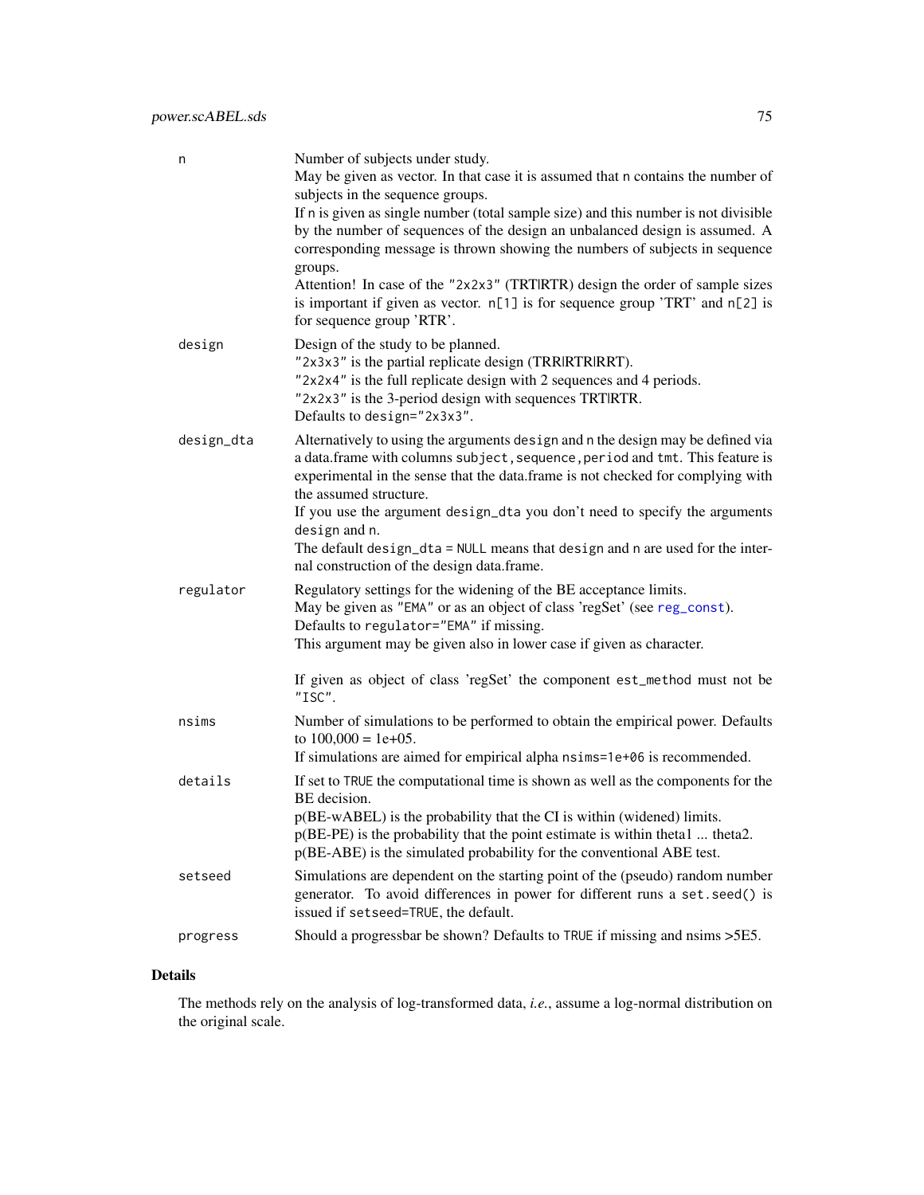`n`
: Number of subjects under study.
May be given as vector. In that case it is assumed that `n` contains the number of subjects in the sequence groups.
If `n` is given as single number (total sample size) and this number is not divisible by the number of sequences of the design an unbalanced design is assumed. A corresponding message is thrown showing the numbers of subjects in sequence groups.
Attention! In case of the `"2x2x3"` (TRT|RTR) design the order of sample sizes is important if given as vector. `n[1]` is for sequence group 'TRT' and `n[2]` is for sequence group 'RTR'.

`design`
: Design of the study to be planned.
`"2x3x3"` is the partial replicate design (TRR|RTR|RRT).
`"2x2x4"` is the full replicate design with 2 sequences and 4 periods.
`"2x2x3"` is the 3-period design with sequences TRT|RTR.
Defaults to `design="2x3x3"`.

`design_dta`
: Alternatively to using the arguments `design` and `n` the design may be defined via a data.frame with columns `subject,sequence,period` and `tmt`. This feature is experimental in the sense that the data.frame is not checked for complying with the assumed structure.
If you use the argument `design_dta` you don't need to specify the arguments `design` and `n`.
The default `design_dta = NULL` means that `design` and `n` are used for the internal construction of the design data.frame.

`regulator`
: Regulatory settings for the widening of the BE acceptance limits.
May be given as `"EMA"` or as an object of class 'regSet' (see `reg_const`).
Defaults to `regulator="EMA"` if missing.
This argument may be given also in lower case if given as character.

If given as object of class 'regSet' the component `est_method` must not be `"ISC"`.

`nsims`
: Number of simulations to be performed to obtain the empirical power. Defaults to 100,000 = 1e+05.
If simulations are aimed for empirical alpha `nsims=1e+06` is recommended.

`details`
: If set to `TRUE` the computational time is shown as well as the components for the BE decision.
p(BE-wABEL) is the probability that the CI is within (widened) limits.
p(BE-PE) is the probability that the point estimate is within theta1 ... theta2.
p(BE-ABE) is the simulated probability for the conventional ABE test.

`setseed`
: Simulations are dependent on the starting point of the (pseudo) random number generator. To avoid differences in power for different runs a `set.seed()` is issued if `setseed=TRUE`, the default.

`progress`
: Should a progressbar be shown? Defaults to `TRUE` if missing and nsims >5E5.

## Details

The methods rely on the analysis of log-transformed data, *i.e.*, assume a log-normal distribution on the original scale.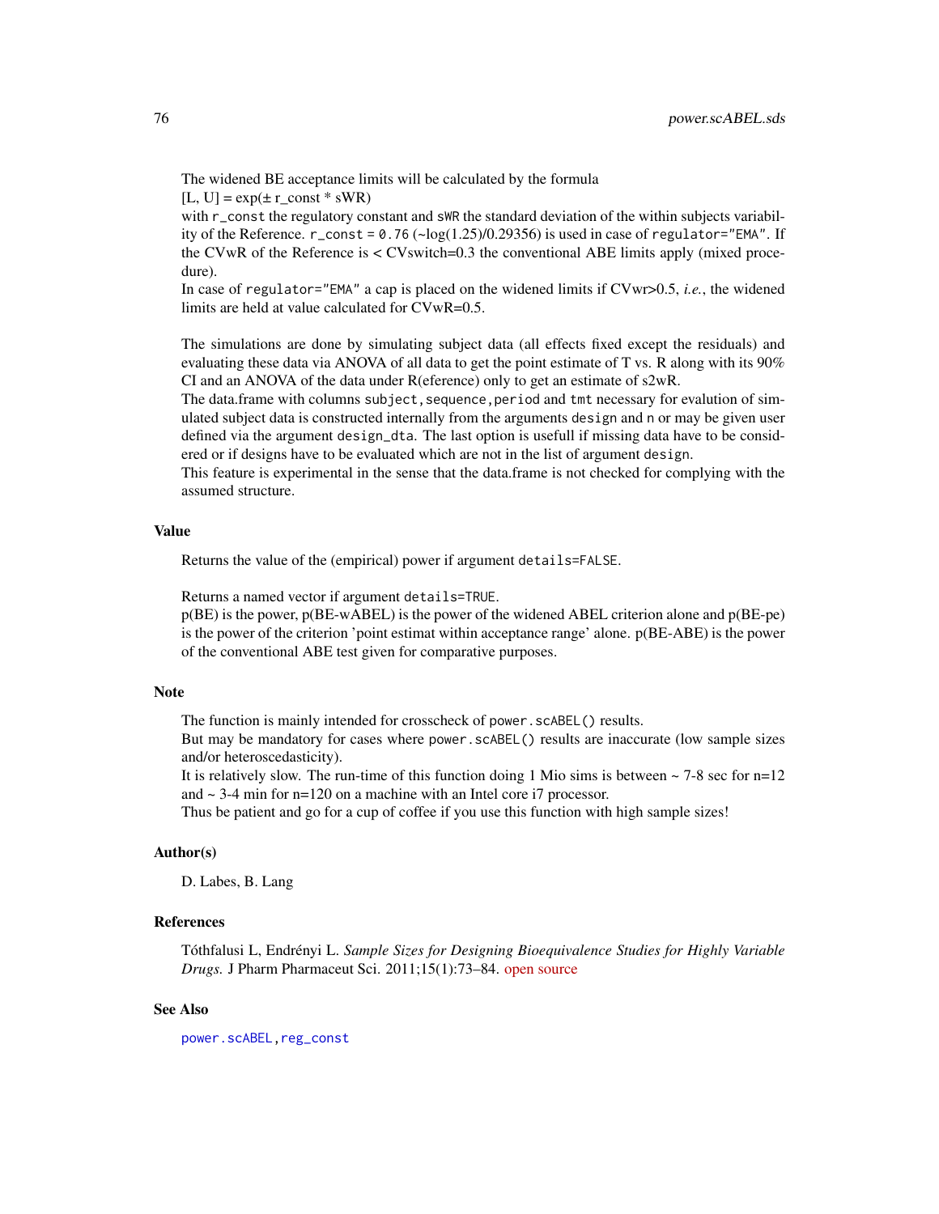The widened BE acceptance limits will be calculated by the formula
[L, U] = exp(± r_const * sWR)
with `r_const` the regulatory constant and `sWR` the standard deviation of the within subjects variability of the Reference. `r_const = 0.76` (~log(1.25)/0.29356) is used in case of `regulator="EMA"`. If the CVwR of the Reference is < CVswitch=0.3 the conventional ABE limits apply (mixed procedure).
In case of `regulator="EMA"` a cap is placed on the widened limits if CVwr>0.5, *i.e.*, the widened limits are held at value calculated for CVwR=0.5.

The simulations are done by simulating subject data (all effects fixed except the residuals) and evaluating these data via ANOVA of all data to get the point estimate of T vs. R along with its 90% CI and an ANOVA of the data under R(eference) only to get an estimate of s2wR.
The data.frame with columns `subject,sequence,period` and `tmt` necessary for evalution of simulated subject data is constructed internally from the arguments `design` and `n` or may be given user defined via the argument `design_dta`. The last option is usefull if missing data have to be considered or if designs have to be evaluated which are not in the list of argument `design`.
This feature is experimental in the sense that the data.frame is not checked for complying with the assumed structure.

## Value

Returns the value of the (empirical) power if argument `details=FALSE`.

Returns a named vector if argument `details=TRUE`.
p(BE) is the power, p(BE-wABEL) is the power of the widened ABEL criterion alone and p(BE-pe) is the power of the criterion 'point estimat within acceptance range' alone. p(BE-ABE) is the power of the conventional ABE test given for comparative purposes.

## Note

The function is mainly intended for crosscheck of `power.scABEL()` results.
But may be mandatory for cases where `power.scABEL()` results are inaccurate (low sample sizes and/or heteroscedasticity).
It is relatively slow. The run-time of this function doing 1 Mio sims is between ~ 7-8 sec for n=12 and ~ 3-4 min for n=120 on a machine with an Intel core i7 processor.
Thus be patient and go for a cup of coffee if you use this function with high sample sizes!

## Author(s)

D. Labes, B. Lang

## References

Tóthfalusi L, Endrényi L. *Sample Sizes for Designing Bioequivalence Studies for Highly Variable Drugs.* J Pharm Pharmaceut Sci. 2011;15(1):73–84. open source

## See Also

`power.scABEL`, `reg_const`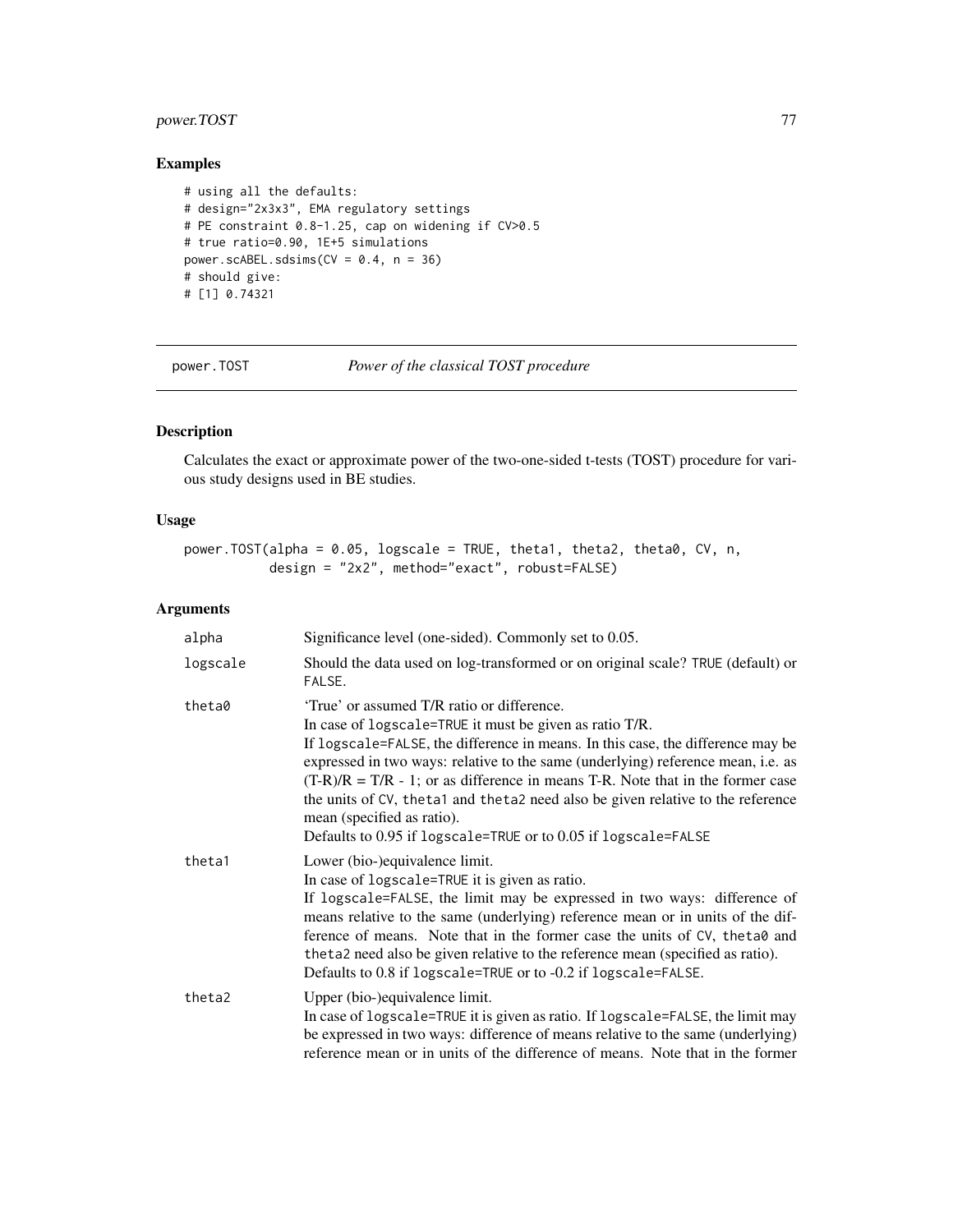## Examples

```
# using all the defaults:
# design="2x3x3", EMA regulatory settings
# PE constraint 0.8-1.25, cap on widening if CV>0.5
# true ratio=0.90, 1E+5 simulations
power.scABEL.sdsims(CV = 0.4, n = 36)
# should give:
# [1] 0.74321
```

---

power.TOST    *Power of the classical TOST procedure*

---

## Description

Calculates the exact or approximate power of the two-one-sided t-tests (TOST) procedure for various study designs used in BE studies.

## Usage

```
power.TOST(alpha = 0.05, logscale = TRUE, theta1, theta2, theta0, CV, n,
           design = "2x2", method="exact", robust=FALSE)
```

## Arguments

| | |
|---|---|
| alpha | Significance level (one-sided). Commonly set to 0.05. |
| logscale | Should the data used on log-transformed or on original scale? TRUE (default) or FALSE. |
| theta0 | 'True' or assumed T/R ratio or difference.<br>In case of logscale=TRUE it must be given as ratio T/R.<br>If logscale=FALSE, the difference in means. In this case, the difference may be expressed in two ways: relative to the same (underlying) reference mean, i.e. as (T-R)/R = T/R - 1; or as difference in means T-R. Note that in the former case the units of CV, theta1 and theta2 need also be given relative to the reference mean (specified as ratio).<br>Defaults to 0.95 if logscale=TRUE or to 0.05 if logscale=FALSE |
| theta1 | Lower (bio-)equivalence limit.<br>In case of logscale=TRUE it is given as ratio.<br>If logscale=FALSE, the limit may be expressed in two ways: difference of means relative to the same (underlying) reference mean or in units of the difference of means. Note that in the former case the units of CV, theta0 and theta2 need also be given relative to the reference mean (specified as ratio).<br>Defaults to 0.8 if logscale=TRUE or to -0.2 if logscale=FALSE. |
| theta2 | Upper (bio-)equivalence limit.<br>In case of logscale=TRUE it is given as ratio. If logscale=FALSE, the limit may be expressed in two ways: difference of means relative to the same (underlying) reference mean or in units of the difference of means. Note that in the former |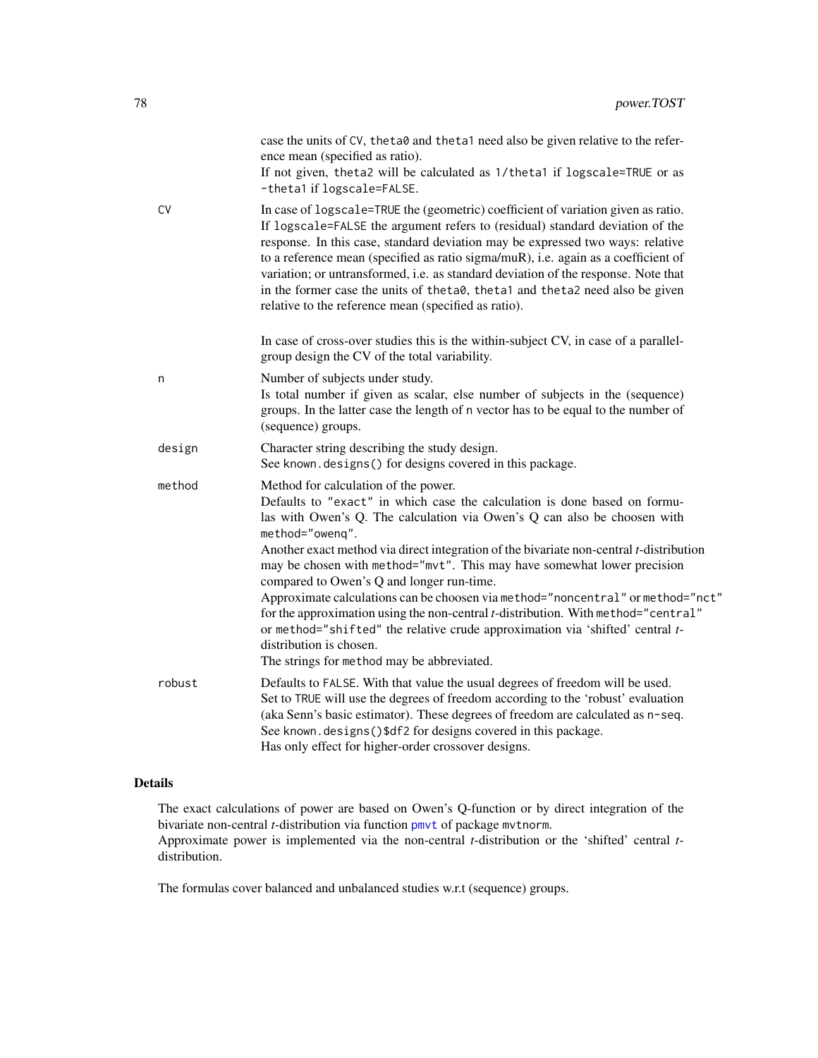case the units of CV, theta0 and theta1 need also be given relative to the reference mean (specified as ratio).
If not given, theta2 will be calculated as 1/theta1 if logscale=TRUE or as -theta1 if logscale=FALSE.

CV
: In case of logscale=TRUE the (geometric) coefficient of variation given as ratio. If logscale=FALSE the argument refers to (residual) standard deviation of the response. In this case, standard deviation may be expressed two ways: relative to a reference mean (specified as ratio sigma/muR), i.e. again as a coefficient of variation; or untransformed, i.e. as standard deviation of the response. Note that in the former case the units of theta0, theta1 and theta2 need also be given relative to the reference mean (specified as ratio).

  In case of cross-over studies this is the within-subject CV, in case of a parallel-group design the CV of the total variability.

n
: Number of subjects under study.
  Is total number if given as scalar, else number of subjects in the (sequence) groups. In the latter case the length of n vector has to be equal to the number of (sequence) groups.

design
: Character string describing the study design.
  See known.designs() for designs covered in this package.

method
: Method for calculation of the power.
  Defaults to "exact" in which case the calculation is done based on formulas with Owen's Q. The calculation via Owen's Q can also be choosen with method="owenq".
  Another exact method via direct integration of the bivariate non-central *t*-distribution may be chosen with method="mvt". This may have somewhat lower precision compared to Owen's Q and longer run-time.
  Approximate calculations can be choosen via method="noncentral" or method="nct" for the approximation using the non-central *t*-distribution. With method="central" or method="shifted" the relative crude approximation via 'shifted' central *t*-distribution is chosen.
  The strings for method may be abbreviated.

robust
: Defaults to FALSE. With that value the usual degrees of freedom will be used. Set to TRUE will use the degrees of freedom according to the 'robust' evaluation (aka Senn's basic estimator). These degrees of freedom are calculated as n-seq. See known.designs()$df2 for designs covered in this package.
  Has only effect for higher-order crossover designs.

## Details

The exact calculations of power are based on Owen's Q-function or by direct integration of the bivariate non-central *t*-distribution via function pmvt of package mvtnorm.
Approximate power is implemented via the non-central *t*-distribution or the 'shifted' central *t*-distribution.

The formulas cover balanced and unbalanced studies w.r.t (sequence) groups.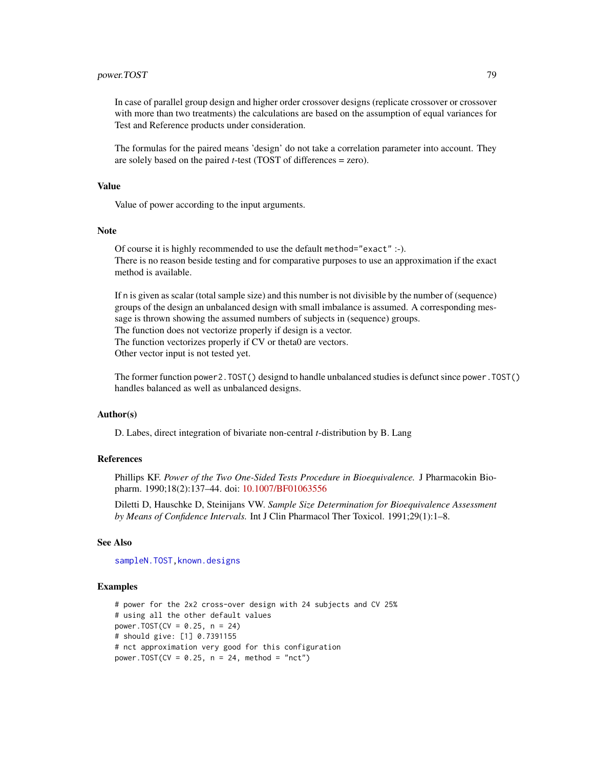In case of parallel group design and higher order crossover designs (replicate crossover or crossover with more than two treatments) the calculations are based on the assumption of equal variances for Test and Reference products under consideration.

The formulas for the paired means 'design' do not take a correlation parameter into account. They are solely based on the paired *t*-test (TOST of differences = zero).

### Value

Value of power according to the input arguments.

### Note

Of course it is highly recommended to use the default `method="exact"` :-).
There is no reason beside testing and for comparative purposes to use an approximation if the exact method is available.

If `n` is given as scalar (total sample size) and this number is not divisible by the number of (sequence) groups of the design an unbalanced design with small imbalance is assumed. A corresponding message is thrown showing the assumed numbers of subjects in (sequence) groups.
The function does not vectorize properly if design is a vector.
The function vectorizes properly if CV or theta0 are vectors.
Other vector input is not tested yet.

The former function `power2.TOST()` designd to handle unbalanced studies is defunct since `power.TOST()` handles balanced as well as unbalanced designs.

### Author(s)

D. Labes, direct integration of bivariate non-central *t*-distribution by B. Lang

### References

Phillips KF. *Power of the Two One-Sided Tests Procedure in Bioequivalence.* J Pharmacokin Biopharm. 1990;18(2):137–44. doi: 10.1007/BF01063556

Diletti D, Hauschke D, Steinijans VW. *Sample Size Determination for Bioequivalence Assessment by Means of Confidence Intervals.* Int J Clin Pharmacol Ther Toxicol. 1991;29(1):1–8.

### See Also

`sampleN.TOST`, `known.designs`

### Examples

```
# power for the 2x2 cross-over design with 24 subjects and CV 25%
# using all the other default values
power.TOST(CV = 0.25, n = 24)
# should give: [1] 0.7391155
# nct approximation very good for this configuration
power.TOST(CV = 0.25, n = 24, method = "nct")
```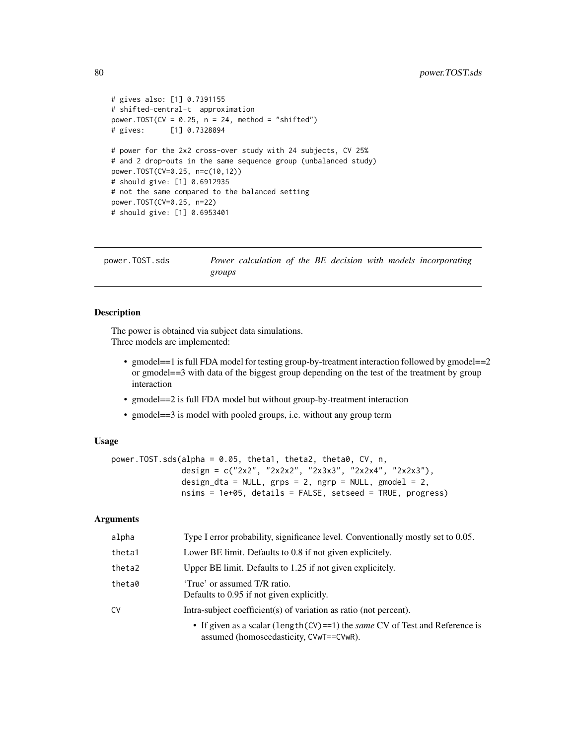```
# gives also: [1] 0.7391155
# shifted-central-t  approximation
power.TOST(CV = 0.25, n = 24, method = "shifted")
# gives:      [1] 0.7328894

# power for the 2x2 cross-over study with 24 subjects, CV 25%
# and 2 drop-outs in the same sequence group (unbalanced study)
power.TOST(CV=0.25, n=c(10,12))
# should give: [1] 0.6912935
# not the same compared to the balanced setting
power.TOST(CV=0.25, n=22)
# should give: [1] 0.6953401
```

---

## power.TOST.sds — *Power calculation of the BE decision with models incorporating groups*

---

### Description

The power is obtained via subject data simulations.
Three models are implemented:

- gmodel==1 is full FDA model for testing group-by-treatment interaction followed by gmodel==2 or gmodel==3 with data of the biggest group depending on the test of the treatment by group interaction
- gmodel==2 is full FDA model but without group-by-treatment interaction
- gmodel==3 is model with pooled groups, i.e. without any group term

### Usage

```
power.TOST.sds(alpha = 0.05, theta1, theta2, theta0, CV, n,
               design = c("2x2", "2x2x2", "2x3x3", "2x2x4", "2x2x3"),
               design_dta = NULL, grps = 2, ngrp = NULL, gmodel = 2,
               nsims = 1e+05, details = FALSE, setseed = TRUE, progress)
```

### Arguments

| | |
|---|---|
| `alpha` | Type I error probability, significance level. Conventionally mostly set to 0.05. |
| `theta1` | Lower BE limit. Defaults to 0.8 if not given explicitely. |
| `theta2` | Upper BE limit. Defaults to 1.25 if not given explicitely. |
| `theta0` | 'True' or assumed T/R ratio. Defaults to 0.95 if not given explicitly. |
| `CV` | Intra-subject coefficient(s) of variation as ratio (not percent). • If given as a scalar (`length(CV)==1`) the *same* CV of Test and Reference is assumed (homoscedasticity, `CVwT==CVwR`). |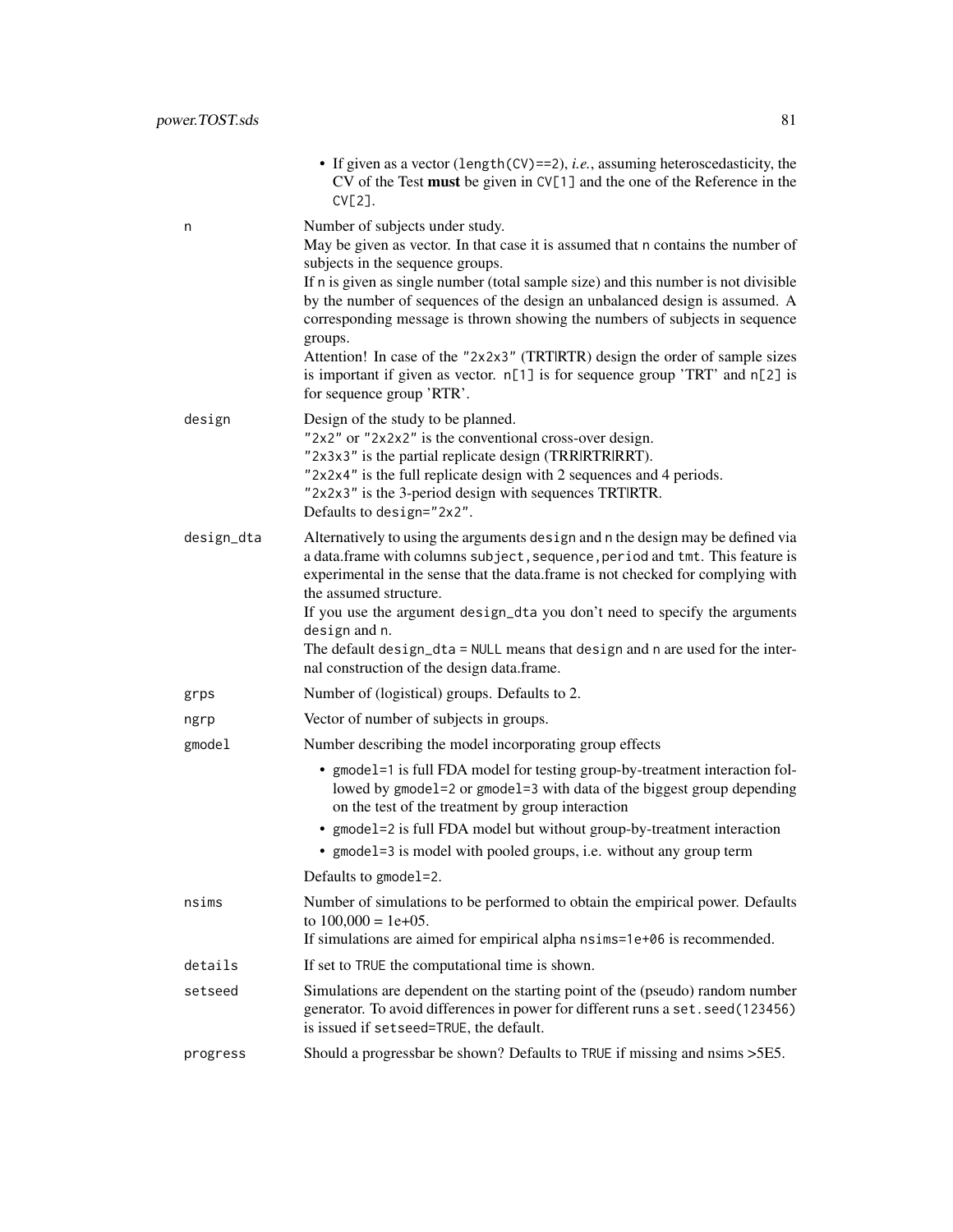- If given as a vector (`length(CV)==2`), *i.e.*, assuming heteroscedasticity, the CV of the Test **must** be given in `CV[1]` and the one of the Reference in the `CV[2]`.

`n`
: Number of subjects under study.
May be given as vector. In that case it is assumed that `n` contains the number of subjects in the sequence groups.
If `n` is given as single number (total sample size) and this number is not divisible by the number of sequences of the design an unbalanced design is assumed. A corresponding message is thrown showing the numbers of subjects in sequence groups.
Attention! In case of the `"2x2x3"` (TRT|RTR) design the order of sample sizes is important if given as vector. `n[1]` is for sequence group 'TRT' and `n[2]` is for sequence group 'RTR'.

`design`
: Design of the study to be planned.
`"2x2"` or `"2x2x2"` is the conventional cross-over design.
`"2x3x3"` is the partial replicate design (TRR|RTR|RRT).
`"2x2x4"` is the full replicate design with 2 sequences and 4 periods.
`"2x2x3"` is the 3-period design with sequences TRT|RTR.
Defaults to `design="2x2"`.

`design_dta`
: Alternatively to using the arguments `design` and `n` the design may be defined via a data.frame with columns `subject,sequence,period` and `tmt`. This feature is experimental in the sense that the data.frame is not checked for complying with the assumed structure.
If you use the argument `design_dta` you don't need to specify the arguments `design` and `n`.
The default `design_dta = NULL` means that `design` and `n` are used for the internal construction of the design data.frame.

`grps`
: Number of (logistical) groups. Defaults to 2.

`ngrp`
: Vector of number of subjects in groups.

`gmodel`
: Number describing the model incorporating group effects

- `gmodel=1` is full FDA model for testing group-by-treatment interaction followed by `gmodel=2` or `gmodel=3` with data of the biggest group depending on the test of the treatment by group interaction
- `gmodel=2` is full FDA model but without group-by-treatment interaction
- `gmodel=3` is model with pooled groups, i.e. without any group term

Defaults to `gmodel=2`.

`nsims`
: Number of simulations to be performed to obtain the empirical power. Defaults to 100,000 = 1e+05.
If simulations are aimed for empirical alpha `nsims=1e+06` is recommended.

`details`
: If set to `TRUE` the computational time is shown.

`setseed`
: Simulations are dependent on the starting point of the (pseudo) random number generator. To avoid differences in power for different runs a `set.seed(123456)` is issued if `setseed=TRUE`, the default.

`progress`
: Should a progressbar be shown? Defaults to `TRUE` if missing and nsims >5E5.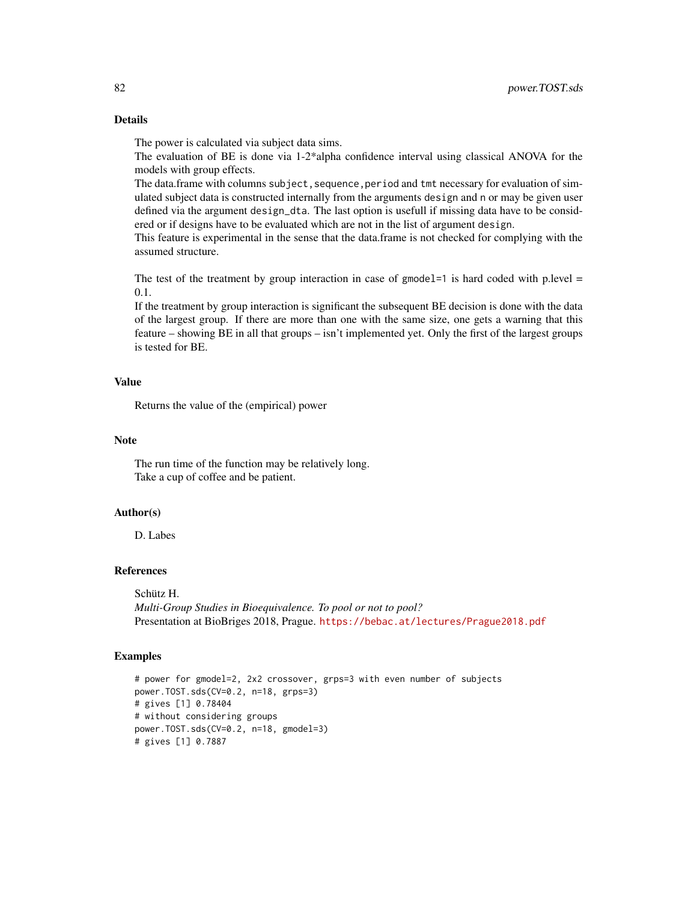## Details

The power is calculated via subject data sims.
The evaluation of BE is done via 1-2*alpha confidence interval using classical ANOVA for the models with group effects.
The data.frame with columns `subject,sequence,period` and `tmt` necessary for evaluation of simulated subject data is constructed internally from the arguments `design` and `n` or may be given user defined via the argument `design_dta`. The last option is usefull if missing data have to be considered or if designs have to be evaluated which are not in the list of argument `design`.
This feature is experimental in the sense that the data.frame is not checked for complying with the assumed structure.

The test of the treatment by group interaction in case of `gmodel=1` is hard coded with p.level = 0.1.
If the treatment by group interaction is significant the subsequent BE decision is done with the data of the largest group. If there are more than one with the same size, one gets a warning that this feature – showing BE in all that groups – isn't implemented yet. Only the first of the largest groups is tested for BE.

## Value

Returns the value of the (empirical) power

## Note

The run time of the function may be relatively long.
Take a cup of coffee and be patient.

## Author(s)

D. Labes

## References

Schütz H.
*Multi-Group Studies in Bioequivalence. To pool or not to pool?*
Presentation at BioBriges 2018, Prague. https://bebac.at/lectures/Prague2018.pdf

## Examples

```
# power for gmodel=2, 2x2 crossover, grps=3 with even number of subjects
power.TOST.sds(CV=0.2, n=18, grps=3)
# gives [1] 0.78404
# without considering groups
power.TOST.sds(CV=0.2, n=18, gmodel=3)
# gives [1] 0.7887
```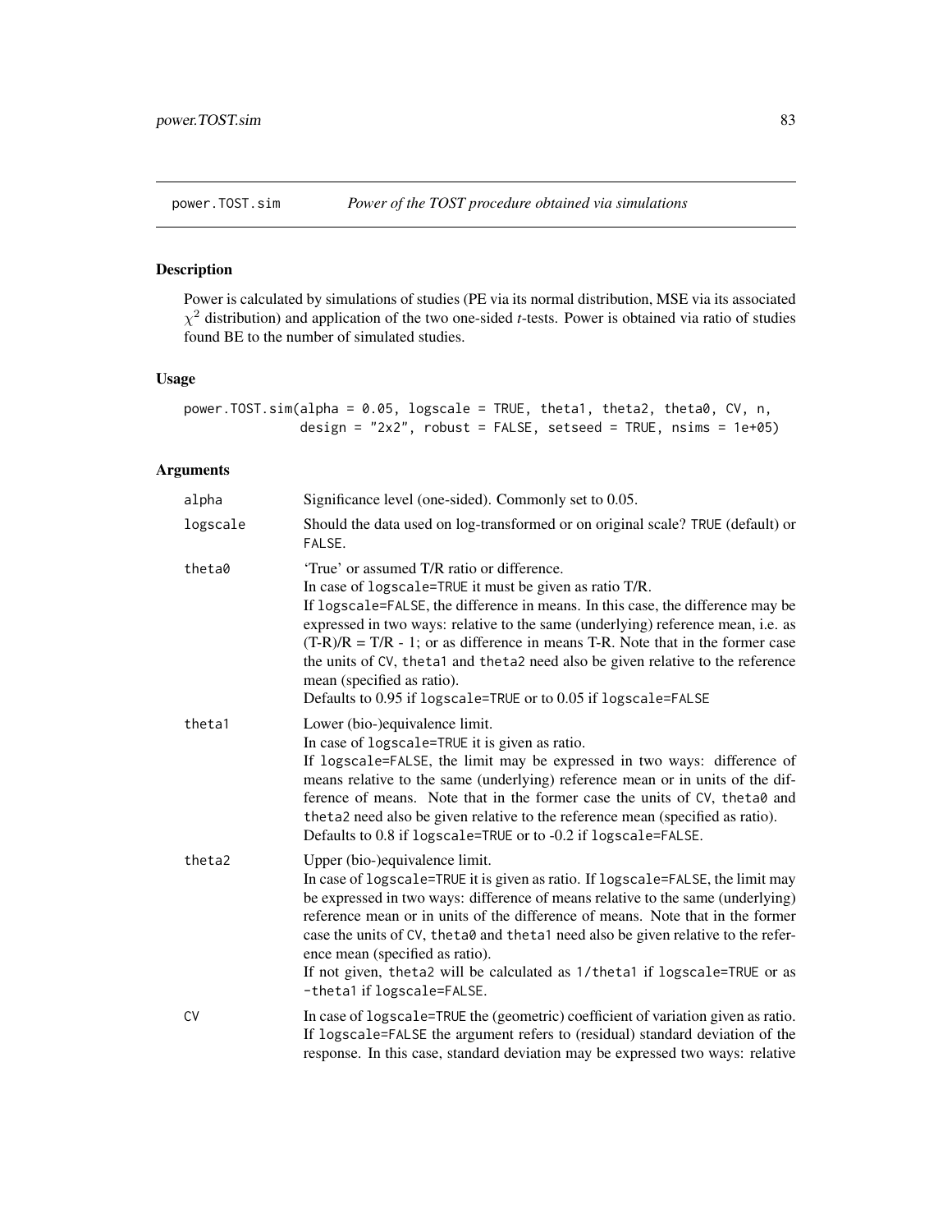power.TOST.sim *Power of the TOST procedure obtained via simulations*

## Description

Power is calculated by simulations of studies (PE via its normal distribution, MSE via its associated $\chi^2$ distribution) and application of the two one-sided *t*-tests. Power is obtained via ratio of studies found BE to the number of simulated studies.

## Usage

```
power.TOST.sim(alpha = 0.05, logscale = TRUE, theta1, theta2, theta0, CV, n,
               design = "2x2", robust = FALSE, setseed = TRUE, nsims = 1e+05)
```

## Arguments

| | |
|---|---|
| alpha | Significance level (one-sided). Commonly set to 0.05. |
| logscale | Should the data used on log-transformed or on original scale? TRUE (default) or FALSE. |
| theta0 | 'True' or assumed T/R ratio or difference.<br>In case of logscale=TRUE it must be given as ratio T/R.<br>If logscale=FALSE, the difference in means. In this case, the difference may be expressed in two ways: relative to the same (underlying) reference mean, i.e. as (T-R)/R = T/R - 1; or as difference in means T-R. Note that in the former case the units of CV, theta1 and theta2 need also be given relative to the reference mean (specified as ratio).<br>Defaults to 0.95 if logscale=TRUE or to 0.05 if logscale=FALSE |
| theta1 | Lower (bio-)equivalence limit.<br>In case of logscale=TRUE it is given as ratio.<br>If logscale=FALSE, the limit may be expressed in two ways: difference of means relative to the same (underlying) reference mean or in units of the difference of means. Note that in the former case the units of CV, theta0 and theta2 need also be given relative to the reference mean (specified as ratio).<br>Defaults to 0.8 if logscale=TRUE or to -0.2 if logscale=FALSE. |
| theta2 | Upper (bio-)equivalence limit.<br>In case of logscale=TRUE it is given as ratio. If logscale=FALSE, the limit may be expressed in two ways: difference of means relative to the same (underlying) reference mean or in units of the difference of means. Note that in the former case the units of CV, theta0 and theta1 need also be given relative to the reference mean (specified as ratio).<br>If not given, theta2 will be calculated as 1/theta1 if logscale=TRUE or as -theta1 if logscale=FALSE. |
| CV | In case of logscale=TRUE the (geometric) coefficient of variation given as ratio.<br>If logscale=FALSE the argument refers to (residual) standard deviation of the response. In this case, standard deviation may be expressed two ways: relative |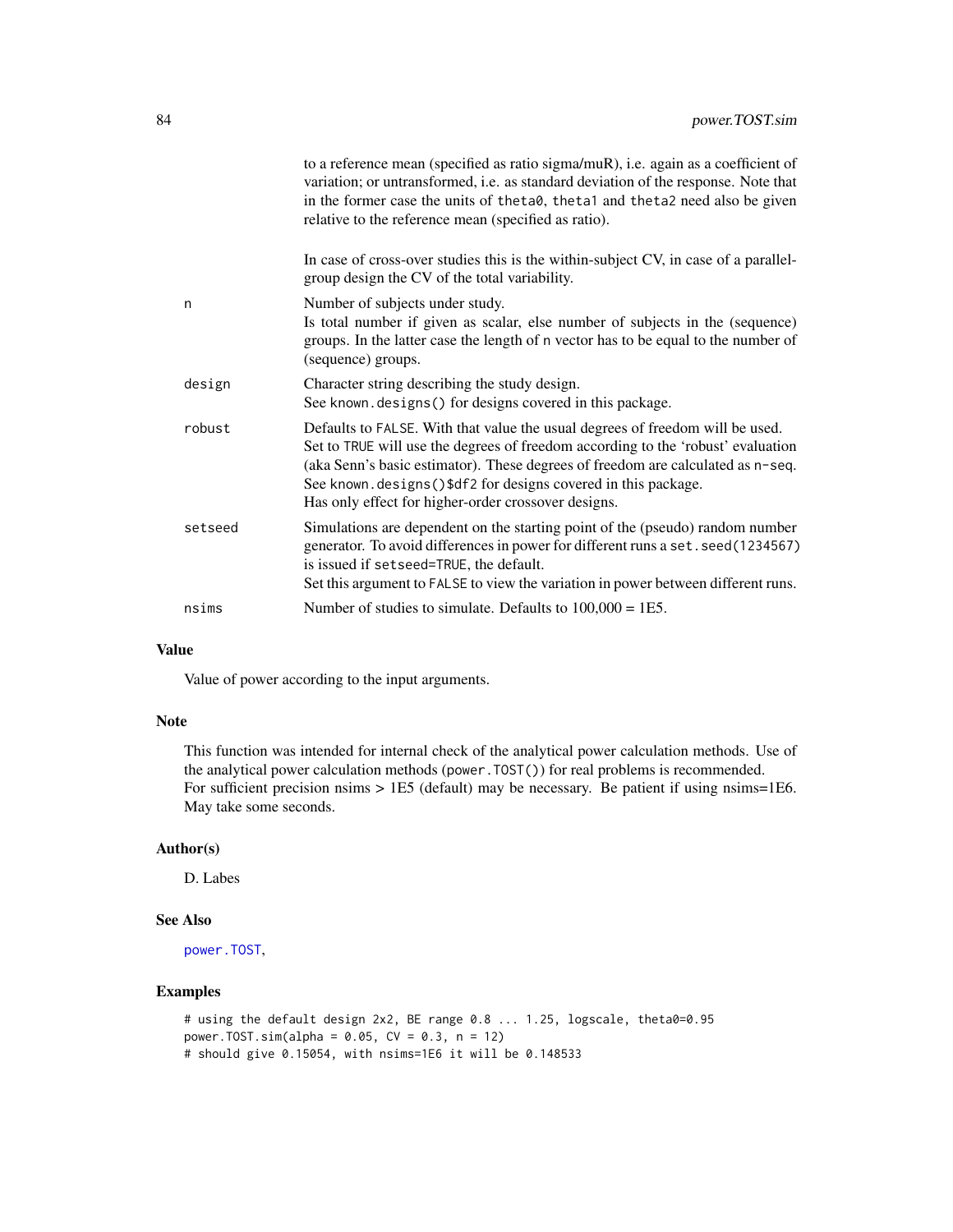to a reference mean (specified as ratio sigma/muR), i.e. again as a coefficient of variation; or untransformed, i.e. as standard deviation of the response. Note that in the former case the units of `theta0`, `theta1` and `theta2` need also be given relative to the reference mean (specified as ratio).

In case of cross-over studies this is the within-subject CV, in case of a parallel-group design the CV of the total variability.

`n`
: Number of subjects under study.
Is total number if given as scalar, else number of subjects in the (sequence) groups. In the latter case the length of `n` vector has to be equal to the number of (sequence) groups.

`design`
: Character string describing the study design.
See `known.designs()` for designs covered in this package.

`robust`
: Defaults to `FALSE`. With that value the usual degrees of freedom will be used.
Set to `TRUE` will use the degrees of freedom according to the 'robust' evaluation (aka Senn's basic estimator). These degrees of freedom are calculated as `n-seq`.
See `known.designs()$df2` for designs covered in this package.
Has only effect for higher-order crossover designs.

`setseed`
: Simulations are dependent on the starting point of the (pseudo) random number generator. To avoid differences in power for different runs a `set.seed(1234567)` is issued if `setseed=TRUE`, the default.
Set this argument to `FALSE` to view the variation in power between different runs.

`nsims`
: Number of studies to simulate. Defaults to 100,000 = 1E5.

### Value

Value of power according to the input arguments.

### Note

This function was intended for internal check of the analytical power calculation methods. Use of the analytical power calculation methods (`power.TOST()`) for real problems is recommended.
For sufficient precision nsims > 1E5 (default) may be necessary. Be patient if using nsims=1E6. May take some seconds.

### Author(s)

D. Labes

### See Also

`power.TOST`,

### Examples

```
# using the default design 2x2, BE range 0.8 ... 1.25, logscale, theta0=0.95
power.TOST.sim(alpha = 0.05, CV = 0.3, n = 12)
# should give 0.15054, with nsims=1E6 it will be 0.148533
```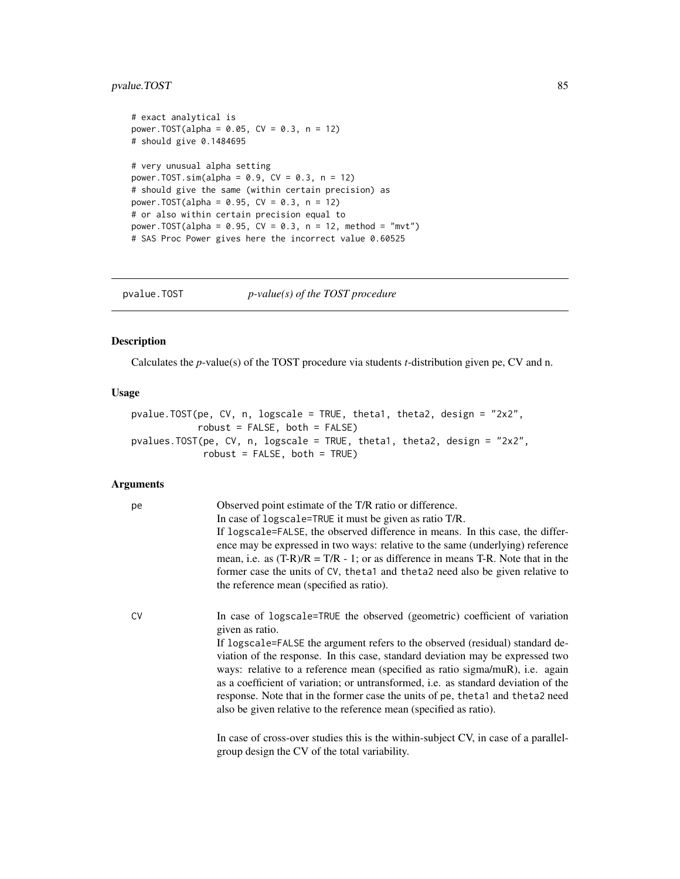```
# exact analytical is
power.TOST(alpha = 0.05, CV = 0.3, n = 12)
# should give 0.1484695

# very unusual alpha setting
power.TOST.sim(alpha = 0.9, CV = 0.3, n = 12)
# should give the same (within certain precision) as
power.TOST(alpha = 0.95, CV = 0.3, n = 12)
# or also within certain precision equal to
power.TOST(alpha = 0.95, CV = 0.3, n = 12, method = "mvt")
# SAS Proc Power gives here the incorrect value 0.60525
```

## pvalue.TOST — *p-value(s) of the TOST procedure*

### Description

Calculates the *p*-value(s) of the TOST procedure via students *t*-distribution given pe, CV and n.

### Usage

```
pvalue.TOST(pe, CV, n, logscale = TRUE, theta1, theta2, design = "2x2",
            robust = FALSE, both = FALSE)
pvalues.TOST(pe, CV, n, logscale = TRUE, theta1, theta2, design = "2x2",
             robust = FALSE, both = TRUE)
```

### Arguments

`pe` — Observed point estimate of the T/R ratio or difference.
In case of `logscale=TRUE` it must be given as ratio T/R.
If `logscale=FALSE`, the observed difference in means. In this case, the difference may be expressed in two ways: relative to the same (underlying) reference mean, i.e. as (T-R)/R = T/R - 1; or as difference in means T-R. Note that in the former case the units of `CV`, `theta1` and `theta2` need also be given relative to the reference mean (specified as ratio).

`CV` — In case of `logscale=TRUE` the observed (geometric) coefficient of variation given as ratio.
If `logscale=FALSE` the argument refers to the observed (residual) standard deviation of the response. In this case, standard deviation may be expressed two ways: relative to a reference mean (specified as ratio sigma/muR), i.e. again as a coefficient of variation; or untransformed, i.e. as standard deviation of the response. Note that in the former case the units of `pe`, `theta1` and `theta2` need also be given relative to the reference mean (specified as ratio).

In case of cross-over studies this is the within-subject CV, in case of a parallel-group design the CV of the total variability.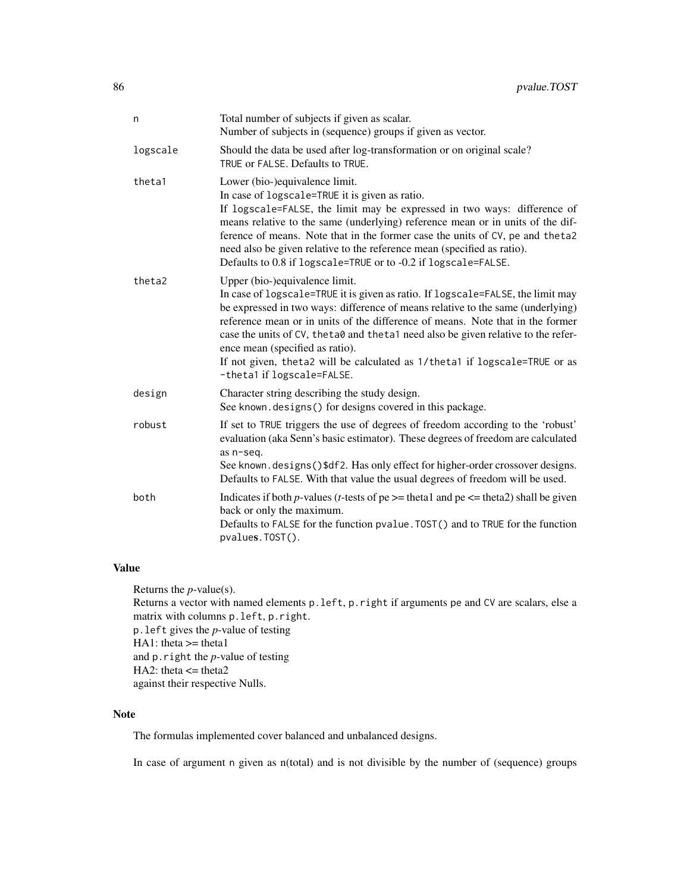| | |
|---|---|
| n | Total number of subjects if given as scalar.<br>Number of subjects in (sequence) groups if given as vector. |
| logscale | Should the data be used after log-transformation or on original scale?<br>TRUE or FALSE. Defaults to TRUE. |
| theta1 | Lower (bio-)equivalence limit.<br>In case of logscale=TRUE it is given as ratio.<br>If logscale=FALSE, the limit may be expressed in two ways: difference of means relative to the same (underlying) reference mean or in units of the difference of means. Note that in the former case the units of CV, pe and theta2 need also be given relative to the reference mean (specified as ratio).<br>Defaults to 0.8 if logscale=TRUE or to -0.2 if logscale=FALSE. |
| theta2 | Upper (bio-)equivalence limit.<br>In case of logscale=TRUE it is given as ratio. If logscale=FALSE, the limit may be expressed in two ways: difference of means relative to the same (underlying) reference mean or in units of the difference of means. Note that in the former case the units of CV, theta0 and theta1 need also be given relative to the reference mean (specified as ratio).<br>If not given, theta2 will be calculated as 1/theta1 if logscale=TRUE or as -theta1 if logscale=FALSE. |
| design | Character string describing the study design.<br>See known.designs() for designs covered in this package. |
| robust | If set to TRUE triggers the use of degrees of freedom according to the 'robust' evaluation (aka Senn's basic estimator). These degrees of freedom are calculated as n-seq.<br>See known.designs()$df2. Has only effect for higher-order crossover designs.<br>Defaults to FALSE. With that value the usual degrees of freedom will be used. |
| both | Indicates if both *p*-values (*t*-tests of pe >= theta1 and pe <= theta2) shall be given back or only the maximum.<br>Defaults to FALSE for the function pvalue.TOST() and to TRUE for the function pvalue**s**.TOST(). |

## Value

Returns the *p*-value(s).
Returns a vector with named elements p.left, p.right if arguments pe and CV are scalars, else a matrix with columns p.left, p.right.
p.left gives the *p*-value of testing
HA1: theta >= theta1
and p.right the *p*-value of testing
HA2: theta <= theta2
against their respective Nulls.

## Note

The formulas implemented cover balanced and unbalanced designs.

In case of argument n given as n(total) and is not divisible by the number of (sequence) groups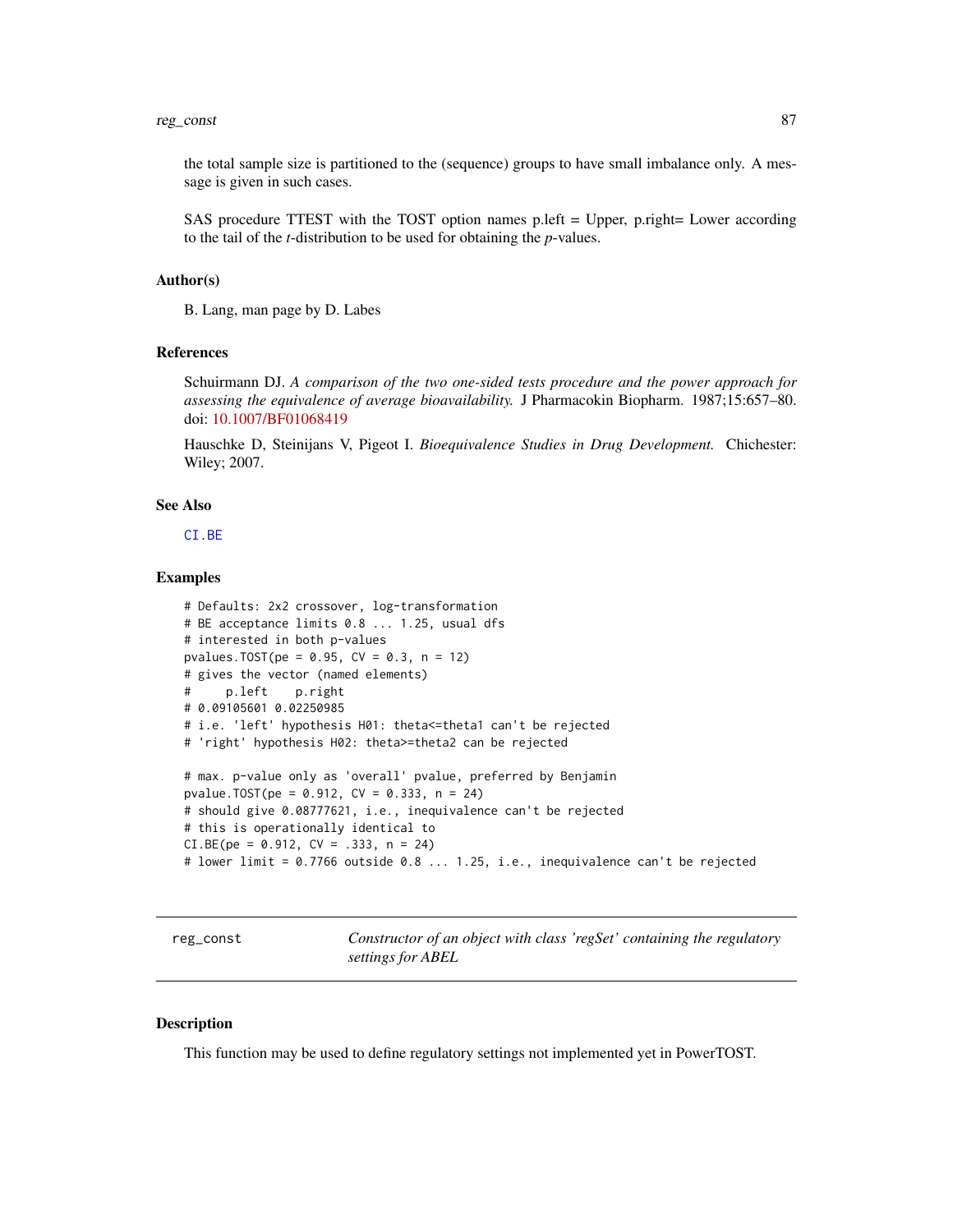the total sample size is partitioned to the (sequence) groups to have small imbalance only. A message is given in such cases.

SAS procedure TTEST with the TOST option names p.left = Upper, p.right= Lower according to the tail of the *t*-distribution to be used for obtaining the *p*-values.

### Author(s)

B. Lang, man page by D. Labes

### References

Schuirmann DJ. *A comparison of the two one-sided tests procedure and the power approach for assessing the equivalence of average bioavailability.* J Pharmacokin Biopharm. 1987;15:657–80. doi: 10.1007/BF01068419

Hauschke D, Steinijans V, Pigeot I. *Bioequivalence Studies in Drug Development.* Chichester: Wiley; 2007.

### See Also

CI.BE

### Examples

```
# Defaults: 2x2 crossover, log-transformation
# BE acceptance limits 0.8 ... 1.25, usual dfs
# interested in both p-values
pvalues.TOST(pe = 0.95, CV = 0.3, n = 12)
# gives the vector (named elements)
#     p.left    p.right
# 0.09105601 0.02250985
# i.e. 'left' hypothesis H01: theta<=theta1 can't be rejected
# 'right' hypothesis H02: theta>=theta2 can be rejected

# max. p-value only as 'overall' pvalue, preferred by Benjamin
pvalue.TOST(pe = 0.912, CV = 0.333, n = 24)
# should give 0.08777621, i.e., inequivalence can't be rejected
# this is operationally identical to
CI.BE(pe = 0.912, CV = .333, n = 24)
# lower limit = 0.7766 outside 0.8 ... 1.25, i.e., inequivalence can't be rejected
```

## reg_const — *Constructor of an object with class 'regSet' containing the regulatory settings for ABEL*

### Description

This function may be used to define regulatory settings not implemented yet in PowerTOST.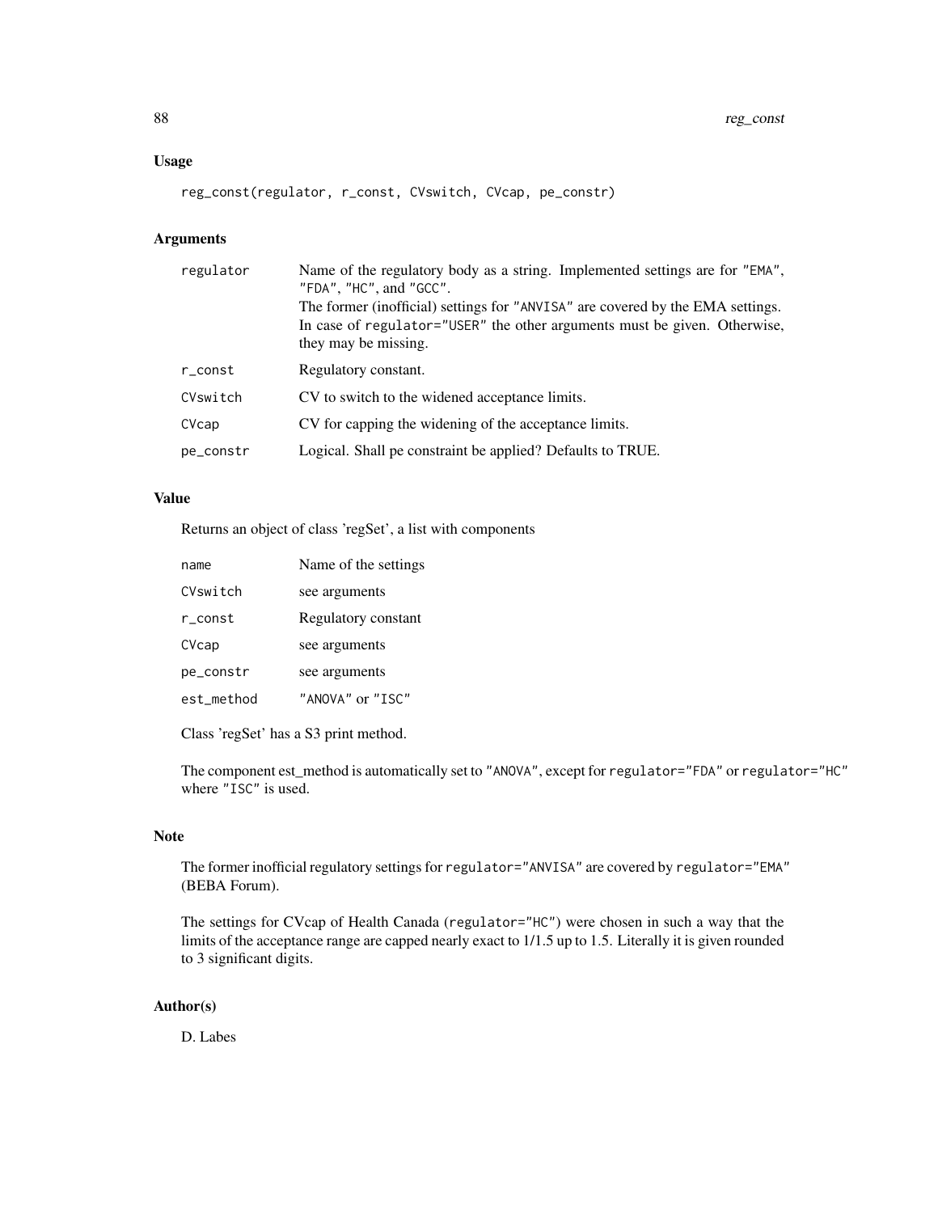## Usage

```
reg_const(regulator, r_const, CVswitch, CVcap, pe_constr)
```

## Arguments

| | |
|---|---|
| regulator | Name of the regulatory body as a string. Implemented settings are for "EMA", "FDA", "HC", and "GCC". The former (inofficial) settings for "ANVISA" are covered by the EMA settings. In case of regulator="USER" the other arguments must be given. Otherwise, they may be missing. |
| r_const | Regulatory constant. |
| CVswitch | CV to switch to the widened acceptance limits. |
| CVcap | CV for capping the widening of the acceptance limits. |
| pe_constr | Logical. Shall pe constraint be applied? Defaults to TRUE. |

## Value

Returns an object of class 'regSet', a list with components

| | |
|---|---|
| name | Name of the settings |
| CVswitch | see arguments |
| r_const | Regulatory constant |
| CVcap | see arguments |
| pe_constr | see arguments |
| est_method | "ANOVA" or "ISC" |

Class 'regSet' has a S3 print method.

The component est_method is automatically set to "ANOVA", except for regulator="FDA" or regulator="HC" where "ISC" is used.

## Note

The former inofficial regulatory settings for regulator="ANVISA" are covered by regulator="EMA" (BEBA Forum).

The settings for CVcap of Health Canada (regulator="HC") were chosen in such a way that the limits of the acceptance range are capped nearly exact to 1/1.5 up to 1.5. Literally it is given rounded to 3 significant digits.

## Author(s)

D. Labes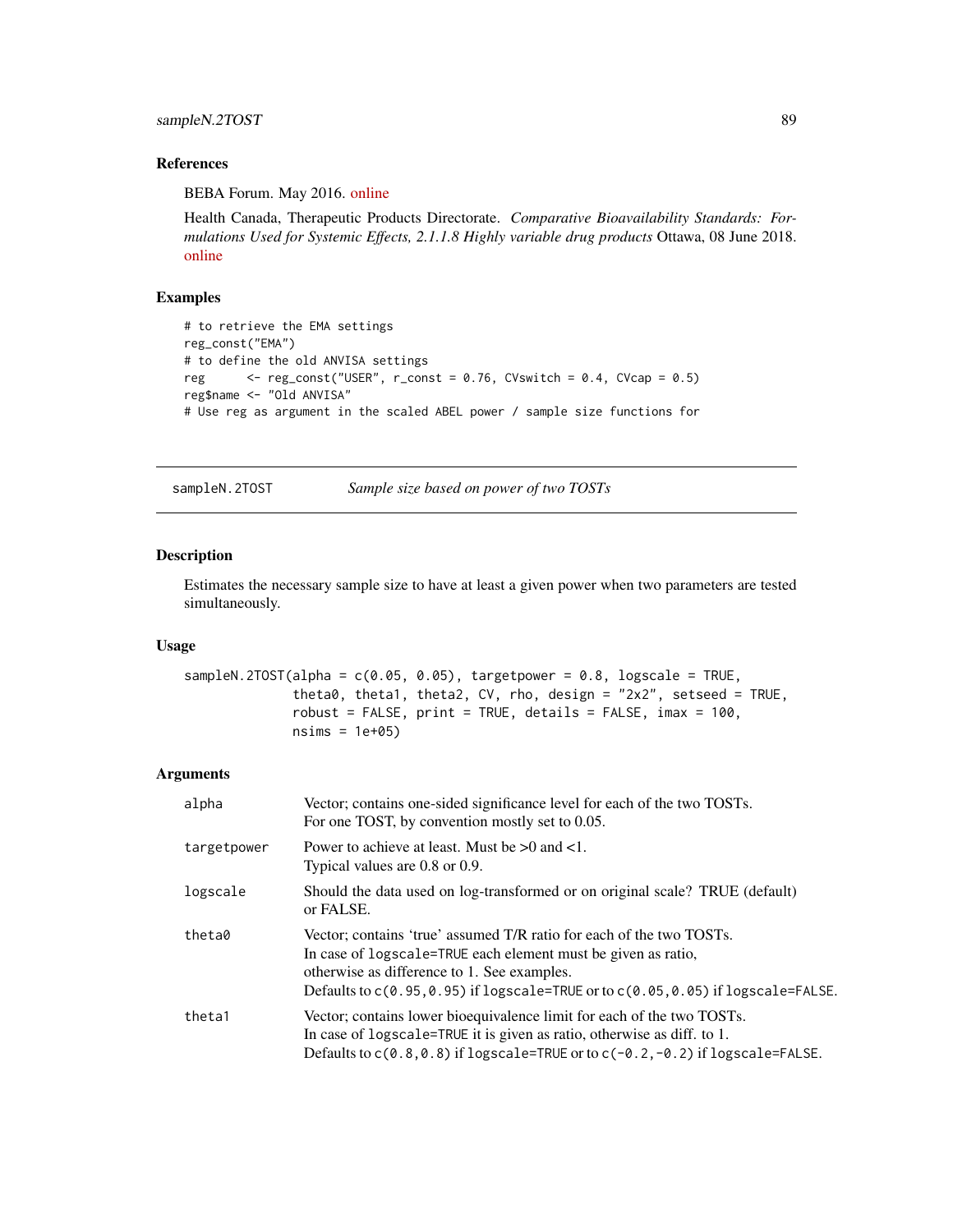## References

BEBA Forum. May 2016. online

Health Canada, Therapeutic Products Directorate. *Comparative Bioavailability Standards: Formulations Used for Systemic Effects, 2.1.1.8 Highly variable drug products* Ottawa, 08 June 2018. online

## Examples

```
# to retrieve the EMA settings
reg_const("EMA")
# to define the old ANVISA settings
reg      <- reg_const("USER", r_const = 0.76, CVswitch = 0.4, CVcap = 0.5)
reg$name <- "Old ANVISA"
# Use reg as argument in the scaled ABEL power / sample size functions for
```

---

sampleN.2TOST *Sample size based on power of two TOSTs*

---

## Description

Estimates the necessary sample size to have at least a given power when two parameters are tested simultaneously.

## Usage

```
sampleN.2TOST(alpha = c(0.05, 0.05), targetpower = 0.8, logscale = TRUE,
              theta0, theta1, theta2, CV, rho, design = "2x2", setseed = TRUE,
              robust = FALSE, print = TRUE, details = FALSE, imax = 100,
              nsims = 1e+05)
```

## Arguments

| | |
|---|---|
| `alpha` | Vector; contains one-sided significance level for each of the two TOSTs. For one TOST, by convention mostly set to 0.05. |
| `targetpower` | Power to achieve at least. Must be >0 and <1. Typical values are 0.8 or 0.9. |
| `logscale` | Should the data used on log-transformed or on original scale? TRUE (default) or FALSE. |
| `theta0` | Vector; contains 'true' assumed T/R ratio for each of the two TOSTs. In case of `logscale=TRUE` each element must be given as ratio, otherwise as difference to 1. See examples. Defaults to `c(0.95,0.95)` if `logscale=TRUE` or to `c(0.05,0.05)` if `logscale=FALSE`. |
| `theta1` | Vector; contains lower bioequivalence limit for each of the two TOSTs. In case of `logscale=TRUE` it is given as ratio, otherwise as diff. to 1. Defaults to `c(0.8,0.8)` if `logscale=TRUE` or to `c(-0.2,-0.2)` if `logscale=FALSE`. |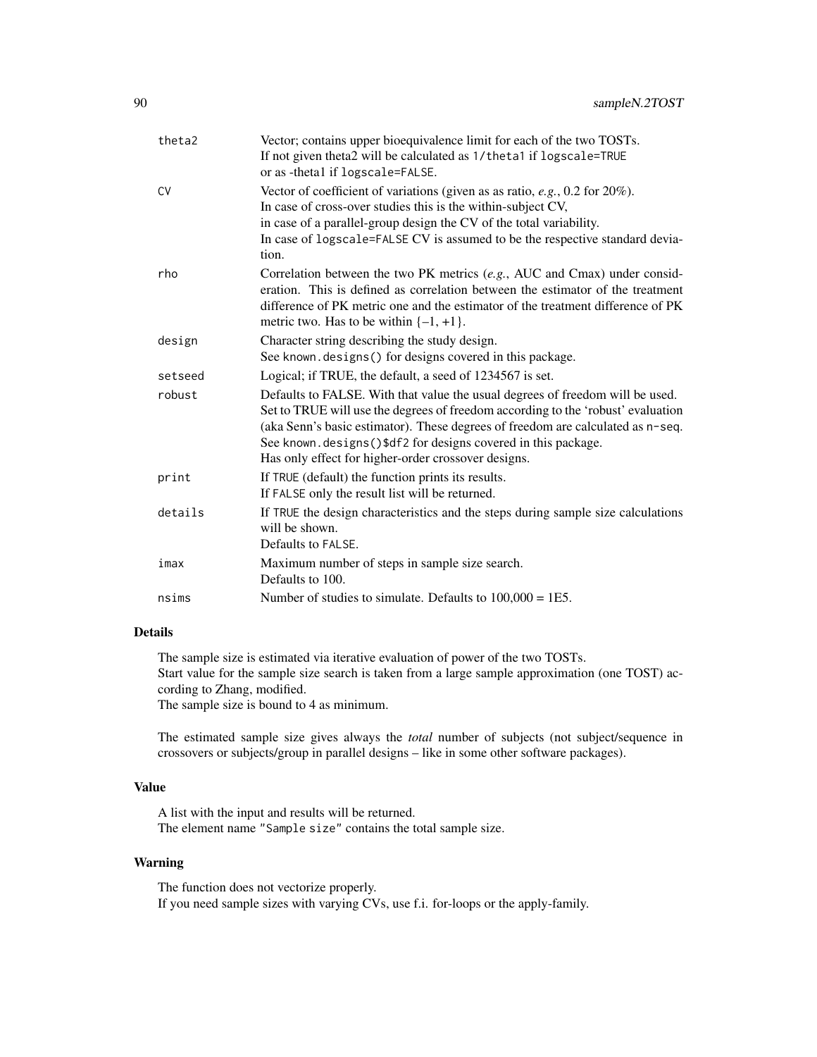| | |
|---|---|
| theta2 | Vector; contains upper bioequivalence limit for each of the two TOSTs.<br>If not given theta2 will be calculated as 1/theta1 if logscale=TRUE<br>or as -theta1 if logscale=FALSE. |
| CV | Vector of coefficient of variations (given as as ratio, *e.g.*, 0.2 for 20%).<br>In case of cross-over studies this is the within-subject CV,<br>in case of a parallel-group design the CV of the total variability.<br>In case of logscale=FALSE CV is assumed to be the respective standard deviation. |
| rho | Correlation between the two PK metrics (*e.g.*, AUC and Cmax) under consideration. This is defined as correlation between the estimator of the treatment difference of PK metric one and the estimator of the treatment difference of PK metric two. Has to be within {–1, +1}. |
| design | Character string describing the study design.<br>See known.designs() for designs covered in this package. |
| setseed | Logical; if TRUE, the default, a seed of 1234567 is set. |
| robust | Defaults to FALSE. With that value the usual degrees of freedom will be used. Set to TRUE will use the degrees of freedom according to the 'robust' evaluation (aka Senn's basic estimator). These degrees of freedom are calculated as n-seq.<br>See known.designs()$df2 for designs covered in this package.<br>Has only effect for higher-order crossover designs. |
| print | If TRUE (default) the function prints its results.<br>If FALSE only the result list will be returned. |
| details | If TRUE the design characteristics and the steps during sample size calculations will be shown.<br>Defaults to FALSE. |
| imax | Maximum number of steps in sample size search.<br>Defaults to 100. |
| nsims | Number of studies to simulate. Defaults to 100,000 = 1E5. |

## Details

The sample size is estimated via iterative evaluation of power of the two TOSTs.
Start value for the sample size search is taken from a large sample approximation (one TOST) according to Zhang, modified.
The sample size is bound to 4 as minimum.

The estimated sample size gives always the *total* number of subjects (not subject/sequence in crossovers or subjects/group in parallel designs – like in some other software packages).

## Value

A list with the input and results will be returned.
The element name "Sample size" contains the total sample size.

## Warning

The function does not vectorize properly.
If you need sample sizes with varying CVs, use f.i. for-loops or the apply-family.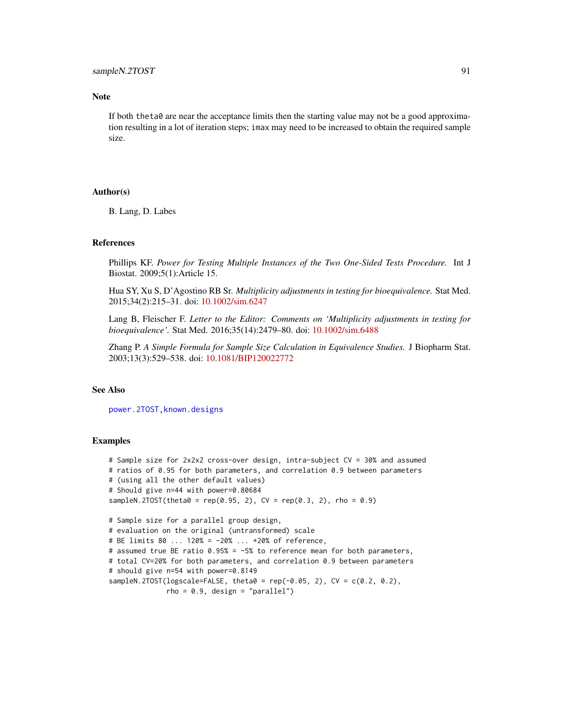## Note

If both `theta0` are near the acceptance limits then the starting value may not be a good approximation resulting in a lot of iteration steps; `imax` may need to be increased to obtain the required sample size.

## Author(s)

B. Lang, D. Labes

## References

Phillips KF. *Power for Testing Multiple Instances of the Two One-Sided Tests Procedure.* Int J Biostat. 2009;5(1):Article 15.

Hua SY, Xu S, D'Agostino RB Sr. *Multiplicity adjustments in testing for bioequivalence.* Stat Med. 2015;34(2):215–31. doi: 10.1002/sim.6247

Lang B, Fleischer F. *Letter to the Editor: Comments on 'Multiplicity adjustments in testing for bioequivalence'.* Stat Med. 2016;35(14):2479–80. doi: 10.1002/sim.6488

Zhang P. *A Simple Formula for Sample Size Calculation in Equivalence Studies.* J Biopharm Stat. 2003;13(3):529–538. doi: 10.1081/BIP120022772

## See Also

`power.2TOST`, `known.designs`

## Examples

```
# Sample size for 2x2x2 cross-over design, intra-subject CV = 30% and assumed
# ratios of 0.95 for both parameters, and correlation 0.9 between parameters
# (using all the other default values)
# Should give n=44 with power=0.80684
sampleN.2TOST(theta0 = rep(0.95, 2), CV = rep(0.3, 2), rho = 0.9)

# Sample size for a parallel group design,
# evaluation on the original (untransformed) scale
# BE limits 80 ... 120% = -20% ... +20% of reference,
# assumed true BE ratio 0.95% = -5% to reference mean for both parameters,
# total CV=20% for both parameters, and correlation 0.9 between parameters
# should give n=54 with power=0.8149
sampleN.2TOST(logscale=FALSE, theta0 = rep(-0.05, 2), CV = c(0.2, 0.2),
              rho = 0.9, design = "parallel")
```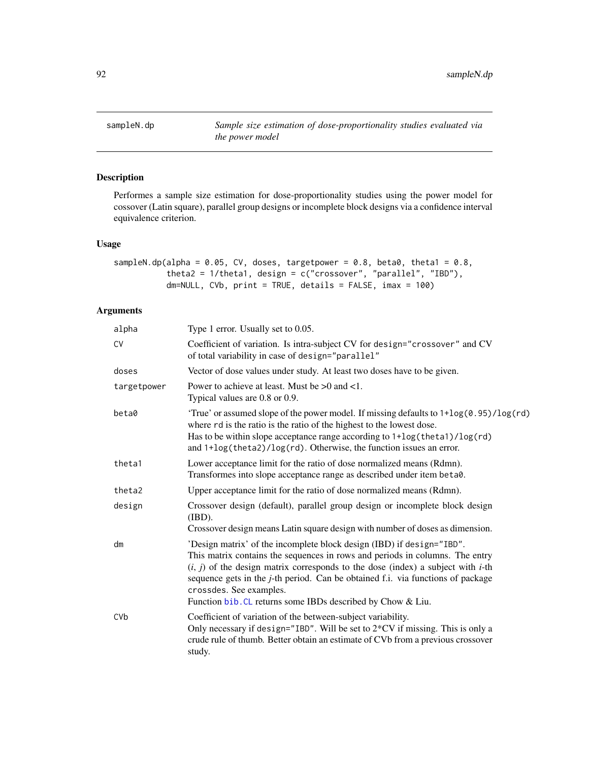# sampleN.dp — *Sample size estimation of dose-proportionality studies evaluated via the power model*

## Description

Performes a sample size estimation for dose-proportionality studies using the power model for cossover (Latin square), parallel group designs or incomplete block designs via a confidence interval equivalence criterion.

## Usage

```
sampleN.dp(alpha = 0.05, CV, doses, targetpower = 0.8, beta0, theta1 = 0.8,
           theta2 = 1/theta1, design = c("crossover", "parallel", "IBD"),
           dm=NULL, CVb, print = TRUE, details = FALSE, imax = 100)
```

## Arguments

| | |
|---|---|
| `alpha` | Type 1 error. Usually set to 0.05. |
| `CV` | Coefficient of variation. Is intra-subject CV for `design="crossover"` and CV of total variability in case of `design="parallel"` |
| `doses` | Vector of dose values under study. At least two doses have to be given. |
| `targetpower` | Power to achieve at least. Must be >0 and <1.<br>Typical values are 0.8 or 0.9. |
| `beta0` | 'True' or assumed slope of the power model. If missing defaults to `1+log(0.95)/log(rd)` where `rd` is the ratio is the ratio of the highest to the lowest dose.<br>Has to be within slope acceptance range according to `1+log(theta1)/log(rd)` and `1+log(theta2)/log(rd)`. Otherwise, the function issues an error. |
| `theta1` | Lower acceptance limit for the ratio of dose normalized means (Rdmn).<br>Transformes into slope acceptance range as described under item `beta0`. |
| `theta2` | Upper acceptance limit for the ratio of dose normalized means (Rdmn). |
| `design` | Crossover design (default), parallel group design or incomplete block design (IBD).<br>Crossover design means Latin square design with number of doses as dimension. |
| `dm` | 'Design matrix' of the incomplete block design (IBD) if `design="IBD"`.<br>This matrix contains the sequences in rows and periods in columns. The entry $(i, j)$ of the design matrix corresponds to the dose (index) a subject with $i$-th sequence gets in the $j$-th period. Can be obtained f.i. via functions of package `crossdes`. See examples.<br>Function `bib.CL` returns some IBDs described by Chow & Liu. |
| `CVb` | Coefficient of variation of the between-subject variability.<br>Only necessary if `design="IBD"`. Will be set to 2*CV if missing. This is only a crude rule of thumb. Better obtain an estimate of CVb from a previous crossover study. |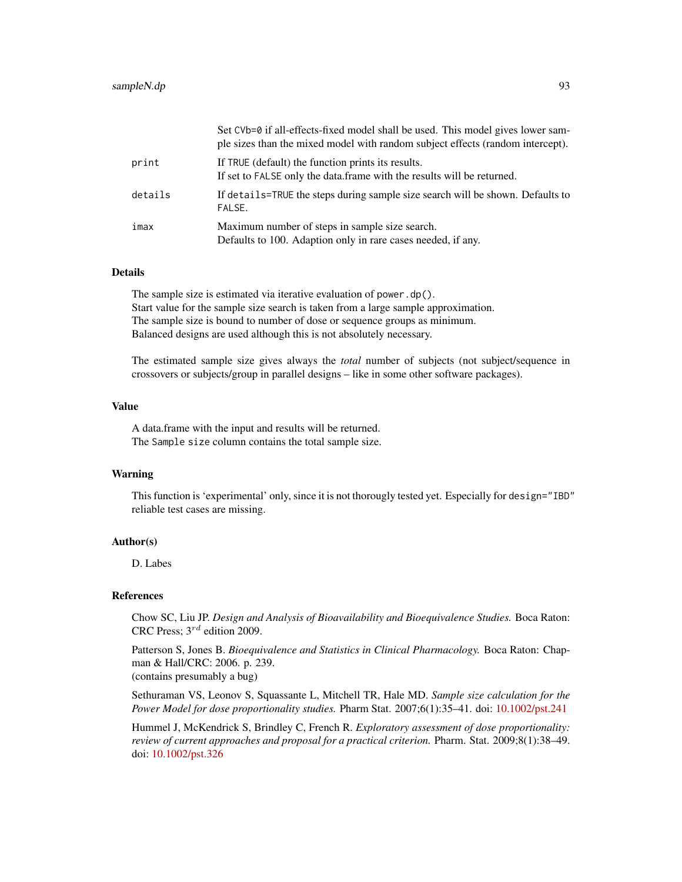| | |
|---|---|
| | Set `CVb=0` if all-effects-fixed model shall be used. This model gives lower sample sizes than the mixed model with random subject effects (random intercept). |
| `print` | If `TRUE` (default) the function prints its results.<br>If set to `FALSE` only the data.frame with the results will be returned. |
| `details` | If `details=TRUE` the steps during sample size search will be shown. Defaults to `FALSE`. |
| `imax` | Maximum number of steps in sample size search.<br>Defaults to 100. Adaption only in rare cases needed, if any. |

## Details

The sample size is estimated via iterative evaluation of `power.dp()`.
Start value for the sample size search is taken from a large sample approximation.
The sample size is bound to number of dose or sequence groups as minimum.
Balanced designs are used although this is not absolutely necessary.

The estimated sample size gives always the *total* number of subjects (not subject/sequence in crossovers or subjects/group in parallel designs – like in some other software packages).

## Value

A data.frame with the input and results will be returned.
The `Sample size` column contains the total sample size.

## Warning

This function is 'experimental' only, since it is not thorougly tested yet. Especially for `design="IBD"` reliable test cases are missing.

## Author(s)

D. Labes

## References

Chow SC, Liu JP. *Design and Analysis of Bioavailability and Bioequivalence Studies.* Boca Raton: CRC Press; $3^{rd}$ edition 2009.

Patterson S, Jones B. *Bioequivalence and Statistics in Clinical Pharmacology.* Boca Raton: Chapman & Hall/CRC: 2006. p. 239.
(contains presumably a bug)

Sethuraman VS, Leonov S, Squassante L, Mitchell TR, Hale MD. *Sample size calculation for the Power Model for dose proportionality studies.* Pharm Stat. 2007;6(1):35–41. doi: 10.1002/pst.241

Hummel J, McKendrick S, Brindley C, French R. *Exploratory assessment of dose proportionality: review of current approaches and proposal for a practical criterion.* Pharm. Stat. 2009;8(1):38–49. doi: 10.1002/pst.326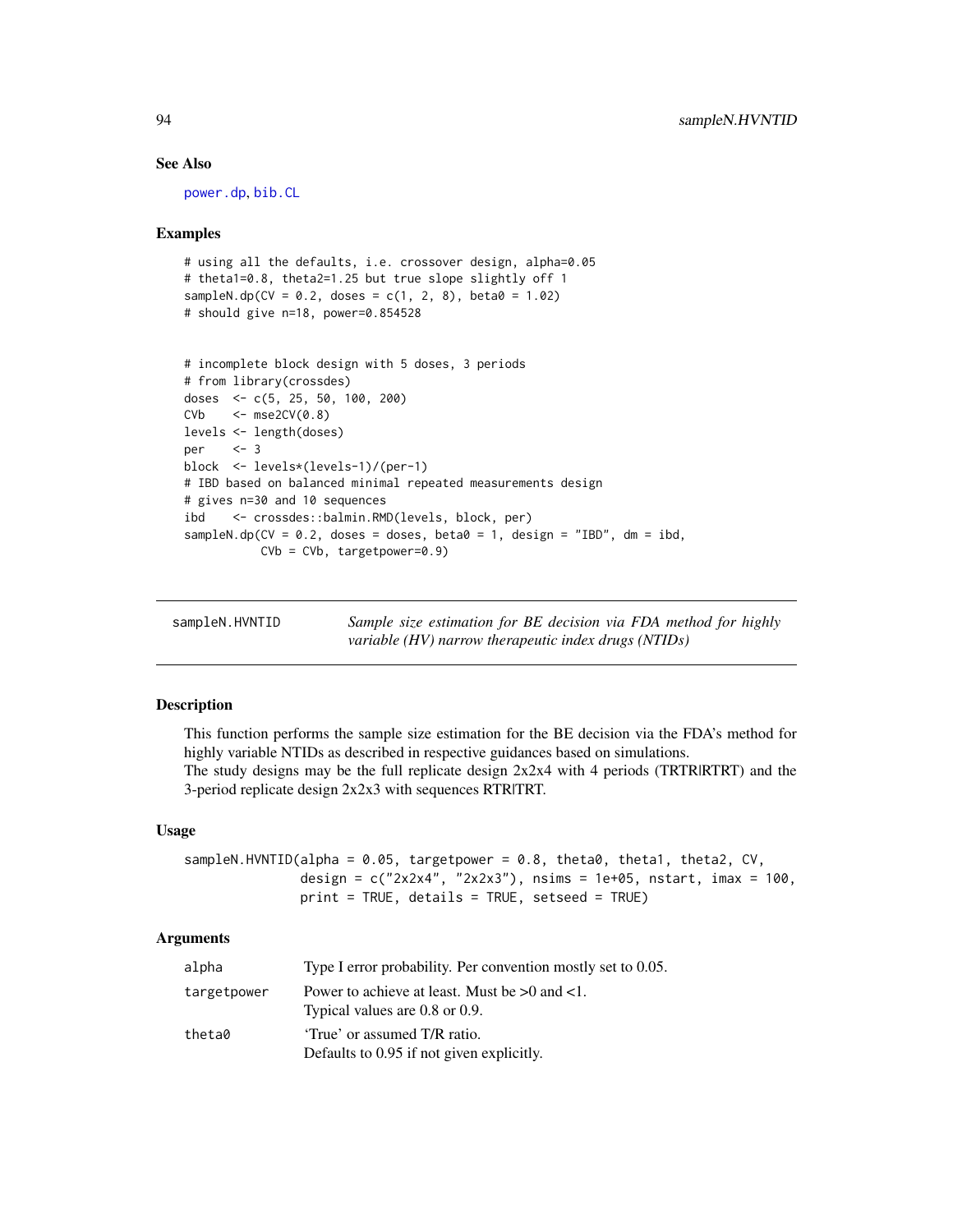### See Also

power.dp, bib.CL

### Examples

```
# using all the defaults, i.e. crossover design, alpha=0.05
# theta1=0.8, theta2=1.25 but true slope slightly off 1
sampleN.dp(CV = 0.2, doses = c(1, 2, 8), beta0 = 1.02)
# should give n=18, power=0.854528


# incomplete block design with 5 doses, 3 periods
# from library(crossdes)
doses  <- c(5, 25, 50, 100, 200)
CVb    <- mse2CV(0.8)
levels <- length(doses)
per    <- 3
block  <- levels*(levels-1)/(per-1)
# IBD based on balanced minimal repeated measurements design
# gives n=30 and 10 sequences
ibd    <- crossdes::balmin.RMD(levels, block, per)
sampleN.dp(CV = 0.2, doses = doses, beta0 = 1, design = "IBD", dm = ibd,
           CVb = CVb, targetpower=0.9)
```

---

## sampleN.HVNTID — *Sample size estimation for BE decision via FDA method for highly variable (HV) narrow therapeutic index drugs (NTIDs)*

---

### Description

This function performs the sample size estimation for the BE decision via the FDA's method for highly variable NTIDs as described in respective guidances based on simulations.
The study designs may be the full replicate design 2x2x4 with 4 periods (TRTR|RTRT) and the 3-period replicate design 2x2x3 with sequences RTR|TRT.

### Usage

```
sampleN.HVNTID(alpha = 0.05, targetpower = 0.8, theta0, theta1, theta2, CV,
               design = c("2x2x4", "2x2x3"), nsims = 1e+05, nstart, imax = 100,
               print = TRUE, details = TRUE, setseed = TRUE)
```

### Arguments

| | |
|---|---|
| alpha | Type I error probability. Per convention mostly set to 0.05. |
| targetpower | Power to achieve at least. Must be >0 and <1.<br>Typical values are 0.8 or 0.9. |
| theta0 | 'True' or assumed T/R ratio.<br>Defaults to 0.95 if not given explicitly. |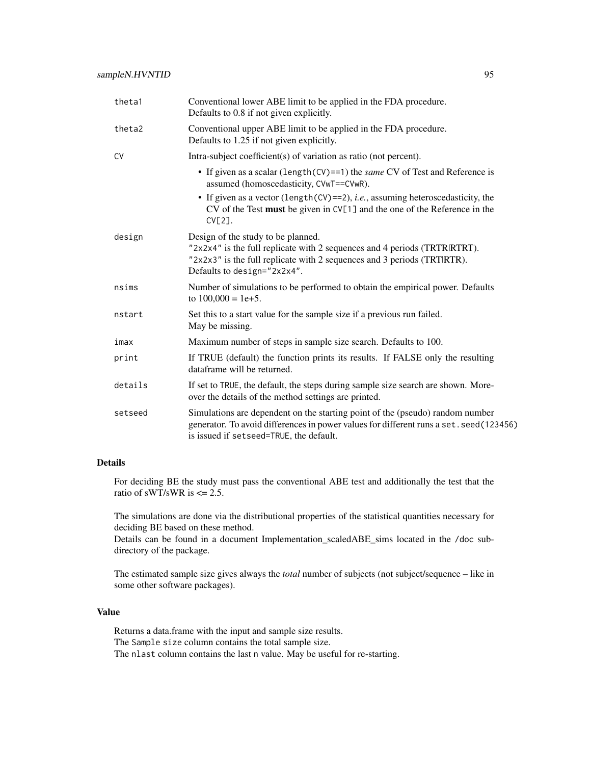| | |
|---|---|
| `theta1` | Conventional lower ABE limit to be applied in the FDA procedure.<br>Defaults to 0.8 if not given explicitly. |
| `theta2` | Conventional upper ABE limit to be applied in the FDA procedure.<br>Defaults to 1.25 if not given explicitly. |
| `CV` | Intra-subject coefficient(s) of variation as ratio (not percent).<br>• If given as a scalar (`length(CV)==1`) the *same* CV of Test and Reference is assumed (homoscedasticity, `CVwT==CVwR`).<br>• If given as a vector (`length(CV)==2`), *i.e.*, assuming heteroscedasticity, the CV of the Test **must** be given in `CV[1]` and the one of the Reference in the `CV[2]`. |
| `design` | Design of the study to be planned.<br>`"2x2x4"` is the full replicate with 2 sequences and 4 periods (TRTR\|RTRT).<br>`"2x2x3"` is the full replicate with 2 sequences and 3 periods (TRT\|RTR).<br>Defaults to `design="2x2x4"`. |
| `nsims` | Number of simulations to be performed to obtain the empirical power. Defaults to 100,000 = 1e+5. |
| `nstart` | Set this to a start value for the sample size if a previous run failed.<br>May be missing. |
| `imax` | Maximum number of steps in sample size search. Defaults to 100. |
| `print` | If TRUE (default) the function prints its results. If FALSE only the resulting dataframe will be returned. |
| `details` | If set to `TRUE`, the default, the steps during sample size search are shown. Moreover the details of the method settings are printed. |
| `setseed` | Simulations are dependent on the starting point of the (pseudo) random number generator. To avoid differences in power values for different runs a `set.seed(123456)` is issued if `setseed=TRUE`, the default. |

## Details

For deciding BE the study must pass the conventional ABE test and additionally the test that the ratio of sWT/sWR is <= 2.5.

The simulations are done via the distributional properties of the statistical quantities necessary for deciding BE based on these method.
Details can be found in a document Implementation_scaledABE_sims located in the `/doc` subdirectory of the package.

The estimated sample size gives always the *total* number of subjects (not subject/sequence – like in some other software packages).

## Value

Returns a data.frame with the input and sample size results.
The `Sample size` column contains the total sample size.
The `nlast` column contains the last `n` value. May be useful for re-starting.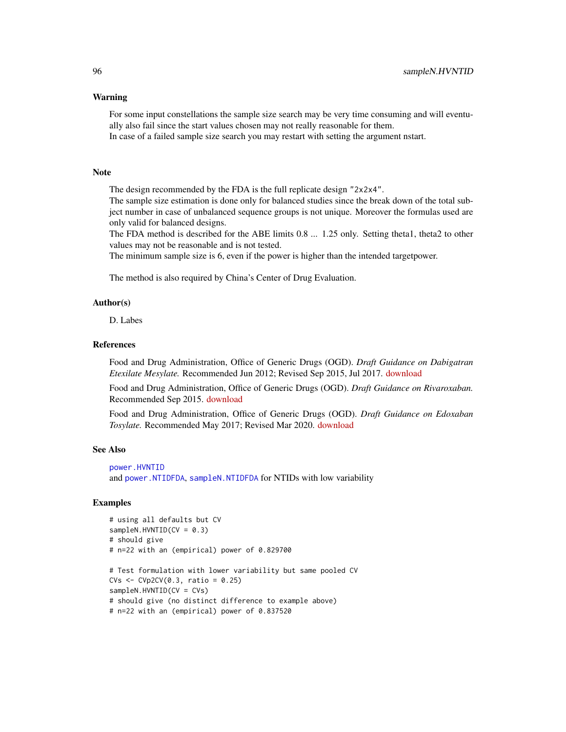### Warning

For some input constellations the sample size search may be very time consuming and will eventually also fail since the start values chosen may not really reasonable for them.
In case of a failed sample size search you may restart with setting the argument nstart.

### Note

The design recommended by the FDA is the full replicate design `"2x2x4"`.
The sample size estimation is done only for balanced studies since the break down of the total subject number in case of unbalanced sequence groups is not unique. Moreover the formulas used are only valid for balanced designs.
The FDA method is described for the ABE limits 0.8 ... 1.25 only. Setting theta1, theta2 to other values may not be reasonable and is not tested.
The minimum sample size is 6, even if the power is higher than the intended targetpower.

The method is also required by China's Center of Drug Evaluation.

### Author(s)

D. Labes

### References

Food and Drug Administration, Office of Generic Drugs (OGD). *Draft Guidance on Dabigatran Etexilate Mesylate.* Recommended Jun 2012; Revised Sep 2015, Jul 2017. download

Food and Drug Administration, Office of Generic Drugs (OGD). *Draft Guidance on Rivaroxaban.* Recommended Sep 2015. download

Food and Drug Administration, Office of Generic Drugs (OGD). *Draft Guidance on Edoxaban Tosylate.* Recommended May 2017; Revised Mar 2020. download

### See Also

`power.HVNTID`
and `power.NTIDFDA`, `sampleN.NTIDFDA` for NTIDs with low variability

### Examples

```
# using all defaults but CV
sampleN.HVNTID(CV = 0.3)
# should give
# n=22 with an (empirical) power of 0.829700

# Test formulation with lower variability but same pooled CV
CVs <- CVp2CV(0.3, ratio = 0.25)
sampleN.HVNTID(CV = CVs)
# should give (no distinct difference to example above)
# n=22 with an (empirical) power of 0.837520
```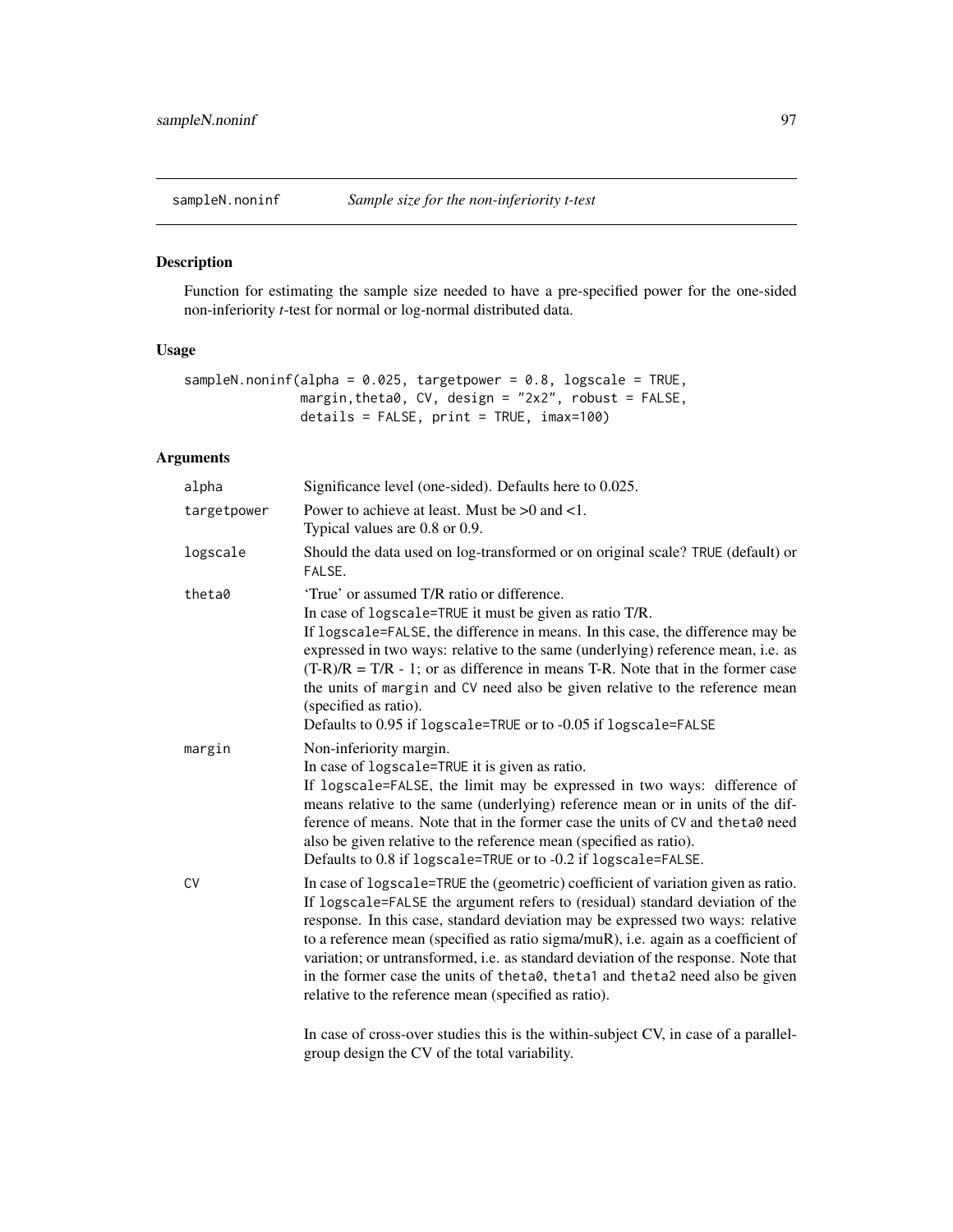# sampleN.noninf *Sample size for the non-inferiority t-test*

## Description

Function for estimating the sample size needed to have a pre-specified power for the one-sided non-inferiority *t*-test for normal or log-normal distributed data.

## Usage

```
sampleN.noninf(alpha = 0.025, targetpower = 0.8, logscale = TRUE,
               margin,theta0, CV, design = "2x2", robust = FALSE,
               details = FALSE, print = TRUE, imax=100)
```

## Arguments

| | |
|---|---|
| alpha | Significance level (one-sided). Defaults here to 0.025. |
| targetpower | Power to achieve at least. Must be >0 and <1. Typical values are 0.8 or 0.9. |
| logscale | Should the data used on log-transformed or on original scale? TRUE (default) or FALSE. |
| theta0 | 'True' or assumed T/R ratio or difference. In case of logscale=TRUE it must be given as ratio T/R. If logscale=FALSE, the difference in means. In this case, the difference may be expressed in two ways: relative to the same (underlying) reference mean, i.e. as (T-R)/R = T/R - 1; or as difference in means T-R. Note that in the former case the units of margin and CV need also be given relative to the reference mean (specified as ratio). Defaults to 0.95 if logscale=TRUE or to -0.05 if logscale=FALSE |
| margin | Non-inferiority margin. In case of logscale=TRUE it is given as ratio. If logscale=FALSE, the limit may be expressed in two ways: difference of means relative to the same (underlying) reference mean or in units of the difference of means. Note that in the former case the units of CV and theta0 need also be given relative to the reference mean (specified as ratio). Defaults to 0.8 if logscale=TRUE or to -0.2 if logscale=FALSE. |
| CV | In case of logscale=TRUE the (geometric) coefficient of variation given as ratio. If logscale=FALSE the argument refers to (residual) standard deviation of the response. In this case, standard deviation may be expressed two ways: relative to a reference mean (specified as ratio sigma/muR), i.e. again as a coefficient of variation; or untransformed, i.e. as standard deviation of the response. Note that in the former case the units of theta0, theta1 and theta2 need also be given relative to the reference mean (specified as ratio). In case of cross-over studies this is the within-subject CV, in case of a parallel-group design the CV of the total variability. |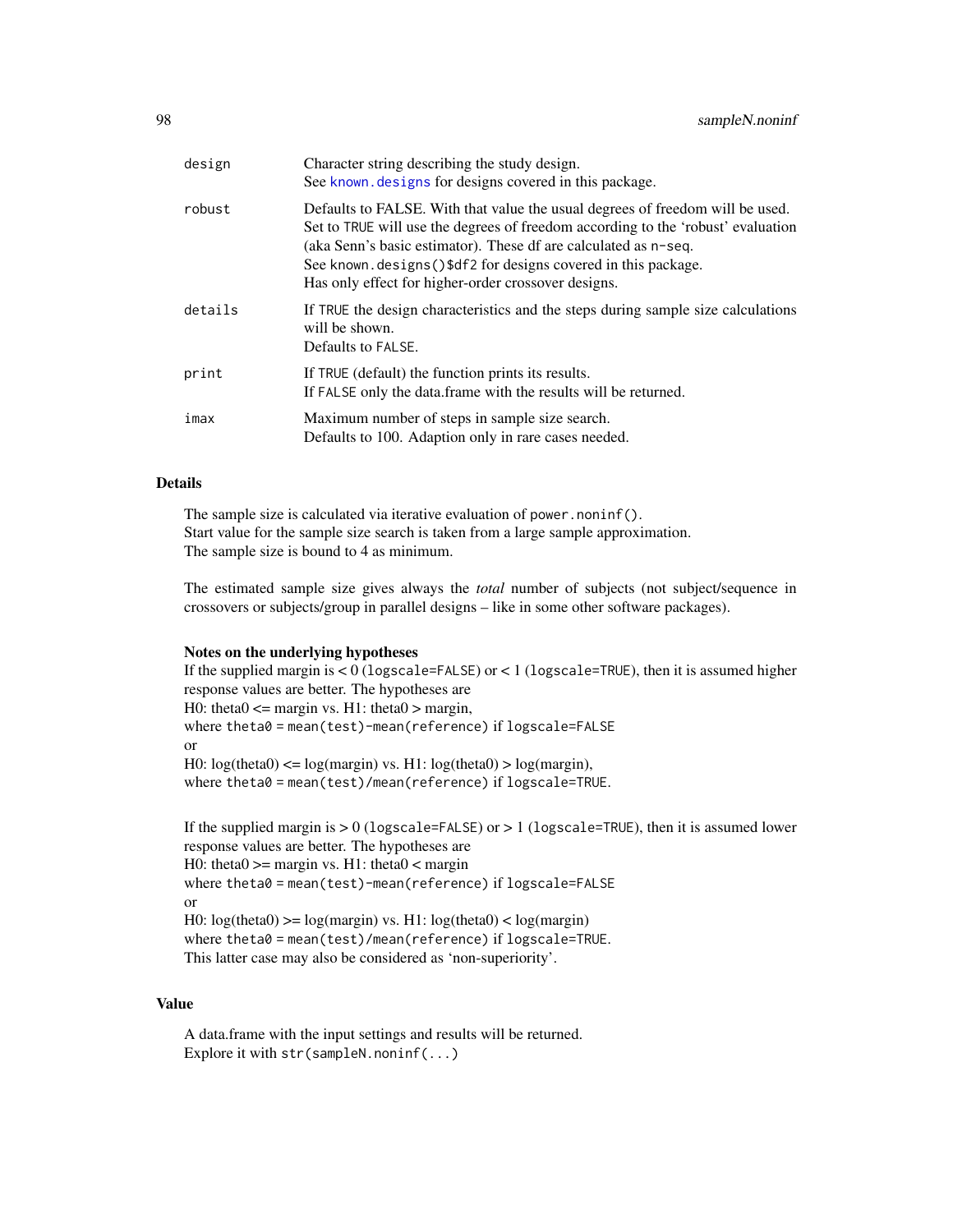| | |
|---|---|
| design | Character string describing the study design.<br>See known.designs for designs covered in this package. |
| robust | Defaults to FALSE. With that value the usual degrees of freedom will be used.<br>Set to TRUE will use the degrees of freedom according to the 'robust' evaluation (aka Senn's basic estimator). These df are calculated as n-seq.<br>See known.designs()$df2 for designs covered in this package.<br>Has only effect for higher-order crossover designs. |
| details | If TRUE the design characteristics and the steps during sample size calculations will be shown.<br>Defaults to FALSE. |
| print | If TRUE (default) the function prints its results.<br>If FALSE only the data.frame with the results will be returned. |
| imax | Maximum number of steps in sample size search.<br>Defaults to 100. Adaption only in rare cases needed. |

## Details

The sample size is calculated via iterative evaluation of power.noninf().
Start value for the sample size search is taken from a large sample approximation.
The sample size is bound to 4 as minimum.

The estimated sample size gives always the *total* number of subjects (not subject/sequence in crossovers or subjects/group in parallel designs – like in some other software packages).

### Notes on the underlying hypotheses

If the supplied margin is < 0 (logscale=FALSE) or < 1 (logscale=TRUE), then it is assumed higher response values are better. The hypotheses are
H0: theta0 <= margin vs. H1: theta0 > margin,
where theta0 = mean(test)-mean(reference) if logscale=FALSE
or
H0: log(theta0) <= log(margin) vs. H1: log(theta0) > log(margin),
where theta0 = mean(test)/mean(reference) if logscale=TRUE.

If the supplied margin is > 0 (logscale=FALSE) or > 1 (logscale=TRUE), then it is assumed lower response values are better. The hypotheses are
H0: theta0 >= margin vs. H1: theta0 < margin
where theta0 = mean(test)-mean(reference) if logscale=FALSE
or
H0: log(theta0) >= log(margin) vs. H1: log(theta0) < log(margin)
where theta0 = mean(test)/mean(reference) if logscale=TRUE.
This latter case may also be considered as 'non-superiority'.

## Value

A data.frame with the input settings and results will be returned.
Explore it with str(sampleN.noninf(...)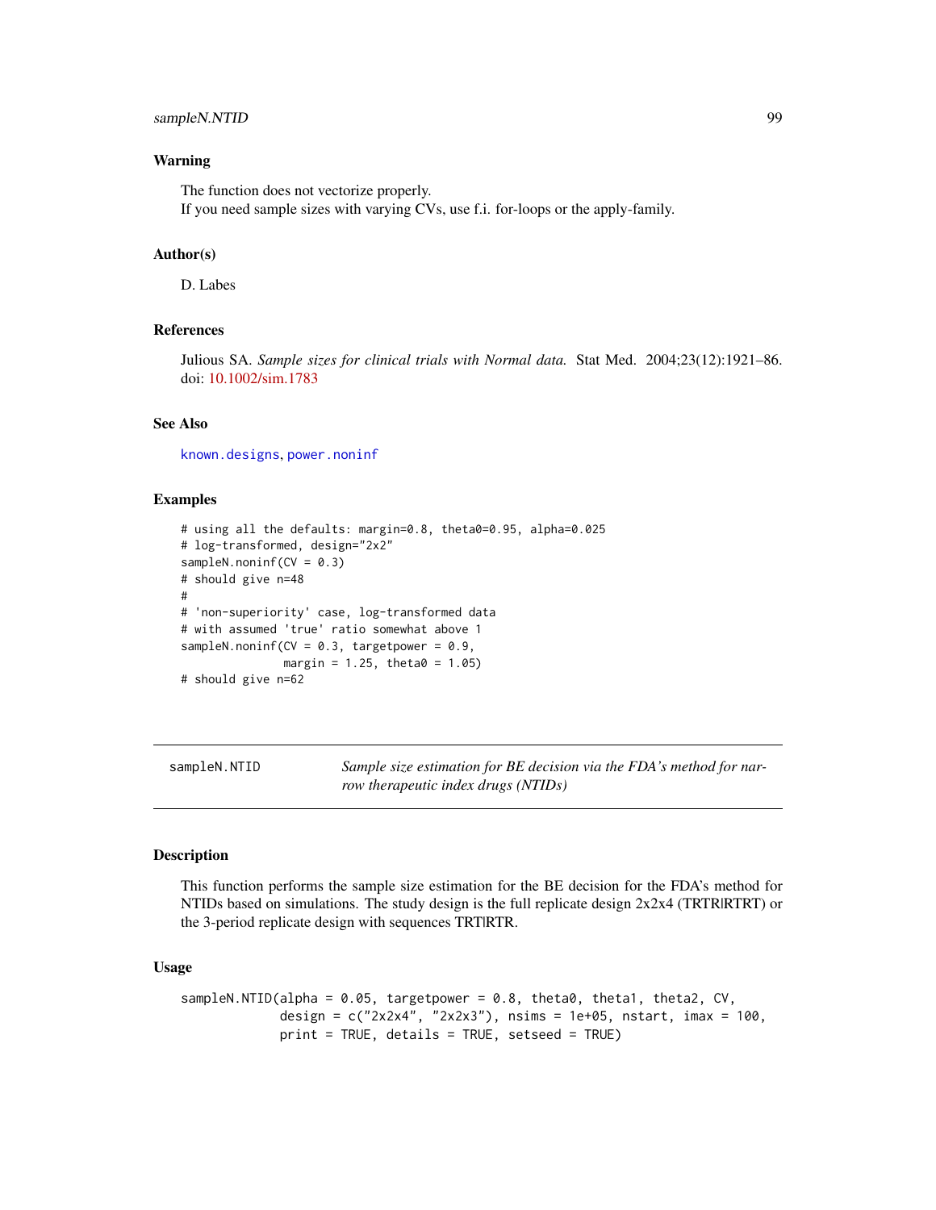## Warning

The function does not vectorize properly.
If you need sample sizes with varying CVs, use f.i. for-loops or the apply-family.

## Author(s)

D. Labes

## References

Julious SA. *Sample sizes for clinical trials with Normal data.* Stat Med. 2004;23(12):1921–86. doi: 10.1002/sim.1783

## See Also

known.designs, power.noninf

## Examples

```
# using all the defaults: margin=0.8, theta0=0.95, alpha=0.025
# log-transformed, design="2x2"
sampleN.noninf(CV = 0.3)
# should give n=48
#
# 'non-superiority' case, log-transformed data
# with assumed 'true' ratio somewhat above 1
sampleN.noninf(CV = 0.3, targetpower = 0.9,
               margin = 1.25, theta0 = 1.05)
# should give n=62
```

---

# sampleN.NTID *Sample size estimation for BE decision via the FDA's method for narrow therapeutic index drugs (NTIDs)*

---

## Description

This function performs the sample size estimation for the BE decision for the FDA's method for NTIDs based on simulations. The study design is the full replicate design 2x2x4 (TRTR|RTRT) or the 3-period replicate design with sequences TRT|RTR.

## Usage

```
sampleN.NTID(alpha = 0.05, targetpower = 0.8, theta0, theta1, theta2, CV,
             design = c("2x2x4", "2x2x3"), nsims = 1e+05, nstart, imax = 100,
             print = TRUE, details = TRUE, setseed = TRUE)
```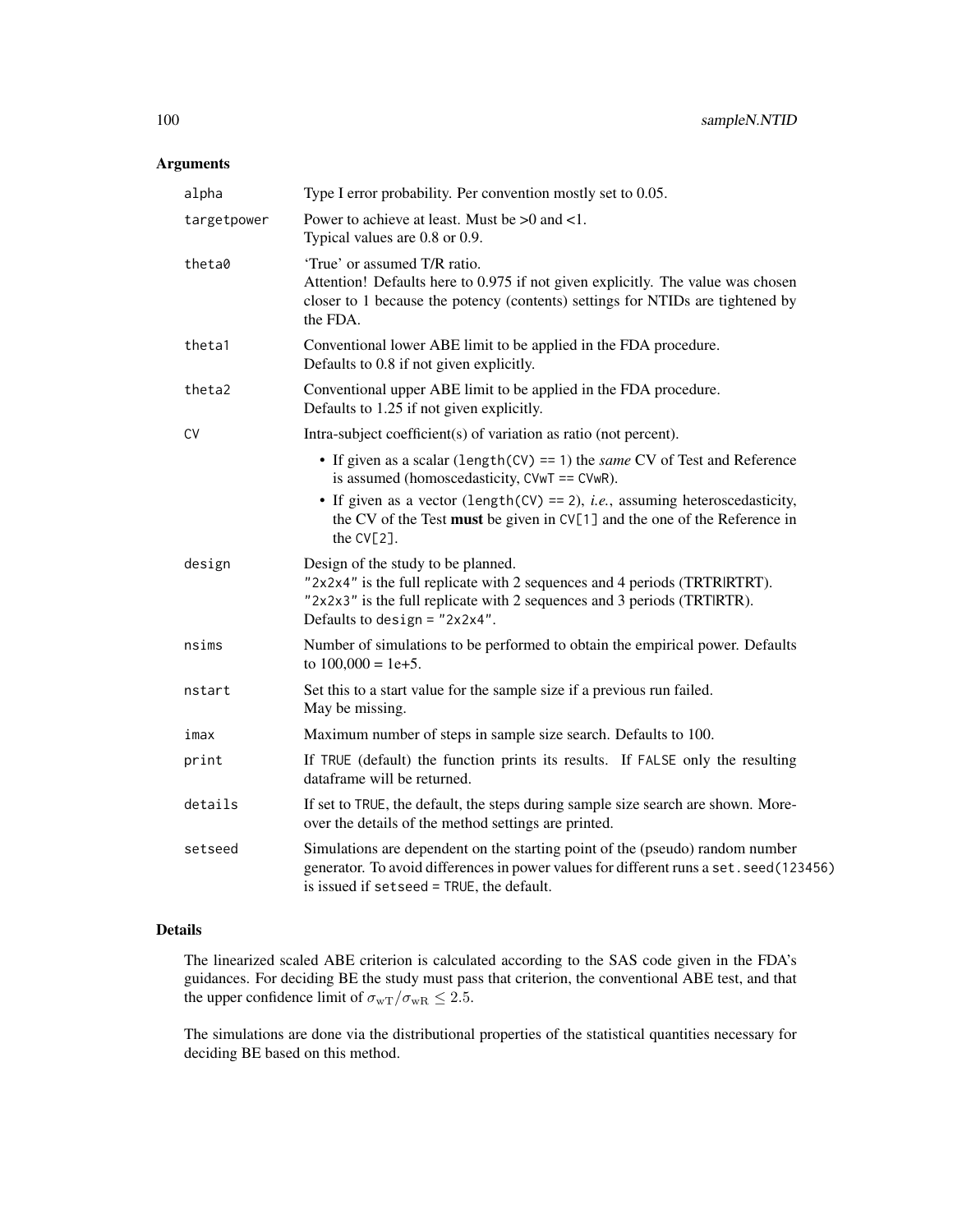## Arguments

| | |
|---|---|
| `alpha` | Type I error probability. Per convention mostly set to 0.05. |
| `targetpower` | Power to achieve at least. Must be >0 and <1. Typical values are 0.8 or 0.9. |
| `theta0` | 'True' or assumed T/R ratio. Attention! Defaults here to 0.975 if not given explicitly. The value was chosen closer to 1 because the potency (contents) settings for NTIDs are tightened by the FDA. |
| `theta1` | Conventional lower ABE limit to be applied in the FDA procedure. Defaults to 0.8 if not given explicitly. |
| `theta2` | Conventional upper ABE limit to be applied in the FDA procedure. Defaults to 1.25 if not given explicitly. |
| `CV` | Intra-subject coefficient(s) of variation as ratio (not percent). • If given as a scalar (`length(CV) == 1`) the *same* CV of Test and Reference is assumed (homoscedasticity, `CVwT == CVwR`). • If given as a vector (`length(CV) == 2`), *i.e.*, assuming heteroscedasticity, the CV of the Test **must** be given in `CV[1]` and the one of the Reference in the `CV[2]`. |
| `design` | Design of the study to be planned. `"2x2x4"` is the full replicate with 2 sequences and 4 periods (TRTR\|RTRT). `"2x2x3"` is the full replicate with 2 sequences and 3 periods (TRT\|RTR). Defaults to `design = "2x2x4"`. |
| `nsims` | Number of simulations to be performed to obtain the empirical power. Defaults to 100,000 = 1e+5. |
| `nstart` | Set this to a start value for the sample size if a previous run failed. May be missing. |
| `imax` | Maximum number of steps in sample size search. Defaults to 100. |
| `print` | If `TRUE` (default) the function prints its results. If `FALSE` only the resulting dataframe will be returned. |
| `details` | If set to `TRUE`, the default, the steps during sample size search are shown. Moreover the details of the method settings are printed. |
| `setseed` | Simulations are dependent on the starting point of the (pseudo) random number generator. To avoid differences in power values for different runs a `set.seed(123456)` is issued if `setseed = TRUE`, the default. |

## Details

The linearized scaled ABE criterion is calculated according to the SAS code given in the FDA's guidances. For deciding BE the study must pass that criterion, the conventional ABE test, and that the upper confidence limit of $\sigma_{wT}/\sigma_{wR} \leq 2.5$.

The simulations are done via the distributional properties of the statistical quantities necessary for deciding BE based on this method.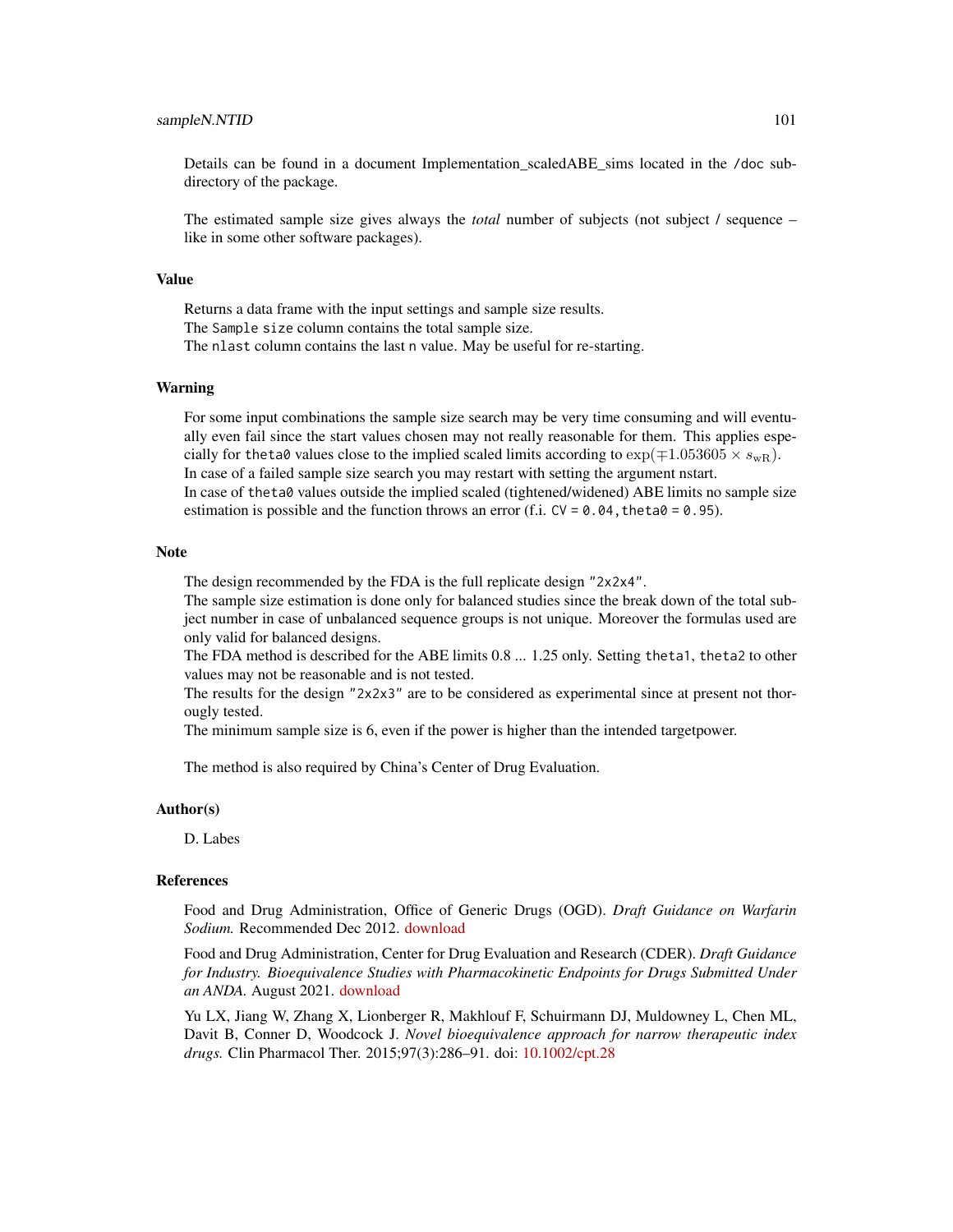Details can be found in a document Implementation_scaledABE_sims located in the /doc subdirectory of the package.

The estimated sample size gives always the *total* number of subjects (not subject / sequence – like in some other software packages).

## Value

Returns a data frame with the input settings and sample size results.
The `Sample size` column contains the total sample size.
The `nlast` column contains the last `n` value. May be useful for re-starting.

## Warning

For some input combinations the sample size search may be very time consuming and will eventually even fail since the start values chosen may not really reasonable for them. This applies especially for `theta0` values close to the implied scaled limits according to $\exp(\mp 1.053605 \times s_{\mathrm{wR}})$.
In case of a failed sample size search you may restart with setting the argument nstart.
In case of `theta0` values outside the implied scaled (tightened/widened) ABE limits no sample size estimation is possible and the function throws an error (f.i. `CV = 0.04, theta0 = 0.95`).

## Note

The design recommended by the FDA is the full replicate design `"2x2x4"`.
The sample size estimation is done only for balanced studies since the break down of the total subject number in case of unbalanced sequence groups is not unique. Moreover the formulas used are only valid for balanced designs.
The FDA method is described for the ABE limits 0.8 ... 1.25 only. Setting `theta1`, `theta2` to other values may not be reasonable and is not tested.
The results for the design `"2x2x3"` are to be considered as experimental since at present not thorougly tested.
The minimum sample size is 6, even if the power is higher than the intended targetpower.

The method is also required by China's Center of Drug Evaluation.

## Author(s)

D. Labes

## References

Food and Drug Administration, Office of Generic Drugs (OGD). *Draft Guidance on Warfarin Sodium.* Recommended Dec 2012. download

Food and Drug Administration, Center for Drug Evaluation and Research (CDER). *Draft Guidance for Industry. Bioequivalence Studies with Pharmacokinetic Endpoints for Drugs Submitted Under an ANDA.* August 2021. download

Yu LX, Jiang W, Zhang X, Lionberger R, Makhlouf F, Schuirmann DJ, Muldowney L, Chen ML, Davit B, Conner D, Woodcock J. *Novel bioequivalence approach for narrow therapeutic index drugs.* Clin Pharmacol Ther. 2015;97(3):286–91. doi: 10.1002/cpt.28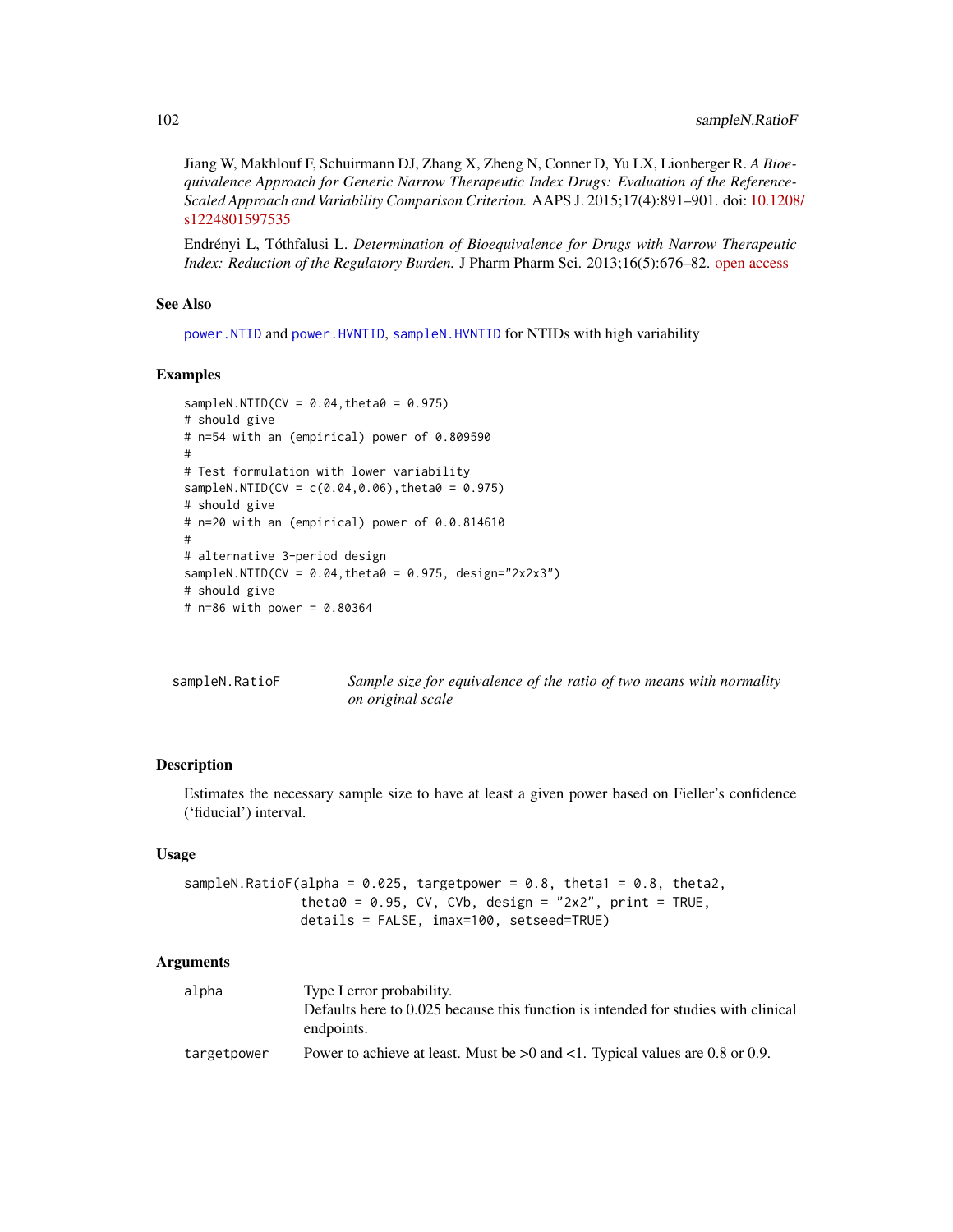Jiang W, Makhlouf F, Schuirmann DJ, Zhang X, Zheng N, Conner D, Yu LX, Lionberger R. *A Bioequivalence Approach for Generic Narrow Therapeutic Index Drugs: Evaluation of the Reference-Scaled Approach and Variability Comparison Criterion.* AAPS J. 2015;17(4):891–901. doi: 10.1208/s1224801597535

Endrényi L, Tóthfalusi L. *Determination of Bioequivalence for Drugs with Narrow Therapeutic Index: Reduction of the Regulatory Burden.* J Pharm Pharm Sci. 2013;16(5):676–82. open access

### See Also

power.NTID and power.HVNTID, sampleN.HVNTID for NTIDs with high variability

### Examples

```
sampleN.NTID(CV = 0.04,theta0 = 0.975)
# should give
# n=54 with an (empirical) power of 0.809590
#
# Test formulation with lower variability
sampleN.NTID(CV = c(0.04,0.06),theta0 = 0.975)
# should give
# n=20 with an (empirical) power of 0.0.814610
#
# alternative 3-period design
sampleN.NTID(CV = 0.04,theta0 = 0.975, design="2x2x3")
# should give
# n=86 with power = 0.80364
```

---

## sampleN.RatioF — *Sample size for equivalence of the ratio of two means with normality on original scale*

---

### Description

Estimates the necessary sample size to have at least a given power based on Fieller's confidence ('fiducial') interval.

### Usage

```
sampleN.RatioF(alpha = 0.025, targetpower = 0.8, theta1 = 0.8, theta2,
               theta0 = 0.95, CV, CVb, design = "2x2", print = TRUE,
               details = FALSE, imax=100, setseed=TRUE)
```

### Arguments

| | |
|---|---|
| alpha | Type I error probability. Defaults here to 0.025 because this function is intended for studies with clinical endpoints. |
| targetpower | Power to achieve at least. Must be >0 and <1. Typical values are 0.8 or 0.9. |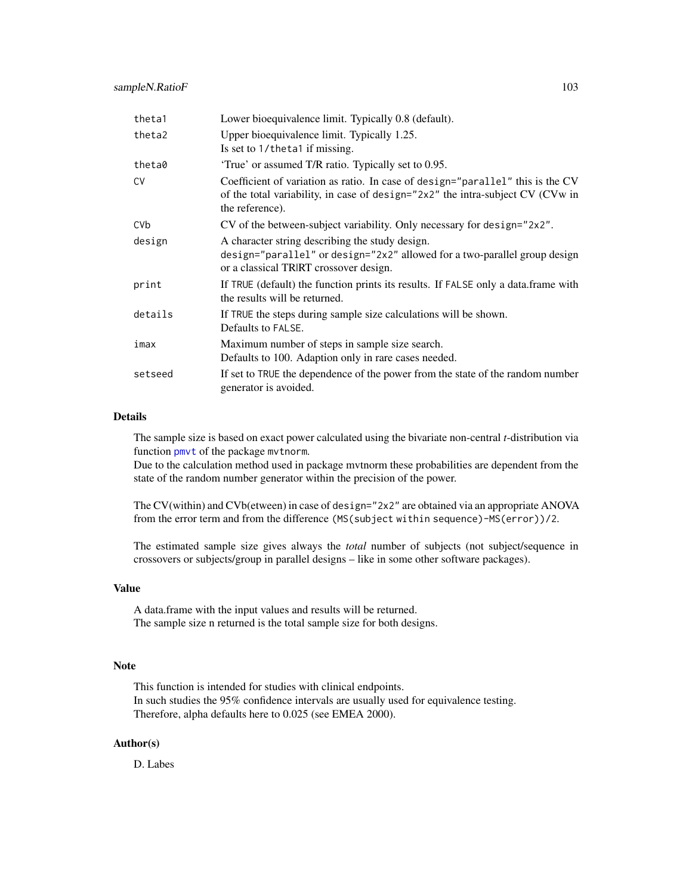| | |
|---|---|
| `theta1` | Lower bioequivalence limit. Typically 0.8 (default). |
| `theta2` | Upper bioequivalence limit. Typically 1.25.<br>Is set to `1/theta1` if missing. |
| `theta0` | 'True' or assumed T/R ratio. Typically set to 0.95. |
| `CV` | Coefficient of variation as ratio. In case of `design="parallel"` this is the CV of the total variability, in case of `design="2x2"` the intra-subject CV (CVw in the reference). |
| `CVb` | CV of the between-subject variability. Only necessary for `design="2x2"`. |
| `design` | A character string describing the study design.<br>`design="parallel"` or `design="2x2"` allowed for a two-parallel group design or a classical TR\|RT crossover design. |
| `print` | If `TRUE` (default) the function prints its results. If `FALSE` only a data.frame with the results will be returned. |
| `details` | If `TRUE` the steps during sample size calculations will be shown.<br>Defaults to `FALSE`. |
| `imax` | Maximum number of steps in sample size search.<br>Defaults to 100. Adaption only in rare cases needed. |
| `setseed` | If set to `TRUE` the dependence of the power from the state of the random number generator is avoided. |

## Details

The sample size is based on exact power calculated using the bivariate non-central *t*-distribution via function `pmvt` of the package `mvtnorm`.
Due to the calculation method used in package mvtnorm these probabilities are dependent from the state of the random number generator within the precision of the power.

The CV(within) and CVb(etween) in case of `design="2x2"` are obtained via an appropriate ANOVA from the error term and from the difference `(MS(subject within sequence)-MS(error))/2`.

The estimated sample size gives always the *total* number of subjects (not subject/sequence in crossovers or subjects/group in parallel designs – like in some other software packages).

## Value

A data.frame with the input values and results will be returned.
The sample size n returned is the total sample size for both designs.

## Note

This function is intended for studies with clinical endpoints.
In such studies the 95% confidence intervals are usually used for equivalence testing.
Therefore, alpha defaults here to 0.025 (see EMEA 2000).

## Author(s)

D. Labes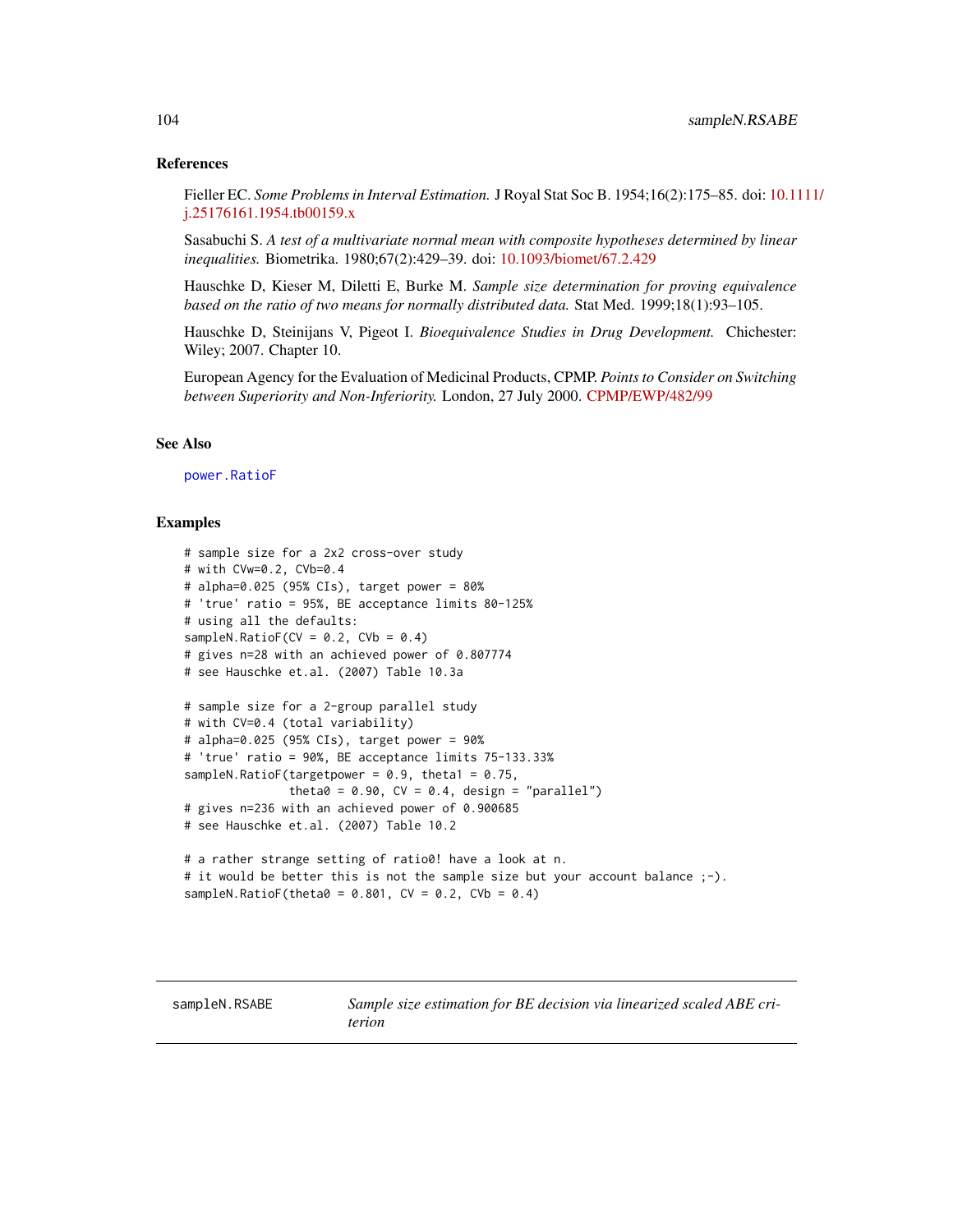### References

Fieller EC. *Some Problems in Interval Estimation.* J Royal Stat Soc B. 1954;16(2):175–85. doi: 10.1111/j.25176161.1954.tb00159.x

Sasabuchi S. *A test of a multivariate normal mean with composite hypotheses determined by linear inequalities.* Biometrika. 1980;67(2):429–39. doi: 10.1093/biomet/67.2.429

Hauschke D, Kieser M, Diletti E, Burke M. *Sample size determination for proving equivalence based on the ratio of two means for normally distributed data.* Stat Med. 1999;18(1):93–105.

Hauschke D, Steinijans V, Pigeot I. *Bioequivalence Studies in Drug Development.* Chichester: Wiley; 2007. Chapter 10.

European Agency for the Evaluation of Medicinal Products, CPMP. *Points to Consider on Switching between Superiority and Non-Inferiority.* London, 27 July 2000. CPMP/EWP/482/99

### See Also

power.RatioF

### Examples

```
# sample size for a 2x2 cross-over study
# with CVw=0.2, CVb=0.4
# alpha=0.025 (95% CIs), target power = 80%
# 'true' ratio = 95%, BE acceptance limits 80-125%
# using all the defaults:
sampleN.RatioF(CV = 0.2, CVb = 0.4)
# gives n=28 with an achieved power of 0.807774
# see Hauschke et.al. (2007) Table 10.3a

# sample size for a 2-group parallel study
# with CV=0.4 (total variability)
# alpha=0.025 (95% CIs), target power = 90%
# 'true' ratio = 90%, BE acceptance limits 75-133.33%
sampleN.RatioF(targetpower = 0.9, theta1 = 0.75,
               theta0 = 0.90, CV = 0.4, design = "parallel")
# gives n=236 with an achieved power of 0.900685
# see Hauschke et.al. (2007) Table 10.2

# a rather strange setting of ratio0! have a look at n.
# it would be better this is not the sample size but your account balance ;-).
sampleN.RatioF(theta0 = 0.801, CV = 0.2, CVb = 0.4)
```

---

## sampleN.RSABE — *Sample size estimation for BE decision via linearized scaled ABE criterion*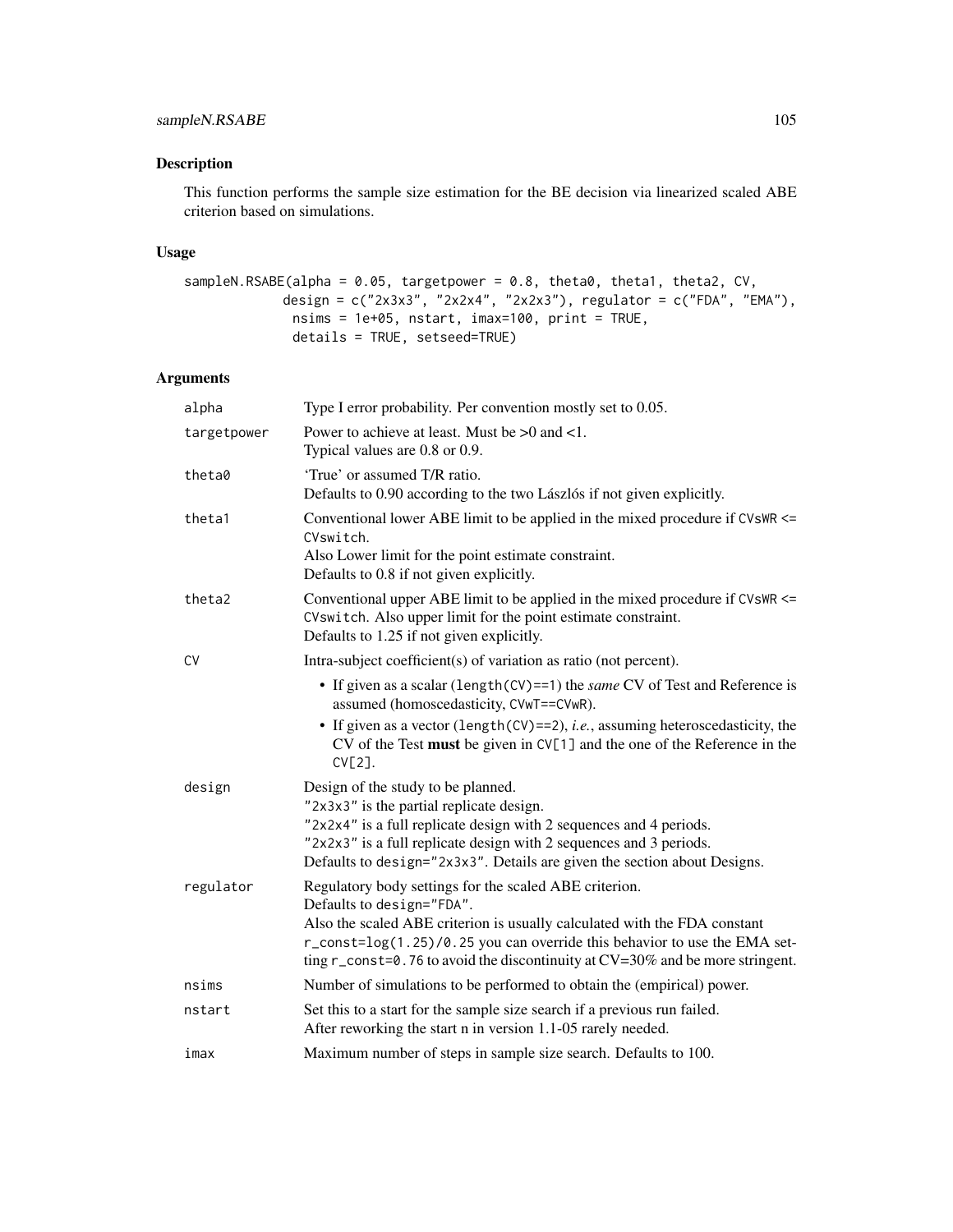## Description

This function performs the sample size estimation for the BE decision via linearized scaled ABE criterion based on simulations.

## Usage

```
sampleN.RSABE(alpha = 0.05, targetpower = 0.8, theta0, theta1, theta2, CV,
            design = c("2x3x3", "2x2x4", "2x2x3"), regulator = c("FDA", "EMA"),
             nsims = 1e+05, nstart, imax=100, print = TRUE,
             details = TRUE, setseed=TRUE)
```

## Arguments

| | |
|---|---|
| alpha | Type I error probability. Per convention mostly set to 0.05. |
| targetpower | Power to achieve at least. Must be >0 and <1.<br>Typical values are 0.8 or 0.9. |
| theta0 | 'True' or assumed T/R ratio.<br>Defaults to 0.90 according to the two Lászlós if not given explicitly. |
| theta1 | Conventional lower ABE limit to be applied in the mixed procedure if `CVsWR <= CVswitch`.<br>Also Lower limit for the point estimate constraint.<br>Defaults to 0.8 if not given explicitly. |
| theta2 | Conventional upper ABE limit to be applied in the mixed procedure if `CVsWR <= CVswitch`. Also upper limit for the point estimate constraint.<br>Defaults to 1.25 if not given explicitly. |
| CV | Intra-subject coefficient(s) of variation as ratio (not percent).<br>• If given as a scalar (`length(CV)==1`) the *same* CV of Test and Reference is assumed (homoscedasticity, `CVwT==CVwR`).<br>• If given as a vector (`length(CV)==2`), *i.e.*, assuming heteroscedasticity, the CV of the Test **must** be given in `CV[1]` and the one of the Reference in the `CV[2]`. |
| design | Design of the study to be planned.<br>"2x3x3" is the partial replicate design.<br>"2x2x4" is a full replicate design with 2 sequences and 4 periods.<br>"2x2x3" is a full replicate design with 2 sequences and 3 periods.<br>Defaults to `design="2x3x3"`. Details are given the section about Designs. |
| regulator | Regulatory body settings for the scaled ABE criterion.<br>Defaults to `design="FDA"`.<br>Also the scaled ABE criterion is usually calculated with the FDA constant `r_const=log(1.25)/0.25` you can override this behavior to use the EMA setting `r_const=0.76` to avoid the discontinuity at CV=30% and be more stringent. |
| nsims | Number of simulations to be performed to obtain the (empirical) power. |
| nstart | Set this to a start for the sample size search if a previous run failed.<br>After reworking the start n in version 1.1-05 rarely needed. |
| imax | Maximum number of steps in sample size search. Defaults to 100. |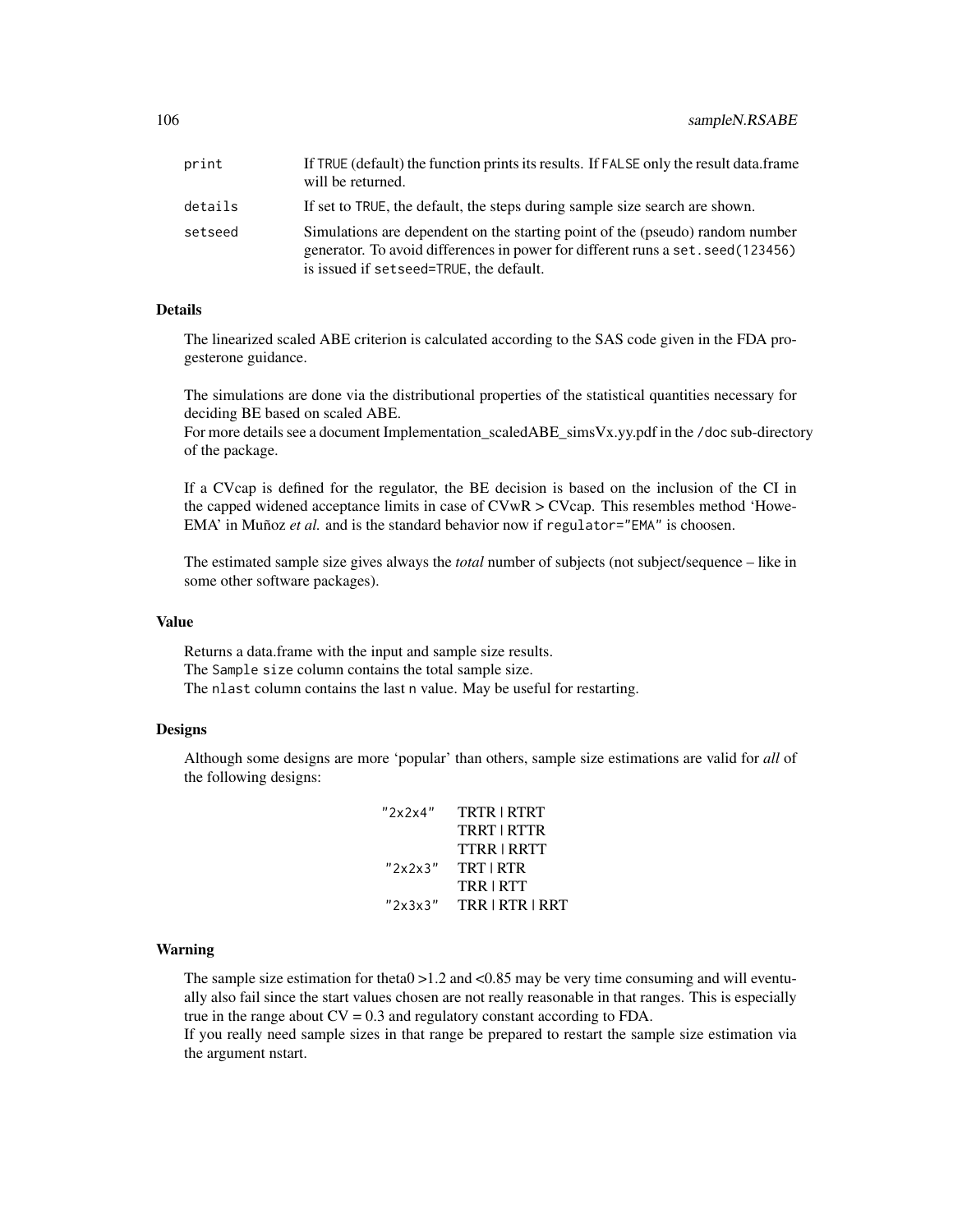| | |
|---|---|
| `print` | If `TRUE` (default) the function prints its results. If `FALSE` only the result data.frame will be returned. |
| `details` | If set to `TRUE`, the default, the steps during sample size search are shown. |
| `setseed` | Simulations are dependent on the starting point of the (pseudo) random number generator. To avoid differences in power for different runs a `set.seed(123456)` is issued if `setseed=TRUE`, the default. |

### Details

The linearized scaled ABE criterion is calculated according to the SAS code given in the FDA progesterone guidance.

The simulations are done via the distributional properties of the statistical quantities necessary for deciding BE based on scaled ABE.
For more details see a document Implementation_scaledABE_simsVx.yy.pdf in the `/doc` sub-directory of the package.

If a CVcap is defined for the regulator, the BE decision is based on the inclusion of the CI in the capped widened acceptance limits in case of CVwR > CVcap. This resembles method 'Howe-EMA' in Muñoz *et al.* and is the standard behavior now if `regulator="EMA"` is choosen.

The estimated sample size gives always the *total* number of subjects (not subject/sequence – like in some other software packages).

### Value

Returns a data.frame with the input and sample size results.
The `Sample size` column contains the total sample size.
The `nlast` column contains the last `n` value. May be useful for restarting.

### Designs

Although some designs are more 'popular' than others, sample size estimations are valid for *all* of the following designs:

| | |
|---|---|
| `"2x2x4"` | TRTR \| RTRT |
| | TRRT \| RTTR |
| | TTRR \| RRTT |
| `"2x2x3"` | TRT \| RTR |
| | TRR \| RTT |
| `"2x3x3"` | TRR \| RTR \| RRT |

### Warning

The sample size estimation for theta0 >1.2 and <0.85 may be very time consuming and will eventually also fail since the start values chosen are not really reasonable in that ranges. This is especially true in the range about CV = 0.3 and regulatory constant according to FDA.
If you really need sample sizes in that range be prepared to restart the sample size estimation via the argument nstart.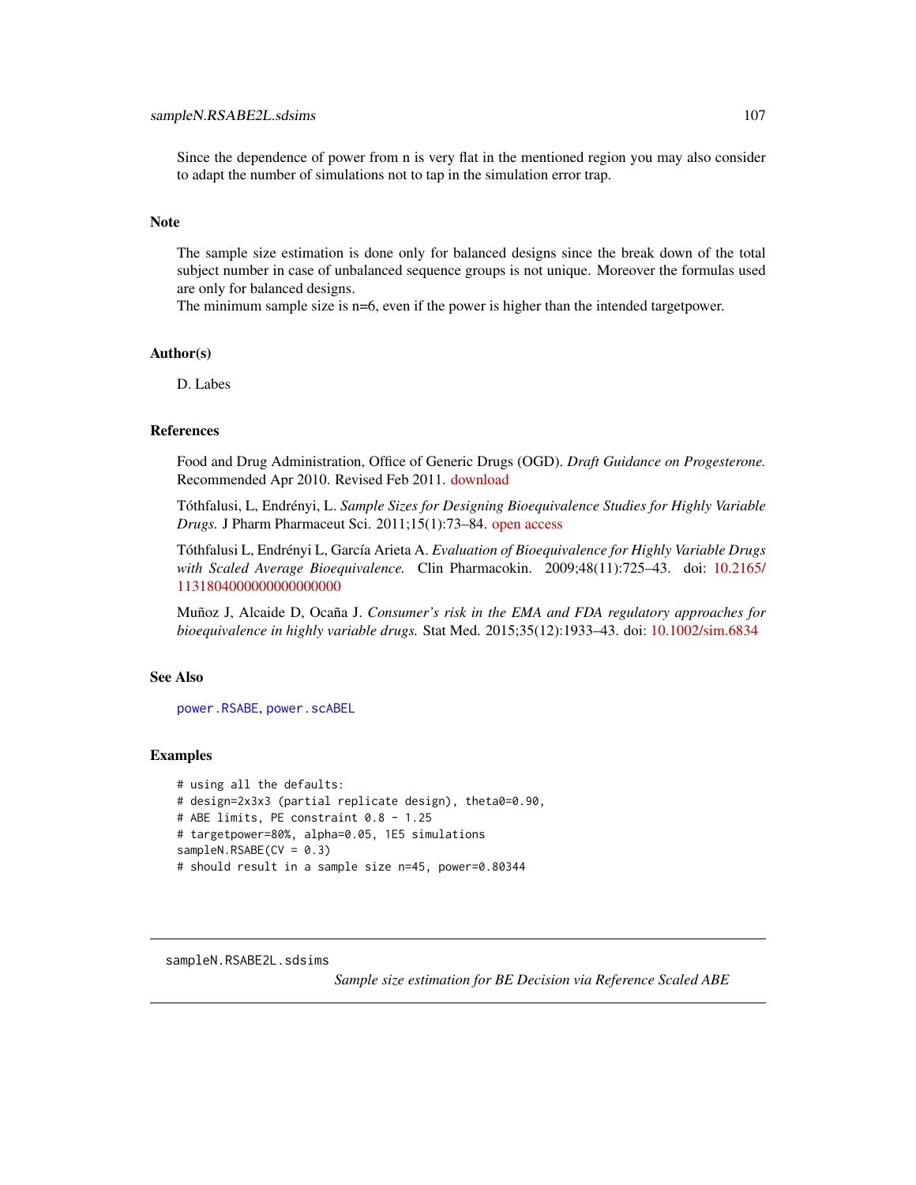Since the dependence of power from n is very flat in the mentioned region you may also consider to adapt the number of simulations not to tap in the simulation error trap.

## Note

The sample size estimation is done only for balanced designs since the break down of the total subject number in case of unbalanced sequence groups is not unique. Moreover the formulas used are only for balanced designs.
The minimum sample size is n=6, even if the power is higher than the intended targetpower.

## Author(s)

D. Labes

## References

Food and Drug Administration, Office of Generic Drugs (OGD). *Draft Guidance on Progesterone.* Recommended Apr 2010. Revised Feb 2011. download

Tóthfalusi, L, Endrényi, L. *Sample Sizes for Designing Bioequivalence Studies for Highly Variable Drugs.* J Pharm Pharmaceut Sci. 2011;15(1):73–84. open access

Tóthfalusi L, Endrényi L, García Arieta A. *Evaluation of Bioequivalence for Highly Variable Drugs with Scaled Average Bioequivalence.* Clin Pharmacokin. 2009;48(11):725–43. doi: 10.2165/11318040000000000-00000

Muñoz J, Alcaide D, Ocaña J. *Consumer's risk in the EMA and FDA regulatory approaches for bioequivalence in highly variable drugs.* Stat Med. 2015;35(12):1933–43. doi: 10.1002/sim.6834

## See Also

power.RSABE, power.scABEL

## Examples

```
# using all the defaults:
# design=2x3x3 (partial replicate design), theta0=0.90,
# ABE limits, PE constraint 0.8 - 1.25
# targetpower=80%, alpha=0.05, 1E5 simulations
sampleN.RSABE(CV = 0.3)
# should result in a sample size n=45, power=0.80344
```

---

sampleN.RSABE2L.sdsims *Sample size estimation for BE Decision via Reference Scaled ABE*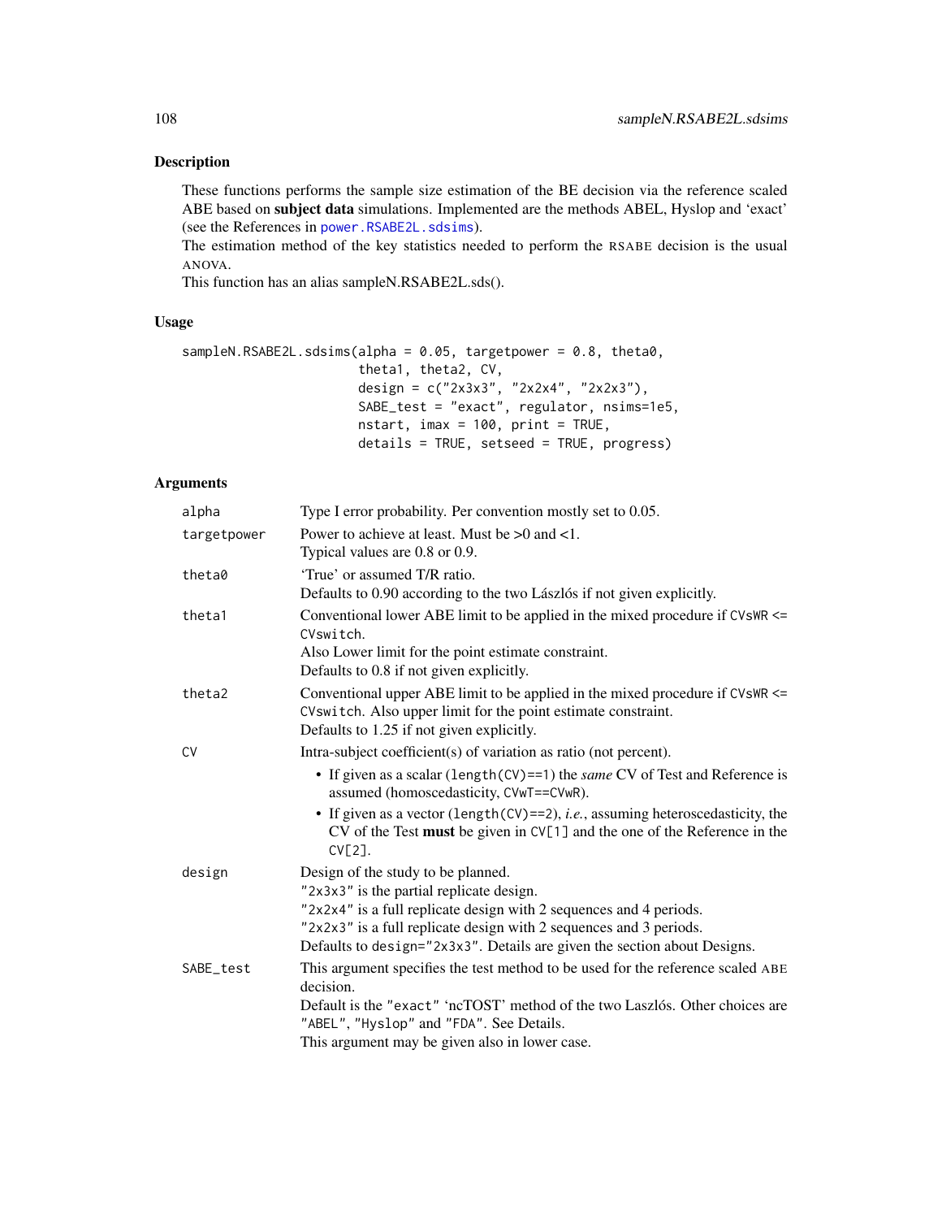## Description

These functions performs the sample size estimation of the BE decision via the reference scaled ABE based on **subject data** simulations. Implemented are the methods ABEL, Hyslop and 'exact' (see the References in `power.RSABE2L.sdsims`).
The estimation method of the key statistics needed to perform the RSABE decision is the usual ANOVA.
This function has an alias sampleN.RSABE2L.sds().

## Usage

```
sampleN.RSABE2L.sdsims(alpha = 0.05, targetpower = 0.8, theta0,
                       theta1, theta2, CV,
                       design = c("2x3x3", "2x2x4", "2x2x3"),
                       SABE_test = "exact", regulator, nsims=1e5,
                       nstart, imax = 100, print = TRUE,
                       details = TRUE, setseed = TRUE, progress)
```

## Arguments

| | |
|---|---|
| `alpha` | Type I error probability. Per convention mostly set to 0.05. |
| `targetpower` | Power to achieve at least. Must be >0 and <1.<br>Typical values are 0.8 or 0.9. |
| `theta0` | 'True' or assumed T/R ratio.<br>Defaults to 0.90 according to the two Lászlós if not given explicitly. |
| `theta1` | Conventional lower ABE limit to be applied in the mixed procedure if `CVsWR <= CVswitch`.<br>Also Lower limit for the point estimate constraint.<br>Defaults to 0.8 if not given explicitly. |
| `theta2` | Conventional upper ABE limit to be applied in the mixed procedure if `CVsWR <= CVswitch`. Also upper limit for the point estimate constraint.<br>Defaults to 1.25 if not given explicitly. |
| `CV` | Intra-subject coefficient(s) of variation as ratio (not percent).<br>• If given as a scalar (`length(CV)==1`) the *same* CV of Test and Reference is assumed (homoscedasticity, `CVwT==CVwR`).<br>• If given as a vector (`length(CV)==2`), *i.e.*, assuming heteroscedasticity, the CV of the Test **must** be given in `CV[1]` and the one of the Reference in the `CV[2]`. |
| `design` | Design of the study to be planned.<br>`"2x3x3"` is the partial replicate design.<br>`"2x2x4"` is a full replicate design with 2 sequences and 4 periods.<br>`"2x2x3"` is a full replicate design with 2 sequences and 3 periods.<br>Defaults to `design="2x3x3"`. Details are given the section about Designs. |
| `SABE_test` | This argument specifies the test method to be used for the reference scaled ABE decision.<br>Default is the `"exact"` 'ncTOST' method of the two Laszlós. Other choices are `"ABEL"`, `"Hyslop"` and `"FDA"`. See Details.<br>This argument may be given also in lower case. |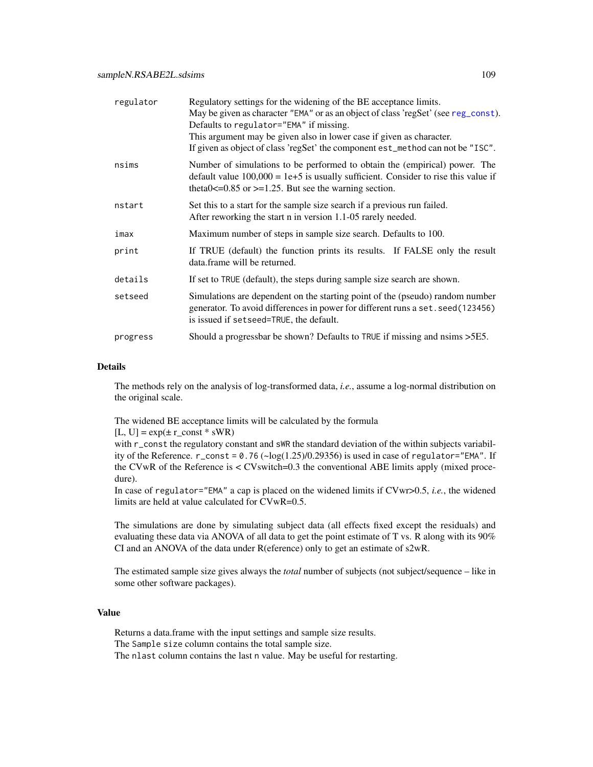| | |
|---|---|
| `regulator` | Regulatory settings for the widening of the BE acceptance limits.<br>May be given as character `"EMA"` or as an object of class 'regSet' (see `reg_const`).<br>Defaults to `regulator="EMA"` if missing.<br>This argument may be given also in lower case if given as character.<br>If given as object of class 'regSet' the component `est_method` can not be `"ISC"`. |
| `nsims` | Number of simulations to be performed to obtain the (empirical) power. The default value 100,000 = 1e+5 is usually sufficient. Consider to rise this value if theta0<=0.85 or >=1.25. But see the warning section. |
| `nstart` | Set this to a start for the sample size search if a previous run failed.<br>After reworking the start n in version 1.1-05 rarely needed. |
| `imax` | Maximum number of steps in sample size search. Defaults to 100. |
| `print` | If TRUE (default) the function prints its results. If FALSE only the result data.frame will be returned. |
| `details` | If set to `TRUE` (default), the steps during sample size search are shown. |
| `setseed` | Simulations are dependent on the starting point of the (pseudo) random number generator. To avoid differences in power for different runs a `set.seed(123456)` is issued if `setseed=TRUE`, the default. |
| `progress` | Should a progressbar be shown? Defaults to `TRUE` if missing and nsims >5E5. |

## Details

The methods rely on the analysis of log-transformed data, *i.e.*, assume a log-normal distribution on the original scale.

The widened BE acceptance limits will be calculated by the formula
[L, U] = exp(± r_const * sWR)
with `r_const` the regulatory constant and `sWR` the standard deviation of the within subjects variability of the Reference. `r_const = 0.76` (~log(1.25)/0.29356) is used in case of `regulator="EMA"`. If the CVwR of the Reference is < CVswitch=0.3 the conventional ABE limits apply (mixed procedure).
In case of `regulator="EMA"` a cap is placed on the widened limits if CVwr>0.5, *i.e.*, the widened limits are held at value calculated for CVwR=0.5.

The simulations are done by simulating subject data (all effects fixed except the residuals) and evaluating these data via ANOVA of all data to get the point estimate of T vs. R along with its 90% CI and an ANOVA of the data under R(eference) only to get an estimate of s2wR.

The estimated sample size gives always the *total* number of subjects (not subject/sequence – like in some other software packages).

## Value

Returns a data.frame with the input settings and sample size results.
The `Sample size` column contains the total sample size.
The `nlast` column contains the last `n` value. May be useful for restarting.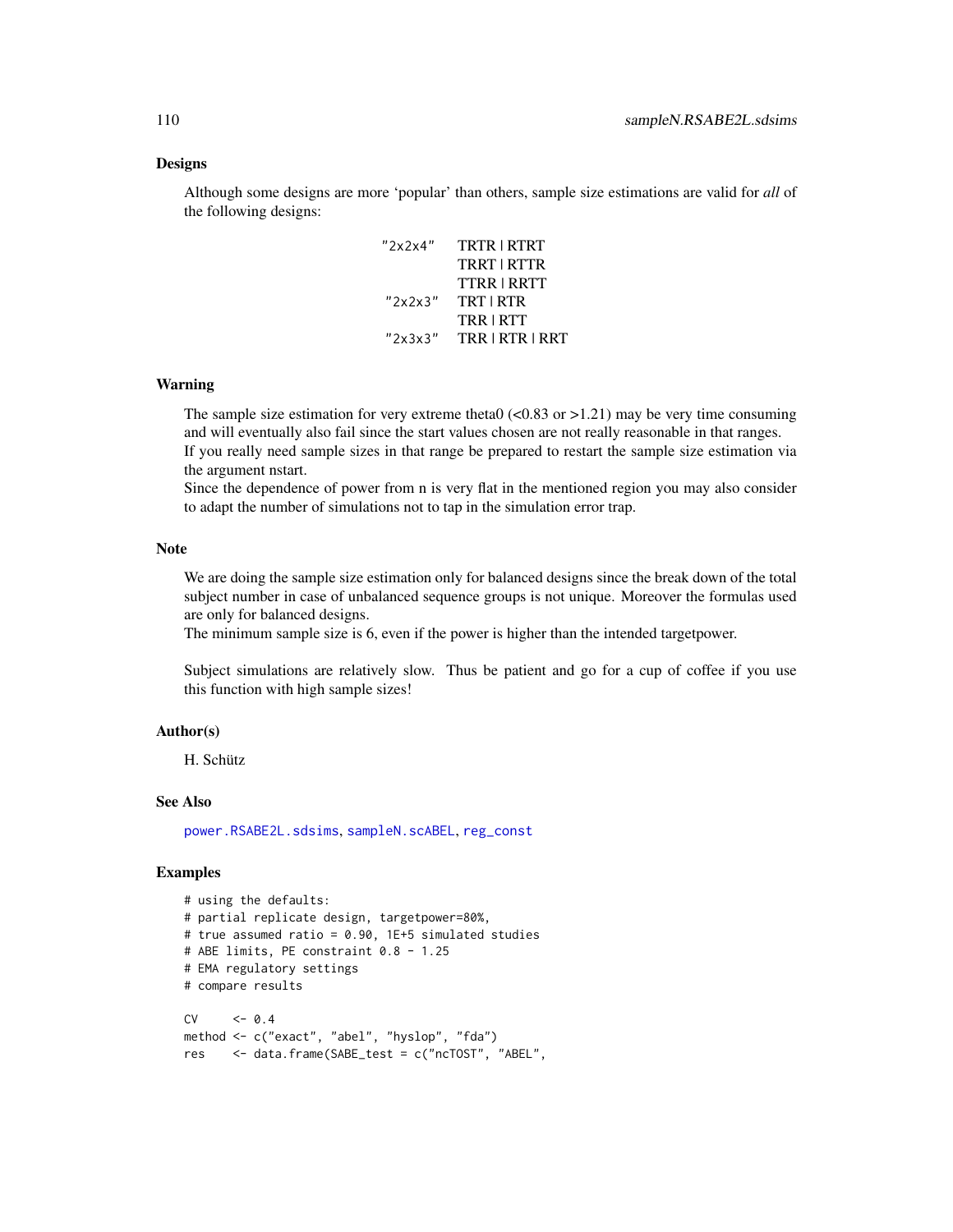### Designs

Although some designs are more 'popular' than others, sample size estimations are valid for *all* of the following designs:

| | |
|---|---|
| "2x2x4" | TRTR \| RTRT |
| | TRRT \| RTTR |
| | TTRR \| RRTT |
| "2x2x3" | TRT \| RTR |
| | TRR \| RTT |
| "2x3x3" | TRR \| RTR \| RRT |

### Warning

The sample size estimation for very extreme theta0 (<0.83 or >1.21) may be very time consuming and will eventually also fail since the start values chosen are not really reasonable in that ranges.
If you really need sample sizes in that range be prepared to restart the sample size estimation via the argument nstart.
Since the dependence of power from n is very flat in the mentioned region you may also consider to adapt the number of simulations not to tap in the simulation error trap.

### Note

We are doing the sample size estimation only for balanced designs since the break down of the total subject number in case of unbalanced sequence groups is not unique. Moreover the formulas used are only for balanced designs.
The minimum sample size is 6, even if the power is higher than the intended targetpower.

Subject simulations are relatively slow. Thus be patient and go for a cup of coffee if you use this function with high sample sizes!

### Author(s)

H. Schütz

### See Also

power.RSABE2L.sdsims, sampleN.scABEL, reg_const

### Examples

```
# using the defaults:
# partial replicate design, targetpower=80%,
# true assumed ratio = 0.90, 1E+5 simulated studies
# ABE limits, PE constraint 0.8 - 1.25
# EMA regulatory settings
# compare results

CV     <- 0.4
method <- c("exact", "abel", "hyslop", "fda")
res    <- data.frame(SABE_test = c("ncTOST", "ABEL",
```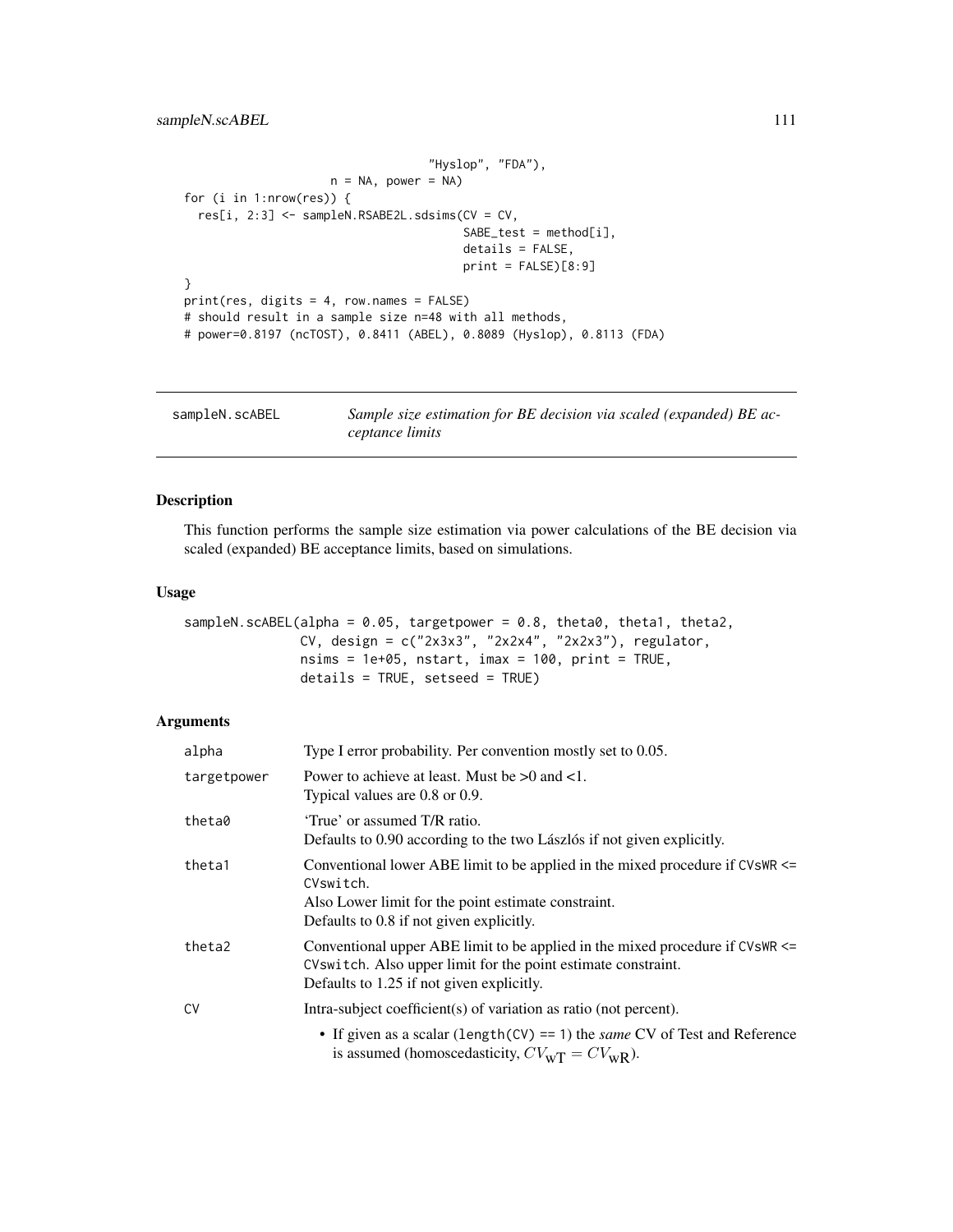```
                                "Hyslop", "FDA"),
                  n = NA, power = NA)
for (i in 1:nrow(res)) {
  res[i, 2:3] <- sampleN.RSABE2L.sdsims(CV = CV,
                                        SABE_test = method[i],
                                        details = FALSE,
                                        print = FALSE)[8:9]
}
print(res, digits = 4, row.names = FALSE)
# should result in a sample size n=48 with all methods,
# power=0.8197 (ncTOST), 0.8411 (ABEL), 0.8089 (Hyslop), 0.8113 (FDA)
```

## sampleN.scABEL — *Sample size estimation for BE decision via scaled (expanded) BE acceptance limits*

### Description

This function performs the sample size estimation via power calculations of the BE decision via scaled (expanded) BE acceptance limits, based on simulations.

### Usage

```
sampleN.scABEL(alpha = 0.05, targetpower = 0.8, theta0, theta1, theta2,
               CV, design = c("2x3x3", "2x2x4", "2x2x3"), regulator,
               nsims = 1e+05, nstart, imax = 100, print = TRUE,
               details = TRUE, setseed = TRUE)
```

### Arguments

| | |
|---|---|
| `alpha` | Type I error probability. Per convention mostly set to 0.05. |
| `targetpower` | Power to achieve at least. Must be >0 and <1.<br>Typical values are 0.8 or 0.9. |
| `theta0` | 'True' or assumed T/R ratio.<br>Defaults to 0.90 according to the two Lászlós if not given explicitly. |
| `theta1` | Conventional lower ABE limit to be applied in the mixed procedure if `CVsWR <= CVswitch`.<br>Also Lower limit for the point estimate constraint.<br>Defaults to 0.8 if not given explicitly. |
| `theta2` | Conventional upper ABE limit to be applied in the mixed procedure if `CVsWR <= CVswitch`. Also upper limit for the point estimate constraint.<br>Defaults to 1.25 if not given explicitly. |
| `CV` | Intra-subject coefficient(s) of variation as ratio (not percent).<br>• If given as a scalar (`length(CV) == 1`) the *same* CV of Test and Reference is assumed (homoscedasticity, $CV_{\text{wT}} = CV_{\text{wR}}$). |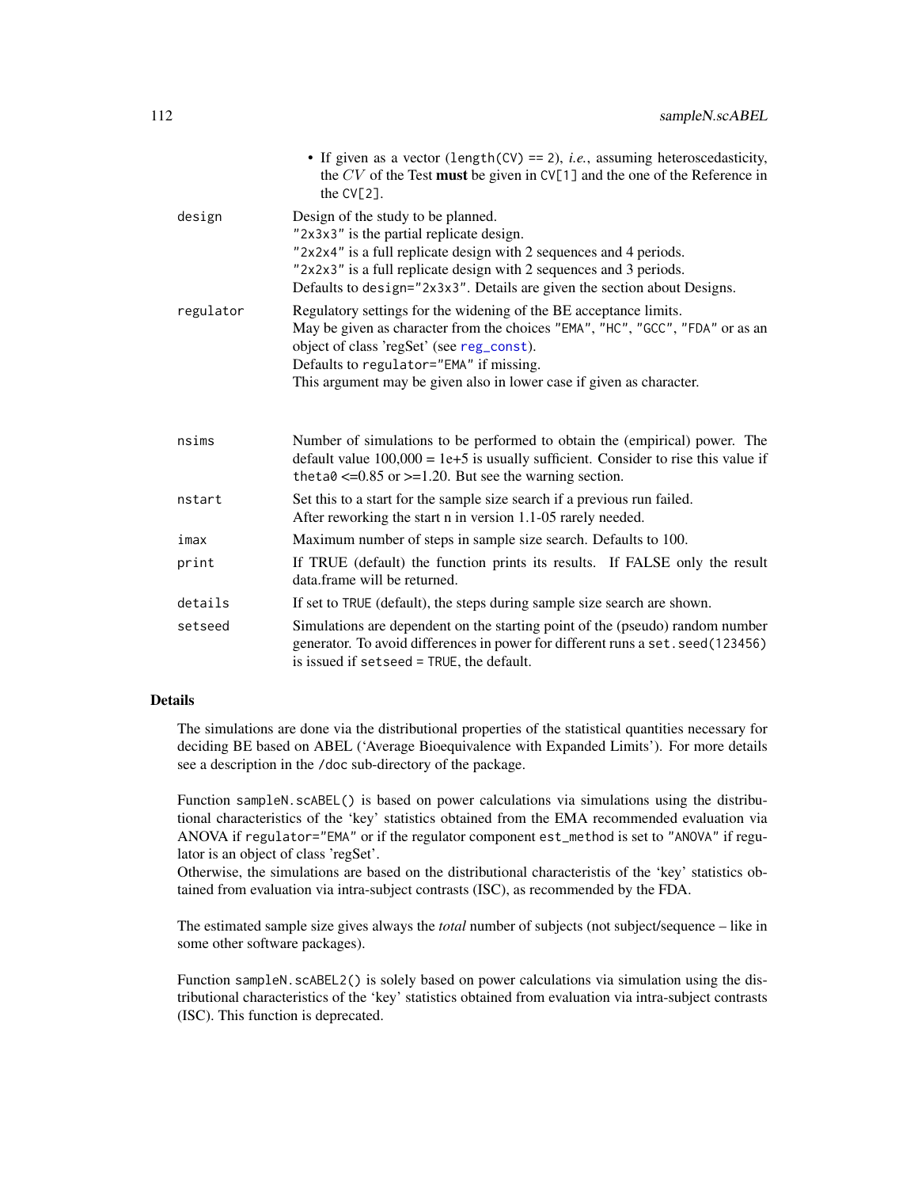- If given as a vector (`length(CV) == 2`), *i.e.*, assuming heteroscedasticity, the $CV$ of the Test **must** be given in `CV[1]` and the one of the Reference in the `CV[2]`.

| | |
|---|---|
| `design` | Design of the study to be planned.<br>`"2x3x3"` is the partial replicate design.<br>`"2x2x4"` is a full replicate design with 2 sequences and 4 periods.<br>`"2x2x3"` is a full replicate design with 2 sequences and 3 periods.<br>Defaults to `design="2x3x3"`. Details are given the section about Designs. |
| `regulator` | Regulatory settings for the widening of the BE acceptance limits.<br>May be given as character from the choices `"EMA"`, `"HC"`, `"GCC"`, `"FDA"` or as an object of class 'regSet' (see `reg_const`).<br>Defaults to `regulator="EMA"` if missing.<br>This argument may be given also in lower case if given as character. |
| `nsims` | Number of simulations to be performed to obtain the (empirical) power. The default value 100,000 = 1e+5 is usually sufficient. Consider to rise this value if `theta0` <=0.85 or >=1.20. But see the warning section. |
| `nstart` | Set this to a start for the sample size search if a previous run failed.<br>After reworking the start n in version 1.1-05 rarely needed. |
| `imax` | Maximum number of steps in sample size search. Defaults to 100. |
| `print` | If TRUE (default) the function prints its results. If FALSE only the result data.frame will be returned. |
| `details` | If set to `TRUE` (default), the steps during sample size search are shown. |
| `setseed` | Simulations are dependent on the starting point of the (pseudo) random number generator. To avoid differences in power for different runs a `set.seed(123456)` is issued if `setseed = TRUE`, the default. |

## Details

The simulations are done via the distributional properties of the statistical quantities necessary for deciding BE based on ABEL ('Average Bioequivalence with Expanded Limits'). For more details see a description in the `/doc` sub-directory of the package.

Function `sampleN.scABEL()` is based on power calculations via simulations using the distributional characteristics of the 'key' statistics obtained from the EMA recommended evaluation via ANOVA if `regulator="EMA"` or if the regulator component `est_method` is set to `"ANOVA"` if regulator is an object of class 'regSet'.
Otherwise, the simulations are based on the distributional characteristis of the 'key' statistics obtained from evaluation via intra-subject contrasts (ISC), as recommended by the FDA.

The estimated sample size gives always the *total* number of subjects (not subject/sequence – like in some other software packages).

Function `sampleN.scABEL2()` is solely based on power calculations via simulation using the distributional characteristics of the 'key' statistics obtained from evaluation via intra-subject contrasts (ISC). This function is deprecated.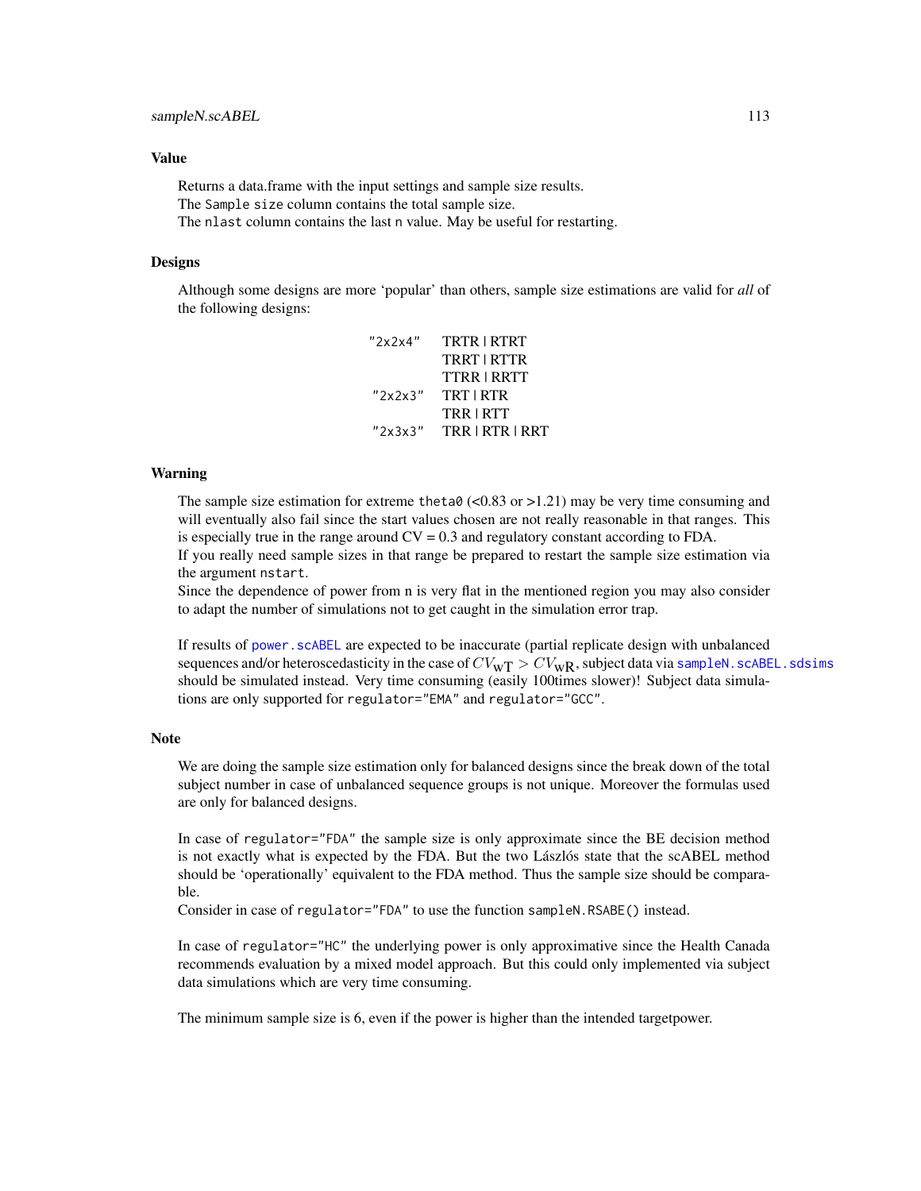### Value

Returns a data.frame with the input settings and sample size results.
The `Sample size` column contains the total sample size.
The `nlast` column contains the last `n` value. May be useful for restarting.

### Designs

Although some designs are more 'popular' than others, sample size estimations are valid for *all* of the following designs:

| | |
|---|---|
| "2x2x4" | TRTR \| RTRT |
| | TRRT \| RTTR |
| | TTRR \| RRTT |
| "2x2x3" | TRT \| RTR |
| | TRR \| RTT |
| "2x3x3" | TRR \| RTR \| RRT |

### Warning

The sample size estimation for extreme `theta0` (<0.83 or >1.21) may be very time consuming and will eventually also fail since the start values chosen are not really reasonable in that ranges. This is especially true in the range around CV = 0.3 and regulatory constant according to FDA.
If you really need sample sizes in that range be prepared to restart the sample size estimation via the argument `nstart`.
Since the dependence of power from n is very flat in the mentioned region you may also consider to adapt the number of simulations not to get caught in the simulation error trap.

If results of `power.scABEL` are expected to be inaccurate (partial replicate design with unbalanced sequences and/or heteroscedasticity in the case of $CV_{\mathrm{wT}} > CV_{\mathrm{wR}}$, subject data via `sampleN.scABEL.sdsims` should be simulated instead. Very time consuming (easily 100times slower)! Subject data simulations are only supported for `regulator="EMA"` and `regulator="GCC"`.

### Note

We are doing the sample size estimation only for balanced designs since the break down of the total subject number in case of unbalanced sequence groups is not unique. Moreover the formulas used are only for balanced designs.

In case of `regulator="FDA"` the sample size is only approximate since the BE decision method is not exactly what is expected by the FDA. But the two Lászlós state that the scABEL method should be 'operationally' equivalent to the FDA method. Thus the sample size should be comparable.
Consider in case of `regulator="FDA"` to use the function `sampleN.RSABE()` instead.

In case of `regulator="HC"` the underlying power is only approximative since the Health Canada recommends evaluation by a mixed model approach. But this could only implemented via subject data simulations which are very time consuming.

The minimum sample size is 6, even if the power is higher than the intended targetpower.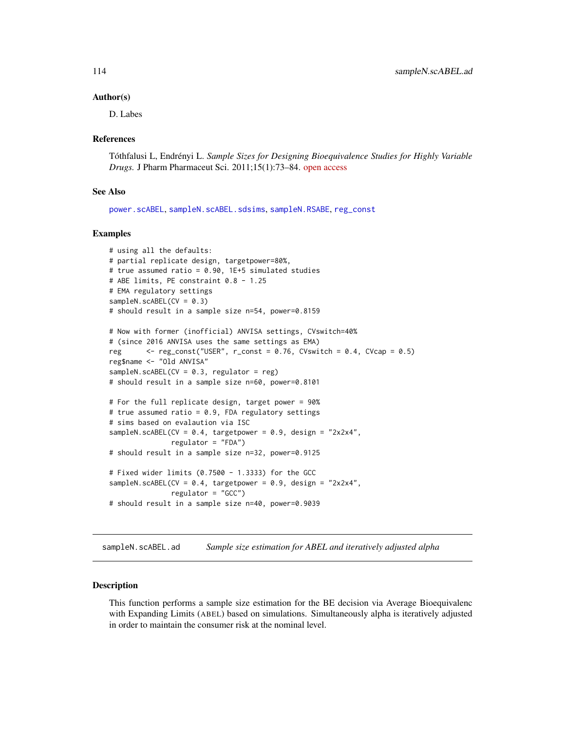### Author(s)

D. Labes

### References

Tóthfalusi L, Endrényi L. *Sample Sizes for Designing Bioequivalence Studies for Highly Variable Drugs.* J Pharm Pharmaceut Sci. 2011;15(1):73–84. open access

### See Also

power.scABEL, sampleN.scABEL.sdsims, sampleN.RSABE, reg_const

### Examples

```
# using all the defaults:
# partial replicate design, targetpower=80%,
# true assumed ratio = 0.90, 1E+5 simulated studies
# ABE limits, PE constraint 0.8 - 1.25
# EMA regulatory settings
sampleN.scABEL(CV = 0.3)
# should result in a sample size n=54, power=0.8159

# Now with former (inofficial) ANVISA settings, CVswitch=40%
# (since 2016 ANVISA uses the same settings as EMA)
reg      <- reg_const("USER", r_const = 0.76, CVswitch = 0.4, CVcap = 0.5)
reg$name <- "Old ANVISA"
sampleN.scABEL(CV = 0.3, regulator = reg)
# should result in a sample size n=60, power=0.8101

# For the full replicate design, target power = 90%
# true assumed ratio = 0.9, FDA regulatory settings
# sims based on evalaution via ISC
sampleN.scABEL(CV = 0.4, targetpower = 0.9, design = "2x2x4",
               regulator = "FDA")
# should result in a sample size n=32, power=0.9125

# Fixed wider limits (0.7500 - 1.3333) for the GCC
sampleN.scABEL(CV = 0.4, targetpower = 0.9, design = "2x2x4",
               regulator = "GCC")
# should result in a sample size n=40, power=0.9039
```

---

## sampleN.scABEL.ad    *Sample size estimation for ABEL and iteratively adjusted alpha*

---

### Description

This function performs a sample size estimation for the BE decision via Average Bioequivalenc with Expanding Limits (ABEL) based on simulations. Simultaneously alpha is iteratively adjusted in order to maintain the consumer risk at the nominal level.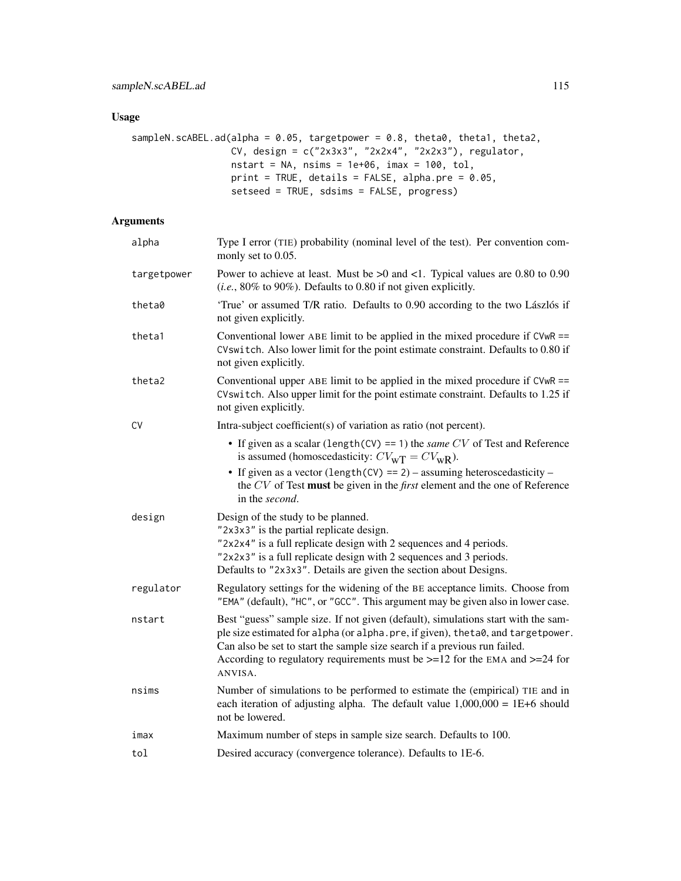## Usage

```
sampleN.scABEL.ad(alpha = 0.05, targetpower = 0.8, theta0, theta1, theta2,
                  CV, design = c("2x3x3", "2x2x4", "2x2x3"), regulator,
                  nstart = NA, nsims = 1e+06, imax = 100, tol,
                  print = TRUE, details = FALSE, alpha.pre = 0.05,
                  setseed = TRUE, sdsims = FALSE, progress)
```

## Arguments

| | |
|---|---|
| alpha | Type I error (TIE) probability (nominal level of the test). Per convention commonly set to 0.05. |
| targetpower | Power to achieve at least. Must be >0 and <1. Typical values are 0.80 to 0.90 (*i.e.*, 80% to 90%). Defaults to 0.80 if not given explicitly. |
| theta0 | 'True' or assumed T/R ratio. Defaults to 0.90 according to the two Lászlós if not given explicitly. |
| theta1 | Conventional lower ABE limit to be applied in the mixed procedure if `CVwR == CVswitch`. Also lower limit for the point estimate constraint. Defaults to 0.80 if not given explicitly. |
| theta2 | Conventional upper ABE limit to be applied in the mixed procedure if `CVwR == CVswitch`. Also upper limit for the point estimate constraint. Defaults to 1.25 if not given explicitly. |
| CV | Intra-subject coefficient(s) of variation as ratio (not percent). <br>• If given as a scalar (`length(CV) == 1`) the *same* $CV$ of Test and Reference is assumed (homoscedasticity: $CV_{\text{wT}} = CV_{\text{wR}}$). <br>• If given as a vector (`length(CV) == 2`) – assuming heteroscedasticity – the $CV$ of Test **must** be given in the *first* element and the one of Reference in the *second*. |
| design | Design of the study to be planned. <br>`"2x3x3"` is the partial replicate design. <br>`"2x2x4"` is a full replicate design with 2 sequences and 4 periods. <br>`"2x2x3"` is a full replicate design with 2 sequences and 3 periods. <br>Defaults to `"2x3x3"`. Details are given the section about Designs. |
| regulator | Regulatory settings for the widening of the BE acceptance limits. Choose from `"EMA"` (default), `"HC"`, or `"GCC"`. This argument may be given also in lower case. |
| nstart | Best "guess" sample size. If not given (default), simulations start with the sample size estimated for `alpha` (or `alpha.pre`, if given), `theta0`, and `targetpower`. Can also be set to start the sample size search if a previous run failed. <br>According to regulatory requirements must be >=12 for the EMA and >=24 for ANVISA. |
| nsims | Number of simulations to be performed to estimate the (empirical) TIE and in each iteration of adjusting alpha. The default value 1,000,000 = 1E+6 should not be lowered. |
| imax | Maximum number of steps in sample size search. Defaults to 100. |
| tol | Desired accuracy (convergence tolerance). Defaults to 1E-6. |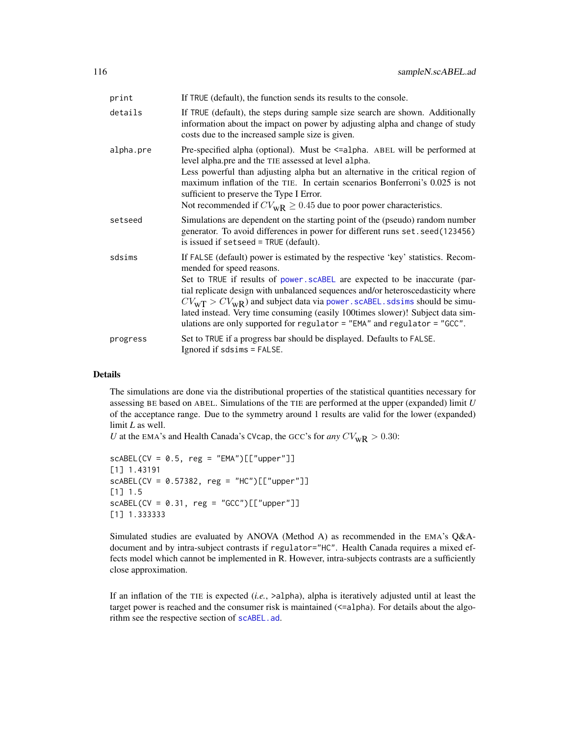| | |
|---|---|
| print | If TRUE (default), the function sends its results to the console. |
| details | If TRUE (default), the steps during sample size search are shown. Additionally information about the impact on power by adjusting alpha and change of study costs due to the increased sample size is given. |
| alpha.pre | Pre-specified alpha (optional). Must be <=alpha. ABEL will be performed at level alpha.pre and the TIE assessed at level alpha. Less powerful than adjusting alpha but an alternative in the critical region of maximum inflation of the TIE. In certain scenarios Bonferroni's 0.025 is not sufficient to preserve the Type I Error. Not recommended if $CV_{wR} \geq 0.45$ due to poor power characteristics. |
| setseed | Simulations are dependent on the starting point of the (pseudo) random number generator. To avoid differences in power for different runs set.seed(123456) is issued if setseed = TRUE (default). |
| sdsims | If FALSE (default) power is estimated by the respective 'key' statistics. Recommended for speed reasons. Set to TRUE if results of power.scABEL are expected to be inaccurate (partial replicate design with unbalanced sequences and/or heteroscedasticity where $CV_{wT} > CV_{wR}$) and subject data via power.scABEL.sdsims should be simulated instead. Very time consuming (easily 100times slower)! Subject data simulations are only supported for regulator = "EMA" and regulator = "GCC". |
| progress | Set to TRUE if a progress bar should be displayed. Defaults to FALSE. Ignored if sdsims = FALSE. |

## Details

The simulations are done via the distributional properties of the statistical quantities necessary for assessing BE based on ABEL. Simulations of the TIE are performed at the upper (expanded) limit *U* of the acceptance range. Due to the symmetry around 1 results are valid for the lower (expanded) limit *L* as well.

*U* at the EMA's and Health Canada's CVcap, the GCC's for *any* $CV_{wR} > 0.30$:

```
scABEL(CV = 0.5, reg = "EMA")[["upper"]]
[1] 1.43191
scABEL(CV = 0.57382, reg = "HC")[["upper"]]
[1] 1.5
scABEL(CV = 0.31, reg = "GCC")[["upper"]]
[1] 1.333333
```

Simulated studies are evaluated by ANOVA (Method A) as recommended in the EMA's Q&A-document and by intra-subject contrasts if regulator="HC". Health Canada requires a mixed effects model which cannot be implemented in R. However, intra-subjects contrasts are a sufficiently close approximation.

If an inflation of the TIE is expected (*i.e.*, >alpha), alpha is iteratively adjusted until at least the target power is reached and the consumer risk is maintained (<=alpha). For details about the algorithm see the respective section of scABEL.ad.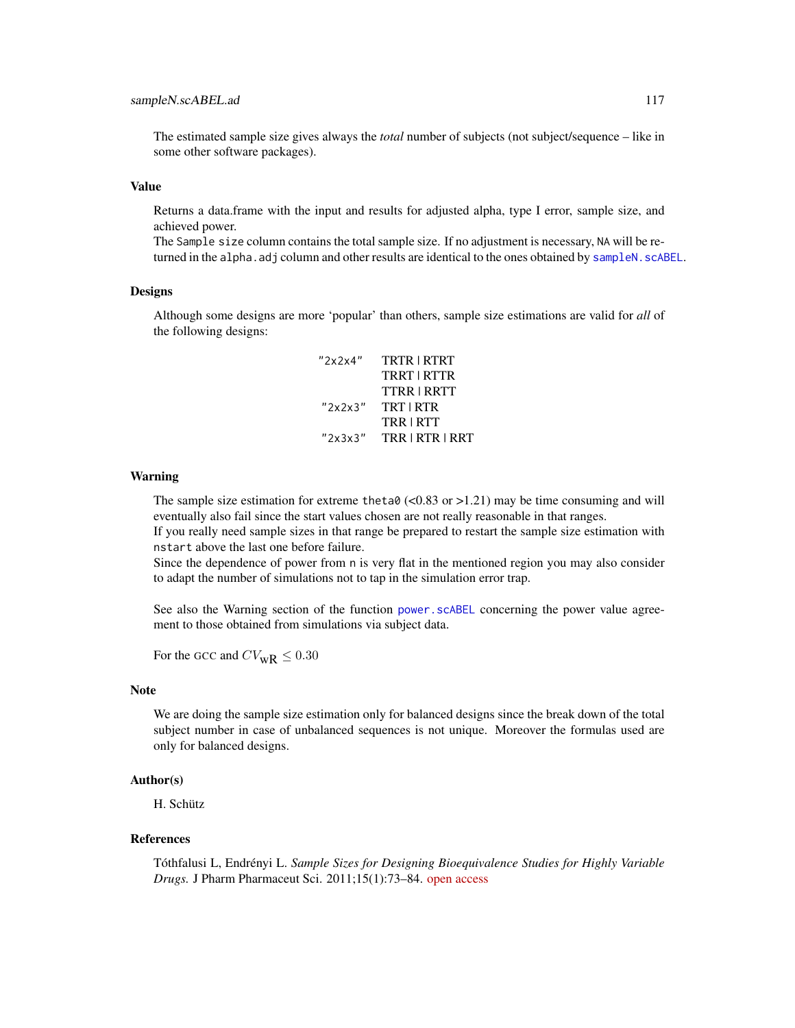The estimated sample size gives always the *total* number of subjects (not subject/sequence – like in some other software packages).

## Value

Returns a data.frame with the input and results for adjusted alpha, type I error, sample size, and achieved power.
The `Sample size` column contains the total sample size. If no adjustment is necessary, `NA` will be returned in the `alpha.adj` column and other results are identical to the ones obtained by `sampleN.scABEL`.

## Designs

Although some designs are more 'popular' than others, sample size estimations are valid for *all* of the following designs:

| | |
|---|---|
| `"2x2x4"` | TRTR \| RTRT |
| | TRRT \| RTTR |
| | TTRR \| RRTT |
| `"2x2x3"` | TRT \| RTR |
| | TRR \| RTT |
| `"2x3x3"` | TRR \| RTR \| RRT |

## Warning

The sample size estimation for extreme `theta0` (<0.83 or >1.21) may be time consuming and will eventually also fail since the start values chosen are not really reasonable in that ranges.
If you really need sample sizes in that range be prepared to restart the sample size estimation with `nstart` above the last one before failure.
Since the dependence of power from `n` is very flat in the mentioned region you may also consider to adapt the number of simulations not to tap in the simulation error trap.

See also the Warning section of the function `power.scABEL` concerning the power value agreement to those obtained from simulations via subject data.

For the GCC and $CV_{\mathrm{wR}} \leq 0.30$

## Note

We are doing the sample size estimation only for balanced designs since the break down of the total subject number in case of unbalanced sequences is not unique. Moreover the formulas used are only for balanced designs.

## Author(s)

H. Schütz

## References

Tóthfalusi L, Endrényi L. *Sample Sizes for Designing Bioequivalence Studies for Highly Variable Drugs.* J Pharm Pharmaceut Sci. 2011;15(1):73–84. open access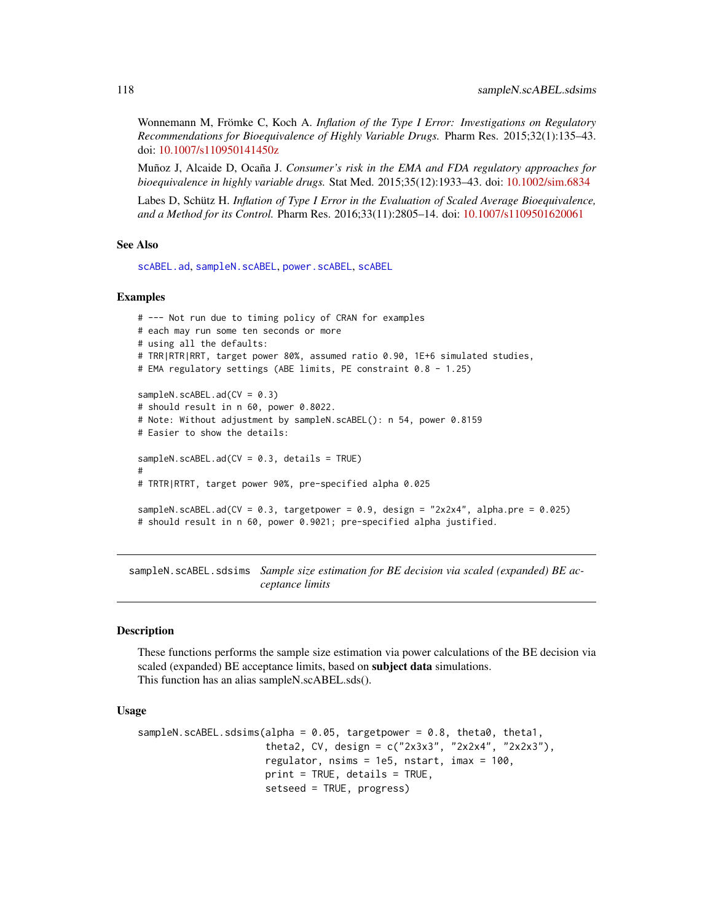Wonnemann M, Frömke C, Koch A. *Inflation of the Type I Error: Investigations on Regulatory Recommendations for Bioequivalence of Highly Variable Drugs.* Pharm Res. 2015;32(1):135–43. doi: 10.1007/s110950141450z

Muñoz J, Alcaide D, Ocaña J. *Consumer's risk in the EMA and FDA regulatory approaches for bioequivalence in highly variable drugs.* Stat Med. 2015;35(12):1933–43. doi: 10.1002/sim.6834

Labes D, Schütz H. *Inflation of Type I Error in the Evaluation of Scaled Average Bioequivalence, and a Method for its Control.* Pharm Res. 2016;33(11):2805–14. doi: 10.1007/s1109501620061

### See Also

scABEL.ad, sampleN.scABEL, power.scABEL, scABEL

### Examples

```
# --- Not run due to timing policy of CRAN for examples
# each may run some ten seconds or more
# using all the defaults:
# TRR|RTR|RRT, target power 80%, assumed ratio 0.90, 1E+6 simulated studies,
# EMA regulatory settings (ABE limits, PE constraint 0.8 - 1.25)

sampleN.scABEL.ad(CV = 0.3)
# should result in n 60, power 0.8022.
# Note: Without adjustment by sampleN.scABEL(): n 54, power 0.8159
# Easier to show the details:

sampleN.scABEL.ad(CV = 0.3, details = TRUE)
#
# TRTR|RTRT, target power 90%, pre-specified alpha 0.025

sampleN.scABEL.ad(CV = 0.3, targetpower = 0.9, design = "2x2x4", alpha.pre = 0.025)
# should result in n 60, power 0.9021; pre-specified alpha justified.
```

---

## sampleN.scABEL.sdsims — *Sample size estimation for BE decision via scaled (expanded) BE acceptance limits*

### Description

These functions performs the sample size estimation via power calculations of the BE decision via scaled (expanded) BE acceptance limits, based on **subject data** simulations.
This function has an alias sampleN.scABEL.sds().

### Usage

```
sampleN.scABEL.sdsims(alpha = 0.05, targetpower = 0.8, theta0, theta1,
                      theta2, CV, design = c("2x3x3", "2x2x4", "2x2x3"),
                      regulator, nsims = 1e5, nstart, imax = 100,
                      print = TRUE, details = TRUE,
                      setseed = TRUE, progress)
```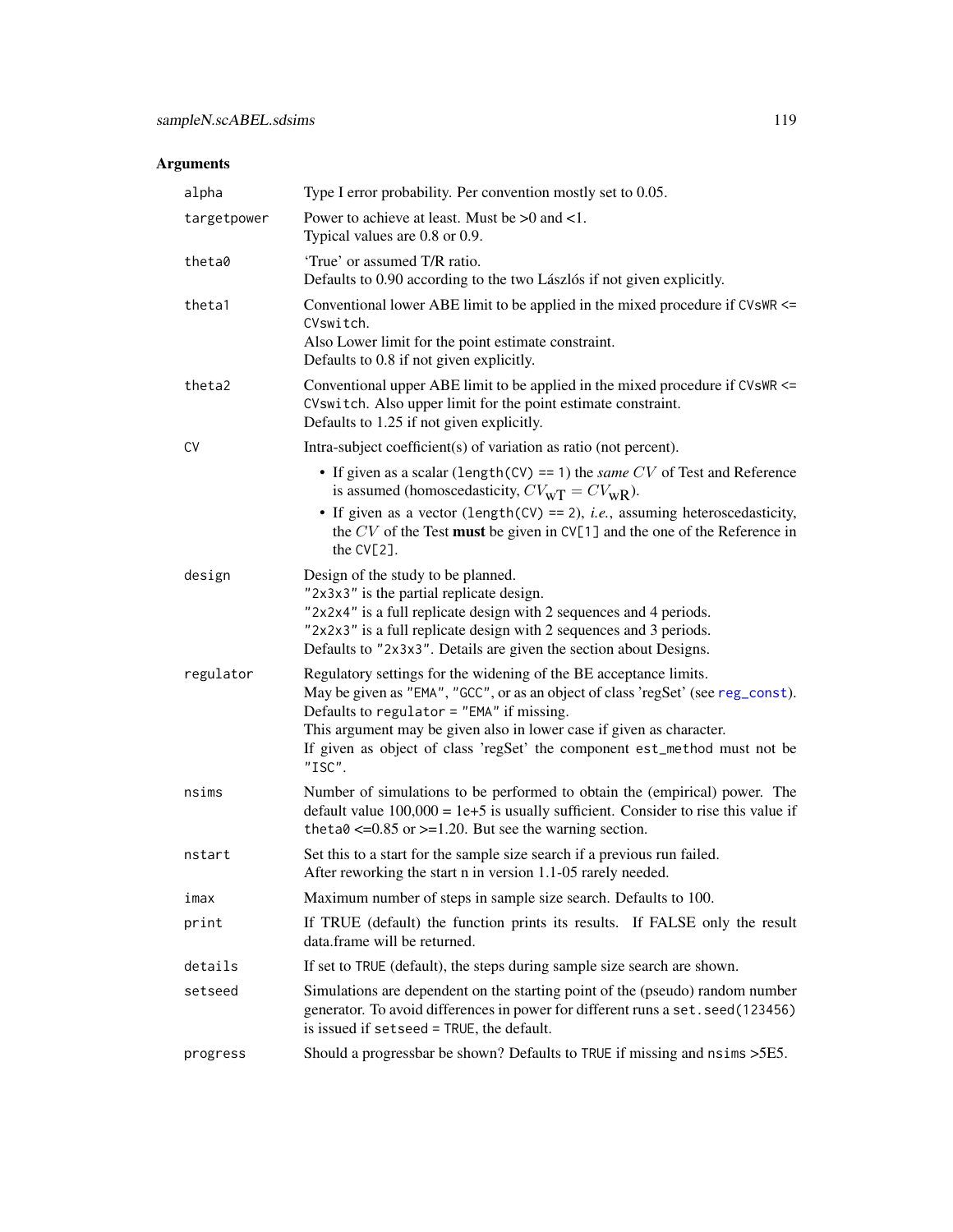## Arguments

| | |
|---|---|
| `alpha` | Type I error probability. Per convention mostly set to 0.05. |
| `targetpower` | Power to achieve at least. Must be >0 and <1.<br>Typical values are 0.8 or 0.9. |
| `theta0` | 'True' or assumed T/R ratio.<br>Defaults to 0.90 according to the two Lászlós if not given explicitly. |
| `theta1` | Conventional lower ABE limit to be applied in the mixed procedure if `CVsWR <= CVswitch`.<br>Also Lower limit for the point estimate constraint.<br>Defaults to 0.8 if not given explicitly. |
| `theta2` | Conventional upper ABE limit to be applied in the mixed procedure if `CVsWR <= CVswitch`. Also upper limit for the point estimate constraint.<br>Defaults to 1.25 if not given explicitly. |
| `CV` | Intra-subject coefficient(s) of variation as ratio (not percent).<br>• If given as a scalar (`length(CV) == 1`) the *same* $CV$ of Test and Reference is assumed (homoscedasticity, $CV_{\mathrm{wT}} = CV_{\mathrm{wR}}$).<br>• If given as a vector (`length(CV) == 2`), *i.e.*, assuming heteroscedasticity, the $CV$ of the Test **must** be given in `CV[1]` and the one of the Reference in the `CV[2]`. |
| `design` | Design of the study to be planned.<br>`"2x3x3"` is the partial replicate design.<br>`"2x2x4"` is a full replicate design with 2 sequences and 4 periods.<br>`"2x2x3"` is a full replicate design with 2 sequences and 3 periods.<br>Defaults to `"2x3x3"`. Details are given the section about Designs. |
| `regulator` | Regulatory settings for the widening of the BE acceptance limits.<br>May be given as `"EMA"`, `"GCC"`, or as an object of class 'regSet' (see `reg_const`).<br>Defaults to `regulator = "EMA"` if missing.<br>This argument may be given also in lower case if given as character.<br>If given as object of class 'regSet' the component `est_method` must not be `"ISC"`. |
| `nsims` | Number of simulations to be performed to obtain the (empirical) power. The default value 100,000 = 1e+5 is usually sufficient. Consider to rise this value if `theta0` <=0.85 or >=1.20. But see the warning section. |
| `nstart` | Set this to a start for the sample size search if a previous run failed.<br>After reworking the start n in version 1.1-05 rarely needed. |
| `imax` | Maximum number of steps in sample size search. Defaults to 100. |
| `print` | If TRUE (default) the function prints its results. If FALSE only the result data.frame will be returned. |
| `details` | If set to `TRUE` (default), the steps during sample size search are shown. |
| `setseed` | Simulations are dependent on the starting point of the (pseudo) random number generator. To avoid differences in power for different runs a `set.seed(123456)` is issued if `setseed = TRUE`, the default. |
| `progress` | Should a progressbar be shown? Defaults to `TRUE` if missing and `nsims` >5E5. |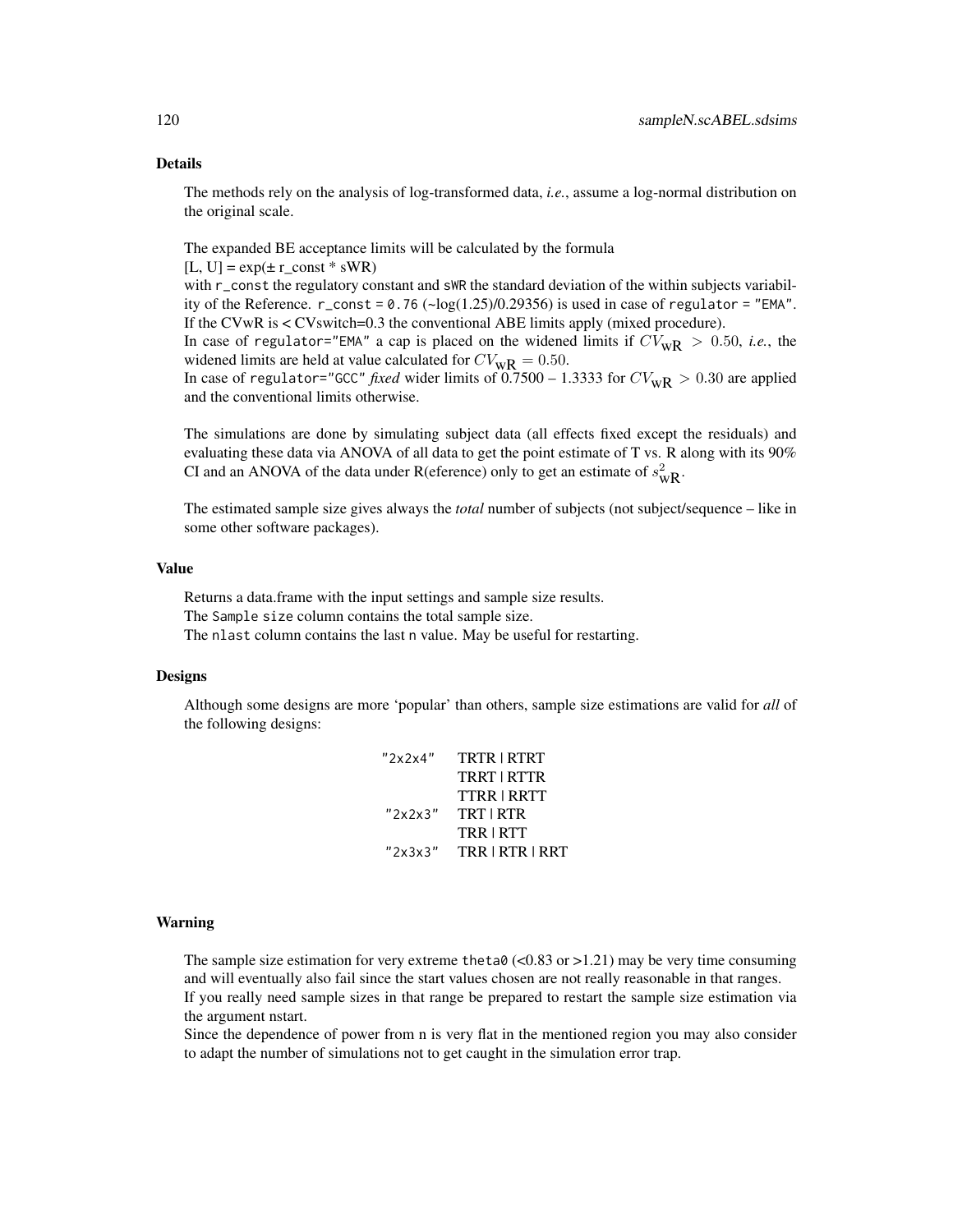### Details

The methods rely on the analysis of log-transformed data, *i.e.*, assume a log-normal distribution on the original scale.

The expanded BE acceptance limits will be calculated by the formula
[L, U] = exp(± r_const * sWR)
with `r_const` the regulatory constant and `sWR` the standard deviation of the within subjects variability of the Reference. `r_const = 0.76` (~log(1.25)/0.29356) is used in case of `regulator = "EMA"`. If the CVwR is < CVswitch=0.3 the conventional ABE limits apply (mixed procedure).
In case of `regulator="EMA"` a cap is placed on the widened limits if $CV_{\mathrm{wR}} > 0.50$, *i.e.*, the widened limits are held at value calculated for $CV_{\mathrm{wR}} = 0.50$.
In case of `regulator="GCC"` *fixed* wider limits of 0.7500 – 1.3333 for $CV_{\mathrm{wR}} > 0.30$ are applied and the conventional limits otherwise.

The simulations are done by simulating subject data (all effects fixed except the residuals) and evaluating these data via ANOVA of all data to get the point estimate of T vs. R along with its 90% CI and an ANOVA of the data under R(eference) only to get an estimate of $s^2_{\mathrm{wR}}$.

The estimated sample size gives always the *total* number of subjects (not subject/sequence – like in some other software packages).

### Value

Returns a data.frame with the input settings and sample size results.
The `Sample size` column contains the total sample size.
The `nlast` column contains the last `n` value. May be useful for restarting.

### Designs

Although some designs are more 'popular' than others, sample size estimations are valid for *all* of the following designs:

| | |
|---|---|
| "2x2x4" | TRTR \| RTRT |
| | TRRT \| RTTR |
| | TTRR \| RRTT |
| "2x2x3" | TRT \| RTR |
| | TRR \| RTT |
| "2x3x3" | TRR \| RTR \| RRT |

### Warning

The sample size estimation for very extreme `theta0` (<0.83 or >1.21) may be very time consuming and will eventually also fail since the start values chosen are not really reasonable in that ranges.
If you really need sample sizes in that range be prepared to restart the sample size estimation via the argument nstart.
Since the dependence of power from n is very flat in the mentioned region you may also consider to adapt the number of simulations not to get caught in the simulation error trap.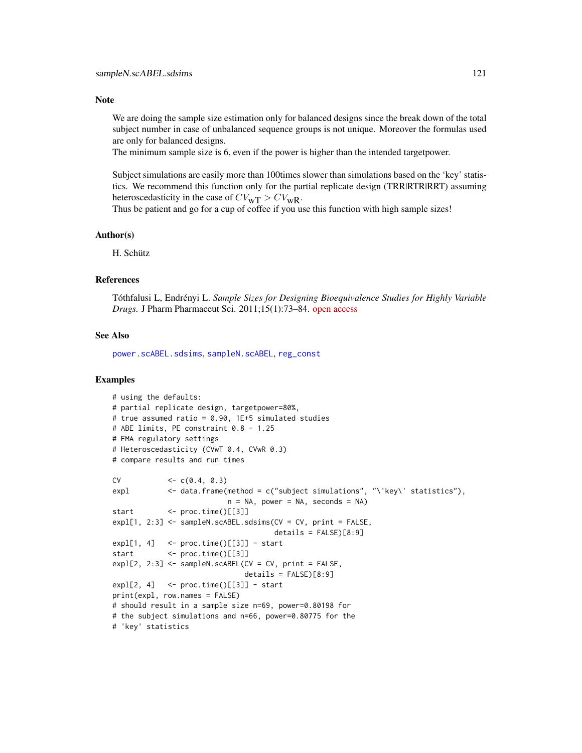## Note

We are doing the sample size estimation only for balanced designs since the break down of the total subject number in case of unbalanced sequence groups is not unique. Moreover the formulas used are only for balanced designs.
The minimum sample size is 6, even if the power is higher than the intended targetpower.

Subject simulations are easily more than 100times slower than simulations based on the 'key' statistics. We recommend this function only for the partial replicate design (TRR|RTR|RRT) assuming heteroscedasticity in the case of $CV_{\text{wT}} > CV_{\text{wR}}$.
Thus be patient and go for a cup of coffee if you use this function with high sample sizes!

## Author(s)

H. Schütz

## References

Tóthfalusi L, Endrényi L. *Sample Sizes for Designing Bioequivalence Studies for Highly Variable Drugs.* J Pharm Pharmaceut Sci. 2011;15(1):73–84. open access

## See Also

power.scABEL.sdsims, sampleN.scABEL, reg_const

## Examples

```
# using the defaults:
# partial replicate design, targetpower=80%,
# true assumed ratio = 0.90, 1E+5 simulated studies
# ABE limits, PE constraint 0.8 - 1.25
# EMA regulatory settings
# Heteroscedasticity (CVwT 0.4, CVwR 0.3)
# compare results and run times

CV          <- c(0.4, 0.3)
expl        <- data.frame(method = c("subject simulations", "\'key\' statistics"),
                          n = NA, power = NA, seconds = NA)
start       <- proc.time()[[3]]
expl[1, 2:3] <- sampleN.scABEL.sdsims(CV = CV, print = FALSE,
                                      details = FALSE)[8:9]
expl[1, 4]   <- proc.time()[[3]] - start
start        <- proc.time()[[3]]
expl[2, 2:3] <- sampleN.scABEL(CV = CV, print = FALSE,
                               details = FALSE)[8:9]
expl[2, 4]   <- proc.time()[[3]] - start
print(expl, row.names = FALSE)
# should result in a sample size n=69, power=0.80198 for
# the subject simulations and n=66, power=0.80775 for the
# 'key' statistics
```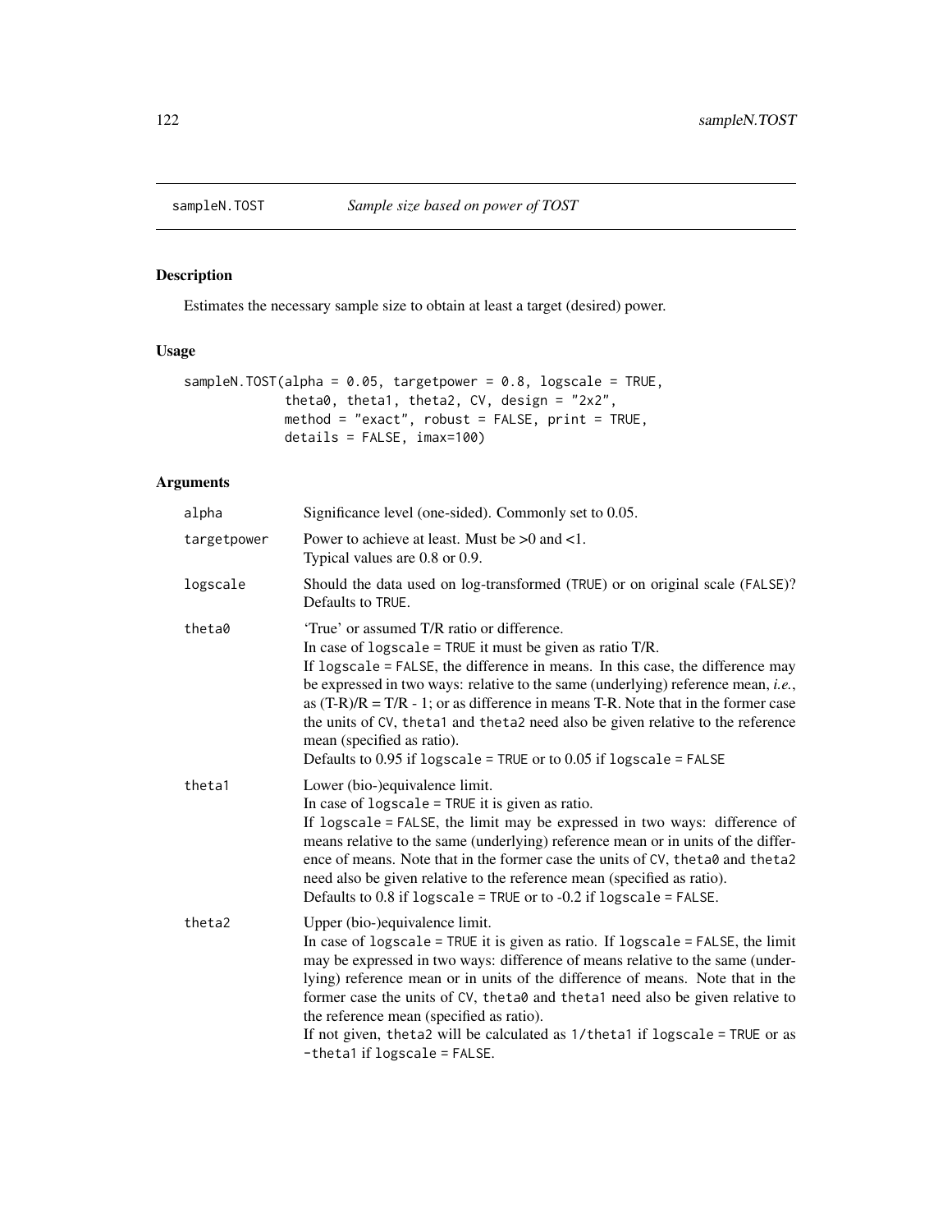sampleN.TOST *Sample size based on power of TOST*

## Description

Estimates the necessary sample size to obtain at least a target (desired) power.

## Usage

```
sampleN.TOST(alpha = 0.05, targetpower = 0.8, logscale = TRUE,
             theta0, theta1, theta2, CV, design = "2x2",
             method = "exact", robust = FALSE, print = TRUE,
             details = FALSE, imax=100)
```

## Arguments

| | |
|---|---|
| alpha | Significance level (one-sided). Commonly set to 0.05. |
| targetpower | Power to achieve at least. Must be >0 and <1.<br>Typical values are 0.8 or 0.9. |
| logscale | Should the data used on log-transformed (TRUE) or on original scale (FALSE)? Defaults to TRUE. |
| theta0 | 'True' or assumed T/R ratio or difference.<br>In case of logscale = TRUE it must be given as ratio T/R.<br>If logscale = FALSE, the difference in means. In this case, the difference may be expressed in two ways: relative to the same (underlying) reference mean, *i.e.*, as (T-R)/R = T/R - 1; or as difference in means T-R. Note that in the former case the units of CV, theta1 and theta2 need also be given relative to the reference mean (specified as ratio).<br>Defaults to 0.95 if logscale = TRUE or to 0.05 if logscale = FALSE |
| theta1 | Lower (bio-)equivalence limit.<br>In case of logscale = TRUE it is given as ratio.<br>If logscale = FALSE, the limit may be expressed in two ways: difference of means relative to the same (underlying) reference mean or in units of the difference of means. Note that in the former case the units of CV, theta0 and theta2 need also be given relative to the reference mean (specified as ratio).<br>Defaults to 0.8 if logscale = TRUE or to -0.2 if logscale = FALSE. |
| theta2 | Upper (bio-)equivalence limit.<br>In case of logscale = TRUE it is given as ratio. If logscale = FALSE, the limit may be expressed in two ways: difference of means relative to the same (underlying) reference mean or in units of the difference of means. Note that in the former case the units of CV, theta0 and theta1 need also be given relative to the reference mean (specified as ratio).<br>If not given, theta2 will be calculated as 1/theta1 if logscale = TRUE or as -theta1 if logscale = FALSE. |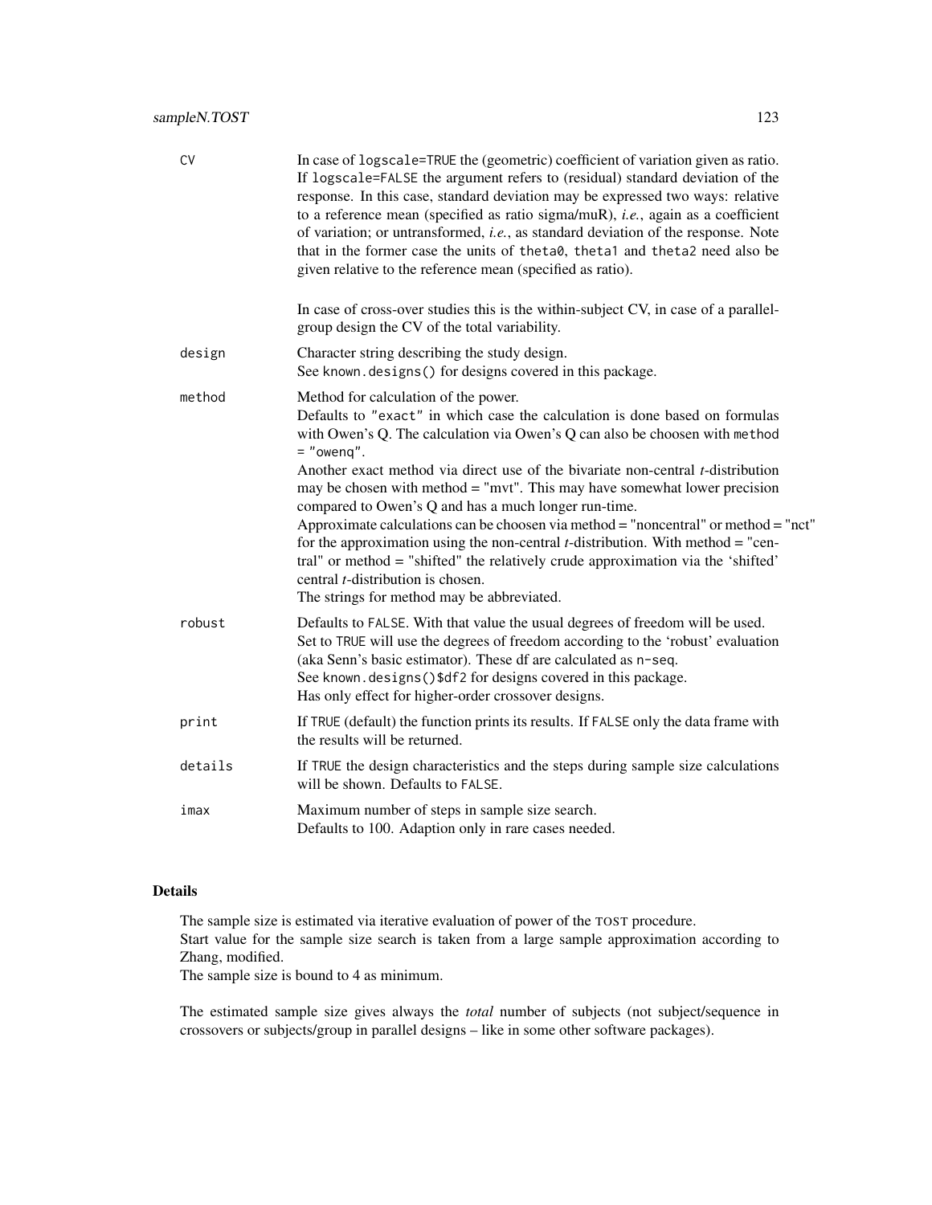| | |
|---|---|
| CV | In case of `logscale=TRUE` the (geometric) coefficient of variation given as ratio. If `logscale=FALSE` the argument refers to (residual) standard deviation of the response. In this case, standard deviation may be expressed two ways: relative to a reference mean (specified as ratio sigma/muR), *i.e.*, again as a coefficient of variation; or untransformed, *i.e.*, as standard deviation of the response. Note that in the former case the units of `theta0`, `theta1` and `theta2` need also be given relative to the reference mean (specified as ratio).<br><br>In case of cross-over studies this is the within-subject CV, in case of a parallel-group design the CV of the total variability. |
| design | Character string describing the study design.<br>See `known.designs()` for designs covered in this package. |
| method | Method for calculation of the power.<br>Defaults to `"exact"` in which case the calculation is done based on formulas with Owen's Q. The calculation via Owen's Q can also be choosen with `method = "owenq"`.<br>Another exact method via direct use of the bivariate non-central *t*-distribution may be chosen with method = "mvt". This may have somewhat lower precision compared to Owen's Q and has a much longer run-time.<br>Approximate calculations can be choosen via method = "noncentral" or method = "nct" for the approximation using the non-central *t*-distribution. With method = "central" or method = "shifted" the relatively crude approximation via the 'shifted' central *t*-distribution is chosen.<br>The strings for method may be abbreviated. |
| robust | Defaults to `FALSE`. With that value the usual degrees of freedom will be used. Set to `TRUE` will use the degrees of freedom according to the 'robust' evaluation (aka Senn's basic estimator). These df are calculated as `n-seq`.<br>See `known.designs()$df2` for designs covered in this package.<br>Has only effect for higher-order crossover designs. |
| print | If `TRUE` (default) the function prints its results. If `FALSE` only the data frame with the results will be returned. |
| details | If `TRUE` the design characteristics and the steps during sample size calculations will be shown. Defaults to `FALSE`. |
| imax | Maximum number of steps in sample size search.<br>Defaults to 100. Adaption only in rare cases needed. |

## Details

The sample size is estimated via iterative evaluation of power of the TOST procedure.
Start value for the sample size search is taken from a large sample approximation according to Zhang, modified.
The sample size is bound to 4 as minimum.

The estimated sample size gives always the *total* number of subjects (not subject/sequence in crossovers or subjects/group in parallel designs – like in some other software packages).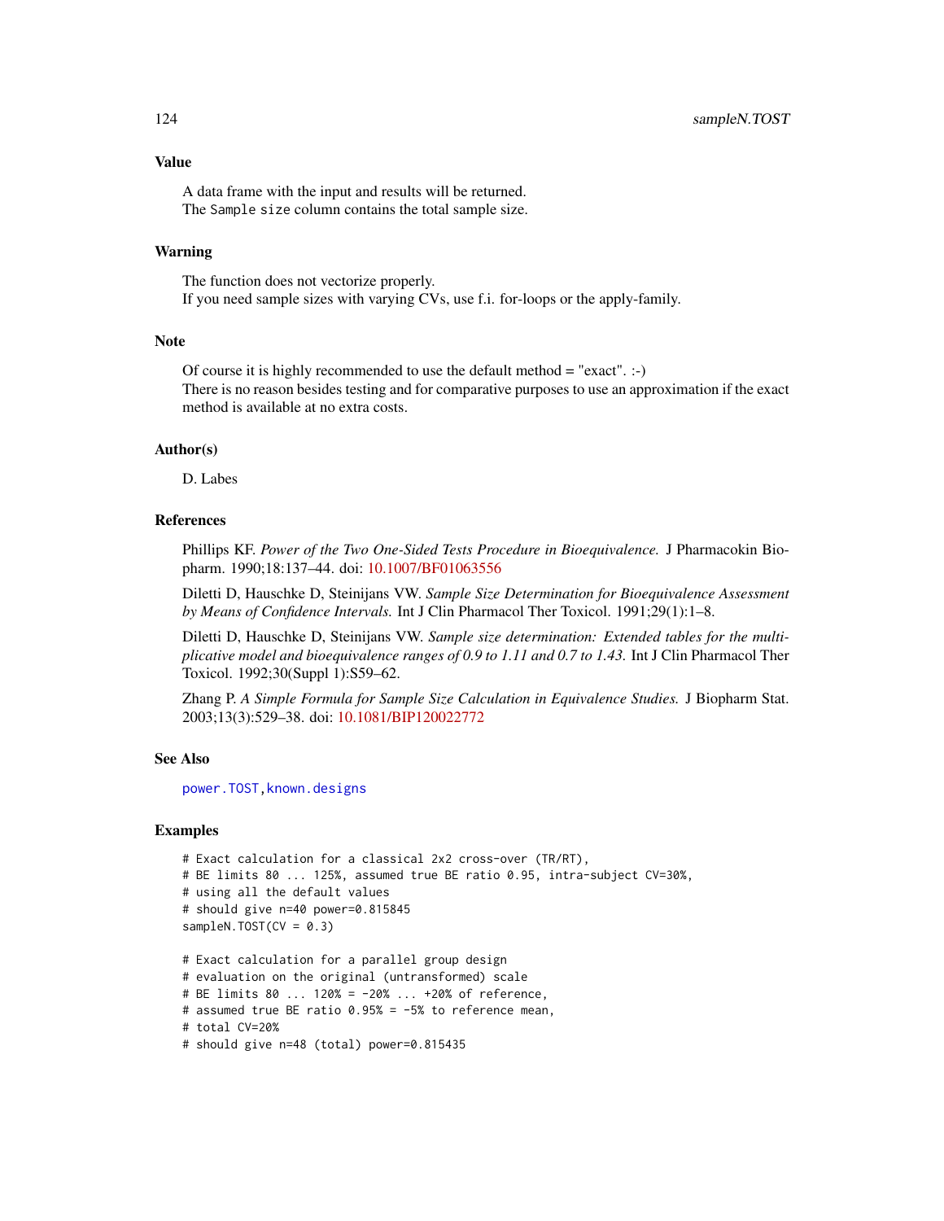### Value

A data frame with the input and results will be returned.
The `Sample size` column contains the total sample size.

### Warning

The function does not vectorize properly.
If you need sample sizes with varying CVs, use f.i. for-loops or the apply-family.

### Note

Of course it is highly recommended to use the default method = "exact". :-)
There is no reason besides testing and for comparative purposes to use an approximation if the exact method is available at no extra costs.

### Author(s)

D. Labes

### References

Phillips KF. *Power of the Two One-Sided Tests Procedure in Bioequivalence.* J Pharmacokin Biopharm. 1990;18:137–44. doi: 10.1007/BF01063556

Diletti D, Hauschke D, Steinijans VW. *Sample Size Determination for Bioequivalence Assessment by Means of Confidence Intervals.* Int J Clin Pharmacol Ther Toxicol. 1991;29(1):1–8.

Diletti D, Hauschke D, Steinijans VW. *Sample size determination: Extended tables for the multiplicative model and bioequivalence ranges of 0.9 to 1.11 and 0.7 to 1.43.* Int J Clin Pharmacol Ther Toxicol. 1992;30(Suppl 1):S59–62.

Zhang P. *A Simple Formula for Sample Size Calculation in Equivalence Studies.* J Biopharm Stat. 2003;13(3):529–38. doi: 10.1081/BIP120022772

### See Also

`power.TOST`, `known.designs`

### Examples

```
# Exact calculation for a classical 2x2 cross-over (TR/RT),
# BE limits 80 ... 125%, assumed true BE ratio 0.95, intra-subject CV=30%,
# using all the default values
# should give n=40 power=0.815845
sampleN.TOST(CV = 0.3)

# Exact calculation for a parallel group design
# evaluation on the original (untransformed) scale
# BE limits 80 ... 120% = -20% ... +20% of reference,
# assumed true BE ratio 0.95% = -5% to reference mean,
# total CV=20%
# should give n=48 (total) power=0.815435
```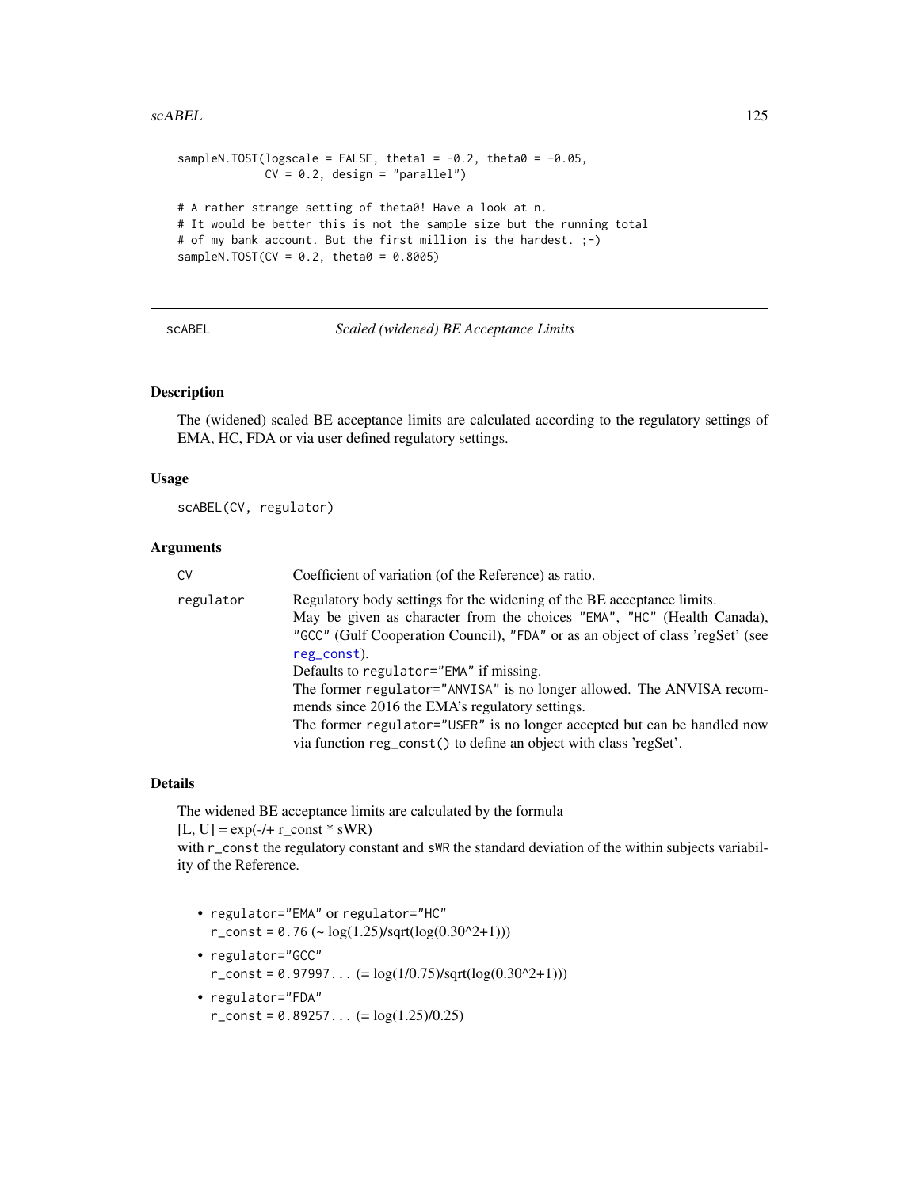```
sampleN.TOST(logscale = FALSE, theta1 = -0.2, theta0 = -0.05,
             CV = 0.2, design = "parallel")

# A rather strange setting of theta0! Have a look at n.
# It would be better this is not the sample size but the running total
# of my bank account. But the first million is the hardest. ;-)
sampleN.TOST(CV = 0.2, theta0 = 0.8005)
```

---

## scABEL — *Scaled (widened) BE Acceptance Limits*

---

### Description

The (widened) scaled BE acceptance limits are calculated according to the regulatory settings of EMA, HC, FDA or via user defined regulatory settings.

### Usage

```
scABEL(CV, regulator)
```

### Arguments

| | |
|---|---|
| `CV` | Coefficient of variation (of the Reference) as ratio. |
| `regulator` | Regulatory body settings for the widening of the BE acceptance limits. May be given as character from the choices `"EMA"`, `"HC"` (Health Canada), `"GCC"` (Gulf Cooperation Council), `"FDA"` or as an object of class 'regSet' (see `reg_const`). Defaults to `regulator="EMA"` if missing. The former `regulator="ANVISA"` is no longer allowed. The ANVISA recommends since 2016 the EMA's regulatory settings. The former `regulator="USER"` is no longer accepted but can be handled now via function `reg_const()` to define an object with class 'regSet'. |

### Details

The widened BE acceptance limits are calculated by the formula
[L, U] = exp(-/+ r_const * sWR)
with `r_const` the regulatory constant and `sWR` the standard deviation of the within subjects variability of the Reference.

- `regulator="EMA"` or `regulator="HC"`
  `r_const = 0.76` (~ log(1.25)/sqrt(log(0.30^2+1)))
- `regulator="GCC"`
  `r_const = 0.97997...` (= log(1/0.75)/sqrt(log(0.30^2+1)))
- `regulator="FDA"`
  `r_const = 0.89257...` (= log(1.25)/0.25)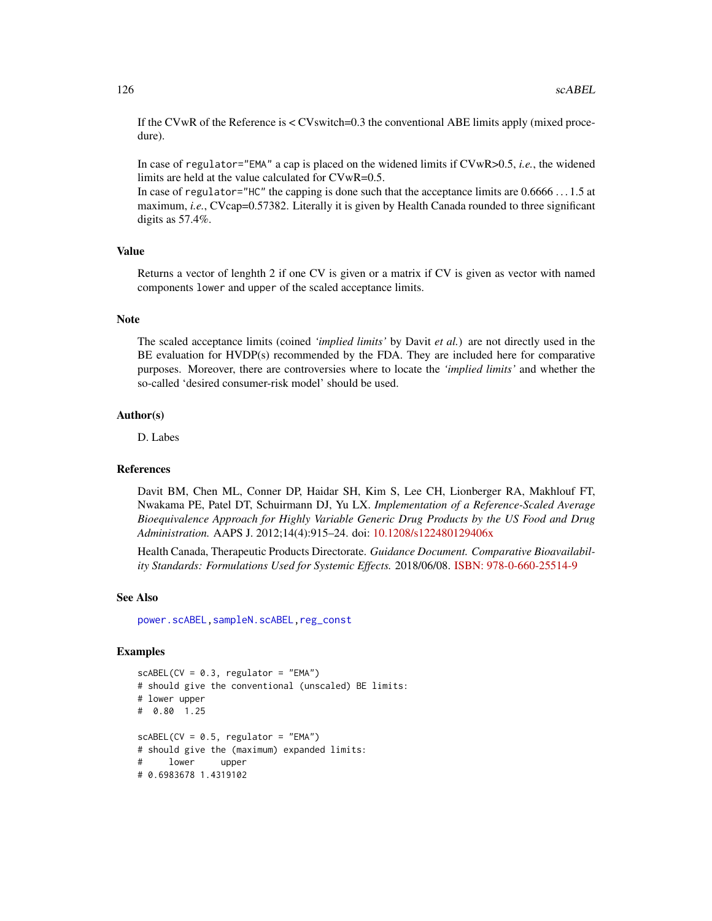If the CVwR of the Reference is < CVswitch=0.3 the conventional ABE limits apply (mixed procedure).

In case of `regulator="EMA"` a cap is placed on the widened limits if CVwR>0.5, *i.e.*, the widened limits are held at the value calculated for CVwR=0.5.
In case of `regulator="HC"` the capping is done such that the acceptance limits are 0.6666 ... 1.5 at maximum, *i.e.*, CVcap=0.57382. Literally it is given by Health Canada rounded to three significant digits as 57.4%.

### Value

Returns a vector of lenghth 2 if one CV is given or a matrix if CV is given as vector with named components `lower` and `upper` of the scaled acceptance limits.

### Note

The scaled acceptance limits (coined *'implied limits'* by Davit *et al.*) are not directly used in the BE evaluation for HVDP(s) recommended by the FDA. They are included here for comparative purposes. Moreover, there are controversies where to locate the *'implied limits'* and whether the so-called 'desired consumer-risk model' should be used.

### Author(s)

D. Labes

### References

Davit BM, Chen ML, Conner DP, Haidar SH, Kim S, Lee CH, Lionberger RA, Makhlouf FT, Nwakama PE, Patel DT, Schuirmann DJ, Yu LX. *Implementation of a Reference-Scaled Average Bioequivalence Approach for Highly Variable Generic Drug Products by the US Food and Drug Administration.* AAPS J. 2012;14(4):915–24. doi: 10.1208/s122480129406x

Health Canada, Therapeutic Products Directorate. *Guidance Document. Comparative Bioavailability Standards: Formulations Used for Systemic Effects.* 2018/06/08. ISBN: 978-0-660-25514-9

### See Also

`power.scABEL`, `sampleN.scABEL`, `reg_const`

### Examples

```
scABEL(CV = 0.3, regulator = "EMA")
# should give the conventional (unscaled) BE limits:
# lower upper
#  0.80  1.25

scABEL(CV = 0.5, regulator = "EMA")
# should give the (maximum) expanded limits:
#     lower     upper
# 0.6983678 1.4319102
```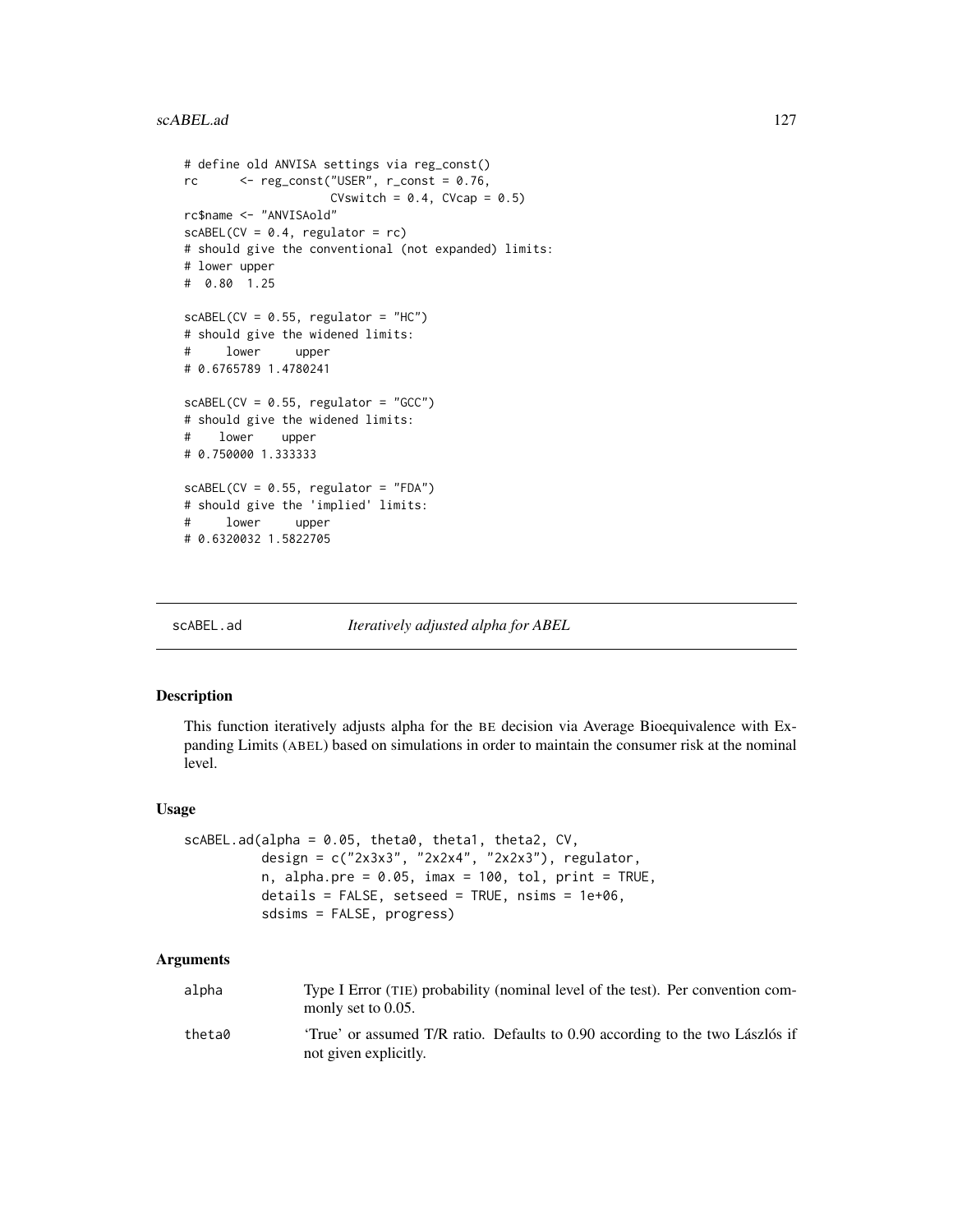```
# define old ANVISA settings via reg_const()
rc      <- reg_const("USER", r_const = 0.76,
                     CVswitch = 0.4, CVcap = 0.5)
rc$name <- "ANVISAold"
scABEL(CV = 0.4, regulator = rc)
# should give the conventional (not expanded) limits:
# lower upper
#  0.80  1.25

scABEL(CV = 0.55, regulator = "HC")
# should give the widened limits:
#     lower     upper
# 0.6765789 1.4780241

scABEL(CV = 0.55, regulator = "GCC")
# should give the widened limits:
#    lower    upper
# 0.750000 1.333333

scABEL(CV = 0.55, regulator = "FDA")
# should give the 'implied' limits:
#     lower     upper
# 0.6320032 1.5822705
```

## scABEL.ad — *Iteratively adjusted alpha for ABEL*

### Description

This function iteratively adjusts alpha for the BE decision via Average Bioequivalence with Expanding Limits (ABEL) based on simulations in order to maintain the consumer risk at the nominal level.

### Usage

```
scABEL.ad(alpha = 0.05, theta0, theta1, theta2, CV,
          design = c("2x3x3", "2x2x4", "2x2x3"), regulator,
          n, alpha.pre = 0.05, imax = 100, tol, print = TRUE,
          details = FALSE, setseed = TRUE, nsims = 1e+06,
          sdsims = FALSE, progress)
```

### Arguments

| | |
|---|---|
| alpha | Type I Error (TIE) probability (nominal level of the test). Per convention commonly set to 0.05. |
| theta0 | 'True' or assumed T/R ratio. Defaults to 0.90 according to the two Lászlós if not given explicitly. |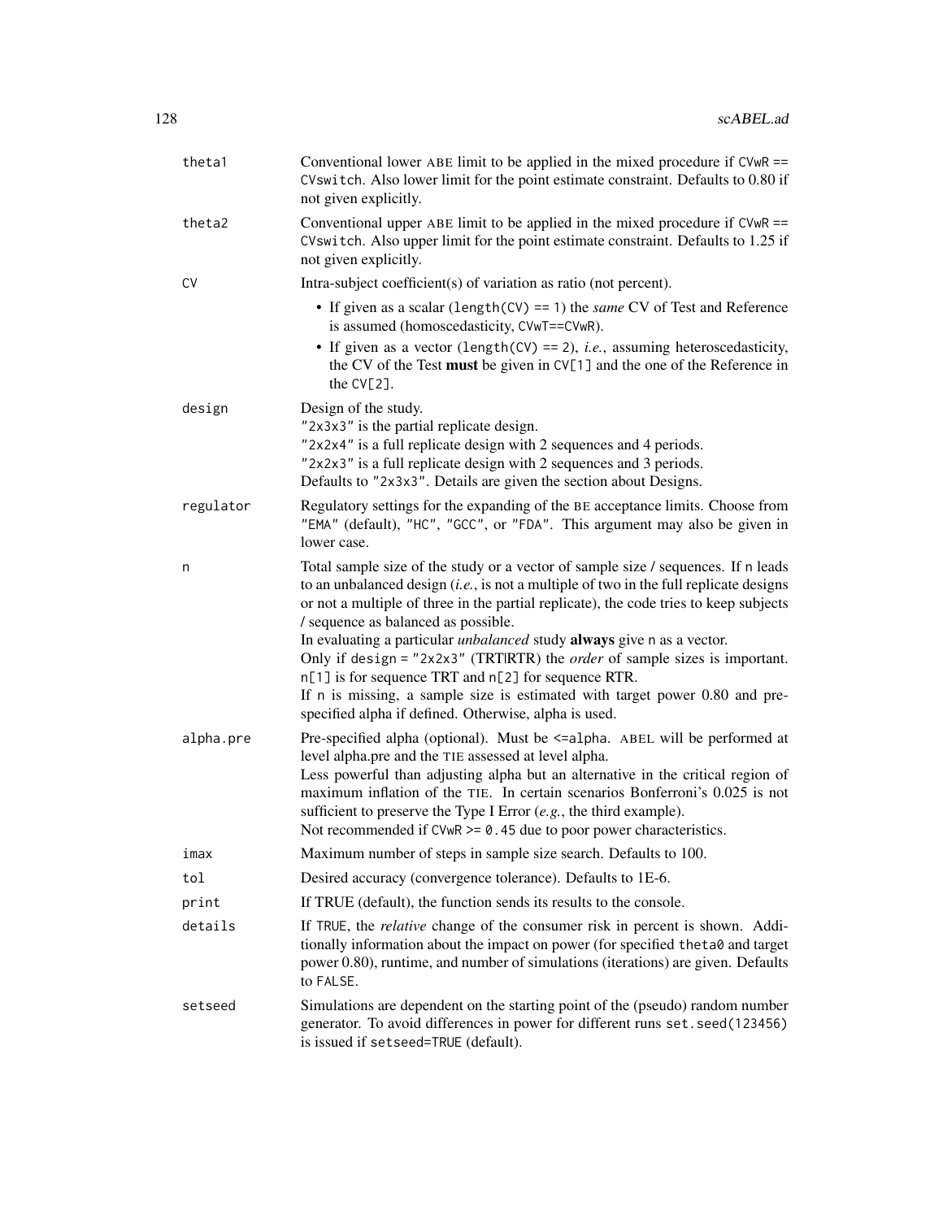| | |
|---|---|
| `theta1` | Conventional lower ABE limit to be applied in the mixed procedure if `CVwR == CVswitch`. Also lower limit for the point estimate constraint. Defaults to 0.80 if not given explicitly. |
| `theta2` | Conventional upper ABE limit to be applied in the mixed procedure if `CVwR == CVswitch`. Also upper limit for the point estimate constraint. Defaults to 1.25 if not given explicitly. |
| `CV` | Intra-subject coefficient(s) of variation as ratio (not percent).<br>• If given as a scalar (`length(CV) == 1`) the *same* CV of Test and Reference is assumed (homoscedasticity, `CVwT==CVwR`).<br>• If given as a vector (`length(CV) == 2`), *i.e.*, assuming heteroscedasticity, the CV of the Test **must** be given in `CV[1]` and the one of the Reference in the `CV[2]`. |
| `design` | Design of the study.<br>`"2x3x3"` is the partial replicate design.<br>`"2x2x4"` is a full replicate design with 2 sequences and 4 periods.<br>`"2x2x3"` is a full replicate design with 2 sequences and 3 periods.<br>Defaults to `"2x3x3"`. Details are given the section about Designs. |
| `regulator` | Regulatory settings for the expanding of the BE acceptance limits. Choose from `"EMA"` (default), `"HC"`, `"GCC"`, or `"FDA"`. This argument may also be given in lower case. |
| `n` | Total sample size of the study or a vector of sample size / sequences. If `n` leads to an unbalanced design (*i.e.*, is not a multiple of two in the full replicate designs or not a multiple of three in the partial replicate), the code tries to keep subjects / sequence as balanced as possible.<br>In evaluating a particular *unbalanced* study **always** give `n` as a vector.<br>Only if `design = "2x2x3"` (TRT\|RTR) the *order* of sample sizes is important. `n[1]` is for sequence TRT and `n[2]` for sequence RTR.<br>If `n` is missing, a sample size is estimated with target power 0.80 and pre-specified alpha if defined. Otherwise, alpha is used. |
| `alpha.pre` | Pre-specified alpha (optional). Must be `<=alpha`. ABEL will be performed at level alpha.pre and the TIE assessed at level alpha.<br>Less powerful than adjusting alpha but an alternative in the critical region of maximum inflation of the TIE. In certain scenarios Bonferroni's 0.025 is not sufficient to preserve the Type I Error (*e.g.*, the third example).<br>Not recommended if `CVwR >= 0.45` due to poor power characteristics. |
| `imax` | Maximum number of steps in sample size search. Defaults to 100. |
| `tol` | Desired accuracy (convergence tolerance). Defaults to 1E-6. |
| `print` | If TRUE (default), the function sends its results to the console. |
| `details` | If `TRUE`, the *relative* change of the consumer risk in percent is shown. Additionally information about the impact on power (for specified `theta0` and target power 0.80), runtime, and number of simulations (iterations) are given. Defaults to `FALSE`. |
| `setseed` | Simulations are dependent on the starting point of the (pseudo) random number generator. To avoid differences in power for different runs `set.seed(123456)` is issued if `setseed=TRUE` (default). |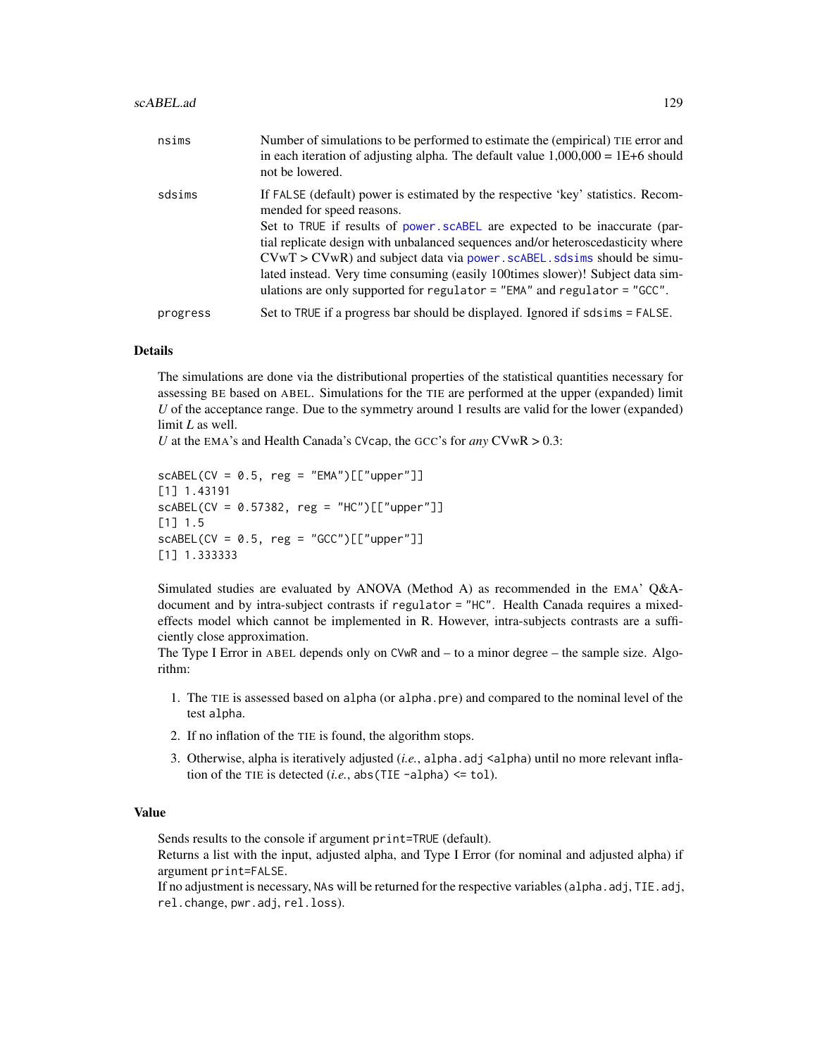| | |
|---|---|
| `nsims` | Number of simulations to be performed to estimate the (empirical) TIE error and in each iteration of adjusting alpha. The default value 1,000,000 = 1E+6 should not be lowered. |
| `sdsims` | If `FALSE` (default) power is estimated by the respective 'key' statistics. Recommended for speed reasons. Set to `TRUE` if results of `power.scABEL` are expected to be inaccurate (partial replicate design with unbalanced sequences and/or heteroscedasticity where CVwT > CVwR) and subject data via `power.scABEL.sdsims` should be simulated instead. Very time consuming (easily 100times slower)! Subject data simulations are only supported for `regulator = "EMA"` and `regulator = "GCC"`. |
| `progress` | Set to `TRUE` if a progress bar should be displayed. Ignored if `sdsims = FALSE`. |

## Details

The simulations are done via the distributional properties of the statistical quantities necessary for assessing BE based on ABEL. Simulations for the TIE are performed at the upper (expanded) limit *U* of the acceptance range. Due to the symmetry around 1 results are valid for the lower (expanded) limit *L* as well.

*U* at the EMA's and Health Canada's `CVcap`, the GCC's for *any* CVwR > 0.3:

```
scABEL(CV = 0.5, reg = "EMA")[["upper"]]
[1] 1.43191
scABEL(CV = 0.57382, reg = "HC")[["upper"]]
[1] 1.5
scABEL(CV = 0.5, reg = "GCC")[["upper"]]
[1] 1.333333
```

Simulated studies are evaluated by ANOVA (Method A) as recommended in the EMA' Q&A-document and by intra-subject contrasts if `regulator = "HC"`. Health Canada requires a mixed-effects model which cannot be implemented in R. However, intra-subjects contrasts are a sufficiently close approximation.

The Type I Error in ABEL depends only on `CVwR` and – to a minor degree – the sample size. Algorithm:

1. The TIE is assessed based on `alpha` (or `alpha.pre`) and compared to the nominal level of the test `alpha`.
2. If no inflation of the TIE is found, the algorithm stops.
3. Otherwise, alpha is iteratively adjusted (*i.e.*, `alpha.adj <alpha`) until no more relevant inflation of the TIE is detected (*i.e.*, `abs(TIE -alpha) <= tol`).

## Value

Sends results to the console if argument `print=TRUE` (default).

Returns a list with the input, adjusted alpha, and Type I Error (for nominal and adjusted alpha) if argument `print=FALSE`.

If no adjustment is necessary, `NA`s will be returned for the respective variables (`alpha.adj`, `TIE.adj`, `rel.change`, `pwr.adj`, `rel.loss`).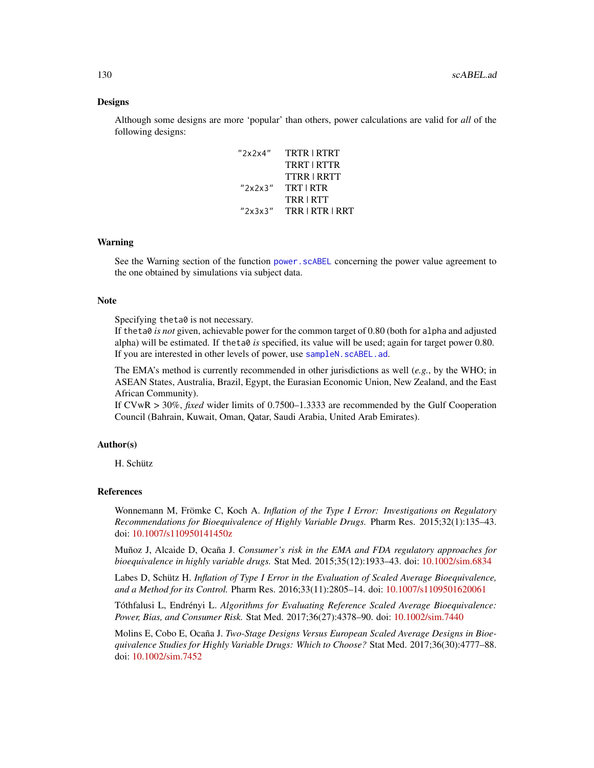### Designs

Although some designs are more 'popular' than others, power calculations are valid for *all* of the following designs:

| | |
|---|---|
| "2x2x4" | TRTR \| RTRT |
| | TRRT \| RTTR |
| | TTRR \| RRTT |
| "2x2x3" | TRT \| RTR |
| | TRR \| RTT |
| "2x3x3" | TRR \| RTR \| RRT |

### Warning

See the Warning section of the function `power.scABEL` concerning the power value agreement to the one obtained by simulations via subject data.

### Note

Specifying `theta0` is not necessary.
If `theta0` *is not* given, achievable power for the common target of 0.80 (both for `alpha` and adjusted alpha) will be estimated. If `theta0` *is* specified, its value will be used; again for target power 0.80. If you are interested in other levels of power, use `sampleN.scABEL.ad`.

The EMA's method is currently recommended in other jurisdictions as well (*e.g.*, by the WHO; in ASEAN States, Australia, Brazil, Egypt, the Eurasian Economic Union, New Zealand, and the East African Community).
If CVwR > 30%, *fixed* wider limits of 0.7500–1.3333 are recommended by the Gulf Cooperation Council (Bahrain, Kuwait, Oman, Qatar, Saudi Arabia, United Arab Emirates).

### Author(s)

H. Schütz

### References

Wonnemann M, Frömke C, Koch A. *Inflation of the Type I Error: Investigations on Regulatory Recommendations for Bioequivalence of Highly Variable Drugs.* Pharm Res. 2015;32(1):135–43. doi: 10.1007/s110950141450z

Muñoz J, Alcaide D, Ocaña J. *Consumer's risk in the EMA and FDA regulatory approaches for bioequivalence in highly variable drugs.* Stat Med. 2015;35(12):1933–43. doi: 10.1002/sim.6834

Labes D, Schütz H. *Inflation of Type I Error in the Evaluation of Scaled Average Bioequivalence, and a Method for its Control.* Pharm Res. 2016;33(11):2805–14. doi: 10.1007/s1109501620061

Tóthfalusi L, Endrényi L. *Algorithms for Evaluating Reference Scaled Average Bioequivalence: Power, Bias, and Consumer Risk.* Stat Med. 2017;36(27):4378–90. doi: 10.1002/sim.7440

Molins E, Cobo E, Ocaña J. *Two-Stage Designs Versus European Scaled Average Designs in Bioequivalence Studies for Highly Variable Drugs: Which to Choose?* Stat Med. 2017;36(30):4777–88. doi: 10.1002/sim.7452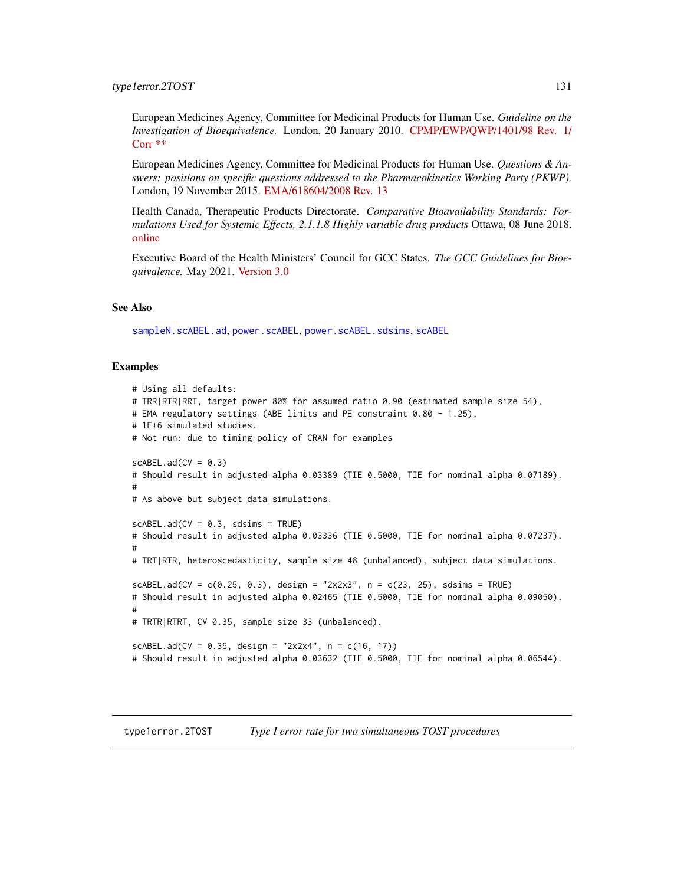European Medicines Agency, Committee for Medicinal Products for Human Use. *Guideline on the Investigation of Bioequivalence.* London, 20 January 2010. CPMP/EWP/QWP/1401/98 Rev. 1/ Corr **

European Medicines Agency, Committee for Medicinal Products for Human Use. *Questions & Answers: positions on specific questions addressed to the Pharmacokinetics Working Party (PKWP).* London, 19 November 2015. EMA/618604/2008 Rev. 13

Health Canada, Therapeutic Products Directorate. *Comparative Bioavailability Standards: Formulations Used for Systemic Effects, 2.1.1.8 Highly variable drug products* Ottawa, 08 June 2018. online

Executive Board of the Health Ministers' Council for GCC States. *The GCC Guidelines for Bioequivalence.* May 2021. Version 3.0

## See Also

sampleN.scABEL.ad, power.scABEL, power.scABEL.sdsims, scABEL

## Examples

```
# Using all defaults:
# TRR|RTR|RRT, target power 80% for assumed ratio 0.90 (estimated sample size 54),
# EMA regulatory settings (ABE limits and PE constraint 0.80 - 1.25),
# 1E+6 simulated studies.
# Not run: due to timing policy of CRAN for examples

scABEL.ad(CV = 0.3)
# Should result in adjusted alpha 0.03389 (TIE 0.5000, TIE for nominal alpha 0.07189).
#
# As above but subject data simulations.

scABEL.ad(CV = 0.3, sdsims = TRUE)
# Should result in adjusted alpha 0.03336 (TIE 0.5000, TIE for nominal alpha 0.07237).
#
# TRT|RTR, heteroscedasticity, sample size 48 (unbalanced), subject data simulations.

scABEL.ad(CV = c(0.25, 0.3), design = "2x2x3", n = c(23, 25), sdsims = TRUE)
# Should result in adjusted alpha 0.02465 (TIE 0.5000, TIE for nominal alpha 0.09050).
#
# TRTR|RTRT, CV 0.35, sample size 33 (unbalanced).

scABEL.ad(CV = 0.35, design = "2x2x4", n = c(16, 17))
# Should result in adjusted alpha 0.03632 (TIE 0.5000, TIE for nominal alpha 0.06544).
```

---

# type1error.2TOST — *Type I error rate for two simultaneous TOST procedures*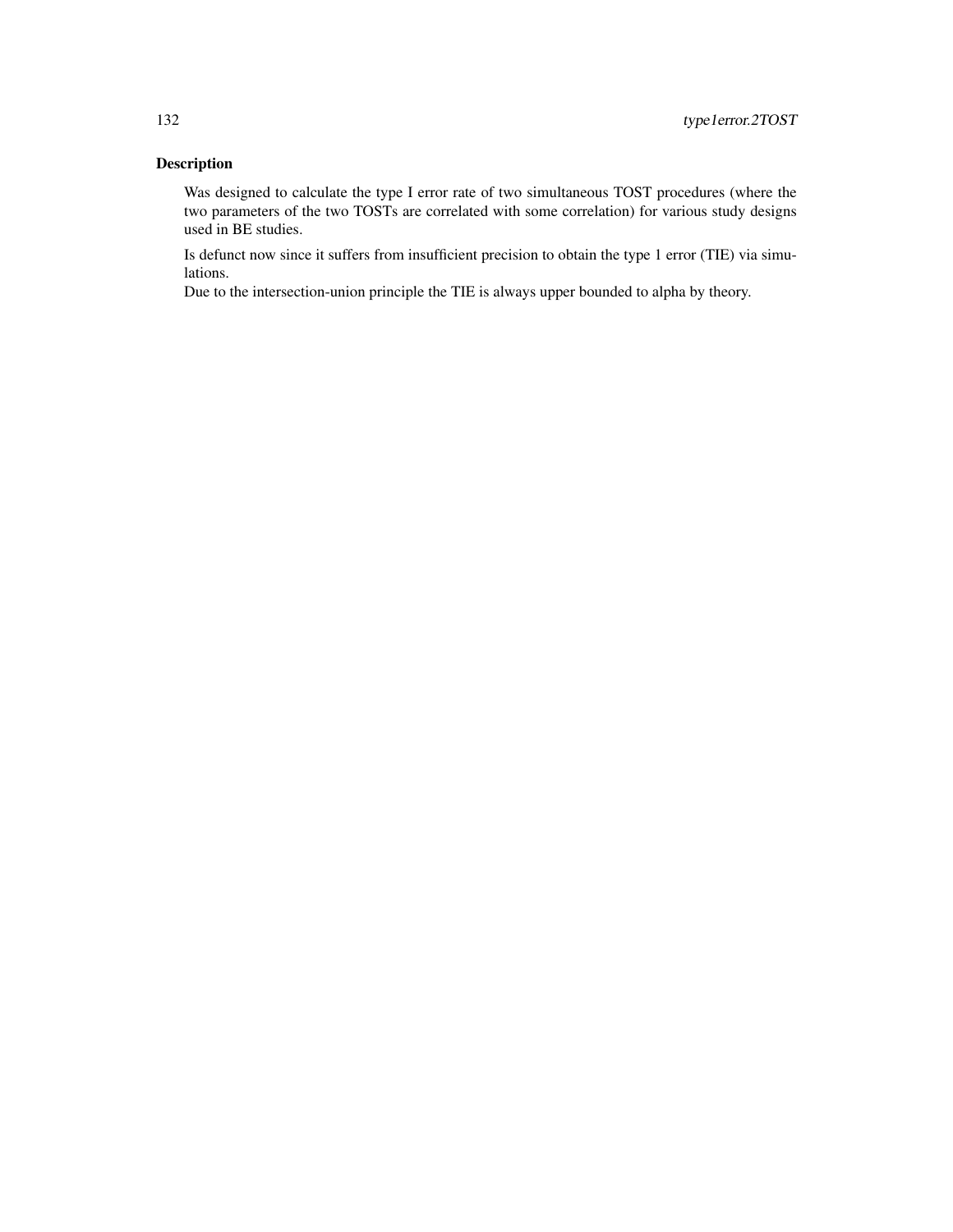## Description

Was designed to calculate the type I error rate of two simultaneous TOST procedures (where the two parameters of the two TOSTs are correlated with some correlation) for various study designs used in BE studies.

Is defunct now since it suffers from insufficient precision to obtain the type 1 error (TIE) via simulations.
Due to the intersection-union principle the TIE is always upper bounded to alpha by theory.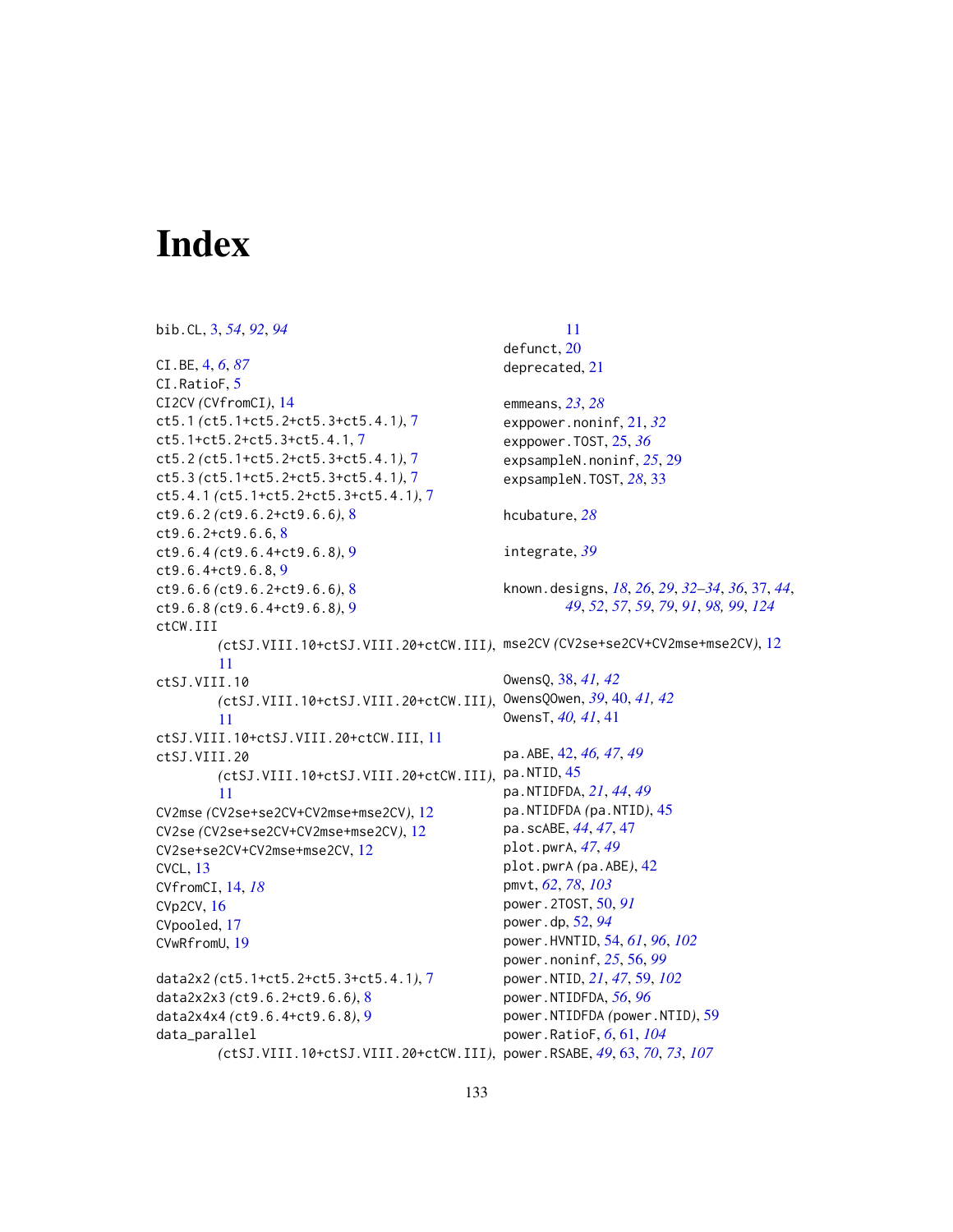# Index

bib.CL, 3, *54*, *92*, *94*

CI.BE, 4, *6*, *87*
CI.RatioF, 5
CI2CV *(CVfromCI)*, 14
ct5.1 *(ct5.1+ct5.2+ct5.3+ct5.4.1)*, 7
ct5.1+ct5.2+ct5.3+ct5.4.1, 7
ct5.2 *(ct5.1+ct5.2+ct5.3+ct5.4.1)*, 7
ct5.3 *(ct5.1+ct5.2+ct5.3+ct5.4.1)*, 7
ct5.4.1 *(ct5.1+ct5.2+ct5.3+ct5.4.1)*, 7
ct9.6.2 *(ct9.6.2+ct9.6.6)*, 8
ct9.6.2+ct9.6.6, 8
ct9.6.4 *(ct9.6.4+ct9.6.8)*, 9
ct9.6.4+ct9.6.8, 9
ct9.6.6 *(ct9.6.2+ct9.6.6)*, 8
ct9.6.8 *(ct9.6.4+ct9.6.8)*, 9
ctCW.III *(ctSJ.VIII.10+ctSJ.VIII.20+ctCW.III)*, 11
ctSJ.VIII.10 *(ctSJ.VIII.10+ctSJ.VIII.20+ctCW.III)*, 11
ctSJ.VIII.10+ctSJ.VIII.20+ctCW.III, 11
ctSJ.VIII.20 *(ctSJ.VIII.10+ctSJ.VIII.20+ctCW.III)*, 11
CV2mse *(CV2se+se2CV+CV2mse+mse2CV)*, 12
CV2se *(CV2se+se2CV+CV2mse+mse2CV)*, 12
CV2se+se2CV+CV2mse+mse2CV, 12
CVCL, 13
CVfromCI, 14, *18*
CVp2CV, 16
CVpooled, 17
CVwRfromU, 19

data2x2 *(ct5.1+ct5.2+ct5.3+ct5.4.1)*, 7
data2x2x3 *(ct9.6.2+ct9.6.6)*, 8
data2x4x4 *(ct9.6.4+ct9.6.8)*, 9
data_parallel *(ctSJ.VIII.10+ctSJ.VIII.20+ctCW.III)*, 11
defunct, 20
deprecated, 21

emmeans, *23*, *28*
exppower.noninf, *21*, *32*
exppower.TOST, *25*, *36*
expsampleN.noninf, *25*, 29
expsampleN.TOST, *28*, 33

hcubature, *28*

integrate, *39*

known.designs, *18*, *26*, *29*, *32–34*, *36*, 37, *44*, *49*, *52*, *57*, *59*, *79*, *91*, *98, 99*, *124*

mse2CV *(CV2se+se2CV+CV2mse+mse2CV)*, 12

OwensQ, 38, *41, 42*
OwensQOwen, *39*, 40, *41, 42*
OwensT, *40, 41*, 41

pa.ABE, 42, *46, 47*, *49*
pa.NTID, 45
pa.NTIDFDA, *21*, *44*, *49*
pa.NTIDFDA *(pa.NTID)*, 45
pa.scABE, *44*, *47*, 47
plot.pwrA, *47*, *49*
plot.pwrA *(pa.ABE)*, 42
pmvt, *62*, *78*, *103*
power.2TOST, 50, *91*
power.dp, 52, *94*
power.HVNTID, 54, *61*, *96*, *102*
power.noninf, *25*, 56, *99*
power.NTID, *21*, *47*, 59, *102*
power.NTIDFDA, *56*, *96*
power.NTIDFDA *(power.NTID)*, 59
power.RatioF, *6*, 61, *104*
power.RSABE, *49*, 63, *70*, *73*, *107*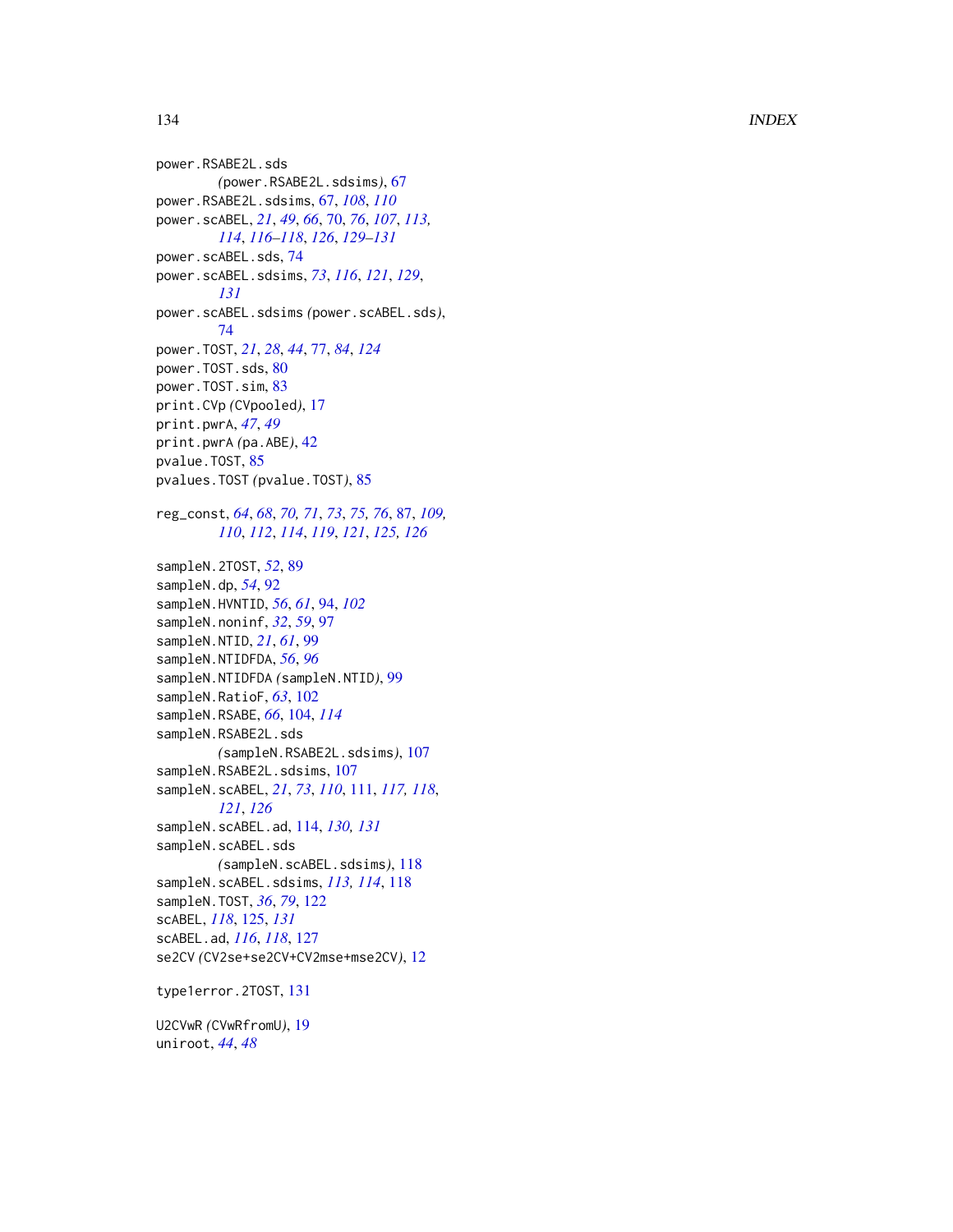power.RSABE2L.sds
  (power.RSABE2L.sdsims), 67
power.RSABE2L.sdsims, 67, *108*, *110*
power.scABEL, *21*, *49*, *66*, 70, *76*, *107*, *113*, *114*, *116–118*, *126*, *129–131*
power.scABEL.sds, 74
power.scABEL.sdsims, *73*, *116*, *121*, *129*, *131*
power.scABEL.sdsims (power.scABEL.sds), 74
power.TOST, *21*, *28*, *44*, 77, *84*, *124*
power.TOST.sds, 80
power.TOST.sim, 83
print.CVp (CVpooled), 17
print.pwrA, *47*, *49*
print.pwrA (pa.ABE), 42
pvalue.TOST, 85
pvalues.TOST (pvalue.TOST), 85

reg_const, *64*, *68*, *70*, *71*, *73*, *75*, *76*, 87, *109*, *110*, *112*, *114*, *119*, *121*, *125*, *126*

sampleN.2TOST, *52*, 89
sampleN.dp, *54*, 92
sampleN.HVNTID, *56*, *61*, 94, *102*
sampleN.noninf, *32*, *59*, 97
sampleN.NTID, *21*, *61*, 99
sampleN.NTIDFDA, *56*, *96*
sampleN.NTIDFDA (sampleN.NTID), 99
sampleN.RatioF, *63*, 102
sampleN.RSABE, *66*, 104, *114*
sampleN.RSABE2L.sds
  (sampleN.RSABE2L.sdsims), 107
sampleN.RSABE2L.sdsims, 107
sampleN.scABEL, *21*, *73*, *110*, 111, *117*, *118*, *121*, *126*
sampleN.scABEL.ad, 114, *130*, *131*
sampleN.scABEL.sds
  (sampleN.scABEL.sdsims), 118
sampleN.scABEL.sdsims, *113*, *114*, 118
sampleN.TOST, *36*, *79*, 122
scABEL, *118*, 125, *131*
scABEL.ad, *116*, *118*, 127
se2CV (CV2se+se2CV+CV2mse+mse2CV), 12

type1error.2TOST, 131

U2CVwR (CVwRfromU), 19
uniroot, *44*, *48*